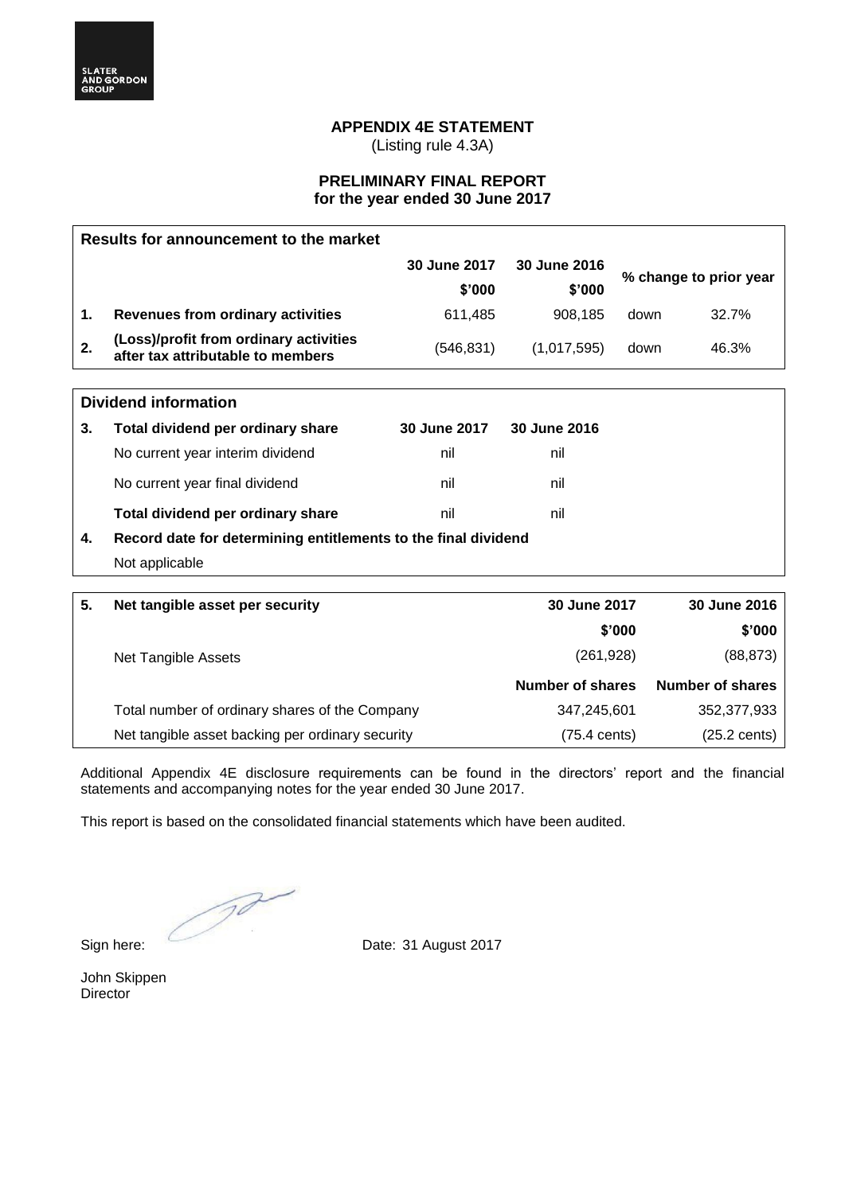SLATER AND GORDON GROUP

# APPENDIX 4E STATEMENT

(Listing rule 4.3A)

## PRELIMINARY FINAL REPORT
## for the year ended 30 June 2017

| Results for announcement to the market | | | | | |
|---|---|---|---|---|---|
| | | **30 June 2017** | **30 June 2016** | **% change to prior year** | |
| | | **$'000** | **$'000** | | |
| **1.** | **Revenues from ordinary activities** | 611,485 | 908,185 | down | 32.7% |
| **2.** | **(Loss)/profit from ordinary activities after tax attributable to members** | (546,831) | (1,017,595) | down | 46.3% |

| Dividend information | | | |
|---|---|---|---|
| **3.** | **Total dividend per ordinary share** | **30 June 2017** | **30 June 2016** |
| | No current year interim dividend | nil | nil |
| | No current year final dividend | nil | nil |
| | **Total dividend per ordinary share** | nil | nil |
| **4.** | **Record date for determining entitlements to the final dividend** | | |
| | Not applicable | | |

| **5.** | **Net tangible asset per security** | **30 June 2017** | **30 June 2016** |
|---|---|---|---|
| | | **$'000** | **$'000** |
| | Net Tangible Assets | (261,928) | (88,873) |
| | | **Number of shares** | **Number of shares** |
| | Total number of ordinary shares of the Company | 347,245,601 | 352,377,933 |
| | Net tangible asset backing per ordinary security | (75.4 cents) | (25.2 cents) |

Additional Appendix 4E disclosure requirements can be found in the directors' report and the financial statements and accompanying notes for the year ended 30 June 2017.

This report is based on the consolidated financial statements which have been audited.

Sign here: Date: 31 August 2017

John Skippen
Director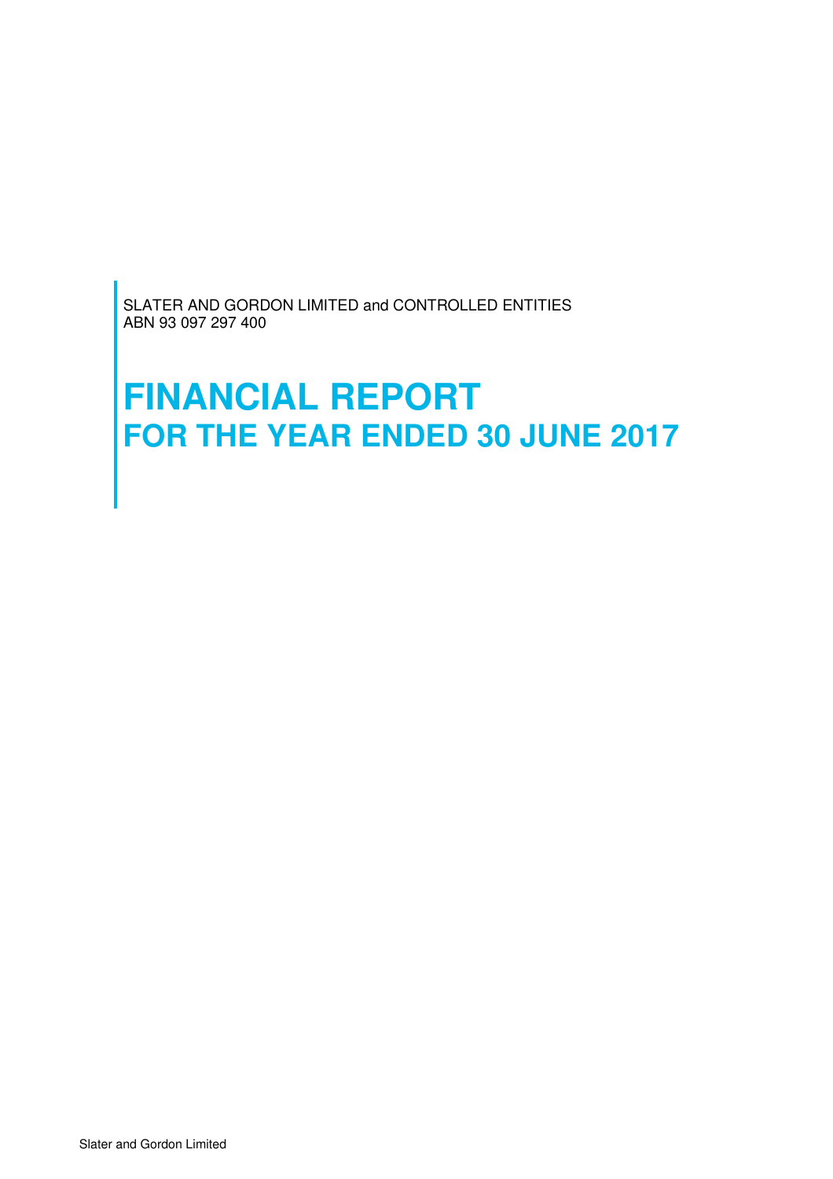SLATER AND GORDON LIMITED and CONTROLLED ENTITIES
ABN 93 097 297 400

# FINANCIAL REPORT
## FOR THE YEAR ENDED 30 JUNE 2017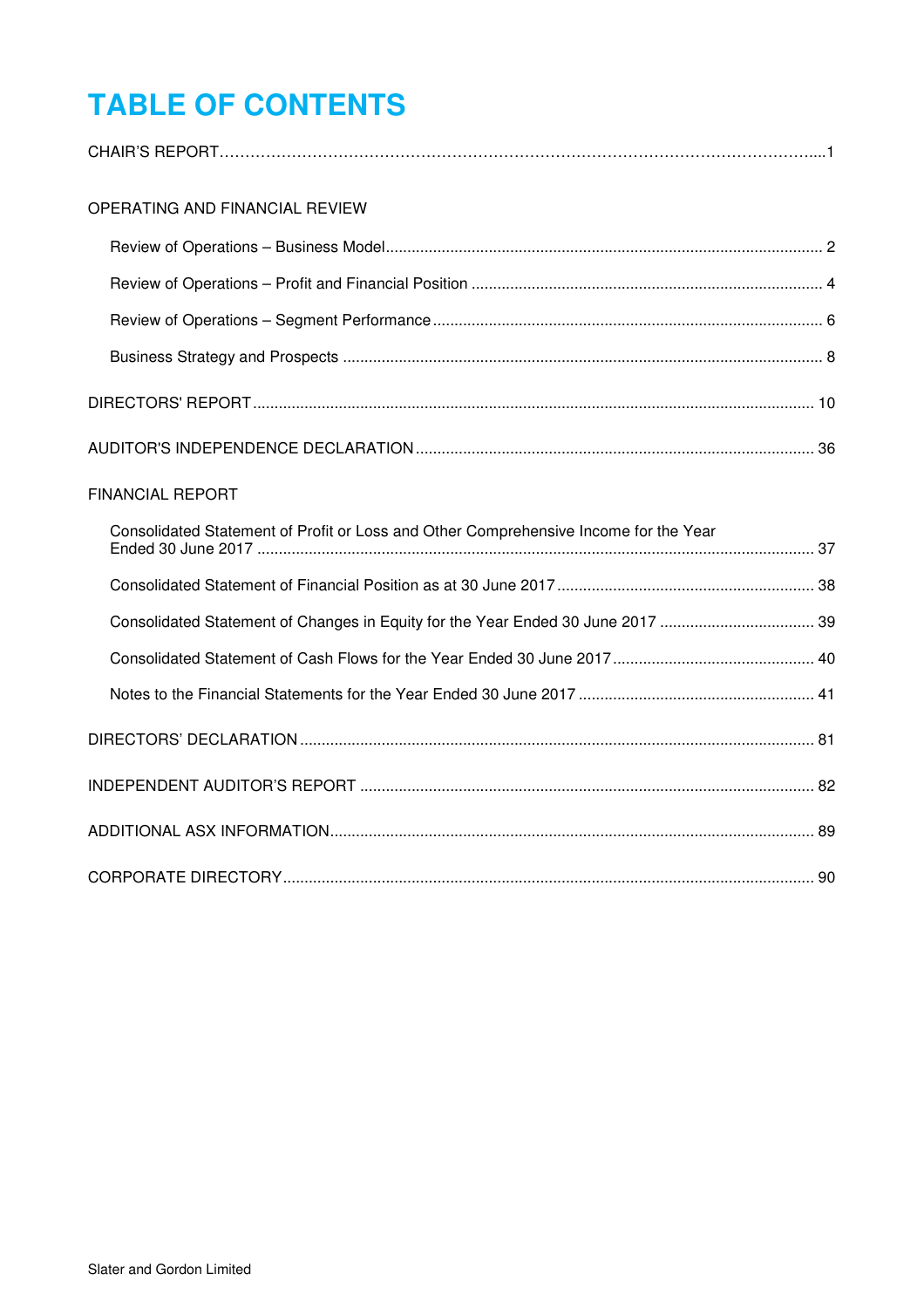# TABLE OF CONTENTS

CHAIR'S REPORT....1

OPERATING AND FINANCIAL REVIEW

- Review of Operations – Business Model.... 2
- Review of Operations – Profit and Financial Position .... 4
- Review of Operations – Segment Performance.... 6
- Business Strategy and Prospects .... 8

DIRECTORS' REPORT.... 10

AUDITOR'S INDEPENDENCE DECLARATION.... 36

FINANCIAL REPORT

- Consolidated Statement of Profit or Loss and Other Comprehensive Income for the Year Ended 30 June 2017 .... 37
- Consolidated Statement of Financial Position as at 30 June 2017.... 38
- Consolidated Statement of Changes in Equity for the Year Ended 30 June 2017 .... 39
- Consolidated Statement of Cash Flows for the Year Ended 30 June 2017.... 40
- Notes to the Financial Statements for the Year Ended 30 June 2017 .... 41

DIRECTORS' DECLARATION.... 81

INDEPENDENT AUDITOR'S REPORT .... 82

ADDITIONAL ASX INFORMATION.... 89

CORPORATE DIRECTORY.... 90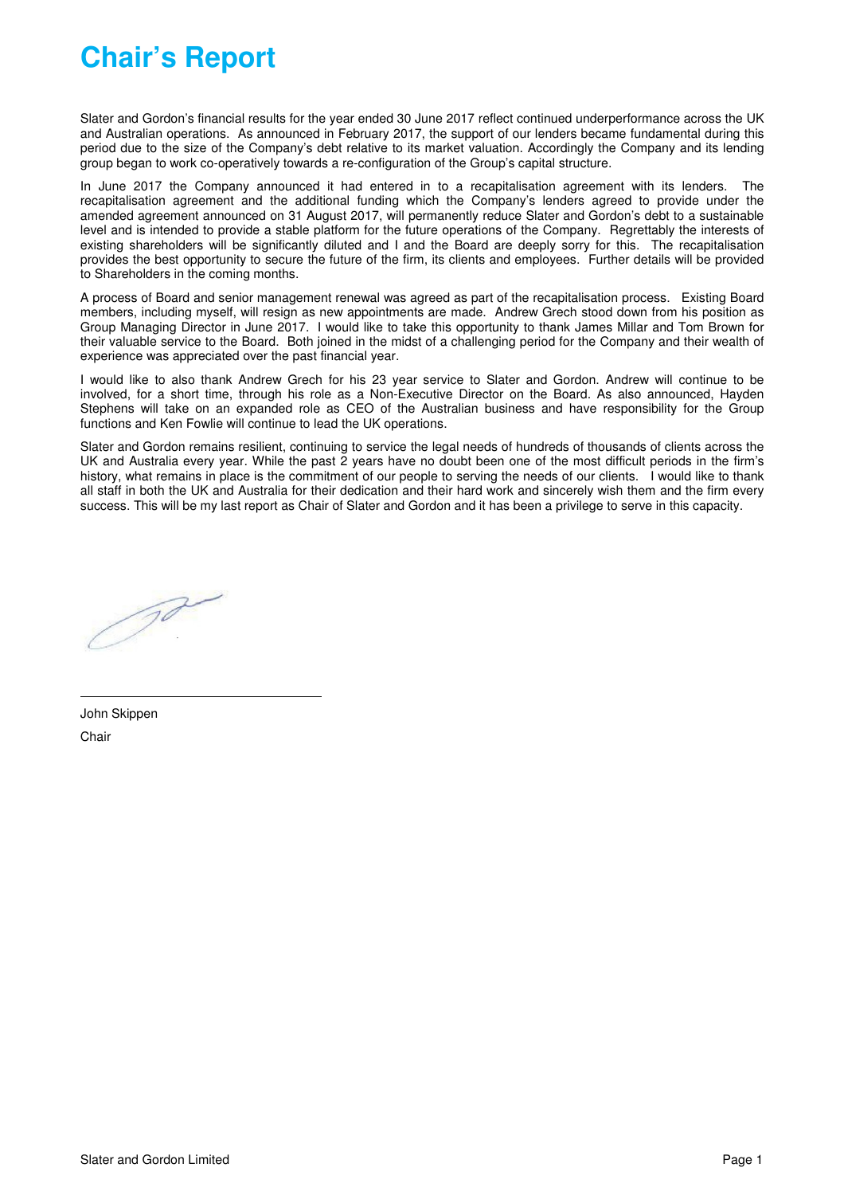# Chair's Report

Slater and Gordon's financial results for the year ended 30 June 2017 reflect continued underperformance across the UK and Australian operations. As announced in February 2017, the support of our lenders became fundamental during this period due to the size of the Company's debt relative to its market valuation. Accordingly the Company and its lending group began to work co-operatively towards a re-configuration of the Group's capital structure.

In June 2017 the Company announced it had entered in to a recapitalisation agreement with its lenders. The recapitalisation agreement and the additional funding which the Company's lenders agreed to provide under the amended agreement announced on 31 August 2017, will permanently reduce Slater and Gordon's debt to a sustainable level and is intended to provide a stable platform for the future operations of the Company. Regrettably the interests of existing shareholders will be significantly diluted and I and the Board are deeply sorry for this. The recapitalisation provides the best opportunity to secure the future of the firm, its clients and employees. Further details will be provided to Shareholders in the coming months.

A process of Board and senior management renewal was agreed as part of the recapitalisation process. Existing Board members, including myself, will resign as new appointments are made. Andrew Grech stood down from his position as Group Managing Director in June 2017. I would like to take this opportunity to thank James Millar and Tom Brown for their valuable service to the Board. Both joined in the midst of a challenging period for the Company and their wealth of experience was appreciated over the past financial year.

I would like to also thank Andrew Grech for his 23 year service to Slater and Gordon. Andrew will continue to be involved, for a short time, through his role as a Non-Executive Director on the Board. As also announced, Hayden Stephens will take on an expanded role as CEO of the Australian business and have responsibility for the Group functions and Ken Fowlie will continue to lead the UK operations.

Slater and Gordon remains resilient, continuing to service the legal needs of hundreds of thousands of clients across the UK and Australia every year. While the past 2 years have no doubt been one of the most difficult periods in the firm's history, what remains in place is the commitment of our people to serving the needs of our clients. I would like to thank all staff in both the UK and Australia for their dedication and their hard work and sincerely wish them and the firm every success. This will be my last report as Chair of Slater and Gordon and it has been a privilege to serve in this capacity.

John Skippen

Chair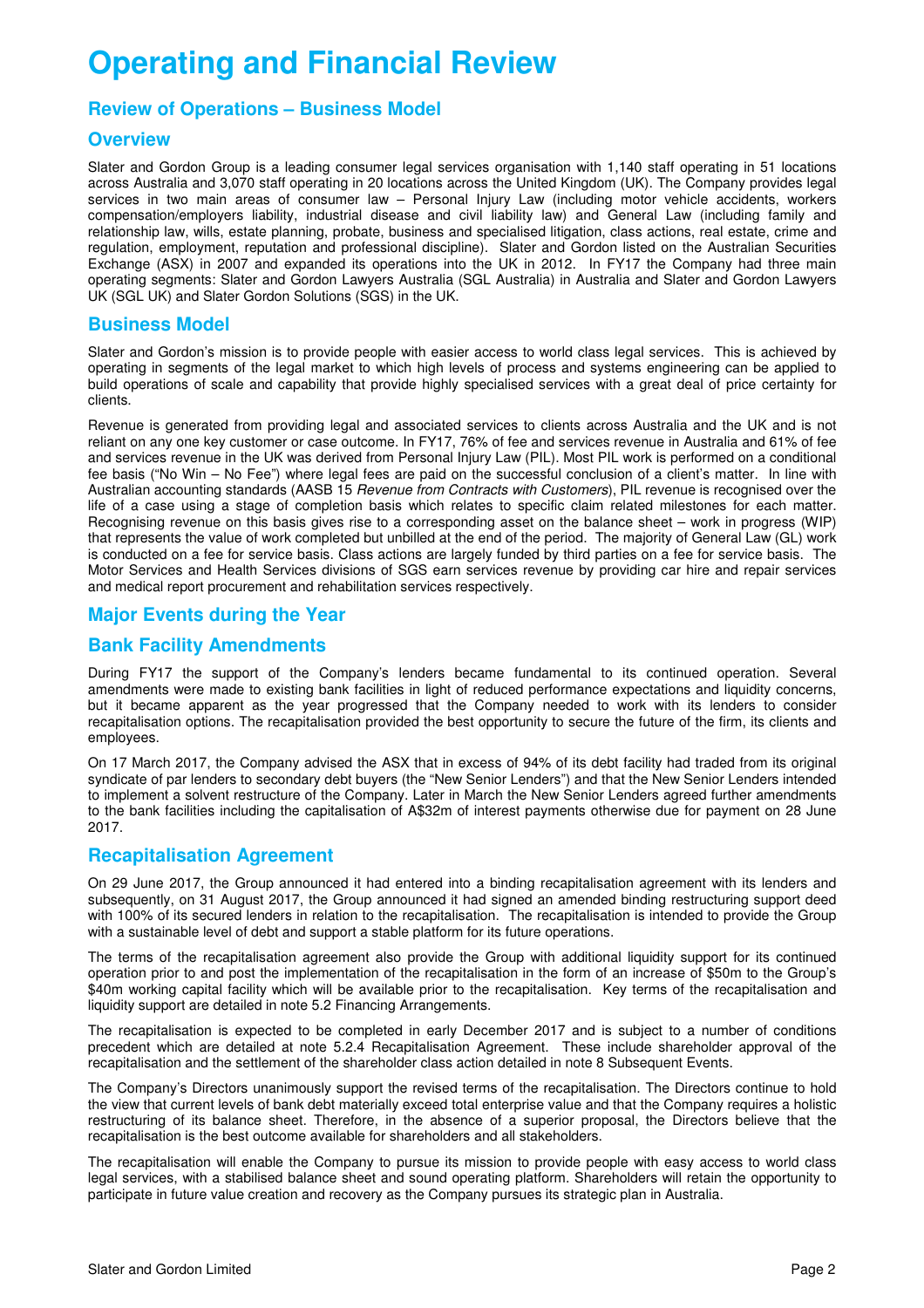# Operating and Financial Review

## Review of Operations – Business Model

### Overview

Slater and Gordon Group is a leading consumer legal services organisation with 1,140 staff operating in 51 locations across Australia and 3,070 staff operating in 20 locations across the United Kingdom (UK). The Company provides legal services in two main areas of consumer law – Personal Injury Law (including motor vehicle accidents, workers compensation/employers liability, industrial disease and civil liability law) and General Law (including family and relationship law, wills, estate planning, probate, business and specialised litigation, class actions, real estate, crime and regulation, employment, reputation and professional discipline). Slater and Gordon listed on the Australian Securities Exchange (ASX) in 2007 and expanded its operations into the UK in 2012. In FY17 the Company had three main operating segments: Slater and Gordon Lawyers Australia (SGL Australia) in Australia and Slater and Gordon Lawyers UK (SGL UK) and Slater Gordon Solutions (SGS) in the UK.

### Business Model

Slater and Gordon's mission is to provide people with easier access to world class legal services. This is achieved by operating in segments of the legal market to which high levels of process and systems engineering can be applied to build operations of scale and capability that provide highly specialised services with a great deal of price certainty for clients.

Revenue is generated from providing legal and associated services to clients across Australia and the UK and is not reliant on any one key customer or case outcome. In FY17, 76% of fee and services revenue in Australia and 61% of fee and services revenue in the UK was derived from Personal Injury Law (PIL). Most PIL work is performed on a conditional fee basis ("No Win – No Fee") where legal fees are paid on the successful conclusion of a client's matter. In line with Australian accounting standards (AASB 15 *Revenue from Contracts with Customers*), PIL revenue is recognised over the life of a case using a stage of completion basis which relates to specific claim related milestones for each matter. Recognising revenue on this basis gives rise to a corresponding asset on the balance sheet – work in progress (WIP) that represents the value of work completed but unbilled at the end of the period. The majority of General Law (GL) work is conducted on a fee for service basis. Class actions are largely funded by third parties on a fee for service basis. The Motor Services and Health Services divisions of SGS earn services revenue by providing car hire and repair services and medical report procurement and rehabilitation services respectively.

## Major Events during the Year

### Bank Facility Amendments

During FY17 the support of the Company's lenders became fundamental to its continued operation. Several amendments were made to existing bank facilities in light of reduced performance expectations and liquidity concerns, but it became apparent as the year progressed that the Company needed to work with its lenders to consider recapitalisation options. The recapitalisation provided the best opportunity to secure the future of the firm, its clients and employees.

On 17 March 2017, the Company advised the ASX that in excess of 94% of its debt facility had traded from its original syndicate of par lenders to secondary debt buyers (the "New Senior Lenders") and that the New Senior Lenders intended to implement a solvent restructure of the Company. Later in March the New Senior Lenders agreed further amendments to the bank facilities including the capitalisation of A$32m of interest payments otherwise due for payment on 28 June 2017.

### Recapitalisation Agreement

On 29 June 2017, the Group announced it had entered into a binding recapitalisation agreement with its lenders and subsequently, on 31 August 2017, the Group announced it had signed an amended binding restructuring support deed with 100% of its secured lenders in relation to the recapitalisation. The recapitalisation is intended to provide the Group with a sustainable level of debt and support a stable platform for its future operations.

The terms of the recapitalisation agreement also provide the Group with additional liquidity support for its continued operation prior to and post the implementation of the recapitalisation in the form of an increase of $50m to the Group's $40m working capital facility which will be available prior to the recapitalisation. Key terms of the recapitalisation and liquidity support are detailed in note 5.2 Financing Arrangements.

The recapitalisation is expected to be completed in early December 2017 and is subject to a number of conditions precedent which are detailed at note 5.2.4 Recapitalisation Agreement. These include shareholder approval of the recapitalisation and the settlement of the shareholder class action detailed in note 8 Subsequent Events.

The Company's Directors unanimously support the revised terms of the recapitalisation. The Directors continue to hold the view that current levels of bank debt materially exceed total enterprise value and that the Company requires a holistic restructuring of its balance sheet. Therefore, in the absence of a superior proposal, the Directors believe that the recapitalisation is the best outcome available for shareholders and all stakeholders.

The recapitalisation will enable the Company to pursue its mission to provide people with easy access to world class legal services, with a stabilised balance sheet and sound operating platform. Shareholders will retain the opportunity to participate in future value creation and recovery as the Company pursues its strategic plan in Australia.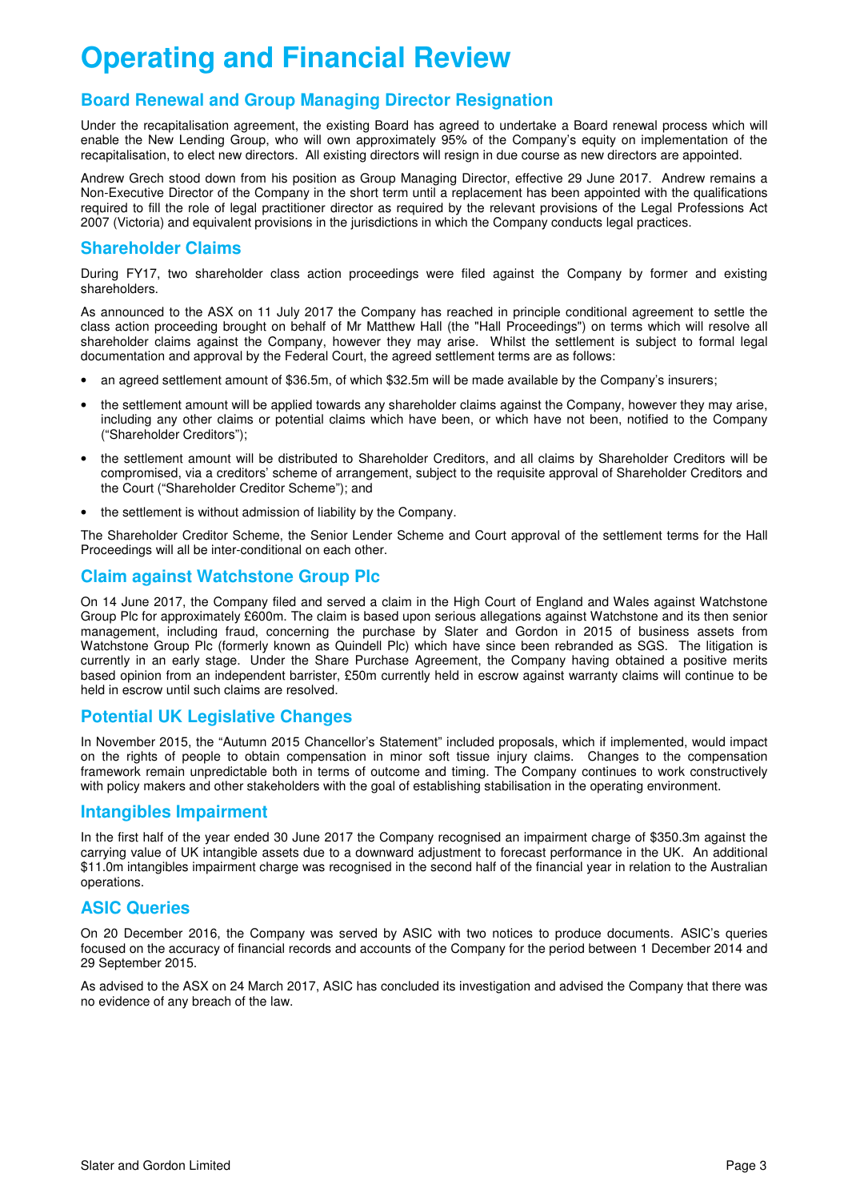# Operating and Financial Review

## Board Renewal and Group Managing Director Resignation

Under the recapitalisation agreement, the existing Board has agreed to undertake a Board renewal process which will enable the New Lending Group, who will own approximately 95% of the Company's equity on implementation of the recapitalisation, to elect new directors. All existing directors will resign in due course as new directors are appointed.

Andrew Grech stood down from his position as Group Managing Director, effective 29 June 2017. Andrew remains a Non-Executive Director of the Company in the short term until a replacement has been appointed with the qualifications required to fill the role of legal practitioner director as required by the relevant provisions of the Legal Professions Act 2007 (Victoria) and equivalent provisions in the jurisdictions in which the Company conducts legal practices.

## Shareholder Claims

During FY17, two shareholder class action proceedings were filed against the Company by former and existing shareholders.

As announced to the ASX on 11 July 2017 the Company has reached in principle conditional agreement to settle the class action proceeding brought on behalf of Mr Matthew Hall (the "Hall Proceedings") on terms which will resolve all shareholder claims against the Company, however they may arise. Whilst the settlement is subject to formal legal documentation and approval by the Federal Court, the agreed settlement terms are as follows:

- an agreed settlement amount of $36.5m, of which $32.5m will be made available by the Company's insurers;
- the settlement amount will be applied towards any shareholder claims against the Company, however they may arise, including any other claims or potential claims which have been, or which have not been, notified to the Company ("Shareholder Creditors");
- the settlement amount will be distributed to Shareholder Creditors, and all claims by Shareholder Creditors will be compromised, via a creditors' scheme of arrangement, subject to the requisite approval of Shareholder Creditors and the Court ("Shareholder Creditor Scheme"); and
- the settlement is without admission of liability by the Company.

The Shareholder Creditor Scheme, the Senior Lender Scheme and Court approval of the settlement terms for the Hall Proceedings will all be inter-conditional on each other.

## Claim against Watchstone Group Plc

On 14 June 2017, the Company filed and served a claim in the High Court of England and Wales against Watchstone Group Plc for approximately £600m. The claim is based upon serious allegations against Watchstone and its then senior management, including fraud, concerning the purchase by Slater and Gordon in 2015 of business assets from Watchstone Group Plc (formerly known as Quindell Plc) which have since been rebranded as SGS. The litigation is currently in an early stage. Under the Share Purchase Agreement, the Company having obtained a positive merits based opinion from an independent barrister, £50m currently held in escrow against warranty claims will continue to be held in escrow until such claims are resolved.

## Potential UK Legislative Changes

In November 2015, the "Autumn 2015 Chancellor's Statement" included proposals, which if implemented, would impact on the rights of people to obtain compensation in minor soft tissue injury claims. Changes to the compensation framework remain unpredictable both in terms of outcome and timing. The Company continues to work constructively with policy makers and other stakeholders with the goal of establishing stabilisation in the operating environment.

## Intangibles Impairment

In the first half of the year ended 30 June 2017 the Company recognised an impairment charge of $350.3m against the carrying value of UK intangible assets due to a downward adjustment to forecast performance in the UK. An additional $11.0m intangibles impairment charge was recognised in the second half of the financial year in relation to the Australian operations.

## ASIC Queries

On 20 December 2016, the Company was served by ASIC with two notices to produce documents. ASIC's queries focused on the accuracy of financial records and accounts of the Company for the period between 1 December 2014 and 29 September 2015.

As advised to the ASX on 24 March 2017, ASIC has concluded its investigation and advised the Company that there was no evidence of any breach of the law.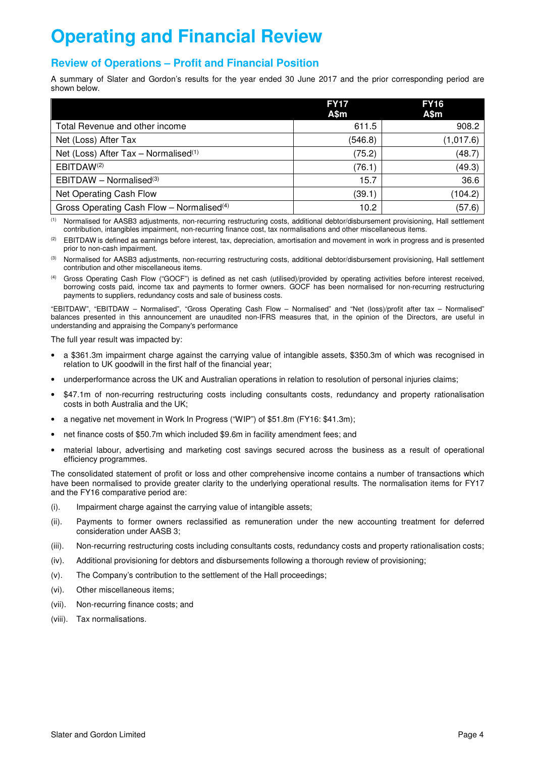# Operating and Financial Review

## Review of Operations – Profit and Financial Position

A summary of Slater and Gordon's results for the year ended 30 June 2017 and the prior corresponding period are shown below.

| | FY17 A$m | FY16 A$m |
|---|---|---|
| Total Revenue and other income | 611.5 | 908.2 |
| Net (Loss) After Tax | (546.8) | (1,017.6) |
| Net (Loss) After Tax – Normalised[1] | (75.2) | (48.7) |
| EBITDAW[2] | (76.1) | (49.3) |
| EBITDAW – Normalised[3] | 15.7 | 36.6 |
| Net Operating Cash Flow | (39.1) | (104.2) |
| Gross Operating Cash Flow – Normalised[4] | 10.2 | (57.6) |

[1] Normalised for AASB3 adjustments, non-recurring restructuring costs, additional debtor/disbursement provisioning, Hall settlement contribution, intangibles impairment, non-recurring finance cost, tax normalisations and other miscellaneous items.

[2] EBITDAW is defined as earnings before interest, tax, depreciation, amortisation and movement in work in progress and is presented prior to non-cash impairment.

[3] Normalised for AASB3 adjustments, non-recurring restructuring costs, additional debtor/disbursement provisioning, Hall settlement contribution and other miscellaneous items.

[4] Gross Operating Cash Flow ("GOCF") is defined as net cash (utilised)/provided by operating activities before interest received, borrowing costs paid, income tax and payments to former owners. GOCF has been normalised for non-recurring restructuring payments to suppliers, redundancy costs and sale of business costs.

"EBITDAW", "EBITDAW – Normalised", "Gross Operating Cash Flow – Normalised" and "Net (loss)/profit after tax – Normalised" balances presented in this announcement are unaudited non-IFRS measures that, in the opinion of the Directors, are useful in understanding and appraising the Company's performance

The full year result was impacted by:

- a $361.3m impairment charge against the carrying value of intangible assets, $350.3m of which was recognised in relation to UK goodwill in the first half of the financial year;
- underperformance across the UK and Australian operations in relation to resolution of personal injuries claims;
- $47.1m of non-recurring restructuring costs including consultants costs, redundancy and property rationalisation costs in both Australia and the UK;
- a negative net movement in Work In Progress ("WIP") of $51.8m (FY16: $41.3m);
- net finance costs of $50.7m which included $9.6m in facility amendment fees; and
- material labour, advertising and marketing cost savings secured across the business as a result of operational efficiency programmes.

The consolidated statement of profit or loss and other comprehensive income contains a number of transactions which have been normalised to provide greater clarity to the underlying operational results. The normalisation items for FY17 and the FY16 comparative period are:

(i). Impairment charge against the carrying value of intangible assets;

(ii). Payments to former owners reclassified as remuneration under the new accounting treatment for deferred consideration under AASB 3;

(iii). Non-recurring restructuring costs including consultants costs, redundancy costs and property rationalisation costs;

(iv). Additional provisioning for debtors and disbursements following a thorough review of provisioning;

(v). The Company's contribution to the settlement of the Hall proceedings;

(vi). Other miscellaneous items;

(vii). Non-recurring finance costs; and

(viii). Tax normalisations.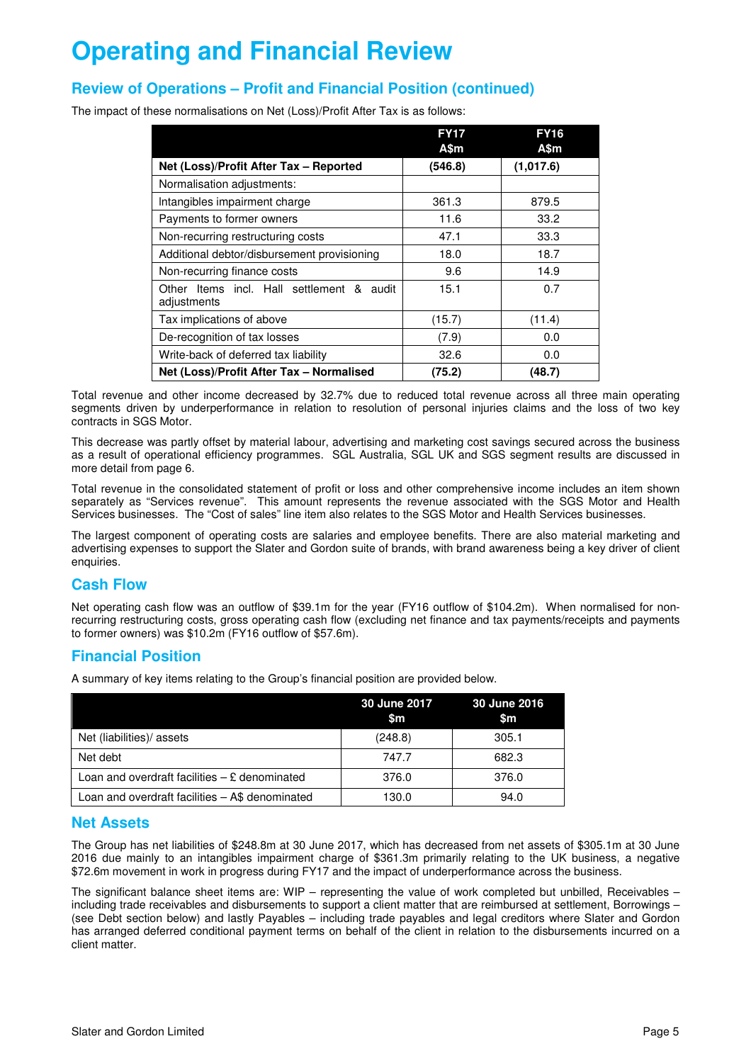# Operating and Financial Review

## Review of Operations – Profit and Financial Position (continued)

The impact of these normalisations on Net (Loss)/Profit After Tax is as follows:

| | FY17 A$m | FY16 A$m |
|---|---|---|
| **Net (Loss)/Profit After Tax – Reported** | **(546.8)** | **(1,017.6)** |
| Normalisation adjustments: | | |
| Intangibles impairment charge | 361.3 | 879.5 |
| Payments to former owners | 11.6 | 33.2 |
| Non-recurring restructuring costs | 47.1 | 33.3 |
| Additional debtor/disbursement provisioning | 18.0 | 18.7 |
| Non-recurring finance costs | 9.6 | 14.9 |
| Other Items incl. Hall settlement & audit adjustments | 15.1 | 0.7 |
| Tax implications of above | (15.7) | (11.4) |
| De-recognition of tax losses | (7.9) | 0.0 |
| Write-back of deferred tax liability | 32.6 | 0.0 |
| **Net (Loss)/Profit After Tax – Normalised** | **(75.2)** | **(48.7)** |

Total revenue and other income decreased by 32.7% due to reduced total revenue across all three main operating segments driven by underperformance in relation to resolution of personal injuries claims and the loss of two key contracts in SGS Motor.

This decrease was partly offset by material labour, advertising and marketing cost savings secured across the business as a result of operational efficiency programmes. SGL Australia, SGL UK and SGS segment results are discussed in more detail from page 6.

Total revenue in the consolidated statement of profit or loss and other comprehensive income includes an item shown separately as "Services revenue". This amount represents the revenue associated with the SGS Motor and Health Services businesses. The "Cost of sales" line item also relates to the SGS Motor and Health Services businesses.

The largest component of operating costs are salaries and employee benefits. There are also material marketing and advertising expenses to support the Slater and Gordon suite of brands, with brand awareness being a key driver of client enquiries.

## Cash Flow

Net operating cash flow was an outflow of $39.1m for the year (FY16 outflow of $104.2m). When normalised for non-recurring restructuring costs, gross operating cash flow (excluding net finance and tax payments/receipts and payments to former owners) was $10.2m (FY16 outflow of $57.6m).

## Financial Position

A summary of key items relating to the Group's financial position are provided below.

| | 30 June 2017 $m | 30 June 2016 $m |
|---|---|---|
| Net (liabilities)/ assets | (248.8) | 305.1 |
| Net debt | 747.7 | 682.3 |
| Loan and overdraft facilities – £ denominated | 376.0 | 376.0 |
| Loan and overdraft facilities – A$ denominated | 130.0 | 94.0 |

## Net Assets

The Group has net liabilities of $248.8m at 30 June 2017, which has decreased from net assets of $305.1m at 30 June 2016 due mainly to an intangibles impairment charge of $361.3m primarily relating to the UK business, a negative $72.6m movement in work in progress during FY17 and the impact of underperformance across the business.

The significant balance sheet items are: WIP – representing the value of work completed but unbilled, Receivables – including trade receivables and disbursements to support a client matter that are reimbursed at settlement, Borrowings – (see Debt section below) and lastly Payables – including trade payables and legal creditors where Slater and Gordon has arranged deferred conditional payment terms on behalf of the client in relation to the disbursements incurred on a client matter.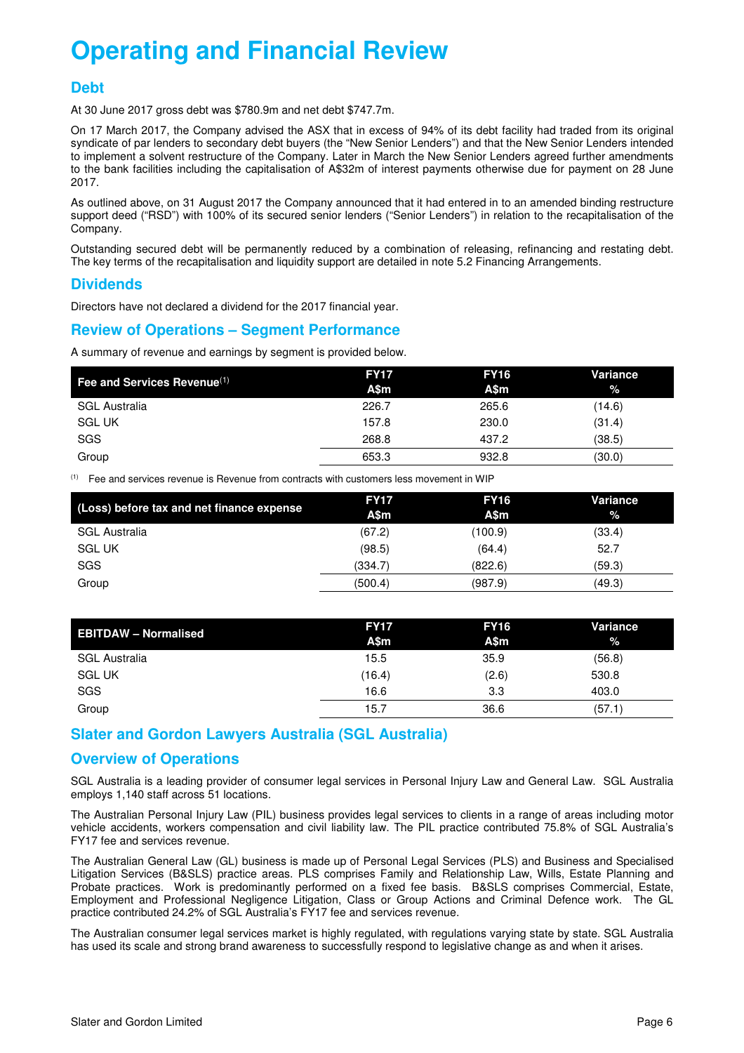# Operating and Financial Review

## Debt

At 30 June 2017 gross debt was $780.9m and net debt $747.7m.

On 17 March 2017, the Company advised the ASX that in excess of 94% of its debt facility had traded from its original syndicate of par lenders to secondary debt buyers (the "New Senior Lenders") and that the New Senior Lenders intended to implement a solvent restructure of the Company. Later in March the New Senior Lenders agreed further amendments to the bank facilities including the capitalisation of A$32m of interest payments otherwise due for payment on 28 June 2017.

As outlined above, on 31 August 2017 the Company announced that it had entered in to an amended binding restructure support deed ("RSD") with 100% of its secured senior lenders ("Senior Lenders") in relation to the recapitalisation of the Company.

Outstanding secured debt will be permanently reduced by a combination of releasing, refinancing and restating debt. The key terms of the recapitalisation and liquidity support are detailed in note 5.2 Financing Arrangements.

## Dividends

Directors have not declared a dividend for the 2017 financial year.

## Review of Operations – Segment Performance

A summary of revenue and earnings by segment is provided below.

| Fee and Services Revenue[1] | FY17 A$m | FY16 A$m | Variance % |
|---|---|---|---|
| SGL Australia | 226.7 | 265.6 | (14.6) |
| SGL UK | 157.8 | 230.0 | (31.4) |
| SGS | 268.8 | 437.2 | (38.5) |
| Group | 653.3 | 932.8 | (30.0) |

[1] Fee and services revenue is Revenue from contracts with customers less movement in WIP

| (Loss) before tax and net finance expense | FY17 A$m | FY16 A$m | Variance % |
|---|---|---|---|
| SGL Australia | (67.2) | (100.9) | (33.4) |
| SGL UK | (98.5) | (64.4) | 52.7 |
| SGS | (334.7) | (822.6) | (59.3) |
| Group | (500.4) | (987.9) | (49.3) |

| EBITDAW – Normalised | FY17 A$m | FY16 A$m | Variance % |
|---|---|---|---|
| SGL Australia | 15.5 | 35.9 | (56.8) |
| SGL UK | (16.4) | (2.6) | 530.8 |
| SGS | 16.6 | 3.3 | 403.0 |
| Group | 15.7 | 36.6 | (57.1) |

## Slater and Gordon Lawyers Australia (SGL Australia)

## Overview of Operations

SGL Australia is a leading provider of consumer legal services in Personal Injury Law and General Law. SGL Australia employs 1,140 staff across 51 locations.

The Australian Personal Injury Law (PIL) business provides legal services to clients in a range of areas including motor vehicle accidents, workers compensation and civil liability law. The PIL practice contributed 75.8% of SGL Australia's FY17 fee and services revenue.

The Australian General Law (GL) business is made up of Personal Legal Services (PLS) and Business and Specialised Litigation Services (B&SLS) practice areas. PLS comprises Family and Relationship Law, Wills, Estate Planning and Probate practices. Work is predominantly performed on a fixed fee basis. B&SLS comprises Commercial, Estate, Employment and Professional Negligence Litigation, Class or Group Actions and Criminal Defence work. The GL practice contributed 24.2% of SGL Australia's FY17 fee and services revenue.

The Australian consumer legal services market is highly regulated, with regulations varying state by state. SGL Australia has used its scale and strong brand awareness to successfully respond to legislative change as and when it arises.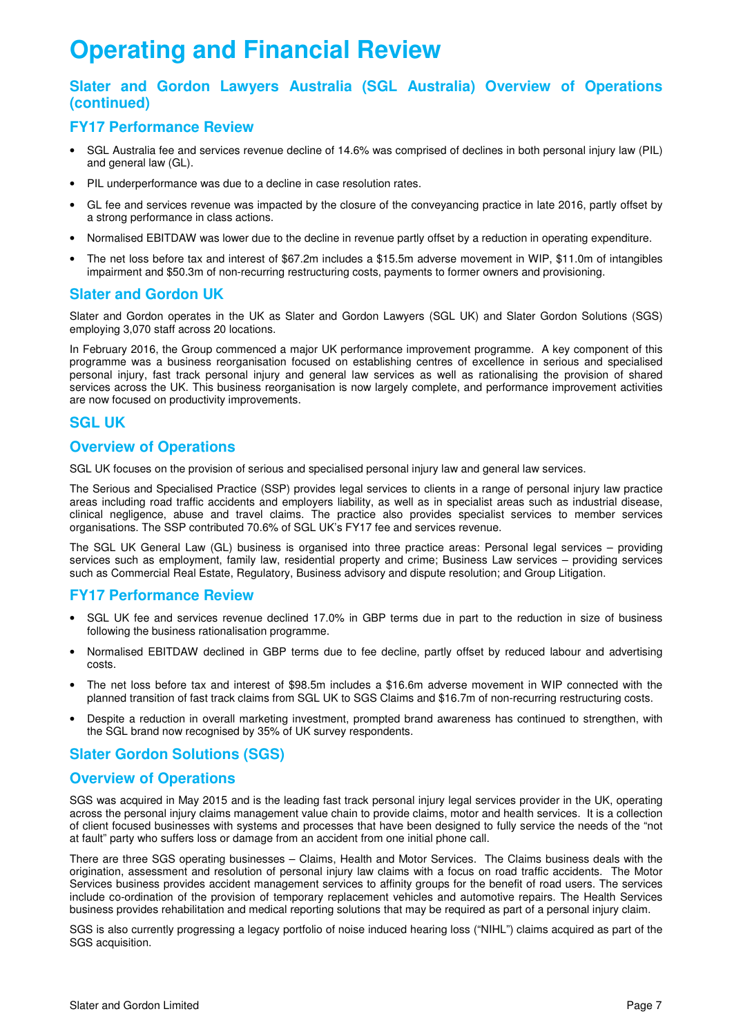# Operating and Financial Review

## Slater and Gordon Lawyers Australia (SGL Australia) Overview of Operations (continued)

### FY17 Performance Review

- SGL Australia fee and services revenue decline of 14.6% was comprised of declines in both personal injury law (PIL) and general law (GL).
- PIL underperformance was due to a decline in case resolution rates.
- GL fee and services revenue was impacted by the closure of the conveyancing practice in late 2016, partly offset by a strong performance in class actions.
- Normalised EBITDAW was lower due to the decline in revenue partly offset by a reduction in operating expenditure.
- The net loss before tax and interest of $67.2m includes a $15.5m adverse movement in WIP, $11.0m of intangibles impairment and $50.3m of non-recurring restructuring costs, payments to former owners and provisioning.

## Slater and Gordon UK

Slater and Gordon operates in the UK as Slater and Gordon Lawyers (SGL UK) and Slater Gordon Solutions (SGS) employing 3,070 staff across 20 locations.

In February 2016, the Group commenced a major UK performance improvement programme. A key component of this programme was a business reorganisation focused on establishing centres of excellence in serious and specialised personal injury, fast track personal injury and general law services as well as rationalising the provision of shared services across the UK. This business reorganisation is now largely complete, and performance improvement activities are now focused on productivity improvements.

## SGL UK

### Overview of Operations

SGL UK focuses on the provision of serious and specialised personal injury law and general law services.

The Serious and Specialised Practice (SSP) provides legal services to clients in a range of personal injury law practice areas including road traffic accidents and employers liability, as well as in specialist areas such as industrial disease, clinical negligence, abuse and travel claims. The practice also provides specialist services to member services organisations. The SSP contributed 70.6% of SGL UK's FY17 fee and services revenue.

The SGL UK General Law (GL) business is organised into three practice areas: Personal legal services – providing services such as employment, family law, residential property and crime; Business Law services – providing services such as Commercial Real Estate, Regulatory, Business advisory and dispute resolution; and Group Litigation.

### FY17 Performance Review

- SGL UK fee and services revenue declined 17.0% in GBP terms due in part to the reduction in size of business following the business rationalisation programme.
- Normalised EBITDAW declined in GBP terms due to fee decline, partly offset by reduced labour and advertising costs.
- The net loss before tax and interest of $98.5m includes a $16.6m adverse movement in WIP connected with the planned transition of fast track claims from SGL UK to SGS Claims and $16.7m of non-recurring restructuring costs.
- Despite a reduction in overall marketing investment, prompted brand awareness has continued to strengthen, with the SGL brand now recognised by 35% of UK survey respondents.

## Slater Gordon Solutions (SGS)

### Overview of Operations

SGS was acquired in May 2015 and is the leading fast track personal injury legal services provider in the UK, operating across the personal injury claims management value chain to provide claims, motor and health services. It is a collection of client focused businesses with systems and processes that have been designed to fully service the needs of the "not at fault" party who suffers loss or damage from an accident from one initial phone call.

There are three SGS operating businesses – Claims, Health and Motor Services. The Claims business deals with the origination, assessment and resolution of personal injury law claims with a focus on road traffic accidents. The Motor Services business provides accident management services to affinity groups for the benefit of road users. The services include co-ordination of the provision of temporary replacement vehicles and automotive repairs. The Health Services business provides rehabilitation and medical reporting solutions that may be required as part of a personal injury claim.

SGS is also currently progressing a legacy portfolio of noise induced hearing loss ("NIHL") claims acquired as part of the SGS acquisition.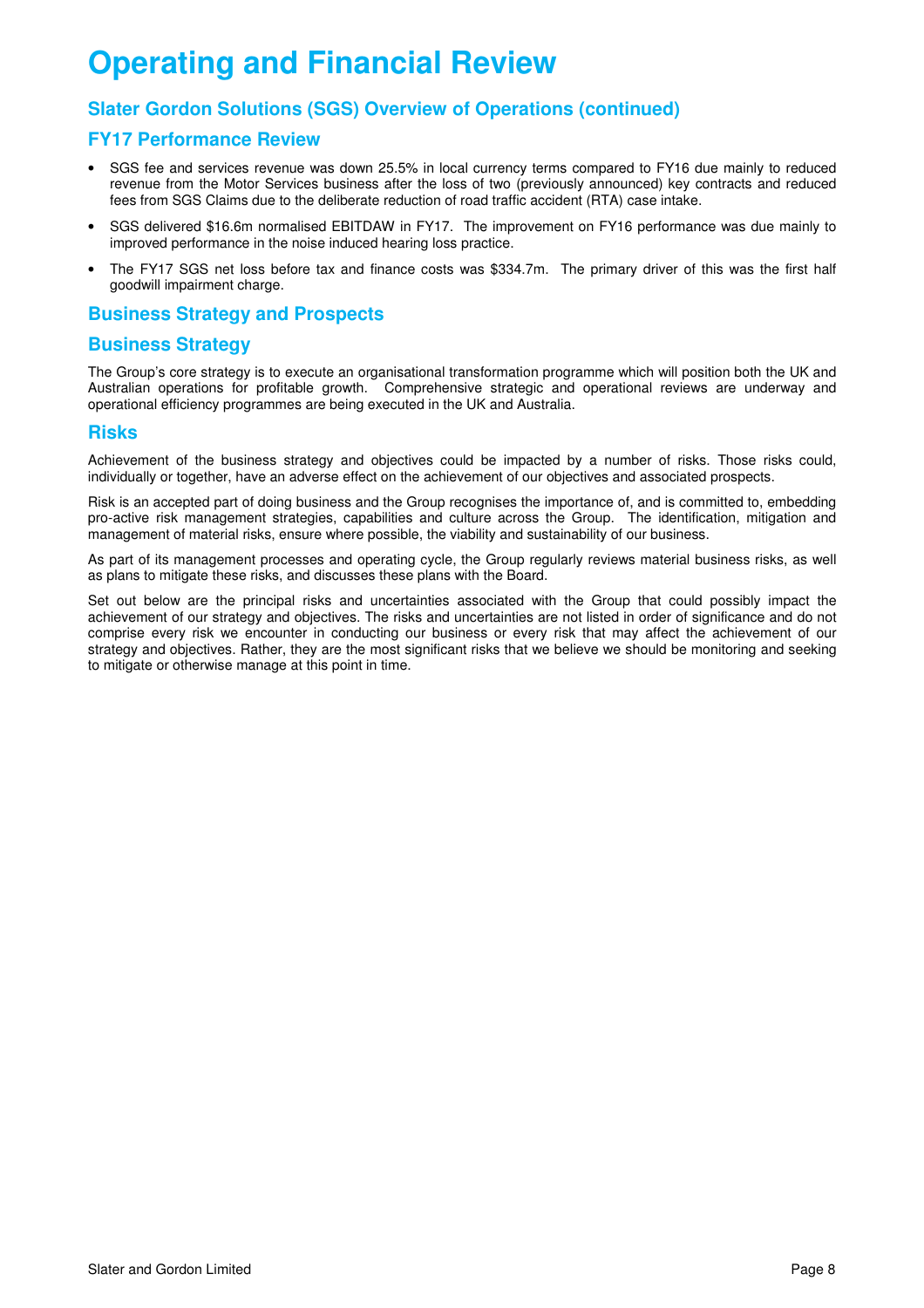# Operating and Financial Review

## Slater Gordon Solutions (SGS) Overview of Operations (continued)

## FY17 Performance Review

- SGS fee and services revenue was down 25.5% in local currency terms compared to FY16 due mainly to reduced revenue from the Motor Services business after the loss of two (previously announced) key contracts and reduced fees from SGS Claims due to the deliberate reduction of road traffic accident (RTA) case intake.
- SGS delivered $16.6m normalised EBITDAW in FY17. The improvement on FY16 performance was due mainly to improved performance in the noise induced hearing loss practice.
- The FY17 SGS net loss before tax and finance costs was $334.7m. The primary driver of this was the first half goodwill impairment charge.

## Business Strategy and Prospects

## Business Strategy

The Group's core strategy is to execute an organisational transformation programme which will position both the UK and Australian operations for profitable growth. Comprehensive strategic and operational reviews are underway and operational efficiency programmes are being executed in the UK and Australia.

## Risks

Achievement of the business strategy and objectives could be impacted by a number of risks. Those risks could, individually or together, have an adverse effect on the achievement of our objectives and associated prospects.

Risk is an accepted part of doing business and the Group recognises the importance of, and is committed to, embedding pro-active risk management strategies, capabilities and culture across the Group. The identification, mitigation and management of material risks, ensure where possible, the viability and sustainability of our business.

As part of its management processes and operating cycle, the Group regularly reviews material business risks, as well as plans to mitigate these risks, and discusses these plans with the Board.

Set out below are the principal risks and uncertainties associated with the Group that could possibly impact the achievement of our strategy and objectives. The risks and uncertainties are not listed in order of significance and do not comprise every risk we encounter in conducting our business or every risk that may affect the achievement of our strategy and objectives. Rather, they are the most significant risks that we believe we should be monitoring and seeking to mitigate or otherwise manage at this point in time.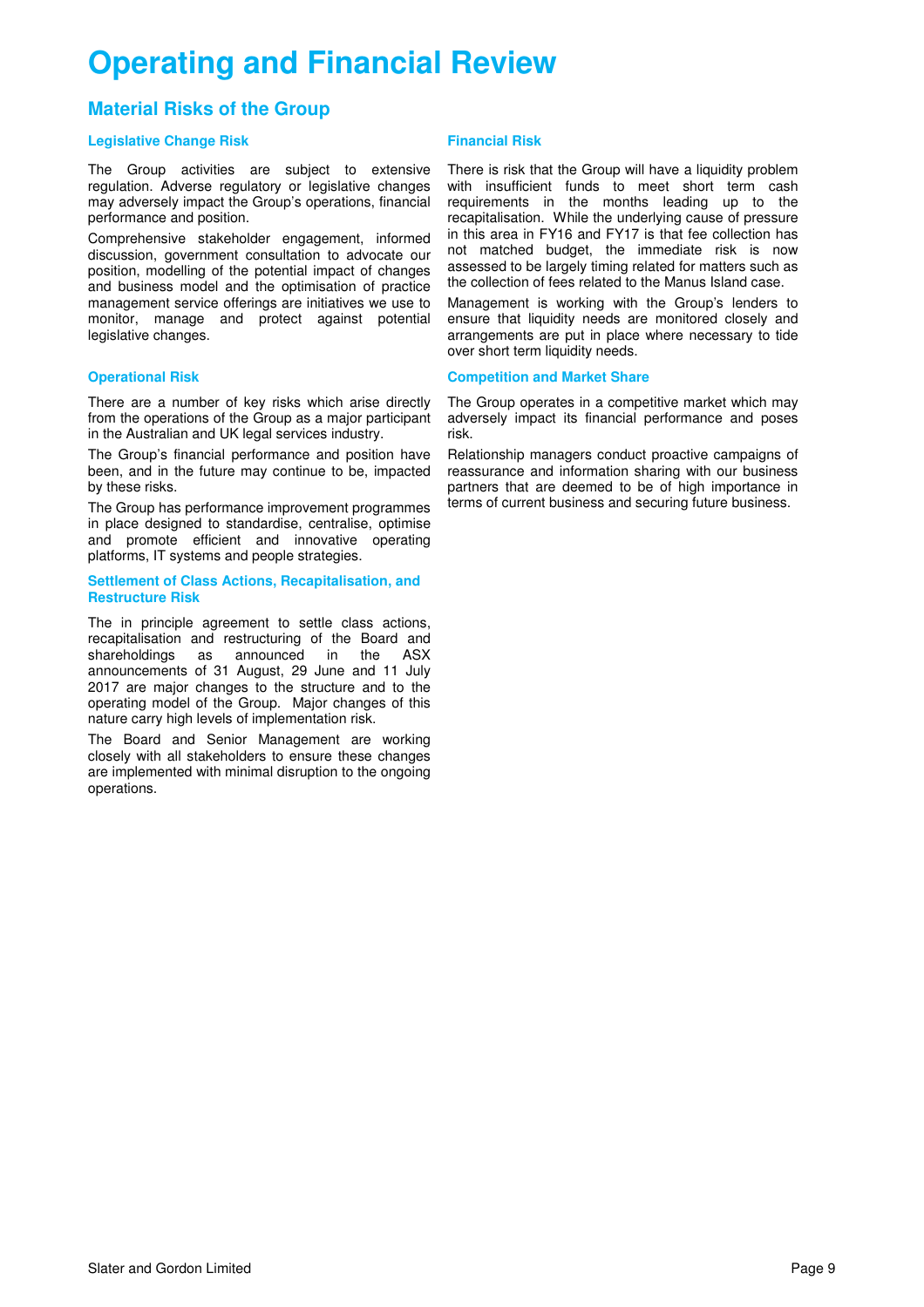# Operating and Financial Review

## Material Risks of the Group

### Legislative Change Risk

The Group activities are subject to extensive regulation. Adverse regulatory or legislative changes may adversely impact the Group's operations, financial performance and position.

Comprehensive stakeholder engagement, informed discussion, government consultation to advocate our position, modelling of the potential impact of changes and business model and the optimisation of practice management service offerings are initiatives we use to monitor, manage and protect against potential legislative changes.

### Operational Risk

There are a number of key risks which arise directly from the operations of the Group as a major participant in the Australian and UK legal services industry.

The Group's financial performance and position have been, and in the future may continue to be, impacted by these risks.

The Group has performance improvement programmes in place designed to standardise, centralise, optimise and promote efficient and innovative operating platforms, IT systems and people strategies.

### Settlement of Class Actions, Recapitalisation, and Restructure Risk

The in principle agreement to settle class actions, recapitalisation and restructuring of the Board and shareholdings as announced in the ASX announcements of 31 August, 29 June and 11 July 2017 are major changes to the structure and to the operating model of the Group. Major changes of this nature carry high levels of implementation risk.

The Board and Senior Management are working closely with all stakeholders to ensure these changes are implemented with minimal disruption to the ongoing operations.

### Financial Risk

There is risk that the Group will have a liquidity problem with insufficient funds to meet short term cash requirements in the months leading up to the recapitalisation. While the underlying cause of pressure in this area in FY16 and FY17 is that fee collection has not matched budget, the immediate risk is now assessed to be largely timing related for matters such as the collection of fees related to the Manus Island case.

Management is working with the Group's lenders to ensure that liquidity needs are monitored closely and arrangements are put in place where necessary to tide over short term liquidity needs.

### Competition and Market Share

The Group operates in a competitive market which may adversely impact its financial performance and poses risk.

Relationship managers conduct proactive campaigns of reassurance and information sharing with our business partners that are deemed to be of high importance in terms of current business and securing future business.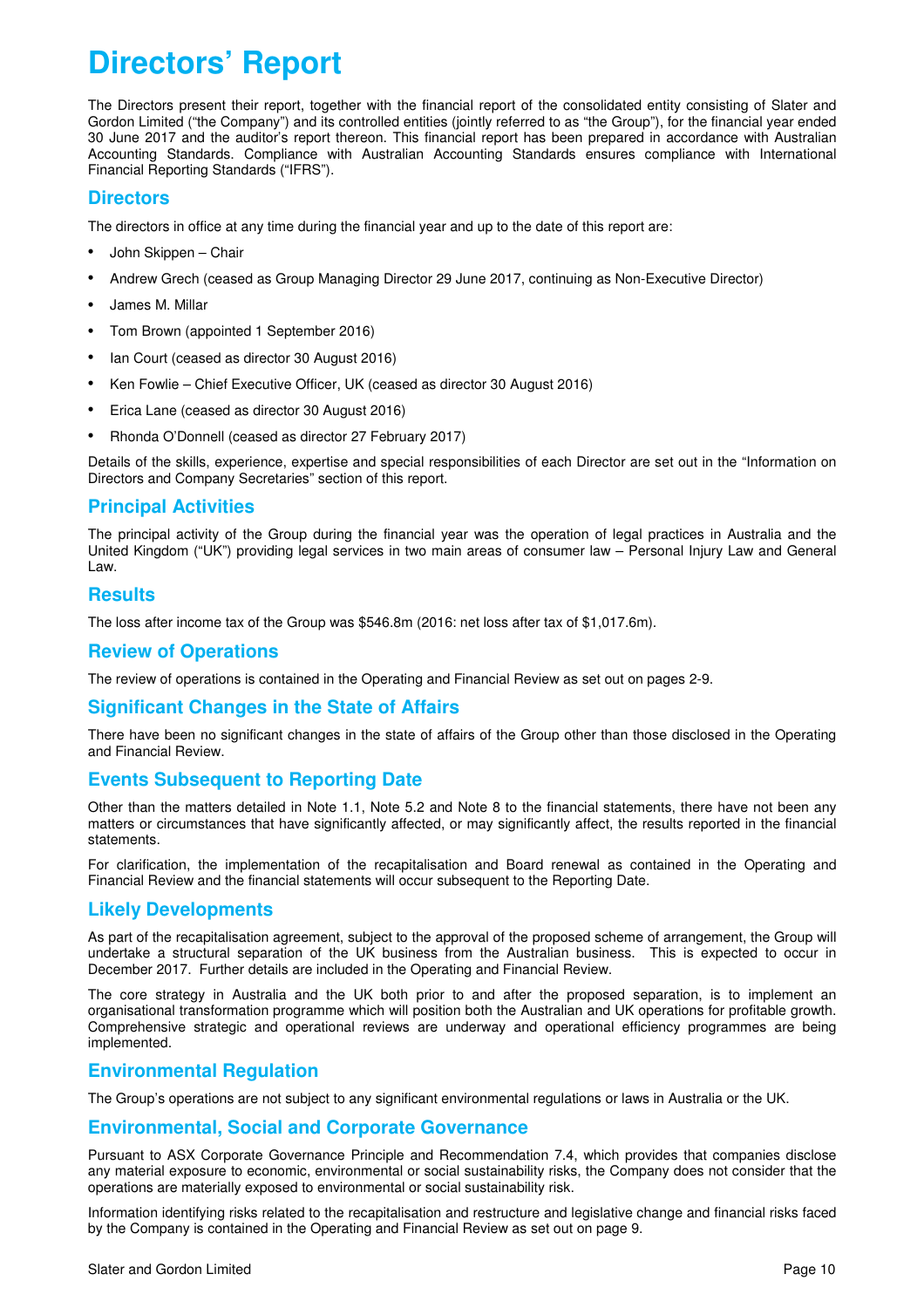# Directors' Report

The Directors present their report, together with the financial report of the consolidated entity consisting of Slater and Gordon Limited ("the Company") and its controlled entities (jointly referred to as "the Group"), for the financial year ended 30 June 2017 and the auditor's report thereon. This financial report has been prepared in accordance with Australian Accounting Standards. Compliance with Australian Accounting Standards ensures compliance with International Financial Reporting Standards ("IFRS").

## Directors

The directors in office at any time during the financial year and up to the date of this report are:

- John Skippen – Chair
- Andrew Grech (ceased as Group Managing Director 29 June 2017, continuing as Non-Executive Director)
- James M. Millar
- Tom Brown (appointed 1 September 2016)
- Ian Court (ceased as director 30 August 2016)
- Ken Fowlie – Chief Executive Officer, UK (ceased as director 30 August 2016)
- Erica Lane (ceased as director 30 August 2016)
- Rhonda O'Donnell (ceased as director 27 February 2017)

Details of the skills, experience, expertise and special responsibilities of each Director are set out in the "Information on Directors and Company Secretaries" section of this report.

## Principal Activities

The principal activity of the Group during the financial year was the operation of legal practices in Australia and the United Kingdom ("UK") providing legal services in two main areas of consumer law – Personal Injury Law and General Law.

## Results

The loss after income tax of the Group was $546.8m (2016: net loss after tax of $1,017.6m).

## Review of Operations

The review of operations is contained in the Operating and Financial Review as set out on pages 2-9.

## Significant Changes in the State of Affairs

There have been no significant changes in the state of affairs of the Group other than those disclosed in the Operating and Financial Review.

## Events Subsequent to Reporting Date

Other than the matters detailed in Note 1.1, Note 5.2 and Note 8 to the financial statements, there have not been any matters or circumstances that have significantly affected, or may significantly affect, the results reported in the financial statements.

For clarification, the implementation of the recapitalisation and Board renewal as contained in the Operating and Financial Review and the financial statements will occur subsequent to the Reporting Date.

## Likely Developments

As part of the recapitalisation agreement, subject to the approval of the proposed scheme of arrangement, the Group will undertake a structural separation of the UK business from the Australian business. This is expected to occur in December 2017. Further details are included in the Operating and Financial Review.

The core strategy in Australia and the UK both prior to and after the proposed separation, is to implement an organisational transformation programme which will position both the Australian and UK operations for profitable growth. Comprehensive strategic and operational reviews are underway and operational efficiency programmes are being implemented.

## Environmental Regulation

The Group's operations are not subject to any significant environmental regulations or laws in Australia or the UK.

## Environmental, Social and Corporate Governance

Pursuant to ASX Corporate Governance Principle and Recommendation 7.4, which provides that companies disclose any material exposure to economic, environmental or social sustainability risks, the Company does not consider that the operations are materially exposed to environmental or social sustainability risk.

Information identifying risks related to the recapitalisation and restructure and legislative change and financial risks faced by the Company is contained in the Operating and Financial Review as set out on page 9.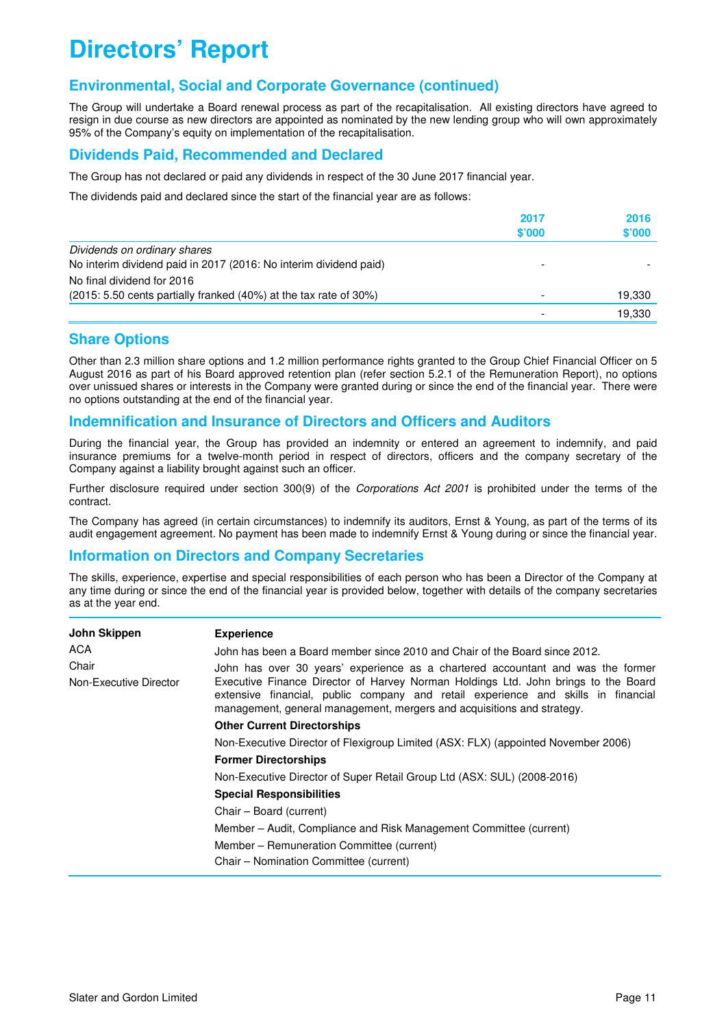# Directors' Report

## Environmental, Social and Corporate Governance (continued)

The Group will undertake a Board renewal process as part of the recapitalisation. All existing directors have agreed to resign in due course as new directors are appointed as nominated by the new lending group who will own approximately 95% of the Company's equity on implementation of the recapitalisation.

## Dividends Paid, Recommended and Declared

The Group has not declared or paid any dividends in respect of the 30 June 2017 financial year.

The dividends paid and declared since the start of the financial year are as follows:

| | 2017 $'000 | 2016 $'000 |
|---|---|---|
| *Dividends on ordinary shares* | | |
| No interim dividend paid in 2017 (2016: No interim dividend paid) | - | - |
| No final dividend for 2016 | | |
| (2015: 5.50 cents partially franked (40%) at the tax rate of 30%) | - | 19,330 |
| | - | 19,330 |

## Share Options

Other than 2.3 million share options and 1.2 million performance rights granted to the Group Chief Financial Officer on 5 August 2016 as part of his Board approved retention plan (refer section 5.2.1 of the Remuneration Report), no options over unissued shares or interests in the Company were granted during or since the end of the financial year. There were no options outstanding at the end of the financial year.

## Indemnification and Insurance of Directors and Officers and Auditors

During the financial year, the Group has provided an indemnity or entered an agreement to indemnify, and paid insurance premiums for a twelve-month period in respect of directors, officers and the company secretary of the Company against a liability brought against such an officer.

Further disclosure required under section 300(9) of the *Corporations Act 2001* is prohibited under the terms of the contract.

The Company has agreed (in certain circumstances) to indemnify its auditors, Ernst & Young, as part of the terms of its audit engagement agreement. No payment has been made to indemnify Ernst & Young during or since the financial year.

## Information on Directors and Company Secretaries

The skills, experience, expertise and special responsibilities of each person who has been a Director of the Company at any time during or since the end of the financial year is provided below, together with details of the company secretaries as at the year end.

**John Skippen**
ACA
Chair
Non-Executive Director

**Experience**

John has been a Board member since 2010 and Chair of the Board since 2012.

John has over 30 years' experience as a chartered accountant and was the former Executive Finance Director of Harvey Norman Holdings Ltd. John brings to the Board extensive financial, public company and retail experience and skills in financial management, general management, mergers and acquisitions and strategy.

**Other Current Directorships**

Non-Executive Director of Flexigroup Limited (ASX: FLX) (appointed November 2006)

**Former Directorships**

Non-Executive Director of Super Retail Group Ltd (ASX: SUL) (2008-2016)

**Special Responsibilities**

Chair – Board (current)

Member – Audit, Compliance and Risk Management Committee (current)

Member – Remuneration Committee (current)

Chair – Nomination Committee (current)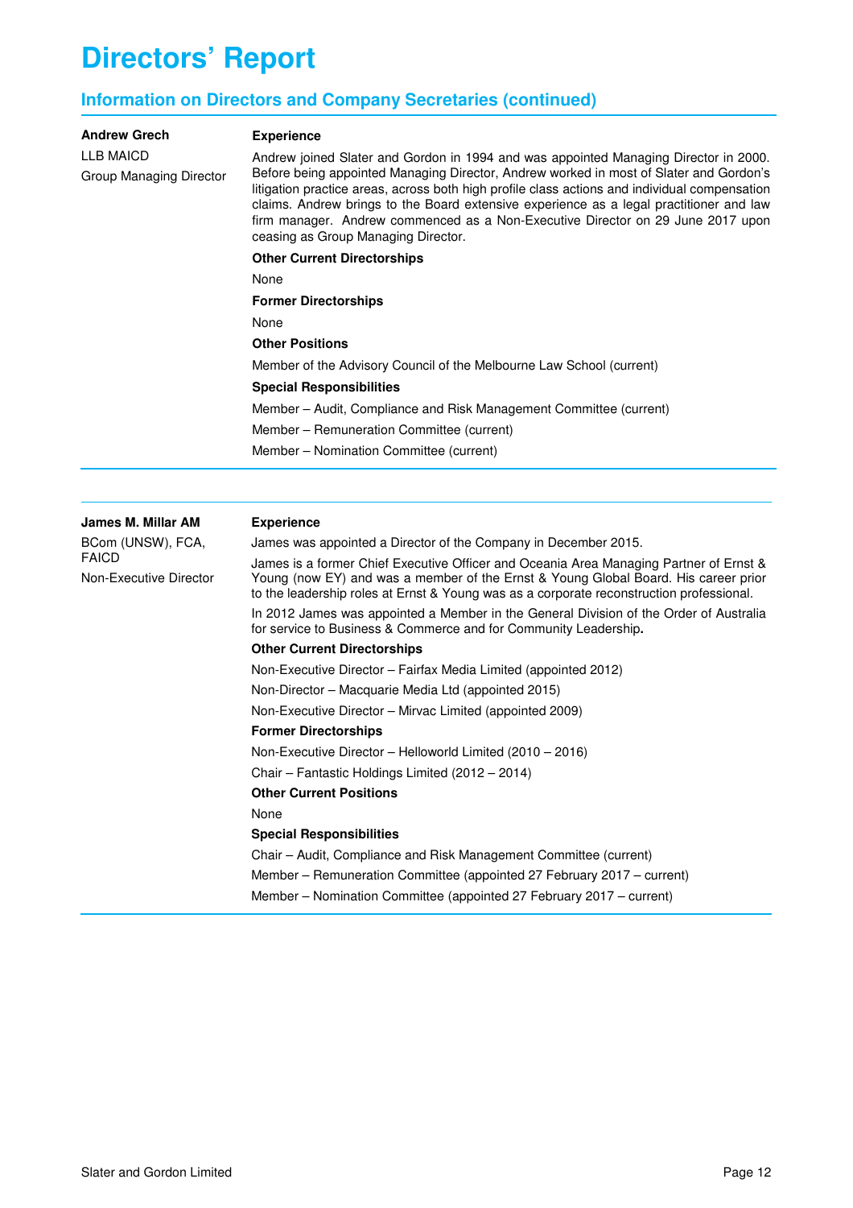# Directors' Report

## Information on Directors and Company Secretaries (continued)

**Andrew Grech**
LLB MAICD
Group Managing Director

**Experience**

Andrew joined Slater and Gordon in 1994 and was appointed Managing Director in 2000. Before being appointed Managing Director, Andrew worked in most of Slater and Gordon's litigation practice areas, across both high profile class actions and individual compensation claims. Andrew brings to the Board extensive experience as a legal practitioner and law firm manager. Andrew commenced as a Non-Executive Director on 29 June 2017 upon ceasing as Group Managing Director.

**Other Current Directorships**

None

**Former Directorships**

None

**Other Positions**

Member of the Advisory Council of the Melbourne Law School (current)

**Special Responsibilities**

Member – Audit, Compliance and Risk Management Committee (current)

Member – Remuneration Committee (current)

Member – Nomination Committee (current)

---

**James M. Millar AM**
BCom (UNSW), FCA, FAICD
Non-Executive Director

**Experience**

James was appointed a Director of the Company in December 2015.

James is a former Chief Executive Officer and Oceania Area Managing Partner of Ernst & Young (now EY) and was a member of the Ernst & Young Global Board. His career prior to the leadership roles at Ernst & Young was as a corporate reconstruction professional.

In 2012 James was appointed a Member in the General Division of the Order of Australia for service to Business & Commerce and for Community Leadership**.**

**Other Current Directorships**

Non-Executive Director – Fairfax Media Limited (appointed 2012)

Non-Director – Macquarie Media Ltd (appointed 2015)

Non-Executive Director – Mirvac Limited (appointed 2009)

**Former Directorships**

Non-Executive Director – Helloworld Limited (2010 – 2016)

Chair – Fantastic Holdings Limited (2012 – 2014)

**Other Current Positions**

None

**Special Responsibilities**

Chair – Audit, Compliance and Risk Management Committee (current)

Member – Remuneration Committee (appointed 27 February 2017 – current)

Member – Nomination Committee (appointed 27 February 2017 – current)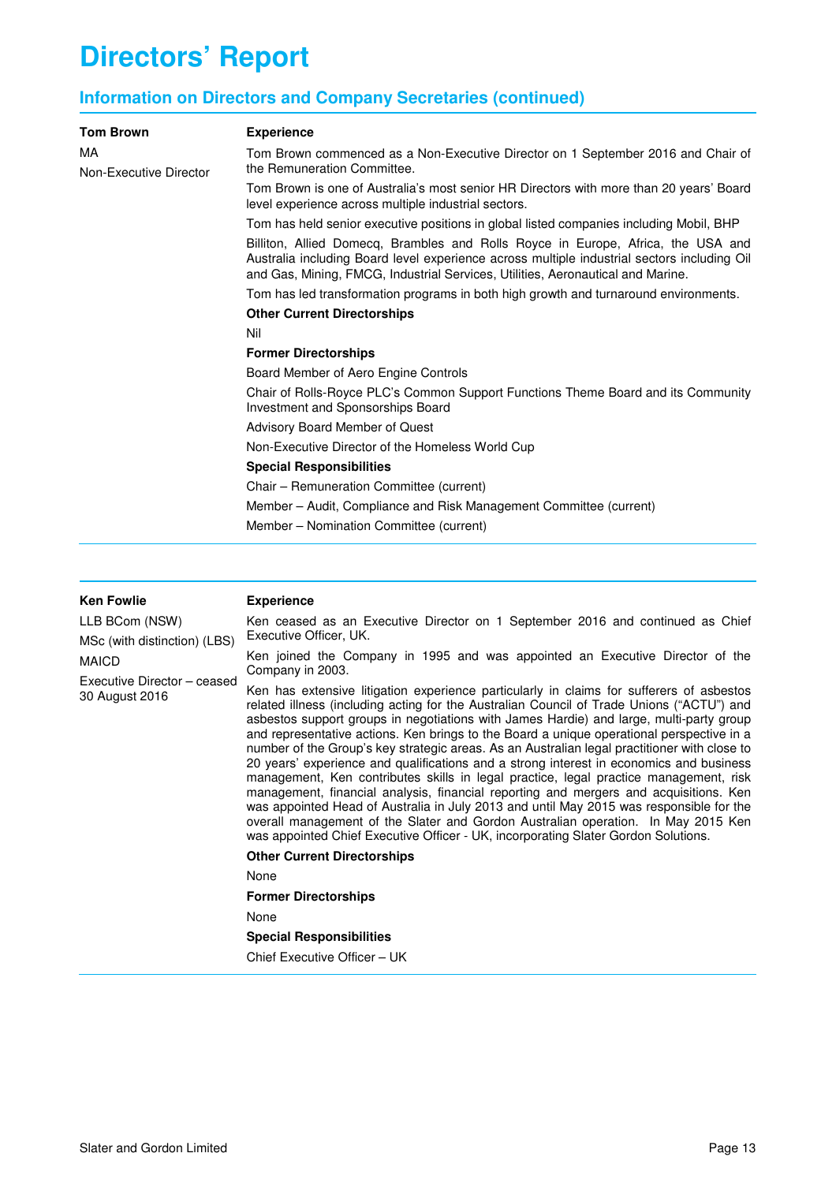# Directors' Report

## Information on Directors and Company Secretaries (continued)

**Tom Brown**

MA

Non-Executive Director

**Experience**

Tom Brown commenced as a Non-Executive Director on 1 September 2016 and Chair of the Remuneration Committee.

Tom Brown is one of Australia's most senior HR Directors with more than 20 years' Board level experience across multiple industrial sectors.

Tom has held senior executive positions in global listed companies including Mobil, BHP Billiton, Allied Domecq, Brambles and Rolls Royce in Europe, Africa, the USA and Australia including Board level experience across multiple industrial sectors including Oil and Gas, Mining, FMCG, Industrial Services, Utilities, Aeronautical and Marine.

Tom has led transformation programs in both high growth and turnaround environments.

**Other Current Directorships**

Nil

**Former Directorships**

Board Member of Aero Engine Controls

Chair of Rolls-Royce PLC's Common Support Functions Theme Board and its Community Investment and Sponsorships Board

Advisory Board Member of Quest

Non-Executive Director of the Homeless World Cup

**Special Responsibilities**

Chair – Remuneration Committee (current)

Member – Audit, Compliance and Risk Management Committee (current)

Member – Nomination Committee (current)

---

**Ken Fowlie**

LLB BCom (NSW)

MSc (with distinction) (LBS)

MAICD

Executive Director – ceased 30 August 2016

**Experience**

Ken ceased as an Executive Director on 1 September 2016 and continued as Chief Executive Officer, UK.

Ken joined the Company in 1995 and was appointed an Executive Director of the Company in 2003.

Ken has extensive litigation experience particularly in claims for sufferers of asbestos related illness (including acting for the Australian Council of Trade Unions ("ACTU") and asbestos support groups in negotiations with James Hardie) and large, multi-party group and representative actions. Ken brings to the Board a unique operational perspective in a number of the Group's key strategic areas. As an Australian legal practitioner with close to 20 years' experience and qualifications and a strong interest in economics and business management, Ken contributes skills in legal practice, legal practice management, risk management, financial analysis, financial reporting and mergers and acquisitions. Ken was appointed Head of Australia in July 2013 and until May 2015 was responsible for the overall management of the Slater and Gordon Australian operation. In May 2015 Ken was appointed Chief Executive Officer - UK, incorporating Slater Gordon Solutions.

**Other Current Directorships**

None

**Former Directorships**

None

**Special Responsibilities**

Chief Executive Officer – UK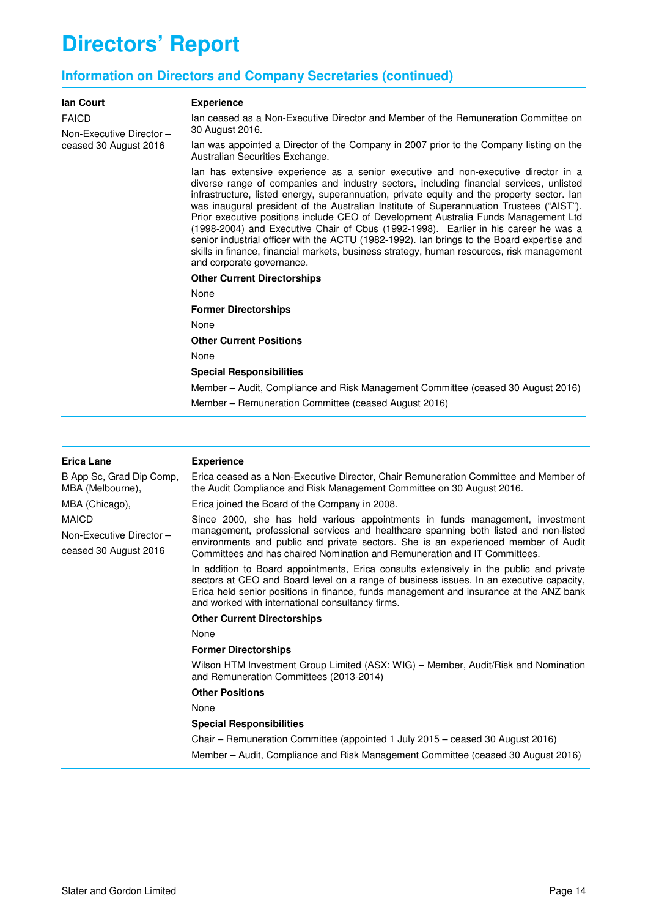# Directors' Report

## Information on Directors and Company Secretaries (continued)

**Ian Court**

FAICD

Non-Executive Director – ceased 30 August 2016

**Experience**

Ian ceased as a Non-Executive Director and Member of the Remuneration Committee on 30 August 2016.

Ian was appointed a Director of the Company in 2007 prior to the Company listing on the Australian Securities Exchange.

Ian has extensive experience as a senior executive and non-executive director in a diverse range of companies and industry sectors, including financial services, unlisted infrastructure, listed energy, superannuation, private equity and the property sector. Ian was inaugural president of the Australian Institute of Superannuation Trustees ("AIST"). Prior executive positions include CEO of Development Australia Funds Management Ltd (1998-2004) and Executive Chair of Cbus (1992-1998). Earlier in his career he was a senior industrial officer with the ACTU (1982-1992). Ian brings to the Board expertise and skills in finance, financial markets, business strategy, human resources, risk management and corporate governance.

**Other Current Directorships**

None

**Former Directorships**

None

**Other Current Positions**

None

**Special Responsibilities**

Member – Audit, Compliance and Risk Management Committee (ceased 30 August 2016)

Member – Remuneration Committee (ceased August 2016)

---

**Erica Lane**

B App Sc, Grad Dip Comp, MBA (Melbourne),

MBA (Chicago),

MAICD

Non-Executive Director – ceased 30 August 2016

**Experience**

Erica ceased as a Non-Executive Director, Chair Remuneration Committee and Member of the Audit Compliance and Risk Management Committee on 30 August 2016.

Erica joined the Board of the Company in 2008.

Since 2000, she has held various appointments in funds management, investment management, professional services and healthcare spanning both listed and non-listed environments and public and private sectors. She is an experienced member of Audit Committees and has chaired Nomination and Remuneration and IT Committees.

In addition to Board appointments, Erica consults extensively in the public and private sectors at CEO and Board level on a range of business issues. In an executive capacity, Erica held senior positions in finance, funds management and insurance at the ANZ bank and worked with international consultancy firms.

**Other Current Directorships**

None

**Former Directorships**

Wilson HTM Investment Group Limited (ASX: WIG) – Member, Audit/Risk and Nomination and Remuneration Committees (2013-2014)

**Other Positions**

None

**Special Responsibilities**

Chair – Remuneration Committee (appointed 1 July 2015 – ceased 30 August 2016)

Member – Audit, Compliance and Risk Management Committee (ceased 30 August 2016)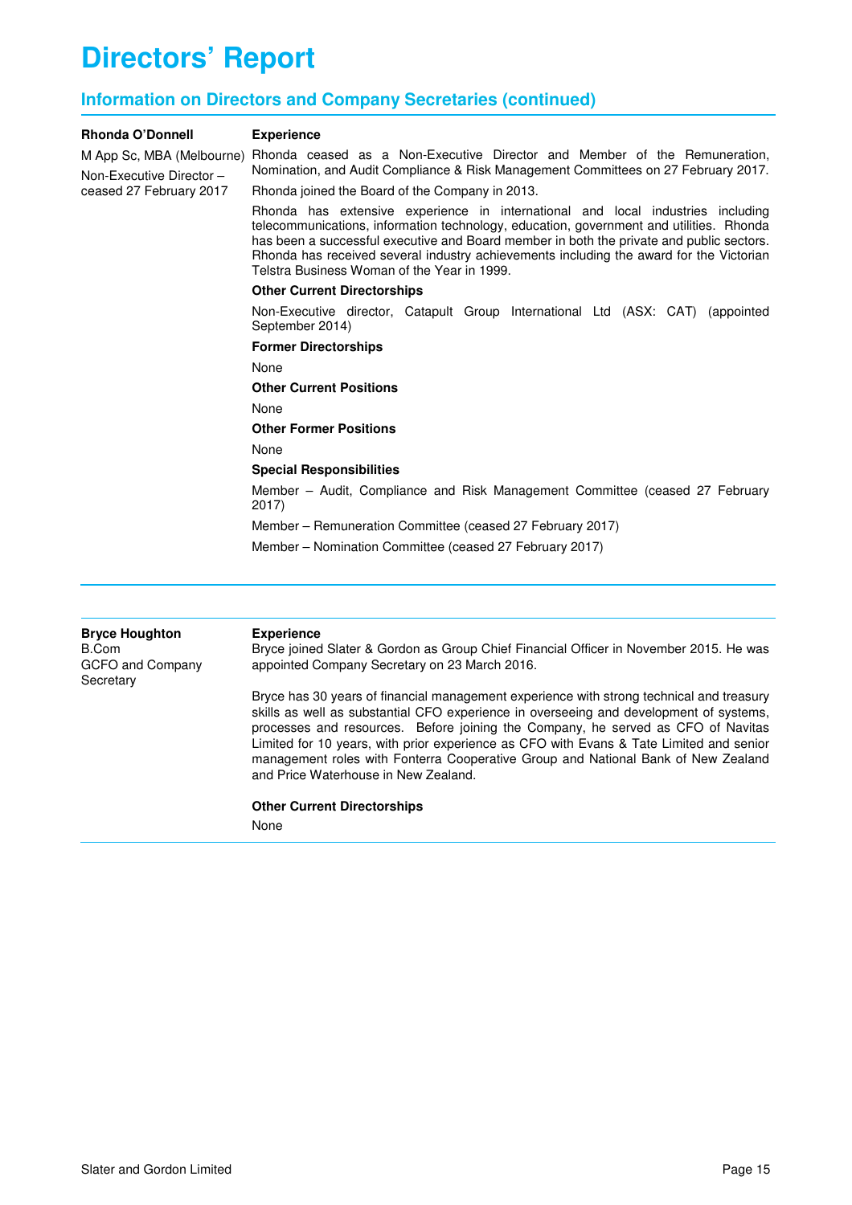# Directors' Report

## Information on Directors and Company Secretaries (continued)

**Rhonda O'Donnell**

M App Sc, MBA (Melbourne)

Non-Executive Director – ceased 27 February 2017

**Experience**

Rhonda ceased as a Non-Executive Director and Member of the Remuneration, Nomination, and Audit Compliance & Risk Management Committees on 27 February 2017.

Rhonda joined the Board of the Company in 2013.

Rhonda has extensive experience in international and local industries including telecommunications, information technology, education, government and utilities. Rhonda has been a successful executive and Board member in both the private and public sectors. Rhonda has received several industry achievements including the award for the Victorian Telstra Business Woman of the Year in 1999.

**Other Current Directorships**

Non-Executive director, Catapult Group International Ltd (ASX: CAT) (appointed September 2014)

**Former Directorships**

None

**Other Current Positions**

None

**Other Former Positions**

None

**Special Responsibilities**

Member – Audit, Compliance and Risk Management Committee (ceased 27 February 2017)

Member – Remuneration Committee (ceased 27 February 2017)

Member – Nomination Committee (ceased 27 February 2017)

---

**Bryce Houghton**

B.Com

GCFO and Company Secretary

**Experience**

Bryce joined Slater & Gordon as Group Chief Financial Officer in November 2015. He was appointed Company Secretary on 23 March 2016.

Bryce has 30 years of financial management experience with strong technical and treasury skills as well as substantial CFO experience in overseeing and development of systems, processes and resources. Before joining the Company, he served as CFO of Navitas Limited for 10 years, with prior experience as CFO with Evans & Tate Limited and senior management roles with Fonterra Cooperative Group and National Bank of New Zealand and Price Waterhouse in New Zealand.

**Other Current Directorships**

None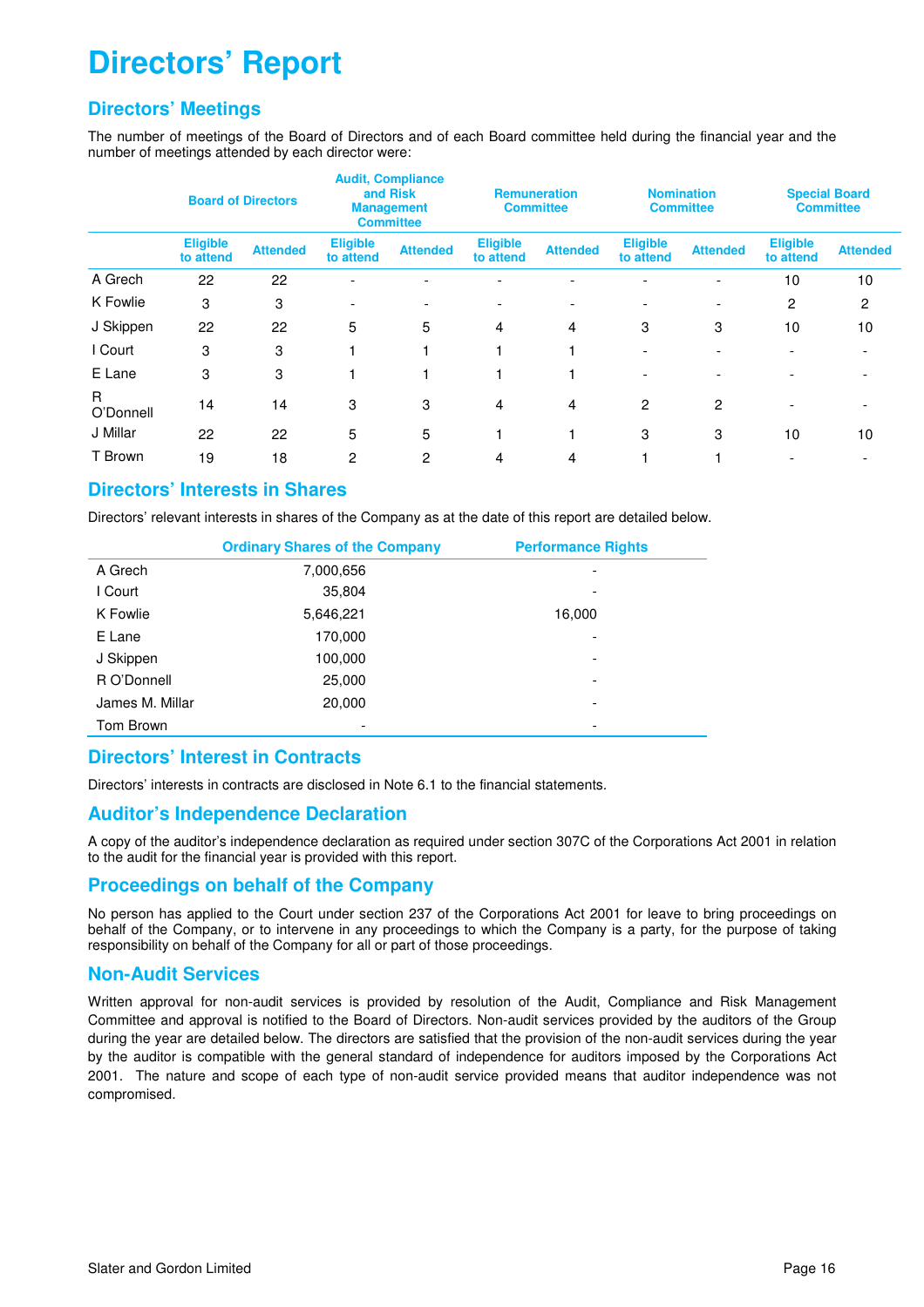// Directors' Report

## Directors' Meetings

The number of meetings of the Board of Directors and of each Board committee held during the financial year and the number of meetings attended by each director were:

| | Board of Directors | | Audit, Compliance and Risk Management Committee | | Remuneration Committee | | Nomination Committee | | Special Board Committee | |
|---|---|---|---|---|---|---|---|---|---|---|
| | Eligible to attend | Attended | Eligible to attend | Attended | Eligible to attend | Attended | Eligible to attend | Attended | Eligible to attend | Attended |
| A Grech | 22 | 22 | - | - | - | - | - | - | 10 | 10 |
| K Fowlie | 3 | 3 | - | - | - | - | - | - | 2 | 2 |
| J Skippen | 22 | 22 | 5 | 5 | 4 | 4 | 3 | 3 | 10 | 10 |
| I Court | 3 | 3 | 1 | 1 | 1 | 1 | - | - | - | - |
| E Lane | 3 | 3 | 1 | 1 | 1 | 1 | - | - | - | - |
| R O'Donnell | 14 | 14 | 3 | 3 | 4 | 4 | 2 | 2 | - | - |
| J Millar | 22 | 22 | 5 | 5 | 1 | 1 | 3 | 3 | 10 | 10 |
| T Brown | 19 | 18 | 2 | 2 | 4 | 4 | 1 | 1 | - | - |

## Directors' Interests in Shares

Directors' relevant interests in shares of the Company as at the date of this report are detailed below.

| | Ordinary Shares of the Company | Performance Rights |
|---|---|---|
| A Grech | 7,000,656 | - |
| I Court | 35,804 | - |
| K Fowlie | 5,646,221 | 16,000 |
| E Lane | 170,000 | - |
| J Skippen | 100,000 | - |
| R O'Donnell | 25,000 | - |
| James M. Millar | 20,000 | - |
| Tom Brown | - | - |

## Directors' Interest in Contracts

Directors' interests in contracts are disclosed in Note 6.1 to the financial statements.

## Auditor's Independence Declaration

A copy of the auditor's independence declaration as required under section 307C of the Corporations Act 2001 in relation to the audit for the financial year is provided with this report.

## Proceedings on behalf of the Company

No person has applied to the Court under section 237 of the Corporations Act 2001 for leave to bring proceedings on behalf of the Company, or to intervene in any proceedings to which the Company is a party, for the purpose of taking responsibility on behalf of the Company for all or part of those proceedings.

## Non-Audit Services

Written approval for non-audit services is provided by resolution of the Audit, Compliance and Risk Management Committee and approval is notified to the Board of Directors. Non-audit services provided by the auditors of the Group during the year are detailed below. The directors are satisfied that the provision of the non-audit services during the year by the auditor is compatible with the general standard of independence for auditors imposed by the Corporations Act 2001. The nature and scope of each type of non-audit service provided means that auditor independence was not compromised.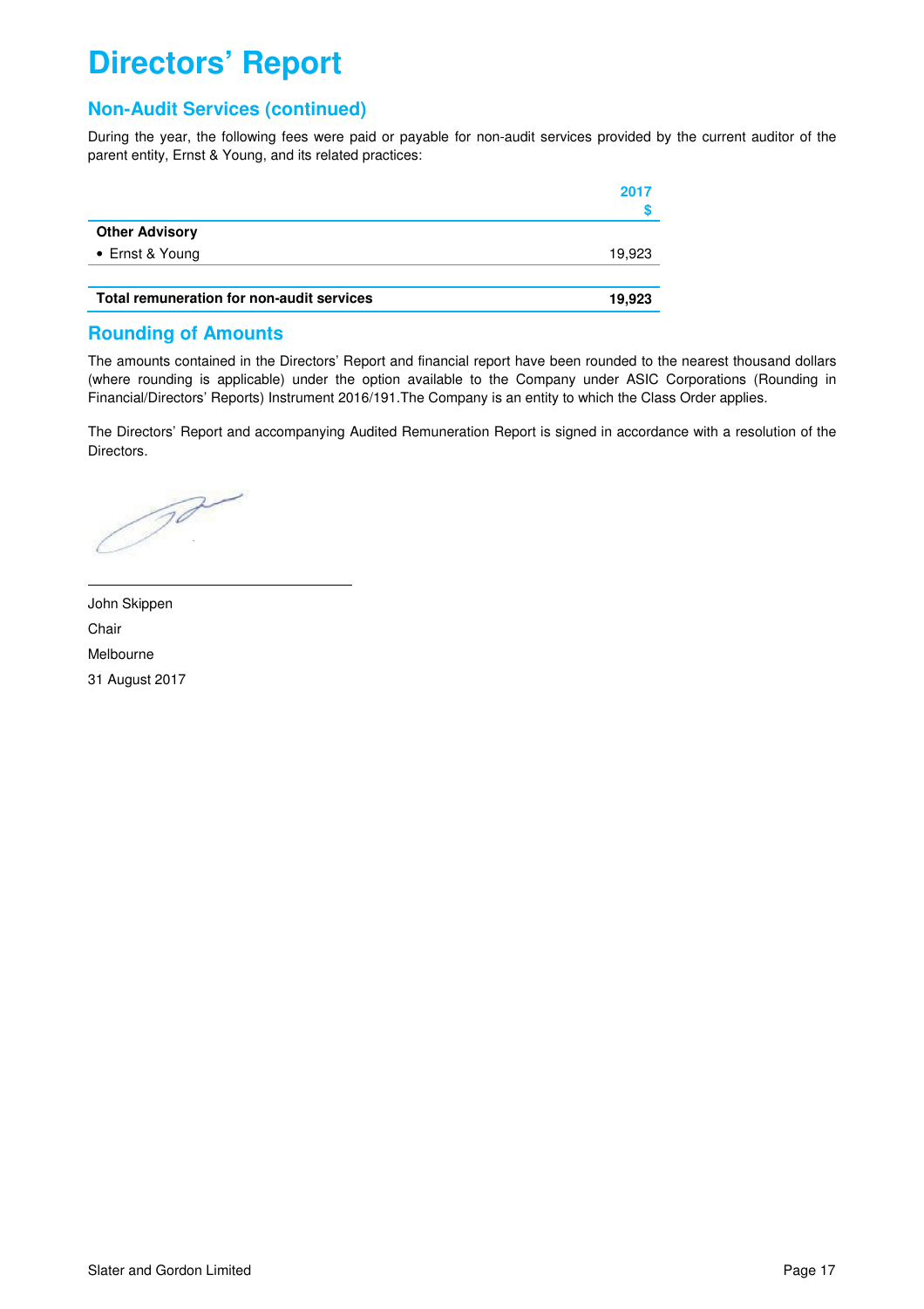# Directors' Report

## Non-Audit Services (continued)

During the year, the following fees were paid or payable for non-audit services provided by the current auditor of the parent entity, Ernst & Young, and its related practices:

| | 2017 $ |
|---|---|
| **Other Advisory** | |
| • Ernst & Young | 19,923 |
| **Total remuneration for non-audit services** | **19,923** |

## Rounding of Amounts

The amounts contained in the Directors' Report and financial report have been rounded to the nearest thousand dollars (where rounding is applicable) under the option available to the Company under ASIC Corporations (Rounding in Financial/Directors' Reports) Instrument 2016/191.The Company is an entity to which the Class Order applies.

The Directors' Report and accompanying Audited Remuneration Report is signed in accordance with a resolution of the Directors.

John Skippen
Chair
Melbourne
31 August 2017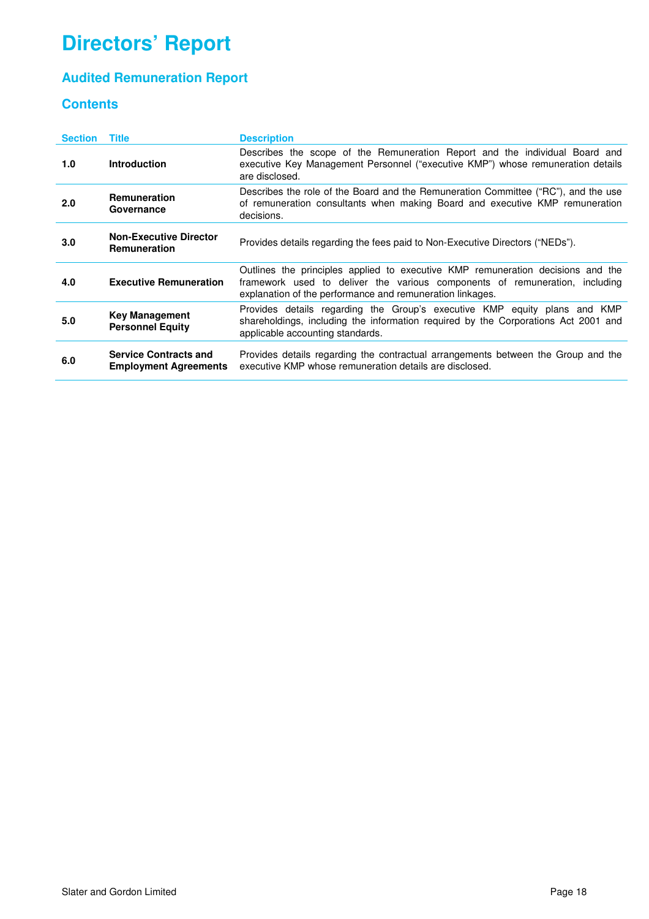# Directors' Report

## Audited Remuneration Report

### Contents

| Section | Title | Description |
|---|---|---|
| **1.0** | **Introduction** | Describes the scope of the Remuneration Report and the individual Board and executive Key Management Personnel ("executive KMP") whose remuneration details are disclosed. |
| **2.0** | **Remuneration Governance** | Describes the role of the Board and the Remuneration Committee ("RC"), and the use of remuneration consultants when making Board and executive KMP remuneration decisions. |
| **3.0** | **Non-Executive Director Remuneration** | Provides details regarding the fees paid to Non-Executive Directors ("NEDs"). |
| **4.0** | **Executive Remuneration** | Outlines the principles applied to executive KMP remuneration decisions and the framework used to deliver the various components of remuneration, including explanation of the performance and remuneration linkages. |
| **5.0** | **Key Management Personnel Equity** | Provides details regarding the Group's executive KMP equity plans and KMP shareholdings, including the information required by the Corporations Act 2001 and applicable accounting standards. |
| **6.0** | **Service Contracts and Employment Agreements** | Provides details regarding the contractual arrangements between the Group and the executive KMP whose remuneration details are disclosed. |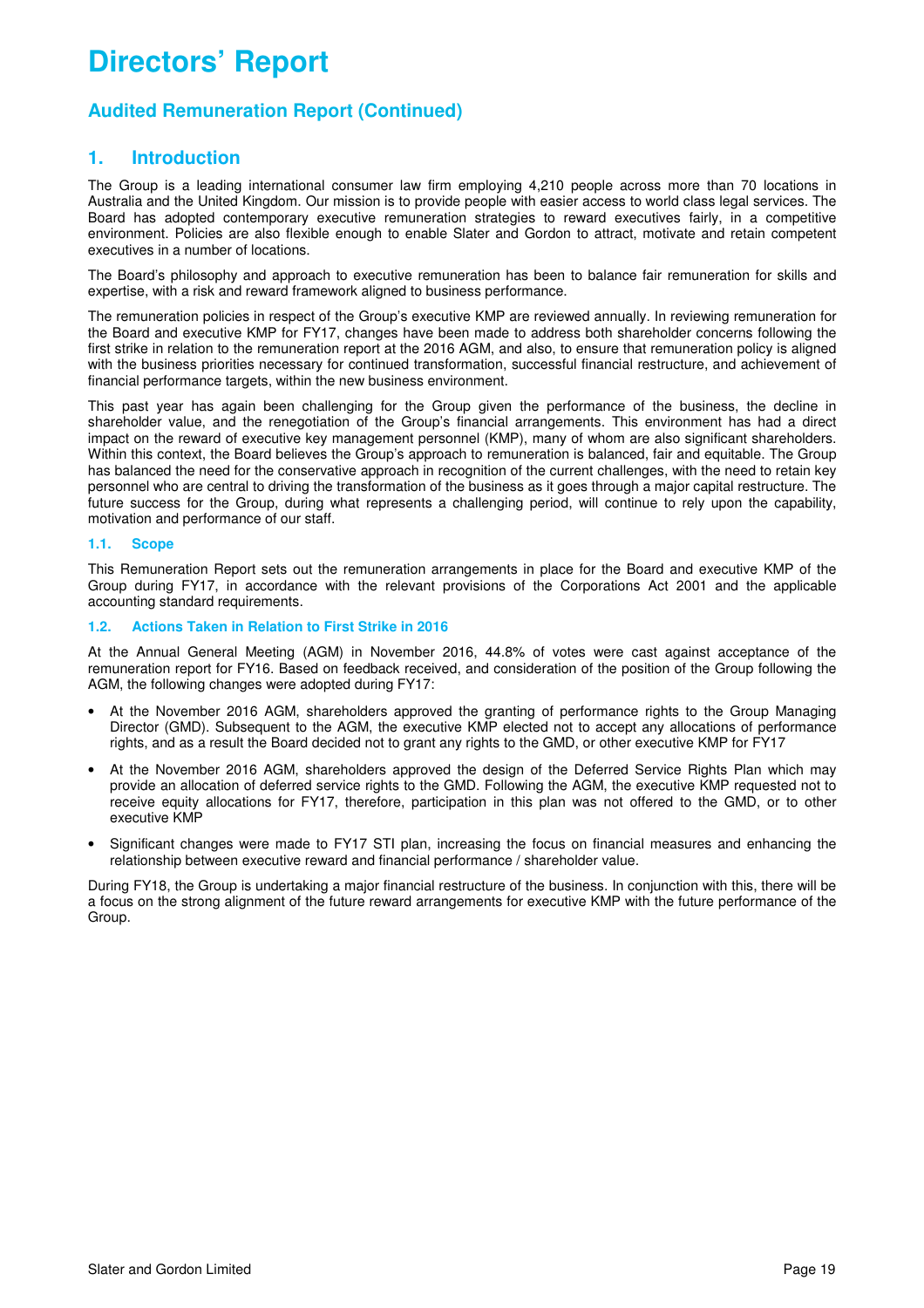# Directors' Report

## Audited Remuneration Report (Continued)

## 1. Introduction

The Group is a leading international consumer law firm employing 4,210 people across more than 70 locations in Australia and the United Kingdom. Our mission is to provide people with easier access to world class legal services. The Board has adopted contemporary executive remuneration strategies to reward executives fairly, in a competitive environment. Policies are also flexible enough to enable Slater and Gordon to attract, motivate and retain competent executives in a number of locations.

The Board's philosophy and approach to executive remuneration has been to balance fair remuneration for skills and expertise, with a risk and reward framework aligned to business performance.

The remuneration policies in respect of the Group's executive KMP are reviewed annually. In reviewing remuneration for the Board and executive KMP for FY17, changes have been made to address both shareholder concerns following the first strike in relation to the remuneration report at the 2016 AGM, and also, to ensure that remuneration policy is aligned with the business priorities necessary for continued transformation, successful financial restructure, and achievement of financial performance targets, within the new business environment.

This past year has again been challenging for the Group given the performance of the business, the decline in shareholder value, and the renegotiation of the Group's financial arrangements. This environment has had a direct impact on the reward of executive key management personnel (KMP), many of whom are also significant shareholders. Within this context, the Board believes the Group's approach to remuneration is balanced, fair and equitable. The Group has balanced the need for the conservative approach in recognition of the current challenges, with the need to retain key personnel who are central to driving the transformation of the business as it goes through a major capital restructure. The future success for the Group, during what represents a challenging period, will continue to rely upon the capability, motivation and performance of our staff.

### 1.1. Scope

This Remuneration Report sets out the remuneration arrangements in place for the Board and executive KMP of the Group during FY17, in accordance with the relevant provisions of the Corporations Act 2001 and the applicable accounting standard requirements.

### 1.2. Actions Taken in Relation to First Strike in 2016

At the Annual General Meeting (AGM) in November 2016, 44.8% of votes were cast against acceptance of the remuneration report for FY16. Based on feedback received, and consideration of the position of the Group following the AGM, the following changes were adopted during FY17:

- At the November 2016 AGM, shareholders approved the granting of performance rights to the Group Managing Director (GMD). Subsequent to the AGM, the executive KMP elected not to accept any allocations of performance rights, and as a result the Board decided not to grant any rights to the GMD, or other executive KMP for FY17
- At the November 2016 AGM, shareholders approved the design of the Deferred Service Rights Plan which may provide an allocation of deferred service rights to the GMD. Following the AGM, the executive KMP requested not to receive equity allocations for FY17, therefore, participation in this plan was not offered to the GMD, or to other executive KMP
- Significant changes were made to FY17 STI plan, increasing the focus on financial measures and enhancing the relationship between executive reward and financial performance / shareholder value.

During FY18, the Group is undertaking a major financial restructure of the business. In conjunction with this, there will be a focus on the strong alignment of the future reward arrangements for executive KMP with the future performance of the Group.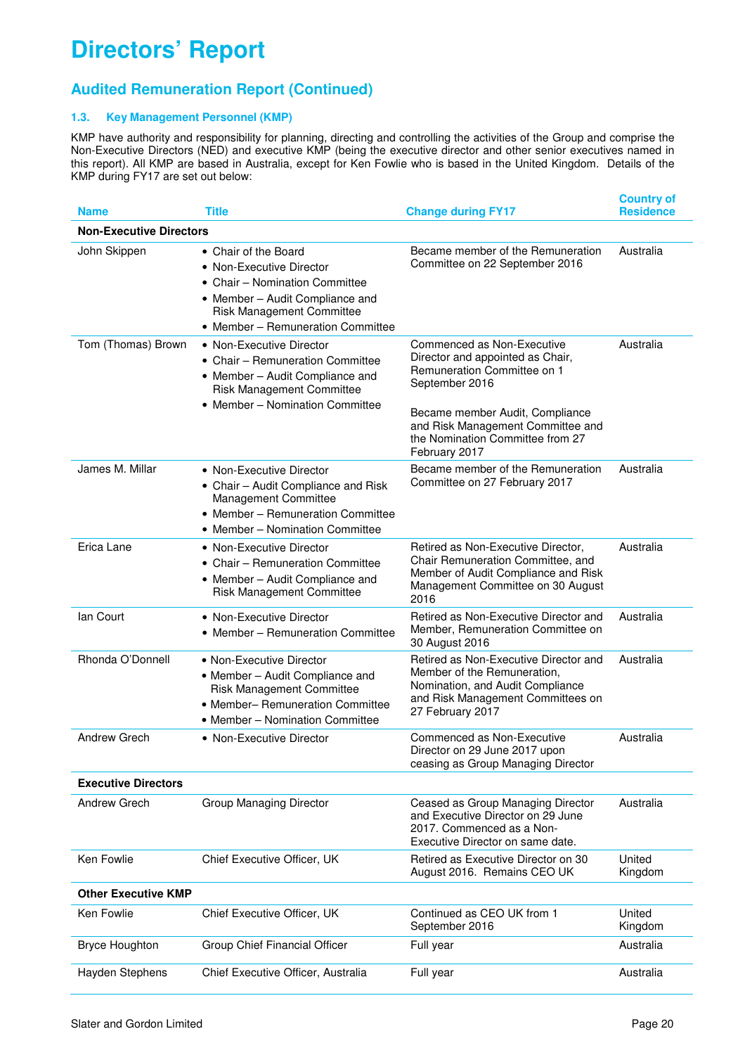# Directors' Report

## Audited Remuneration Report (Continued)

### 1.3. Key Management Personnel (KMP)

KMP have authority and responsibility for planning, directing and controlling the activities of the Group and comprise the Non-Executive Directors (NED) and executive KMP (being the executive director and other senior executives named in this report). All KMP are based in Australia, except for Ken Fowlie who is based in the United Kingdom. Details of the KMP during FY17 are set out below:

| Name | Title | Change during FY17 | Country of Residence |
|---|---|---|---|
| **Non-Executive Directors** | | | |
| John Skippen | • Chair of the Board<br>• Non-Executive Director<br>• Chair – Nomination Committee<br>• Member – Audit Compliance and Risk Management Committee<br>• Member – Remuneration Committee | Became member of the Remuneration Committee on 22 September 2016 | Australia |
| Tom (Thomas) Brown | • Non-Executive Director<br>• Chair – Remuneration Committee<br>• Member – Audit Compliance and Risk Management Committee<br>• Member – Nomination Committee | Commenced as Non-Executive Director and appointed as Chair, Remuneration Committee on 1 September 2016<br><br>Became member Audit, Compliance and Risk Management Committee and the Nomination Committee from 27 February 2017 | Australia |
| James M. Millar | • Non-Executive Director<br>• Chair – Audit Compliance and Risk Management Committee<br>• Member – Remuneration Committee<br>• Member – Nomination Committee | Became member of the Remuneration Committee on 27 February 2017 | Australia |
| Erica Lane | • Non-Executive Director<br>• Chair – Remuneration Committee<br>• Member – Audit Compliance and Risk Management Committee | Retired as Non-Executive Director, Chair Remuneration Committee, and Member of Audit Compliance and Risk Management Committee on 30 August 2016 | Australia |
| Ian Court | • Non-Executive Director<br>• Member – Remuneration Committee | Retired as Non-Executive Director and Member, Remuneration Committee on 30 August 2016 | Australia |
| Rhonda O'Donnell | • Non-Executive Director<br>• Member – Audit Compliance and Risk Management Committee<br>• Member– Remuneration Committee<br>• Member – Nomination Committee | Retired as Non-Executive Director and Member of the Remuneration, Nomination, and Audit Compliance and Risk Management Committees on 27 February 2017 | Australia |
| Andrew Grech | • Non-Executive Director | Commenced as Non-Executive Director on 29 June 2017 upon ceasing as Group Managing Director | Australia |
| **Executive Directors** | | | |
| Andrew Grech | Group Managing Director | Ceased as Group Managing Director and Executive Director on 29 June 2017. Commenced as a Non-Executive Director on same date. | Australia |
| Ken Fowlie | Chief Executive Officer, UK | Retired as Executive Director on 30 August 2016. Remains CEO UK | United Kingdom |
| **Other Executive KMP** | | | |
| Ken Fowlie | Chief Executive Officer, UK | Continued as CEO UK from 1 September 2016 | United Kingdom |
| Bryce Houghton | Group Chief Financial Officer | Full year | Australia |
| Hayden Stephens | Chief Executive Officer, Australia | Full year | Australia |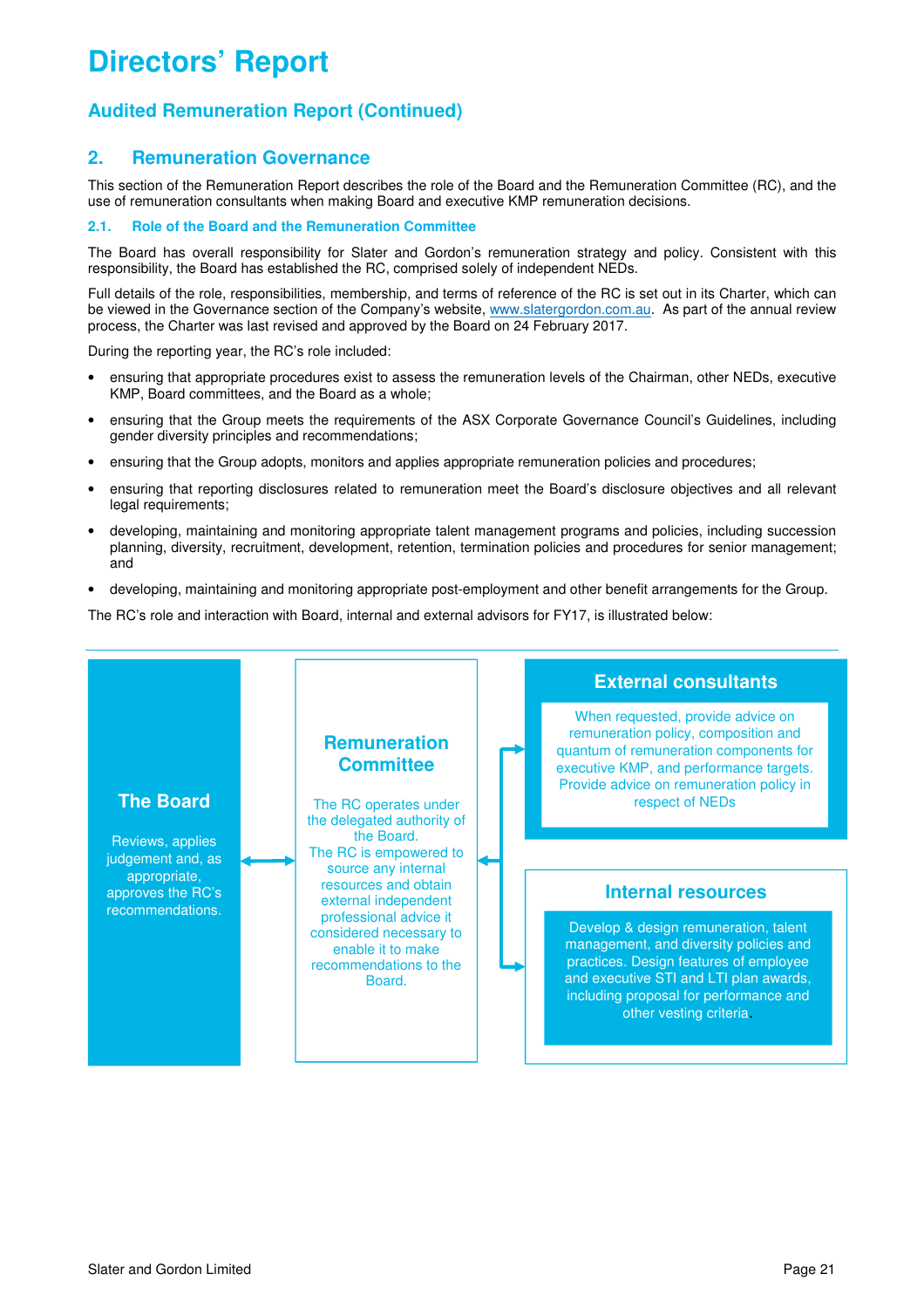# Directors' Report

## Audited Remuneration Report (Continued)

## 2. Remuneration Governance

This section of the Remuneration Report describes the role of the Board and the Remuneration Committee (RC), and the use of remuneration consultants when making Board and executive KMP remuneration decisions.

### 2.1. Role of the Board and the Remuneration Committee

The Board has overall responsibility for Slater and Gordon's remuneration strategy and policy. Consistent with this responsibility, the Board has established the RC, comprised solely of independent NEDs.

Full details of the role, responsibilities, membership, and terms of reference of the RC is set out in its Charter, which can be viewed in the Governance section of the Company's website, www.slatergordon.com.au. As part of the annual review process, the Charter was last revised and approved by the Board on 24 February 2017.

During the reporting year, the RC's role included:

- ensuring that appropriate procedures exist to assess the remuneration levels of the Chairman, other NEDs, executive KMP, Board committees, and the Board as a whole;
- ensuring that the Group meets the requirements of the ASX Corporate Governance Council's Guidelines, including gender diversity principles and recommendations;
- ensuring that the Group adopts, monitors and applies appropriate remuneration policies and procedures;
- ensuring that reporting disclosures related to remuneration meet the Board's disclosure objectives and all relevant legal requirements;
- developing, maintaining and monitoring appropriate talent management programs and policies, including succession planning, diversity, recruitment, development, retention, termination policies and procedures for senior management; and
- developing, maintaining and monitoring appropriate post-employment and other benefit arrangements for the Group.

The RC's role and interaction with Board, internal and external advisors for FY17, is illustrated below:

**The Board**

Reviews, applies judgement and, as appropriate, approves the RC's recommendations.

**Remuneration Committee**

The RC operates under the delegated authority of the Board. The RC is empowered to source any internal resources and obtain external independent professional advice it considered necessary to enable it to make recommendations to the Board.

**External consultants**

When requested, provide advice on remuneration policy, composition and quantum of remuneration components for executive KMP, and performance targets. Provide advice on remuneration policy in respect of NEDs

**Internal resources**

Develop & design remuneration, talent management, and diversity policies and practices. Design features of employee and executive STI and LTI plan awards, including proposal for performance and other vesting criteria.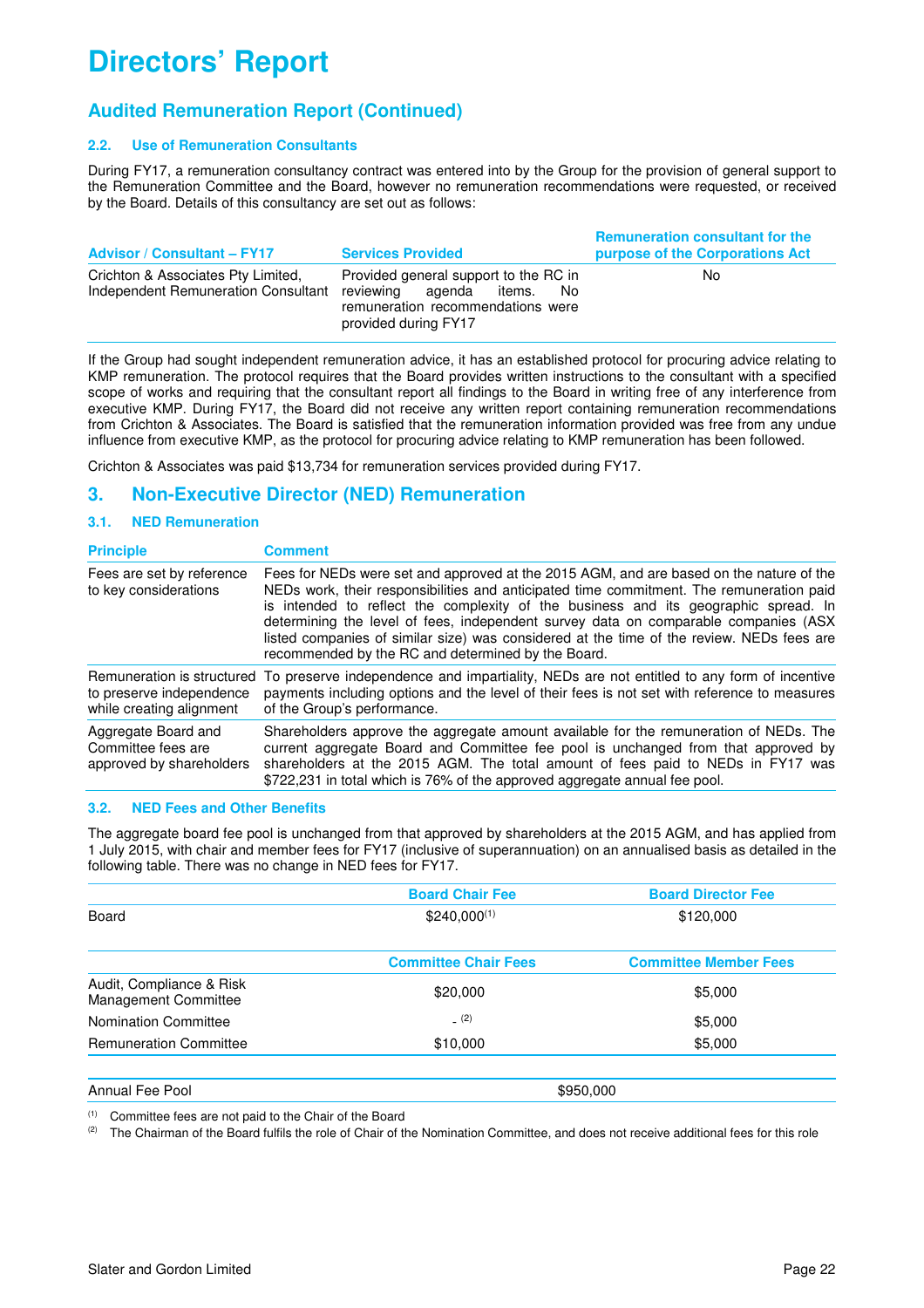# Directors' Report

## Audited Remuneration Report (Continued)

### 2.2. Use of Remuneration Consultants

During FY17, a remuneration consultancy contract was entered into by the Group for the provision of general support to the Remuneration Committee and the Board, however no remuneration recommendations were requested, or received by the Board. Details of this consultancy are set out as follows:

| Advisor / Consultant – FY17 | Services Provided | Remuneration consultant for the purpose of the Corporations Act |
|---|---|---|
| Crichton & Associates Pty Limited, Independent Remuneration Consultant | Provided general support to the RC in reviewing agenda items. No remuneration recommendations were provided during FY17 | No |

If the Group had sought independent remuneration advice, it has an established protocol for procuring advice relating to KMP remuneration. The protocol requires that the Board provides written instructions to the consultant with a specified scope of works and requiring that the consultant report all findings to the Board in writing free of any interference from executive KMP. During FY17, the Board did not receive any written report containing remuneration recommendations from Crichton & Associates. The Board is satisfied that the remuneration information provided was free from any undue influence from executive KMP, as the protocol for procuring advice relating to KMP remuneration has been followed.

Crichton & Associates was paid $13,734 for remuneration services provided during FY17.

## 3. Non-Executive Director (NED) Remuneration

### 3.1. NED Remuneration

| Principle | Comment |
|---|---|
| Fees are set by reference to key considerations | Fees for NEDs were set and approved at the 2015 AGM, and are based on the nature of the NEDs work, their responsibilities and anticipated time commitment. The remuneration paid is intended to reflect the complexity of the business and its geographic spread. In determining the level of fees, independent survey data on comparable companies (ASX listed companies of similar size) was considered at the time of the review. NEDs fees are recommended by the RC and determined by the Board. |
| Remuneration is structured to preserve independence while creating alignment | To preserve independence and impartiality, NEDs are not entitled to any form of incentive payments including options and the level of their fees is not set with reference to measures of the Group's performance. |
| Aggregate Board and Committee fees are approved by shareholders | Shareholders approve the aggregate amount available for the remuneration of NEDs. The current aggregate Board and Committee fee pool is unchanged from that approved by shareholders at the 2015 AGM. The total amount of fees paid to NEDs in FY17 was $722,231 in total which is 76% of the approved aggregate annual fee pool. |

### 3.2. NED Fees and Other Benefits

The aggregate board fee pool is unchanged from that approved by shareholders at the 2015 AGM, and has applied from 1 July 2015, with chair and member fees for FY17 (inclusive of superannuation) on an annualised basis as detailed in the following table. There was no change in NED fees for FY17.

| | Board Chair Fee | Board Director Fee |
|---|---|---|
| Board | $240,000[(1)] | $120,000 |
| | **Committee Chair Fees** | **Committee Member Fees** |
| Audit, Compliance & Risk Management Committee | $20,000 | $5,000 |
| Nomination Committee | -[(2)] | $5,000 |
| Remuneration Committee | $10,000 | $5,000 |
| Annual Fee Pool | $950,000 | |

(1) Committee fees are not paid to the Chair of the Board

(2) The Chairman of the Board fulfils the role of Chair of the Nomination Committee, and does not receive additional fees for this role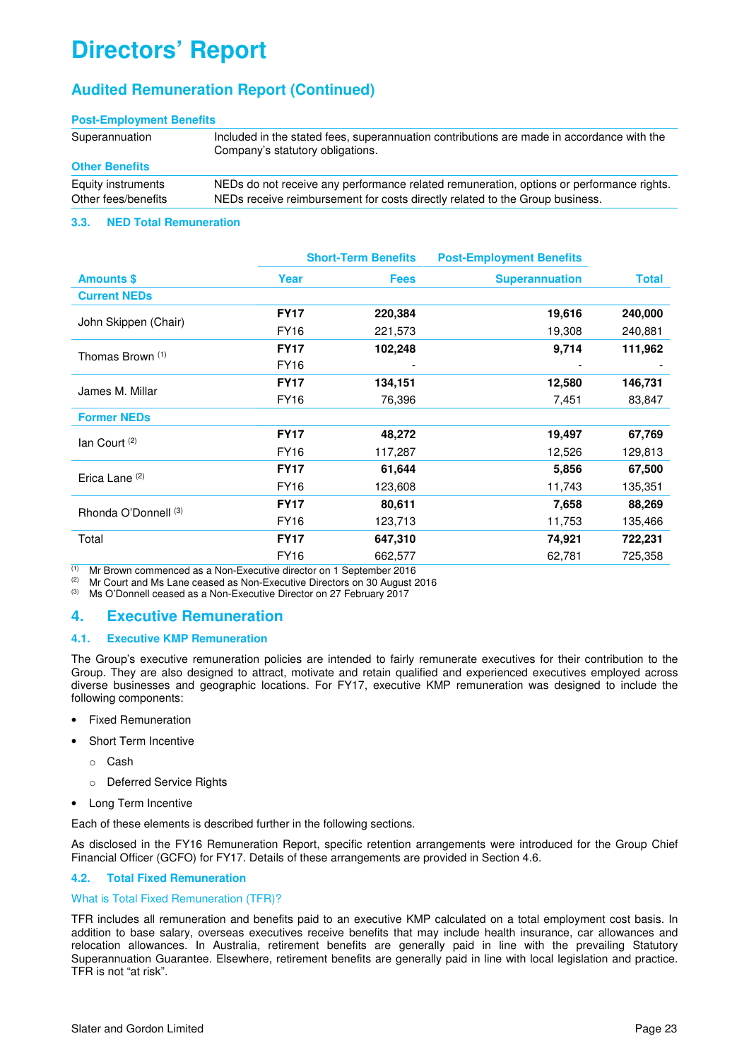# Directors' Report

## Audited Remuneration Report (Continued)

| Post-Employment Benefits | |
|---|---|
| Superannuation | Included in the stated fees, superannuation contributions are made in accordance with the Company's statutory obligations. |
| **Other Benefits** | |
| Equity instruments | NEDs do not receive any performance related remuneration, options or performance rights. |
| Other fees/benefits | NEDs receive reimbursement for costs directly related to the Group business. |

### 3.3. NED Total Remuneration

| | | Short-Term Benefits | Post-Employment Benefits | |
|---|---|---|---|---|
| **Amounts $** | **Year** | **Fees** | **Superannuation** | **Total** |
| **Current NEDs** | | | | |
| John Skippen (Chair) | **FY17** | **220,384** | **19,616** | **240,000** |
| | FY16 | 221,573 | 19,308 | 240,881 |
| Thomas Brown (1) | **FY17** | **102,248** | **9,714** | **111,962** |
| | FY16 | - | - | - |
| James M. Millar | **FY17** | **134,151** | **12,580** | **146,731** |
| | FY16 | 76,396 | 7,451 | 83,847 |
| **Former NEDs** | | | | |
| Ian Court (2) | **FY17** | **48,272** | **19,497** | **67,769** |
| | FY16 | 117,287 | 12,526 | 129,813 |
| Erica Lane (2) | **FY17** | **61,644** | **5,856** | **67,500** |
| | FY16 | 123,608 | 11,743 | 135,351 |
| Rhonda O'Donnell (3) | **FY17** | **80,611** | **7,658** | **88,269** |
| | FY16 | 123,713 | 11,753 | 135,466 |
| Total | **FY17** | **647,310** | **74,921** | **722,231** |
| | FY16 | 662,577 | 62,781 | 725,358 |

(1) Mr Brown commenced as a Non-Executive director on 1 September 2016
(2) Mr Court and Ms Lane ceased as Non-Executive Directors on 30 August 2016
(3) Ms O'Donnell ceased as a Non-Executive Director on 27 February 2017

## 4. Executive Remuneration

### 4.1. Executive KMP Remuneration

The Group's executive remuneration policies are intended to fairly remunerate executives for their contribution to the Group. They are also designed to attract, motivate and retain qualified and experienced executives employed across diverse businesses and geographic locations. For FY17, executive KMP remuneration was designed to include the following components:

- Fixed Remuneration
- Short Term Incentive
  - Cash
  - Deferred Service Rights
- Long Term Incentive

Each of these elements is described further in the following sections.

As disclosed in the FY16 Remuneration Report, specific retention arrangements were introduced for the Group Chief Financial Officer (GCFO) for FY17. Details of these arrangements are provided in Section 4.6.

### 4.2. Total Fixed Remuneration

#### What is Total Fixed Remuneration (TFR)?

TFR includes all remuneration and benefits paid to an executive KMP calculated on a total employment cost basis. In addition to base salary, overseas executives receive benefits that may include health insurance, car allowances and relocation allowances. In Australia, retirement benefits are generally paid in line with the prevailing Statutory Superannuation Guarantee. Elsewhere, retirement benefits are generally paid in line with local legislation and practice. TFR is not "at risk".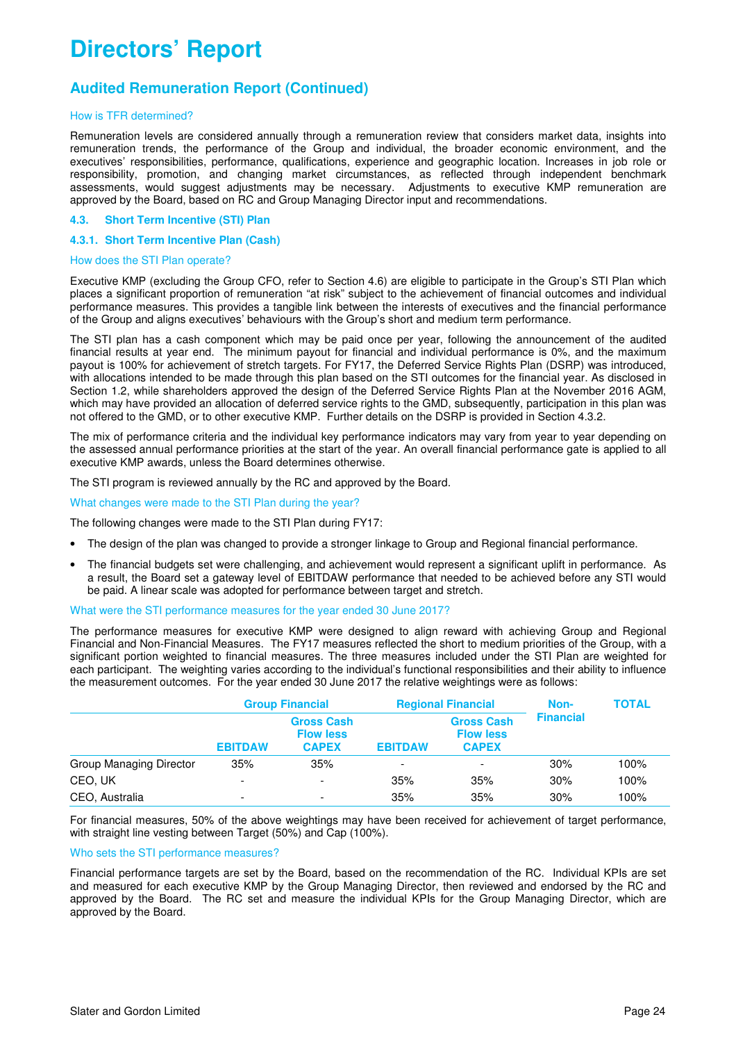# Directors' Report

## Audited Remuneration Report (Continued)

### How is TFR determined?

Remuneration levels are considered annually through a remuneration review that considers market data, insights into remuneration trends, the performance of the Group and individual, the broader economic environment, and the executives' responsibilities, performance, qualifications, experience and geographic location. Increases in job role or responsibility, promotion, and changing market circumstances, as reflected through independent benchmark assessments, would suggest adjustments may be necessary. Adjustments to executive KMP remuneration are approved by the Board, based on RC and Group Managing Director input and recommendations.

### 4.3. Short Term Incentive (STI) Plan

#### 4.3.1. Short Term Incentive Plan (Cash)

##### How does the STI Plan operate?

Executive KMP (excluding the Group CFO, refer to Section 4.6) are eligible to participate in the Group's STI Plan which places a significant proportion of remuneration "at risk" subject to the achievement of financial outcomes and individual performance measures. This provides a tangible link between the interests of executives and the financial performance of the Group and aligns executives' behaviours with the Group's short and medium term performance.

The STI plan has a cash component which may be paid once per year, following the announcement of the audited financial results at year end. The minimum payout for financial and individual performance is 0%, and the maximum payout is 100% for achievement of stretch targets. For FY17, the Deferred Service Rights Plan (DSRP) was introduced, with allocations intended to be made through this plan based on the STI outcomes for the financial year. As disclosed in Section 1.2, while shareholders approved the design of the Deferred Service Rights Plan at the November 2016 AGM, which may have provided an allocation of deferred service rights to the GMD, subsequently, participation in this plan was not offered to the GMD, or to other executive KMP. Further details on the DSRP is provided in Section 4.3.2.

The mix of performance criteria and the individual key performance indicators may vary from year to year depending on the assessed annual performance priorities at the start of the year. An overall financial performance gate is applied to all executive KMP awards, unless the Board determines otherwise.

The STI program is reviewed annually by the RC and approved by the Board.

##### What changes were made to the STI Plan during the year?

The following changes were made to the STI Plan during FY17:

- The design of the plan was changed to provide a stronger linkage to Group and Regional financial performance.
- The financial budgets set were challenging, and achievement would represent a significant uplift in performance. As a result, the Board set a gateway level of EBITDAW performance that needed to be achieved before any STI would be paid. A linear scale was adopted for performance between target and stretch.

##### What were the STI performance measures for the year ended 30 June 2017?

The performance measures for executive KMP were designed to align reward with achieving Group and Regional Financial and Non-Financial Measures. The FY17 measures reflected the short to medium priorities of the Group, with a significant portion weighted to financial measures. The three measures included under the STI Plan are weighted for each participant. The weighting varies according to the individual's functional responsibilities and their ability to influence the measurement outcomes. For the year ended 30 June 2017 the relative weightings were as follows:

| | Group Financial | | Regional Financial | | Non-Financial | TOTAL |
|---|---|---|---|---|---|---|
| | EBITDAW | Gross Cash Flow less CAPEX | EBITDAW | Gross Cash Flow less CAPEX | | |
| Group Managing Director | 35% | 35% | - | - | 30% | 100% |
| CEO, UK | - | - | 35% | 35% | 30% | 100% |
| CEO, Australia | - | - | 35% | 35% | 30% | 100% |

For financial measures, 50% of the above weightings may have been received for achievement of target performance, with straight line vesting between Target (50%) and Cap (100%).

##### Who sets the STI performance measures?

Financial performance targets are set by the Board, based on the recommendation of the RC. Individual KPIs are set and measured for each executive KMP by the Group Managing Director, then reviewed and endorsed by the RC and approved by the Board. The RC set and measure the individual KPIs for the Group Managing Director, which are approved by the Board.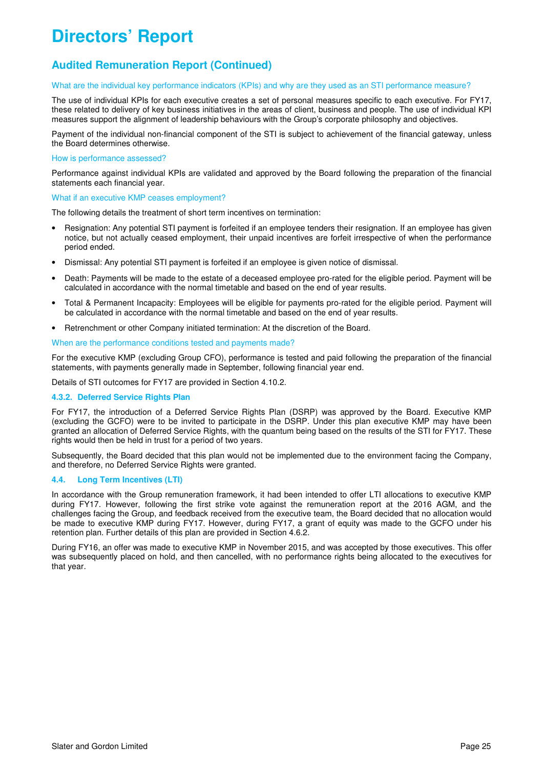# Directors' Report

## Audited Remuneration Report (Continued)

### What are the individual key performance indicators (KPIs) and why are they used as an STI performance measure?

The use of individual KPIs for each executive creates a set of personal measures specific to each executive. For FY17, these related to delivery of key business initiatives in the areas of client, business and people. The use of individual KPI measures support the alignment of leadership behaviours with the Group's corporate philosophy and objectives.

Payment of the individual non-financial component of the STI is subject to achievement of the financial gateway, unless the Board determines otherwise.

### How is performance assessed?

Performance against individual KPIs are validated and approved by the Board following the preparation of the financial statements each financial year.

### What if an executive KMP ceases employment?

The following details the treatment of short term incentives on termination:

- Resignation: Any potential STI payment is forfeited if an employee tenders their resignation. If an employee has given notice, but not actually ceased employment, their unpaid incentives are forfeit irrespective of when the performance period ended.
- Dismissal: Any potential STI payment is forfeited if an employee is given notice of dismissal.
- Death: Payments will be made to the estate of a deceased employee pro-rated for the eligible period. Payment will be calculated in accordance with the normal timetable and based on the end of year results.
- Total & Permanent Incapacity: Employees will be eligible for payments pro-rated for the eligible period. Payment will be calculated in accordance with the normal timetable and based on the end of year results.
- Retrenchment or other Company initiated termination: At the discretion of the Board.

### When are the performance conditions tested and payments made?

For the executive KMP (excluding Group CFO), performance is tested and paid following the preparation of the financial statements, with payments generally made in September, following financial year end.

Details of STI outcomes for FY17 are provided in Section 4.10.2.

### 4.3.2. Deferred Service Rights Plan

For FY17, the introduction of a Deferred Service Rights Plan (DSRP) was approved by the Board. Executive KMP (excluding the GCFO) were to be invited to participate in the DSRP. Under this plan executive KMP may have been granted an allocation of Deferred Service Rights, with the quantum being based on the results of the STI for FY17. These rights would then be held in trust for a period of two years.

Subsequently, the Board decided that this plan would not be implemented due to the environment facing the Company, and therefore, no Deferred Service Rights were granted.

### 4.4. Long Term Incentives (LTI)

In accordance with the Group remuneration framework, it had been intended to offer LTI allocations to executive KMP during FY17. However, following the first strike vote against the remuneration report at the 2016 AGM, and the challenges facing the Group, and feedback received from the executive team, the Board decided that no allocation would be made to executive KMP during FY17. However, during FY17, a grant of equity was made to the GCFO under his retention plan. Further details of this plan are provided in Section 4.6.2.

During FY16, an offer was made to executive KMP in November 2015, and was accepted by those executives. This offer was subsequently placed on hold, and then cancelled, with no performance rights being allocated to the executives for that year.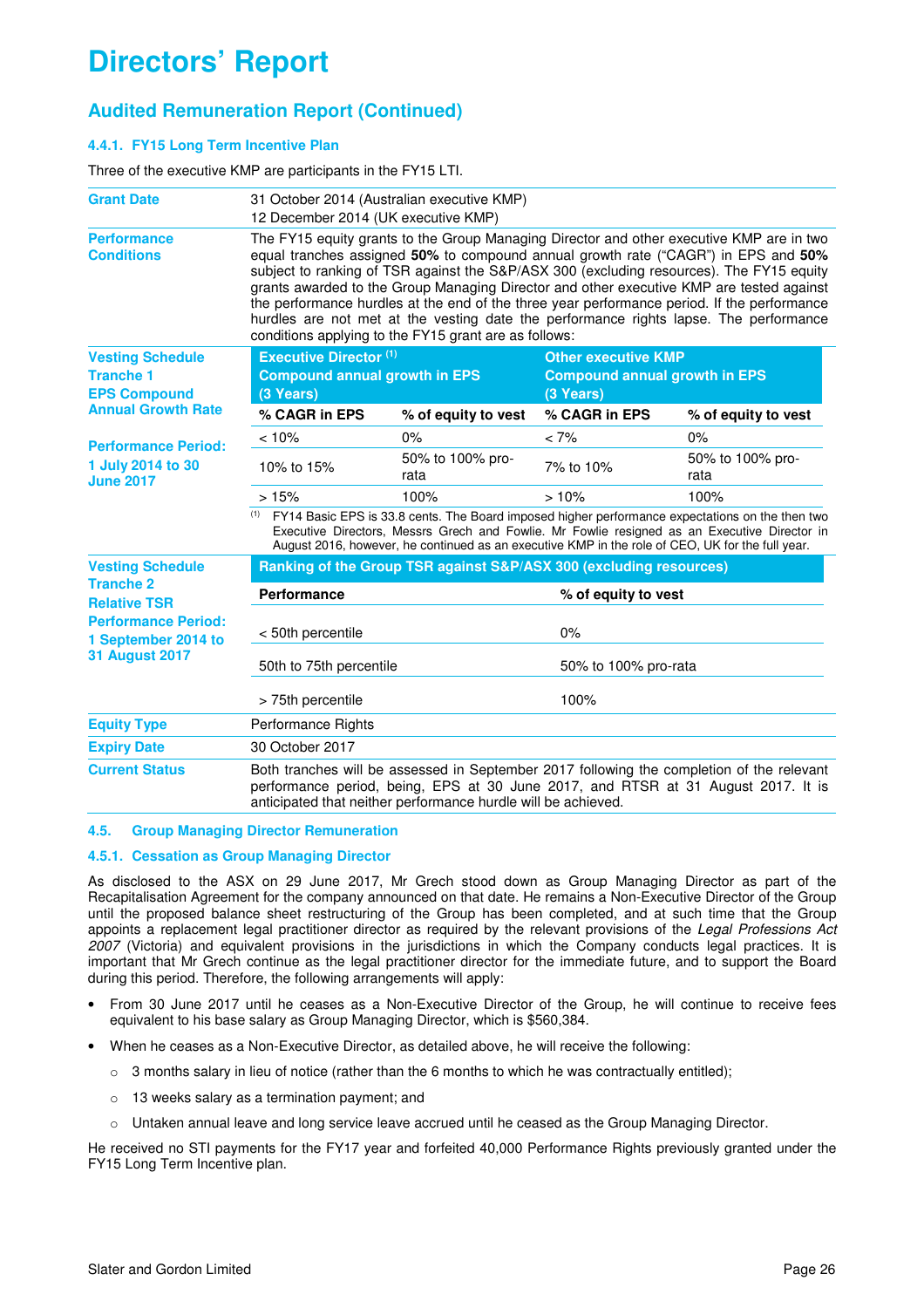# Directors' Report

## Audited Remuneration Report (Continued)

### 4.4.1. FY15 Long Term Incentive Plan

Three of the executive KMP are participants in the FY15 LTI.

| | | | | |
|---|---|---|---|---|
| **Grant Date** | 31 October 2014 (Australian executive KMP)<br>12 December 2014 (UK executive KMP) | | | |
| **Performance Conditions** | The FY15 equity grants to the Group Managing Director and other executive KMP are in two equal tranches assigned **50%** to compound annual growth rate ("CAGR") in EPS and **50%** subject to ranking of TSR against the S&P/ASX 300 (excluding resources). The FY15 equity grants awarded to the Group Managing Director and other executive KMP are tested against the performance hurdles at the end of the three year performance period. If the performance hurdles are not met at the vesting date the performance rights lapse. The performance conditions applying to the FY15 grant are as follows: | | | |
| **Vesting Schedule Tranche 1 EPS Compound Annual Growth Rate**<br><br>**Performance Period: 1 July 2014 to 30 June 2017** | **Executive Director [1] Compound annual growth in EPS (3 Years)** | | **Other executive KMP Compound annual growth in EPS (3 Years)** | |
| | **% CAGR in EPS** | **% of equity to vest** | **% CAGR in EPS** | **% of equity to vest** |
| | < 10% | 0% | < 7% | 0% |
| | 10% to 15% | 50% to 100% pro-rata | 7% to 10% | 50% to 100% pro-rata |
| | > 15% | 100% | > 10% | 100% |
| | [1] FY14 Basic EPS is 33.8 cents. The Board imposed higher performance expectations on the then two Executive Directors, Messrs Grech and Fowlie. Mr Fowlie resigned as an Executive Director in August 2016, however, he continued as an executive KMP in the role of CEO, UK for the full year. | | | |
| **Vesting Schedule Tranche 2 Relative TSR**<br><br>**Performance Period: 1 September 2014 to 31 August 2017** | **Ranking of the Group TSR against S&P/ASX 300 (excluding resources)** | | | |
| | **Performance** | | **% of equity to vest** | |
| | < 50th percentile | | 0% | |
| | 50th to 75th percentile | | 50% to 100% pro-rata | |
| | > 75th percentile | | 100% | |
| **Equity Type** | Performance Rights | | | |
| **Expiry Date** | 30 October 2017 | | | |
| **Current Status** | Both tranches will be assessed in September 2017 following the completion of the relevant performance period, being, EPS at 30 June 2017, and RTSR at 31 August 2017. It is anticipated that neither performance hurdle will be achieved. | | | |

### 4.5. Group Managing Director Remuneration

### 4.5.1. Cessation as Group Managing Director

As disclosed to the ASX on 29 June 2017, Mr Grech stood down as Group Managing Director as part of the Recapitalisation Agreement for the company announced on that date. He remains a Non-Executive Director of the Group until the proposed balance sheet restructuring of the Group has been completed, and at such time that the Group appoints a replacement legal practitioner director as required by the relevant provisions of the *Legal Professions Act 2007* (Victoria) and equivalent provisions in the jurisdictions in which the Company conducts legal practices. It is important that Mr Grech continue as the legal practitioner director for the immediate future, and to support the Board during this period. Therefore, the following arrangements will apply:

- From 30 June 2017 until he ceases as a Non-Executive Director of the Group, he will continue to receive fees equivalent to his base salary as Group Managing Director, which is $560,384.
- When he ceases as a Non-Executive Director, as detailed above, he will receive the following:
  - 3 months salary in lieu of notice (rather than the 6 months to which he was contractually entitled);
  - 13 weeks salary as a termination payment; and
  - Untaken annual leave and long service leave accrued until he ceased as the Group Managing Director.

He received no STI payments for the FY17 year and forfeited 40,000 Performance Rights previously granted under the FY15 Long Term Incentive plan.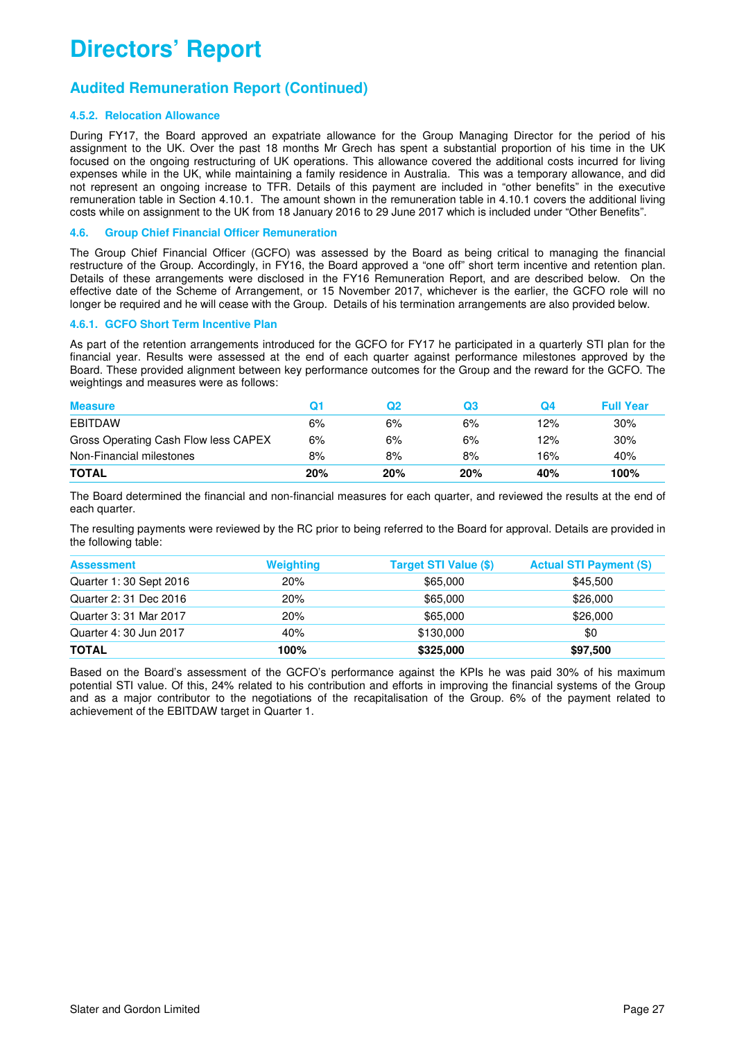# Directors' Report

## Audited Remuneration Report (Continued)

### 4.5.2. Relocation Allowance

During FY17, the Board approved an expatriate allowance for the Group Managing Director for the period of his assignment to the UK. Over the past 18 months Mr Grech has spent a substantial proportion of his time in the UK focused on the ongoing restructuring of UK operations. This allowance covered the additional costs incurred for living expenses while in the UK, while maintaining a family residence in Australia. This was a temporary allowance, and did not represent an ongoing increase to TFR. Details of this payment are included in "other benefits" in the executive remuneration table in Section 4.10.1. The amount shown in the remuneration table in 4.10.1 covers the additional living costs while on assignment to the UK from 18 January 2016 to 29 June 2017 which is included under "Other Benefits".

### 4.6. Group Chief Financial Officer Remuneration

The Group Chief Financial Officer (GCFO) was assessed by the Board as being critical to managing the financial restructure of the Group. Accordingly, in FY16, the Board approved a "one off" short term incentive and retention plan. Details of these arrangements were disclosed in the FY16 Remuneration Report, and are described below. On the effective date of the Scheme of Arrangement, or 15 November 2017, whichever is the earlier, the GCFO role will no longer be required and he will cease with the Group. Details of his termination arrangements are also provided below.

### 4.6.1. GCFO Short Term Incentive Plan

As part of the retention arrangements introduced for the GCFO for FY17 he participated in a quarterly STI plan for the financial year. Results were assessed at the end of each quarter against performance milestones approved by the Board. These provided alignment between key performance outcomes for the Group and the reward for the GCFO. The weightings and measures were as follows:

| Measure | Q1 | Q2 | Q3 | Q4 | Full Year |
|---|---|---|---|---|---|
| EBITDAW | 6% | 6% | 6% | 12% | 30% |
| Gross Operating Cash Flow less CAPEX | 6% | 6% | 6% | 12% | 30% |
| Non-Financial milestones | 8% | 8% | 8% | 16% | 40% |
| **TOTAL** | **20%** | **20%** | **20%** | **40%** | **100%** |

The Board determined the financial and non-financial measures for each quarter, and reviewed the results at the end of each quarter.

The resulting payments were reviewed by the RC prior to being referred to the Board for approval. Details are provided in the following table:

| Assessment | Weighting | Target STI Value ($) | Actual STI Payment (S) |
|---|---|---|---|
| Quarter 1: 30 Sept 2016 | 20% | $65,000 | $45,500 |
| Quarter 2: 31 Dec 2016 | 20% | $65,000 | $26,000 |
| Quarter 3: 31 Mar 2017 | 20% | $65,000 | $26,000 |
| Quarter 4: 30 Jun 2017 | 40% | $130,000 | $0 |
| **TOTAL** | **100%** | **$325,000** | **$97,500** |

Based on the Board's assessment of the GCFO's performance against the KPIs he was paid 30% of his maximum potential STI value. Of this, 24% related to his contribution and efforts in improving the financial systems of the Group and as a major contributor to the negotiations of the recapitalisation of the Group. 6% of the payment related to achievement of the EBITDAW target in Quarter 1.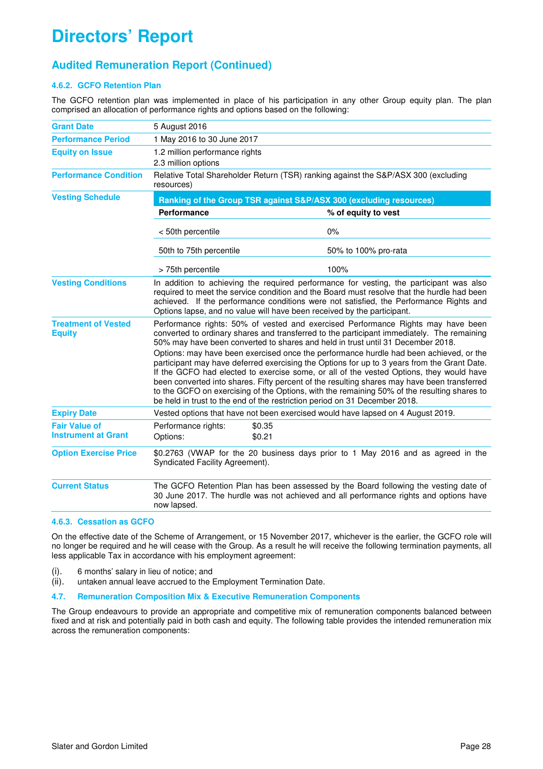# Directors' Report

## Audited Remuneration Report (Continued)

### 4.6.2. GCFO Retention Plan

The GCFO retention plan was implemented in place of his participation in any other Group equity plan. The plan comprised an allocation of performance rights and options based on the following:

| | |
|---|---|
| **Grant Date** | 5 August 2016 |
| **Performance Period** | 1 May 2016 to 30 June 2017 |
| **Equity on Issue** | 1.2 million performance rights<br>2.3 million options |
| **Performance Condition** | Relative Total Shareholder Return (TSR) ranking against the S&P/ASX 300 (excluding resources) |
| **Vesting Schedule** | **Ranking of the Group TSR against S&P/ASX 300 (excluding resources)**<br>**Performance** — **% of equity to vest**<br>< 50th percentile — 0%<br>50th to 75th percentile — 50% to 100% pro-rata<br>> 75th percentile — 100% |
| **Vesting Conditions** | In addition to achieving the required performance for vesting, the participant was also required to meet the service condition and the Board must resolve that the hurdle had been achieved. If the performance conditions were not satisfied, the Performance Rights and Options lapse, and no value will have been received by the participant. |
| **Treatment of Vested Equity** | Performance rights: 50% of vested and exercised Performance Rights may have been converted to ordinary shares and transferred to the participant immediately. The remaining 50% may have been converted to shares and held in trust until 31 December 2018.<br>Options: may have been exercised once the performance hurdle had been achieved, or the participant may have deferred exercising the Options for up to 3 years from the Grant Date. If the GCFO had elected to exercise some, or all of the vested Options, they would have been converted into shares. Fifty percent of the resulting shares may have been transferred to the GCFO on exercising of the Options, with the remaining 50% of the resulting shares to be held in trust to the end of the restriction period on 31 December 2018. |
| **Expiry Date** | Vested options that have not been exercised would have lapsed on 4 August 2019. |
| **Fair Value of Instrument at Grant** | Performance rights: $0.35<br>Options: $0.21 |
| **Option Exercise Price** | $0.2763 (VWAP for the 20 business days prior to 1 May 2016 and as agreed in the Syndicated Facility Agreement). |
| **Current Status** | The GCFO Retention Plan has been assessed by the Board following the vesting date of 30 June 2017. The hurdle was not achieved and all performance rights and options have now lapsed. |

### 4.6.3. Cessation as GCFO

On the effective date of the Scheme of Arrangement, or 15 November 2017, whichever is the earlier, the GCFO role will no longer be required and he will cease with the Group. As a result he will receive the following termination payments, all less applicable Tax in accordance with his employment agreement:

(i). 6 months' salary in lieu of notice; and
(ii). untaken annual leave accrued to the Employment Termination Date.

### 4.7. Remuneration Composition Mix & Executive Remuneration Components

The Group endeavours to provide an appropriate and competitive mix of remuneration components balanced between fixed and at risk and potentially paid in both cash and equity. The following table provides the intended remuneration mix across the remuneration components: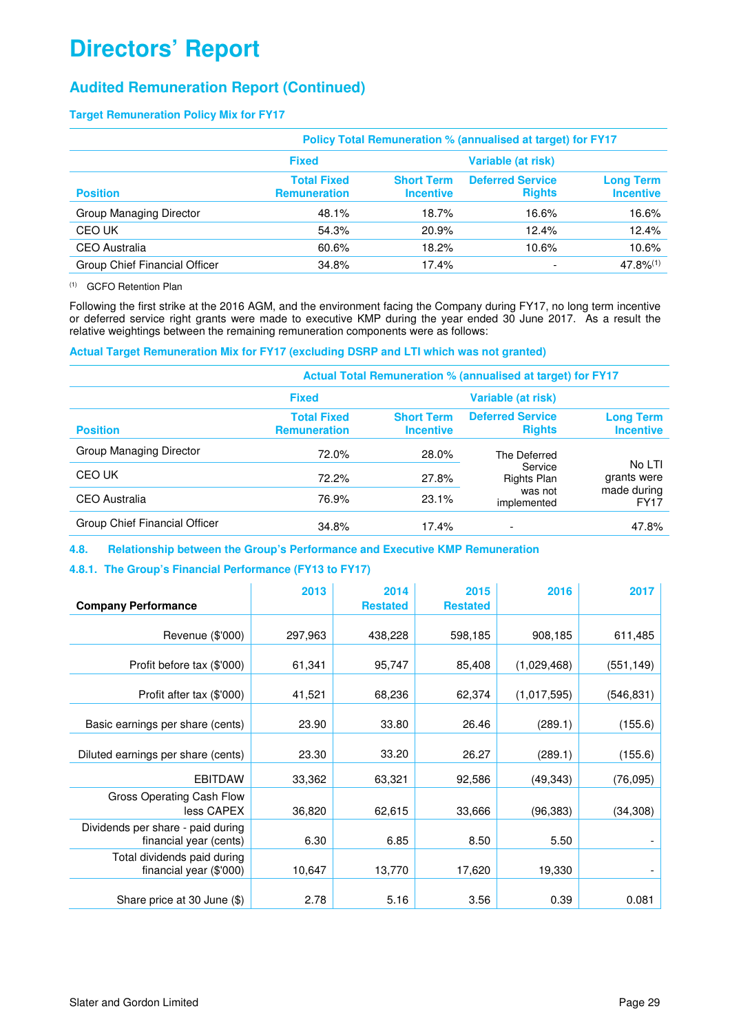# Directors' Report

## Audited Remuneration Report (Continued)

### Target Remuneration Policy Mix for FY17

| | Policy Total Remuneration % (annualised at target) for FY17 | | | |
|---|---|---|---|---|
| | Fixed | Variable (at risk) | | |
| Position | Total Fixed Remuneration | Short Term Incentive | Deferred Service Rights | Long Term Incentive |
| Group Managing Director | 48.1% | 18.7% | 16.6% | 16.6% |
| CEO UK | 54.3% | 20.9% | 12.4% | 12.4% |
| CEO Australia | 60.6% | 18.2% | 10.6% | 10.6% |
| Group Chief Financial Officer | 34.8% | 17.4% | - | 47.8%[1] |

[1] GCFO Retention Plan

Following the first strike at the 2016 AGM, and the environment facing the Company during FY17, no long term incentive or deferred service right grants were made to executive KMP during the year ended 30 June 2017. As a result the relative weightings between the remaining remuneration components were as follows:

### Actual Target Remuneration Mix for FY17 (excluding DSRP and LTI which was not granted)

| | Actual Total Remuneration % (annualised at target) for FY17 | | | |
|---|---|---|---|---|
| | Fixed | Variable (at risk) | | |
| Position | Total Fixed Remuneration | Short Term Incentive | Deferred Service Rights | Long Term Incentive |
| Group Managing Director | 72.0% | 28.0% | The Deferred Service Rights Plan was not implemented | No LTI grants were made during FY17 |
| CEO UK | 72.2% | 27.8% | | |
| CEO Australia | 76.9% | 23.1% | | |
| Group Chief Financial Officer | 34.8% | 17.4% | - | 47.8% |

### 4.8. Relationship between the Group's Performance and Executive KMP Remuneration

#### 4.8.1. The Group's Financial Performance (FY13 to FY17)

| Company Performance | 2013 | 2014 Restated | 2015 Restated | 2016 | 2017 |
|---|---|---|---|---|---|
| Revenue ($'000) | 297,963 | 438,228 | 598,185 | 908,185 | 611,485 |
| Profit before tax ($'000) | 61,341 | 95,747 | 85,408 | (1,029,468) | (551,149) |
| Profit after tax ($'000) | 41,521 | 68,236 | 62,374 | (1,017,595) | (546,831) |
| Basic earnings per share (cents) | 23.90 | 33.80 | 26.46 | (289.1) | (155.6) |
| Diluted earnings per share (cents) | 23.30 | 33.20 | 26.27 | (289.1) | (155.6) |
| EBITDAW | 33,362 | 63,321 | 92,586 | (49,343) | (76,095) |
| Gross Operating Cash Flow less CAPEX | 36,820 | 62,615 | 33,666 | (96,383) | (34,308) |
| Dividends per share - paid during financial year (cents) | 6.30 | 6.85 | 8.50 | 5.50 | - |
| Total dividends paid during financial year ($'000) | 10,647 | 13,770 | 17,620 | 19,330 | - |
| Share price at 30 June ($) | 2.78 | 5.16 | 3.56 | 0.39 | 0.081 |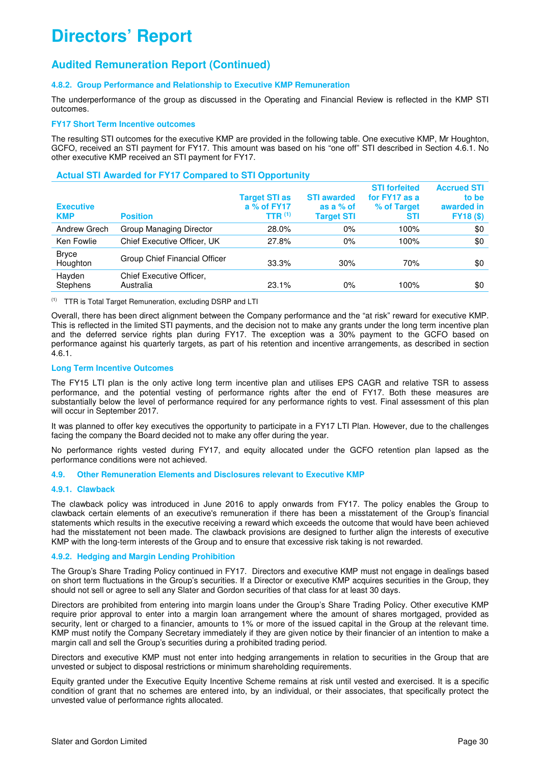# Directors' Report

## Audited Remuneration Report (Continued)

#### 4.8.2. Group Performance and Relationship to Executive KMP Remuneration

The underperformance of the group as discussed in the Operating and Financial Review is reflected in the KMP STI outcomes.

#### FY17 Short Term Incentive outcomes

The resulting STI outcomes for the executive KMP are provided in the following table. One executive KMP, Mr Houghton, GCFO, received an STI payment for FY17. This amount was based on his "one off" STI described in Section 4.6.1. No other executive KMP received an STI payment for FY17.

### Actual STI Awarded for FY17 Compared to STI Opportunity

| Executive KMP | Position | Target STI as a % of FY17 TTR [(1)] | STI awarded as a % of Target STI | STI forfeited for FY17 as a % of Target STI | Accrued STI to be awarded in FY18 ($) |
|---|---|---|---|---|---|
| Andrew Grech | Group Managing Director | 28.0% | 0% | 100% | $0 |
| Ken Fowlie | Chief Executive Officer, UK | 27.8% | 0% | 100% | $0 |
| Bryce Houghton | Group Chief Financial Officer | 33.3% | 30% | 70% | $0 |
| Hayden Stephens | Chief Executive Officer, Australia | 23.1% | 0% | 100% | $0 |

(1) TTR is Total Target Remuneration, excluding DSRP and LTI

Overall, there has been direct alignment between the Company performance and the "at risk" reward for executive KMP. This is reflected in the limited STI payments, and the decision not to make any grants under the long term incentive plan and the deferred service rights plan during FY17. The exception was a 30% payment to the GCFO based on performance against his quarterly targets, as part of his retention and incentive arrangements, as described in section 4.6.1.

#### Long Term Incentive Outcomes

The FY15 LTI plan is the only active long term incentive plan and utilises EPS CAGR and relative TSR to assess performance, and the potential vesting of performance rights after the end of FY17. Both these measures are substantially below the level of performance required for any performance rights to vest. Final assessment of this plan will occur in September 2017.

It was planned to offer key executives the opportunity to participate in a FY17 LTI Plan. However, due to the challenges facing the company the Board decided not to make any offer during the year.

No performance rights vested during FY17, and equity allocated under the GCFO retention plan lapsed as the performance conditions were not achieved.

### 4.9. Other Remuneration Elements and Disclosures relevant to Executive KMP

#### 4.9.1. Clawback

The clawback policy was introduced in June 2016 to apply onwards from FY17. The policy enables the Group to clawback certain elements of an executive's remuneration if there has been a misstatement of the Group's financial statements which results in the executive receiving a reward which exceeds the outcome that would have been achieved had the misstatement not been made. The clawback provisions are designed to further align the interests of executive KMP with the long-term interests of the Group and to ensure that excessive risk taking is not rewarded.

#### 4.9.2. Hedging and Margin Lending Prohibition

The Group's Share Trading Policy continued in FY17. Directors and executive KMP must not engage in dealings based on short term fluctuations in the Group's securities. If a Director or executive KMP acquires securities in the Group, they should not sell or agree to sell any Slater and Gordon securities of that class for at least 30 days.

Directors are prohibited from entering into margin loans under the Group's Share Trading Policy. Other executive KMP require prior approval to enter into a margin loan arrangement where the amount of shares mortgaged, provided as security, lent or charged to a financier, amounts to 1% or more of the issued capital in the Group at the relevant time. KMP must notify the Company Secretary immediately if they are given notice by their financier of an intention to make a margin call and sell the Group's securities during a prohibited trading period.

Directors and executive KMP must not enter into hedging arrangements in relation to securities in the Group that are unvested or subject to disposal restrictions or minimum shareholding requirements.

Equity granted under the Executive Equity Incentive Scheme remains at risk until vested and exercised. It is a specific condition of grant that no schemes are entered into, by an individual, or their associates, that specifically protect the unvested value of performance rights allocated.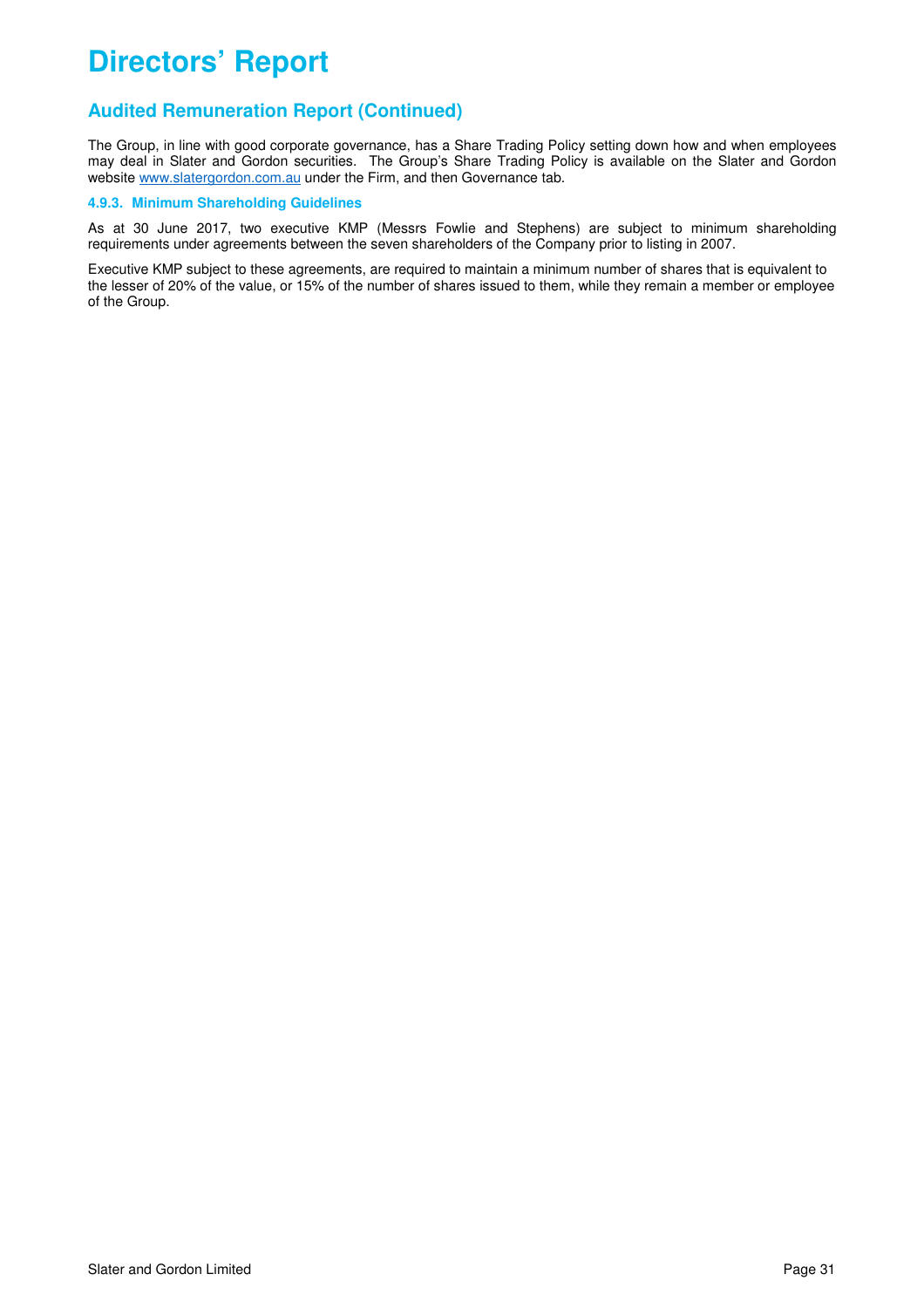# Directors' Report

## Audited Remuneration Report (Continued)

The Group, in line with good corporate governance, has a Share Trading Policy setting down how and when employees may deal in Slater and Gordon securities. The Group's Share Trading Policy is available on the Slater and Gordon website www.slatergordon.com.au under the Firm, and then Governance tab.

#### 4.9.3. Minimum Shareholding Guidelines

As at 30 June 2017, two executive KMP (Messrs Fowlie and Stephens) are subject to minimum shareholding requirements under agreements between the seven shareholders of the Company prior to listing in 2007.

Executive KMP subject to these agreements, are required to maintain a minimum number of shares that is equivalent to the lesser of 20% of the value, or 15% of the number of shares issued to them, while they remain a member or employee of the Group.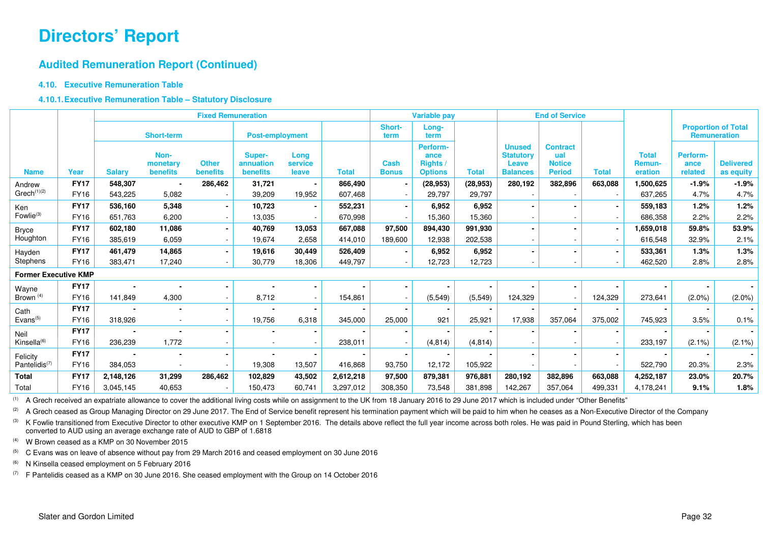# Directors' Report

## Audited Remuneration Report (Continued)

### 4.10. Executive Remuneration Table

#### 4.10.1. Executive Remuneration Table – Statutory Disclosure

| | | Fixed Remuneration | | | | | | Variable pay | | | End of Service | | | | Proportion of Total Remuneration | |
|---|---|---|---|---|---|---|---|---|---|---|---|---|---|---|---|---|
| | | Short-term | | | Post-employment | | | Short-term | Long-term | | | | | | | |
| **Name** | **Year** | **Salary** | **Non-monetary benefits** | **Other benefits** | **Super-annuation benefits** | **Long service leave** | **Total** | **Cash Bonus** | **Perform-ance Rights / Options** | **Total** | **Unused Statutory Leave Balances** | **Contractual Notice Period** | **Total** | **Total Remun-eration** | **Perform-ance related** | **Delivered as equity** |
| Andrew Grech[(1)(2)] | **FY17** | **548,307** | **-** | **286,462** | **31,721** | **-** | **866,490** | **-** | **(28,953)** | **(28,953)** | **280,192** | **382,896** | **663,088** | **1,500,625** | **-1.9%** | **-1.9%** |
| | FY16 | 543,225 | 5,082 | - | 39,209 | 19,952 | 607,468 | - | 29,797 | 29,797 | - | - | - | 637,265 | 4.7% | 4.7% |
| Ken Fowlie[(3)] | **FY17** | **536,160** | **5,348** | **-** | **10,723** | **-** | **552,231** | **-** | **6,952** | **6,952** | **-** | **-** | **-** | **559,183** | **1.2%** | **1.2%** |
| | FY16 | 651,763 | 6,200 | - | 13,035 | - | 670,998 | - | 15,360 | 15,360 | - | - | - | 686,358 | 2.2% | 2.2% |
| Bryce Houghton | **FY17** | **602,180** | **11,086** | **-** | **40,769** | **13,053** | **667,088** | **97,500** | **894,430** | **991,930** | **-** | **-** | **-** | **1,659,018** | **59.8%** | **53.9%** |
| | FY16 | 385,619 | 6,059 | - | 19,674 | 2,658 | 414,010 | 189,600 | 12,938 | 202,538 | - | - | - | 616,548 | 32.9% | 2.1% |
| Hayden Stephens | **FY17** | **461,479** | **14,865** | **-** | **19,616** | **30,449** | **526,409** | **-** | **6,952** | **6,952** | **-** | **-** | **-** | **533,361** | **1.3%** | **1.3%** |
| | FY16 | 383,471 | 17,240 | - | 30,779 | 18,306 | 449,797 | - | 12,723 | 12,723 | - | - | - | 462,520 | 2.8% | 2.8% |
| **Former Executive KMP** | | | | | | | | | | | | | | | | |
| Wayne Brown[(4)] | **FY17** | **-** | **-** | **-** | **-** | **-** | **-** | **-** | **-** | **-** | **-** | **-** | **-** | **-** | **-** | **-** |
| | FY16 | 141,849 | 4,300 | - | 8,712 | - | 154,861 | - | (5,549) | (5,549) | 124,329 | - | 124,329 | 273,641 | (2.0%) | (2.0%) |
| Cath Evans[(5)] | **FY17** | **-** | **-** | **-** | **-** | **-** | **-** | **-** | **-** | **-** | **-** | **-** | **-** | **-** | **-** | **-** |
| | FY16 | 318,926 | - | - | 19,756 | 6,318 | 345,000 | 25,000 | 921 | 25,921 | 17,938 | 357,064 | 375,002 | 745,923 | 3.5% | 0.1% |
| Neil Kinsella[(6)] | **FY17** | **-** | **-** | **-** | **-** | **-** | **-** | **-** | **-** | **-** | **-** | **-** | **-** | **-** | **-** | **-** |
| | FY16 | 236,239 | 1,772 | - | - | - | 238,011 | - | (4,814) | (4,814) | - | - | - | 233,197 | (2.1%) | (2.1%) |
| Felicity Pantelidis[(7)] | **FY17** | **-** | **-** | **-** | **-** | **-** | **-** | **-** | **-** | **-** | **-** | **-** | **-** | **-** | **-** | **-** |
| | FY16 | 384,053 | - | - | 19,308 | 13,507 | 416,868 | 93,750 | 12,172 | 105,922 | - | - | - | 522,790 | 20.3% | 2.3% |
| **Total** | **FY17** | **2,148,126** | **31,299** | **286,462** | **102,829** | **43,502** | **2,612,218** | **97,500** | **879,381** | **976,881** | **280,192** | **382,896** | **663,088** | **4,252,187** | **23.0%** | **20.7%** |
| Total | FY16 | 3,045,145 | 40,653 | - | 150,473 | 60,741 | 3,297,012 | 308,350 | 73,548 | 381,898 | 142,267 | 357,064 | 499,331 | 4,178,241 | 9.1% | 1.8% |

(1) A Grech received an expatriate allowance to cover the additional living costs while on assignment to the UK from 18 January 2016 to 29 June 2017 which is included under "Other Benefits"

(2) A Grech ceased as Group Managing Director on 29 June 2017. The End of Service benefit represent his termination payment which will be paid to him when he ceases as a Non-Executive Director of the Company

(3) K Fowlie transitioned from Executive Director to other executive KMP on 1 September 2016. The details above reflect the full year income across both roles. He was paid in Pound Sterling, which has been converted to AUD using an average exchange rate of AUD to GBP of 1.6818

(4) W Brown ceased as a KMP on 30 November 2015

(5) C Evans was on leave of absence without pay from 29 March 2016 and ceased employment on 30 June 2016

(6) N Kinsella ceased employment on 5 February 2016

(7) F Pantelidis ceased as a KMP on 30 June 2016. She ceased employment with the Group on 14 October 2016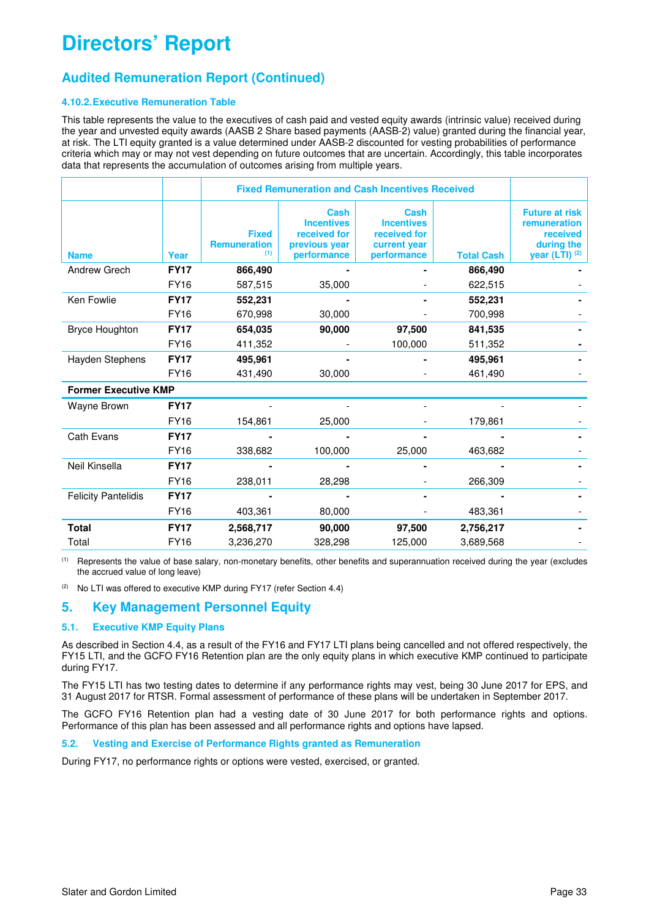# Directors' Report

## Audited Remuneration Report (Continued)

### 4.10.2. Executive Remuneration Table

This table represents the value to the executives of cash paid and vested equity awards (intrinsic value) received during the year and unvested equity awards (AASB 2 Share based payments (AASB-2) value) granted during the financial year, at risk. The LTI equity granted is a value determined under AASB-2 discounted for vesting probabilities of performance criteria which may or may not vest depending on future outcomes that are uncertain. Accordingly, this table incorporates data that represents the accumulation of outcomes arising from multiple years.

| | | Fixed Remuneration and Cash Incentives Received | | | | |
|---|---|---|---|---|---|---|
| Name | Year | Fixed Remuneration [1] | Cash Incentives received for previous year performance | Cash Incentives received for current year performance | Total Cash | Future at risk remuneration received during the year (LTI) [2] |
| Andrew Grech | **FY17** | **866,490** | **-** | **-** | **866,490** | **-** |
| | FY16 | 587,515 | 35,000 | - | 622,515 | - |
| Ken Fowlie | **FY17** | **552,231** | **-** | **-** | **552,231** | **-** |
| | FY16 | 670,998 | 30,000 | - | 700,998 | - |
| Bryce Houghton | **FY17** | **654,035** | **90,000** | **97,500** | **841,535** | **-** |
| | FY16 | 411,352 | - | 100,000 | 511,352 | - |
| Hayden Stephens | **FY17** | **495,961** | **-** | **-** | **495,961** | **-** |
| | FY16 | 431,490 | 30,000 | - | 461,490 | - |
| **Former Executive KMP** | | | | | | |
| Wayne Brown | **FY17** | - | - | - | - | - |
| | FY16 | 154,861 | 25,000 | - | 179,861 | - |
| Cath Evans | **FY17** | **-** | **-** | **-** | **-** | **-** |
| | FY16 | 338,682 | 100,000 | 25,000 | 463,682 | - |
| Neil Kinsella | **FY17** | **-** | **-** | **-** | **-** | **-** |
| | FY16 | 238,011 | 28,298 | - | 266,309 | - |
| Felicity Pantelidis | **FY17** | **-** | **-** | **-** | **-** | **-** |
| | FY16 | 403,361 | 80,000 | - | 483,361 | - |
| **Total** | **FY17** | **2,568,717** | **90,000** | **97,500** | **2,756,217** | **-** |
| Total | FY16 | 3,236,270 | 328,298 | 125,000 | 3,689,568 | - |

[1] Represents the value of base salary, non-monetary benefits, other benefits and superannuation received during the year (excludes the accrued value of long leave)

[2] No LTI was offered to executive KMP during FY17 (refer Section 4.4)

## 5. Key Management Personnel Equity

### 5.1. Executive KMP Equity Plans

As described in Section 4.4, as a result of the FY16 and FY17 LTI plans being cancelled and not offered respectively, the FY15 LTI, and the GCFO FY16 Retention plan are the only equity plans in which executive KMP continued to participate during FY17.

The FY15 LTI has two testing dates to determine if any performance rights may vest, being 30 June 2017 for EPS, and 31 August 2017 for RTSR. Formal assessment of performance of these plans will be undertaken in September 2017.

The GCFO FY16 Retention plan had a vesting date of 30 June 2017 for both performance rights and options. Performance of this plan has been assessed and all performance rights and options have lapsed.

### 5.2. Vesting and Exercise of Performance Rights granted as Remuneration

During FY17, no performance rights or options were vested, exercised, or granted.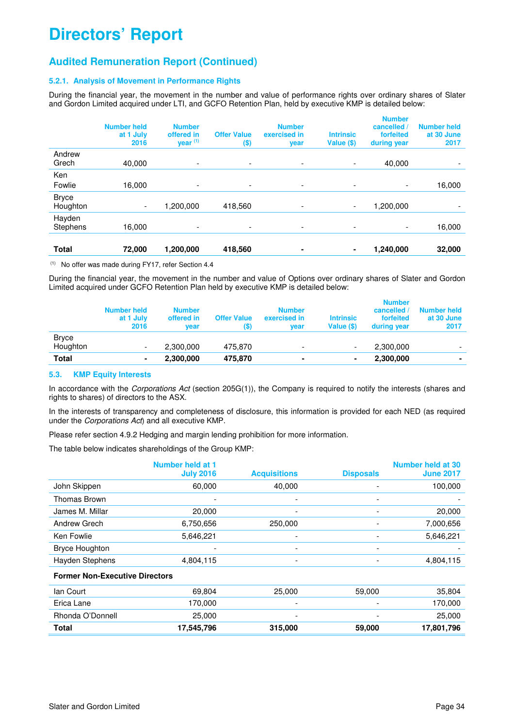# Directors' Report

## Audited Remuneration Report (Continued)

### 5.2.1. Analysis of Movement in Performance Rights

During the financial year, the movement in the number and value of performance rights over ordinary shares of Slater and Gordon Limited acquired under LTI, and GCFO Retention Plan, held by executive KMP is detailed below:

| | Number held at 1 July 2016 | Number offered in year [(1)] | Offer Value ($) | Number exercised in year | Intrinsic Value ($) | Number cancelled / forfeited during year | Number held at 30 June 2017 |
|---|---|---|---|---|---|---|---|
| Andrew Grech | 40,000 | - | - | - | - | 40,000 | - |
| Ken Fowlie | 16,000 | - | - | - | - | - | 16,000 |
| Bryce Houghton | - | 1,200,000 | 418,560 | - | - | 1,200,000 | - |
| Hayden Stephens | 16,000 | - | - | - | - | - | 16,000 |
| **Total** | **72,000** | **1,200,000** | **418,560** | **-** | **-** | **1,240,000** | **32,000** |

(1) No offer was made during FY17, refer Section 4.4

During the financial year, the movement in the number and value of Options over ordinary shares of Slater and Gordon Limited acquired under GCFO Retention Plan held by executive KMP is detailed below:

| | Number held at 1 July 2016 | Number offered in year | Offer Value ($) | Number exercised in year | Intrinsic Value ($) | Number cancelled / forfeited during year | Number held at 30 June 2017 |
|---|---|---|---|---|---|---|---|
| Bryce Houghton | - | 2,300,000 | 475,870 | - | - | 2,300,000 | - |
| **Total** | **-** | **2,300,000** | **475,870** | **-** | **-** | **2,300,000** | **-** |

### 5.3. KMP Equity Interests

In accordance with the *Corporations Act* (section 205G(1)), the Company is required to notify the interests (shares and rights to shares) of directors to the ASX.

In the interests of transparency and completeness of disclosure, this information is provided for each NED (as required under the *Corporations Act*) and all executive KMP.

Please refer section 4.9.2 Hedging and margin lending prohibition for more information.

The table below indicates shareholdings of the Group KMP:

| | Number held at 1 July 2016 | Acquisitions | Disposals | Number held at 30 June 2017 |
|---|---|---|---|---|
| John Skippen | 60,000 | 40,000 | - | 100,000 |
| Thomas Brown | - | - | - | - |
| James M. Millar | 20,000 | - | - | 20,000 |
| Andrew Grech | 6,750,656 | 250,000 | - | 7,000,656 |
| Ken Fowlie | 5,646,221 | - | - | 5,646,221 |
| Bryce Houghton | - | - | - | - |
| Hayden Stephens | 4,804,115 | - | - | 4,804,115 |
| **Former Non-Executive Directors** | | | | |
| Ian Court | 69,804 | 25,000 | 59,000 | 35,804 |
| Erica Lane | 170,000 | - | - | 170,000 |
| Rhonda O'Donnell | 25,000 | - | - | 25,000 |
| **Total** | **17,545,796** | **315,000** | **59,000** | **17,801,796** |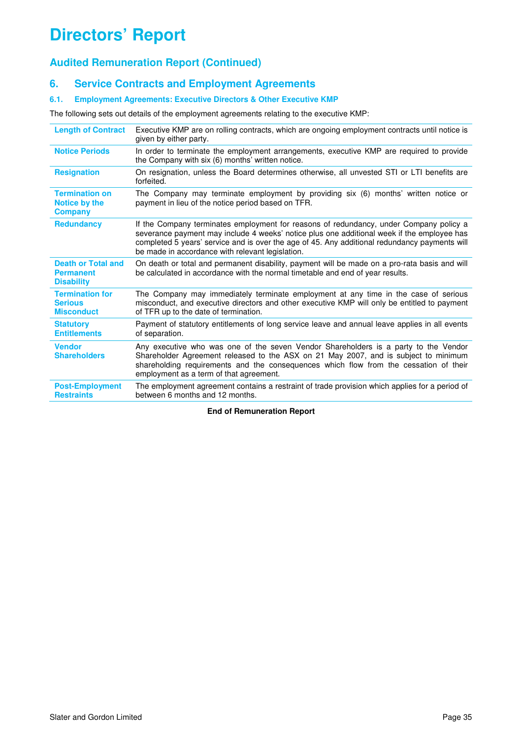# Directors' Report

## Audited Remuneration Report (Continued)

## 6. Service Contracts and Employment Agreements

### 6.1. Employment Agreements: Executive Directors & Other Executive KMP

The following sets out details of the employment agreements relating to the executive KMP:

| | |
|---|---|
| **Length of Contract** | Executive KMP are on rolling contracts, which are ongoing employment contracts until notice is given by either party. |
| **Notice Periods** | In order to terminate the employment arrangements, executive KMP are required to provide the Company with six (6) months' written notice. |
| **Resignation** | On resignation, unless the Board determines otherwise, all unvested STI or LTI benefits are forfeited. |
| **Termination on Notice by the Company** | The Company may terminate employment by providing six (6) months' written notice or payment in lieu of the notice period based on TFR. |
| **Redundancy** | If the Company terminates employment for reasons of redundancy, under Company policy a severance payment may include 4 weeks' notice plus one additional week if the employee has completed 5 years' service and is over the age of 45. Any additional redundancy payments will be made in accordance with relevant legislation. |
| **Death or Total and Permanent Disability** | On death or total and permanent disability, payment will be made on a pro-rata basis and will be calculated in accordance with the normal timetable and end of year results. |
| **Termination for Serious Misconduct** | The Company may immediately terminate employment at any time in the case of serious misconduct, and executive directors and other executive KMP will only be entitled to payment of TFR up to the date of termination. |
| **Statutory Entitlements** | Payment of statutory entitlements of long service leave and annual leave applies in all events of separation. |
| **Vendor Shareholders** | Any executive who was one of the seven Vendor Shareholders is a party to the Vendor Shareholder Agreement released to the ASX on 21 May 2007, and is subject to minimum shareholding requirements and the consequences which flow from the cessation of their employment as a term of that agreement. |
| **Post-Employment Restraints** | The employment agreement contains a restraint of trade provision which applies for a period of between 6 months and 12 months. |

**End of Remuneration Report**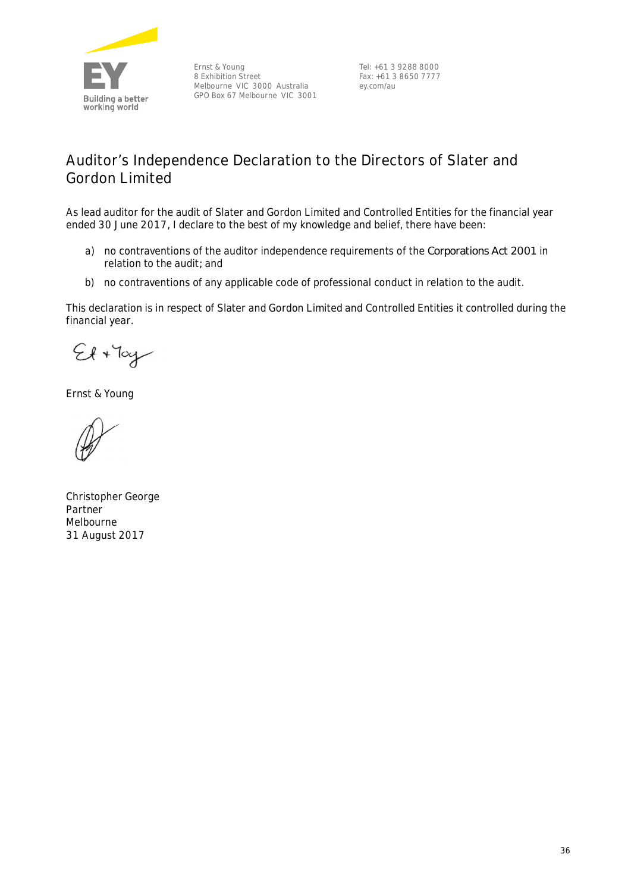Ernst & Young
8 Exhibition Street
Melbourne VIC 3000 Australia
GPO Box 67 Melbourne VIC 3001

Tel: +61 3 9288 8000
Fax: +61 3 8650 7777
ey.com/au

# Auditor's Independence Declaration to the Directors of Slater and Gordon Limited

As lead auditor for the audit of Slater and Gordon Limited and Controlled Entities for the financial year ended 30 June 2017, I declare to the best of my knowledge and belief, there have been:

a) no contraventions of the auditor independence requirements of the *Corporations Act 2001* in relation to the audit; and

b) no contraventions of any applicable code of professional conduct in relation to the audit.

This declaration is in respect of Slater and Gordon Limited and Controlled Entities it controlled during the financial year.

Ernst & Young

Christopher George
Partner
Melbourne
31 August 2017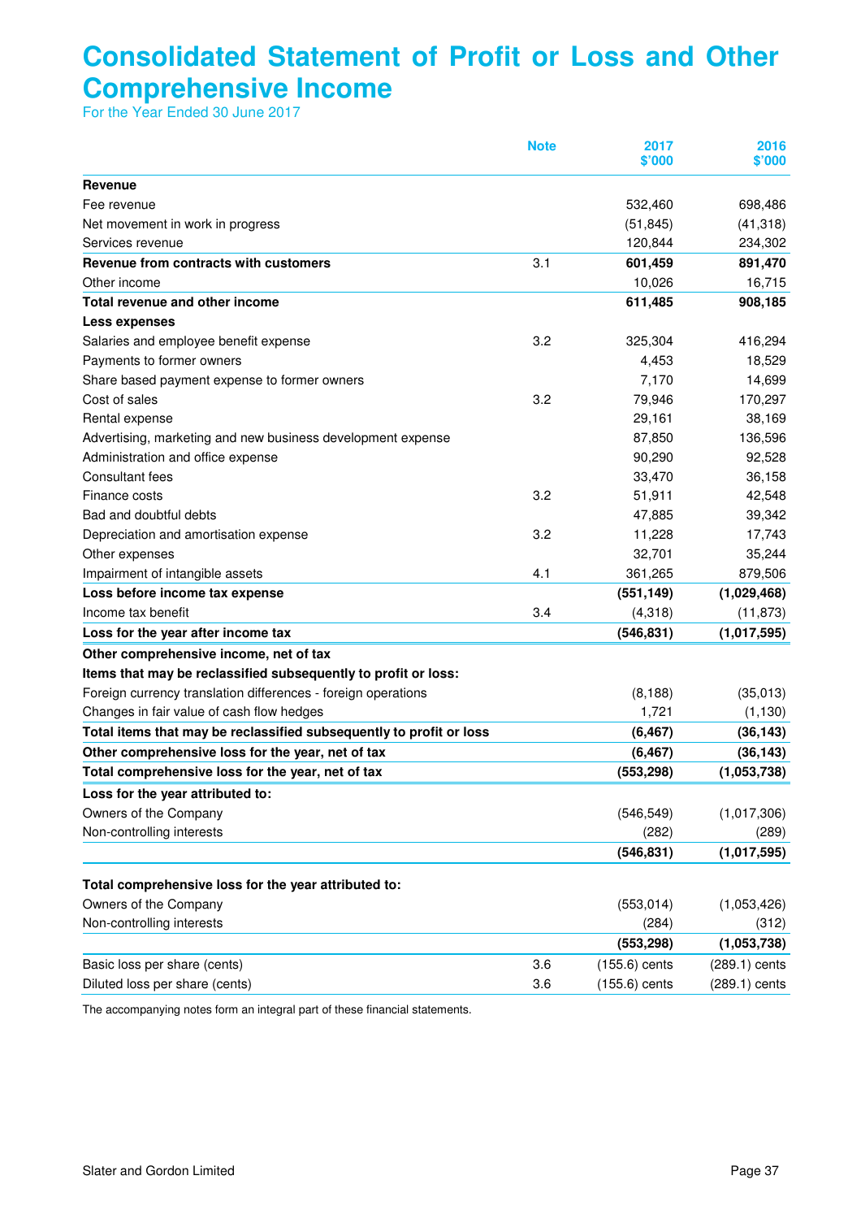# Consolidated Statement of Profit or Loss and Other Comprehensive Income

For the Year Ended 30 June 2017

| | Note | 2017 $'000 | 2016 $'000 |
|---|---|---|---|
| **Revenue** | | | |
| Fee revenue | | 532,460 | 698,486 |
| Net movement in work in progress | | (51,845) | (41,318) |
| Services revenue | | 120,844 | 234,302 |
| **Revenue from contracts with customers** | 3.1 | **601,459** | **891,470** |
| Other income | | 10,026 | 16,715 |
| **Total revenue and other income** | | **611,485** | **908,185** |
| **Less expenses** | | | |
| Salaries and employee benefit expense | 3.2 | 325,304 | 416,294 |
| Payments to former owners | | 4,453 | 18,529 |
| Share based payment expense to former owners | | 7,170 | 14,699 |
| Cost of sales | 3.2 | 79,946 | 170,297 |
| Rental expense | | 29,161 | 38,169 |
| Advertising, marketing and new business development expense | | 87,850 | 136,596 |
| Administration and office expense | | 90,290 | 92,528 |
| Consultant fees | | 33,470 | 36,158 |
| Finance costs | 3.2 | 51,911 | 42,548 |
| Bad and doubtful debts | | 47,885 | 39,342 |
| Depreciation and amortisation expense | 3.2 | 11,228 | 17,743 |
| Other expenses | | 32,701 | 35,244 |
| Impairment of intangible assets | 4.1 | 361,265 | 879,506 |
| **Loss before income tax expense** | | **(551,149)** | **(1,029,468)** |
| Income tax benefit | 3.4 | (4,318) | (11,873) |
| **Loss for the year after income tax** | | **(546,831)** | **(1,017,595)** |
| **Other comprehensive income, net of tax** | | | |
| **Items that may be reclassified subsequently to profit or loss:** | | | |
| Foreign currency translation differences - foreign operations | | (8,188) | (35,013) |
| Changes in fair value of cash flow hedges | | 1,721 | (1,130) |
| **Total items that may be reclassified subsequently to profit or loss** | | **(6,467)** | **(36,143)** |
| **Other comprehensive loss for the year, net of tax** | | **(6,467)** | **(36,143)** |
| **Total comprehensive loss for the year, net of tax** | | **(553,298)** | **(1,053,738)** |
| **Loss for the year attributed to:** | | | |
| Owners of the Company | | (546,549) | (1,017,306) |
| Non-controlling interests | | (282) | (289) |
| | | **(546,831)** | **(1,017,595)** |
| **Total comprehensive loss for the year attributed to:** | | | |
| Owners of the Company | | (553,014) | (1,053,426) |
| Non-controlling interests | | (284) | (312) |
| | | **(553,298)** | **(1,053,738)** |
| Basic loss per share (cents) | 3.6 | (155.6) cents | (289.1) cents |
| Diluted loss per share (cents) | 3.6 | (155.6) cents | (289.1) cents |

The accompanying notes form an integral part of these financial statements.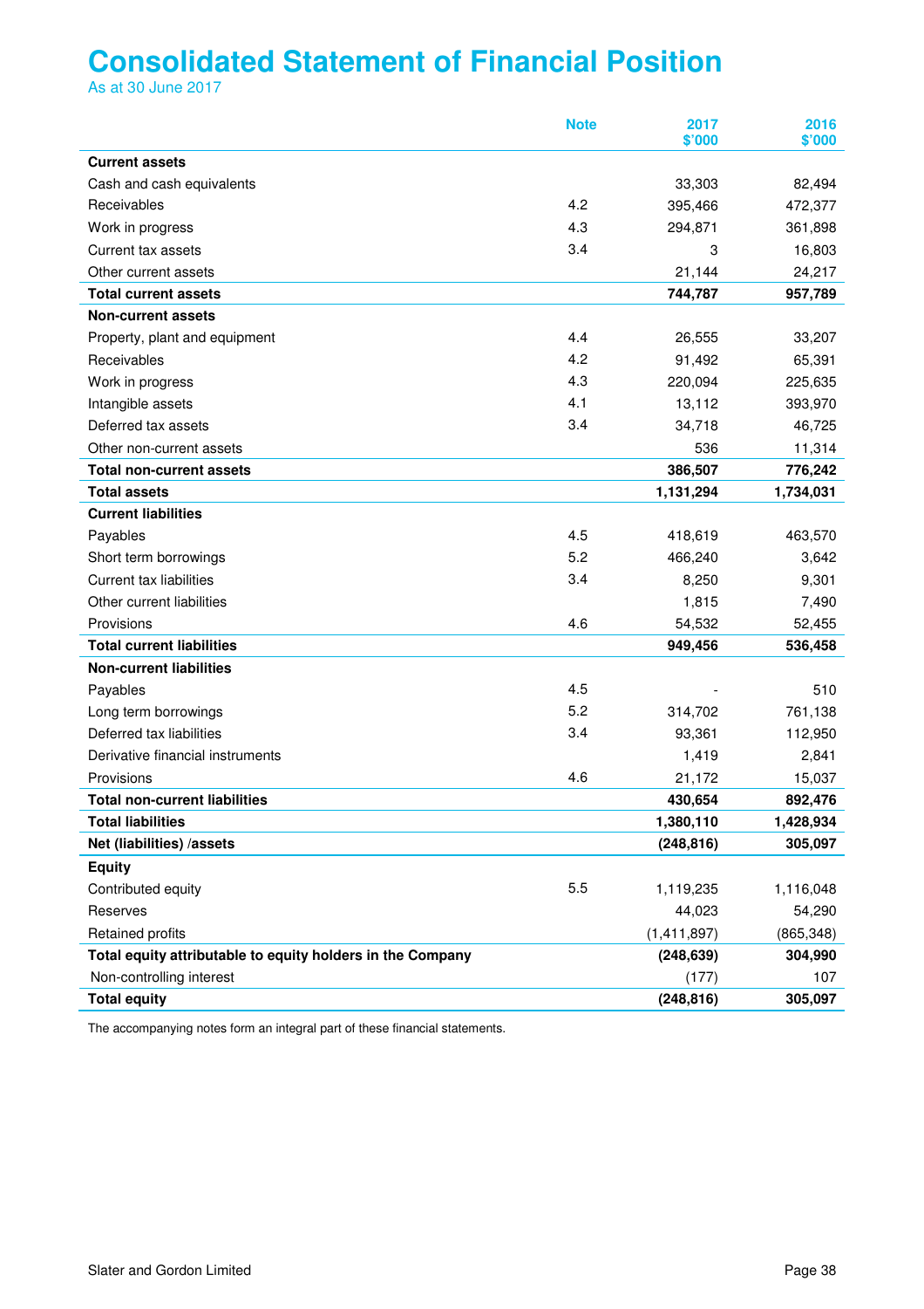# Consolidated Statement of Financial Position

As at 30 June 2017

| | Note | 2017 $'000 | 2016 $'000 |
|---|---|---|---|
| **Current assets** | | | |
| Cash and cash equivalents | | 33,303 | 82,494 |
| Receivables | 4.2 | 395,466 | 472,377 |
| Work in progress | 4.3 | 294,871 | 361,898 |
| Current tax assets | 3.4 | 3 | 16,803 |
| Other current assets | | 21,144 | 24,217 |
| **Total current assets** | | **744,787** | **957,789** |
| **Non-current assets** | | | |
| Property, plant and equipment | 4.4 | 26,555 | 33,207 |
| Receivables | 4.2 | 91,492 | 65,391 |
| Work in progress | 4.3 | 220,094 | 225,635 |
| Intangible assets | 4.1 | 13,112 | 393,970 |
| Deferred tax assets | 3.4 | 34,718 | 46,725 |
| Other non-current assets | | 536 | 11,314 |
| **Total non-current assets** | | **386,507** | **776,242** |
| **Total assets** | | **1,131,294** | **1,734,031** |
| **Current liabilities** | | | |
| Payables | 4.5 | 418,619 | 463,570 |
| Short term borrowings | 5.2 | 466,240 | 3,642 |
| Current tax liabilities | 3.4 | 8,250 | 9,301 |
| Other current liabilities | | 1,815 | 7,490 |
| Provisions | 4.6 | 54,532 | 52,455 |
| **Total current liabilities** | | **949,456** | **536,458** |
| **Non-current liabilities** | | | |
| Payables | 4.5 | - | 510 |
| Long term borrowings | 5.2 | 314,702 | 761,138 |
| Deferred tax liabilities | 3.4 | 93,361 | 112,950 |
| Derivative financial instruments | | 1,419 | 2,841 |
| Provisions | 4.6 | 21,172 | 15,037 |
| **Total non-current liabilities** | | **430,654** | **892,476** |
| **Total liabilities** | | **1,380,110** | **1,428,934** |
| **Net (liabilities) /assets** | | **(248,816)** | **305,097** |
| **Equity** | | | |
| Contributed equity | 5.5 | 1,119,235 | 1,116,048 |
| Reserves | | 44,023 | 54,290 |
| Retained profits | | (1,411,897) | (865,348) |
| **Total equity attributable to equity holders in the Company** | | **(248,639)** | **304,990** |
| Non-controlling interest | | (177) | 107 |
| **Total equity** | | **(248,816)** | **305,097** |

The accompanying notes form an integral part of these financial statements.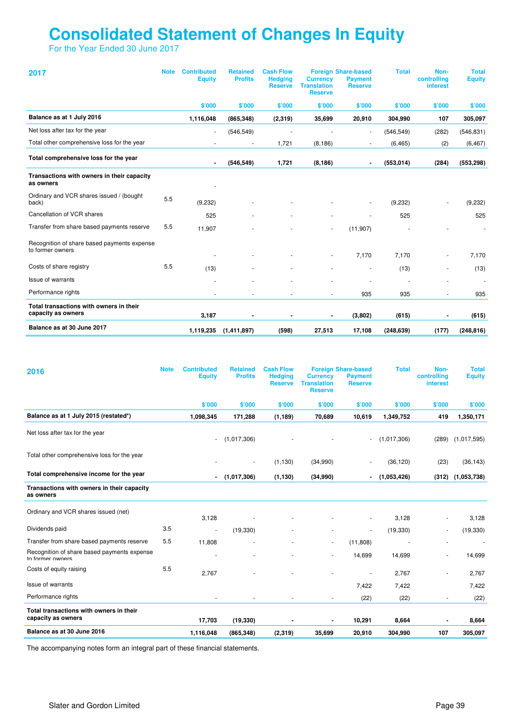# Consolidated Statement of Changes In Equity

For the Year Ended 30 June 2017

| 2017 | Note | Contributed Equity | Retained Profits | Cash Flow Hedging Reserve | Foreign Currency Translation Reserve | Share-based Payment Reserve | Total | Non-controlling interest | Total Equity |
|---|---|---|---|---|---|---|---|---|---|
| | | $'000 | $'000 | $'000 | $'000 | $'000 | $'000 | $'000 | $'000 |
| **Balance as at 1 July 2016** | | **1,116,048** | **(865,348)** | **(2,319)** | **35,699** | **20,910** | **304,990** | **107** | **305,097** |
| Net loss after tax for the year | | - | (546,549) | - | - | - | (546,549) | (282) | (546,831) |
| Total other comprehensive loss for the year | | - | - | 1,721 | (8,186) | - | (6,465) | (2) | (6,467) |
| **Total comprehensive loss for the year** | | **-** | **(546,549)** | **1,721** | **(8,186)** | **-** | **(553,014)** | **(284)** | **(553,298)** |
| **Transactions with owners in their capacity as owners** | | - | | | | | | | |
| Ordinary and VCR shares issued / (bought back) | 5.5 | (9,232) | - | - | - | - | (9,232) | - | (9,232) |
| Cancellation of VCR shares | | 525 | - | - | - | - | 525 | | 525 |
| Transfer from share based payments reserve | 5.5 | 11,907 | - | - | - | (11,907) | - | - | - |
| Recognition of share based payments expense to former owners | | - | - | - | - | 7,170 | 7,170 | - | 7,170 |
| Costs of share registry | 5.5 | (13) | - | - | - | - | (13) | - | (13) |
| Issue of warrants | | - | - | - | - | - | - | - | - |
| Performance rights | | - | - | - | - | 935 | 935 | - | 935 |
| **Total transactions with owners in their capacity as owners** | | **3,187** | **-** | **-** | **-** | **(3,802)** | **(615)** | **-** | **(615)** |
| **Balance as at 30 June 2017** | | **1,119,235** | **(1,411,897)** | **(598)** | **27,513** | **17,108** | **(248,639)** | **(177)** | **(248,816)** |

| 2016 | Note | Contributed Equity | Retained Profits | Cash Flow Hedging Reserve | Foreign Currency Translation Reserve | Share-based Payment Reserve | Total | Non-controlling interest | Total Equity |
|---|---|---|---|---|---|---|---|---|---|
| | | $'000 | $'000 | $'000 | $'000 | $'000 | $'000 | $'000 | $'000 |
| **Balance as at 1 July 2015 (restated*)** | | **1,098,345** | **171,288** | **(1,189)** | **70,689** | **10,619** | **1,349,752** | **419** | **1,350,171** |
| Net loss after tax for the year | | - | (1,017,306) | - | - | - | (1,017,306) | (289) | (1,017,595) |
| Total other comprehensive loss for the year | | - | - | (1,130) | (34,990) | - | (36,120) | (23) | (36,143) |
| **Total comprehensive income for the year** | | **-** | **(1,017,306)** | **(1,130)** | **(34,990)** | **-** | **(1,053,426)** | **(312)** | **(1,053,738)** |
| **Transactions with owners in their capacity as owners** | | | | | | | | | |
| Ordinary and VCR shares issued (net) | | 3,128 | - | - | - | - | 3,128 | - | 3,128 |
| Dividends paid | 3.5 | - | (19,330) | - | - | - | (19,330) | - | (19,330) |
| Transfer from share based payments reserve | 5.5 | 11,808 | - | - | - | (11,808) | - | - | - |
| Recognition of share based payments expense to former owners | | - | - | - | - | 14,699 | 14,699 | - | 14,699 |
| Costs of equity raising | 5.5 | 2,767 | - | - | - | - | 2,767 | - | 2,767 |
| Issue of warrants | | | | | | 7,422 | 7,422 | | 7,422 |
| Performance rights | | - | - | - | - | (22) | (22) | - | (22) |
| **Total transactions with owners in their capacity as owners** | | **17,703** | **(19,330)** | **-** | **-** | **10,291** | **8,664** | **-** | **8,664** |
| **Balance as at 30 June 2016** | | **1,116,048** | **(865,348)** | **(2,319)** | **35,699** | **20,910** | **304,990** | **107** | **305,097** |

The accompanying notes form an integral part of these financial statements.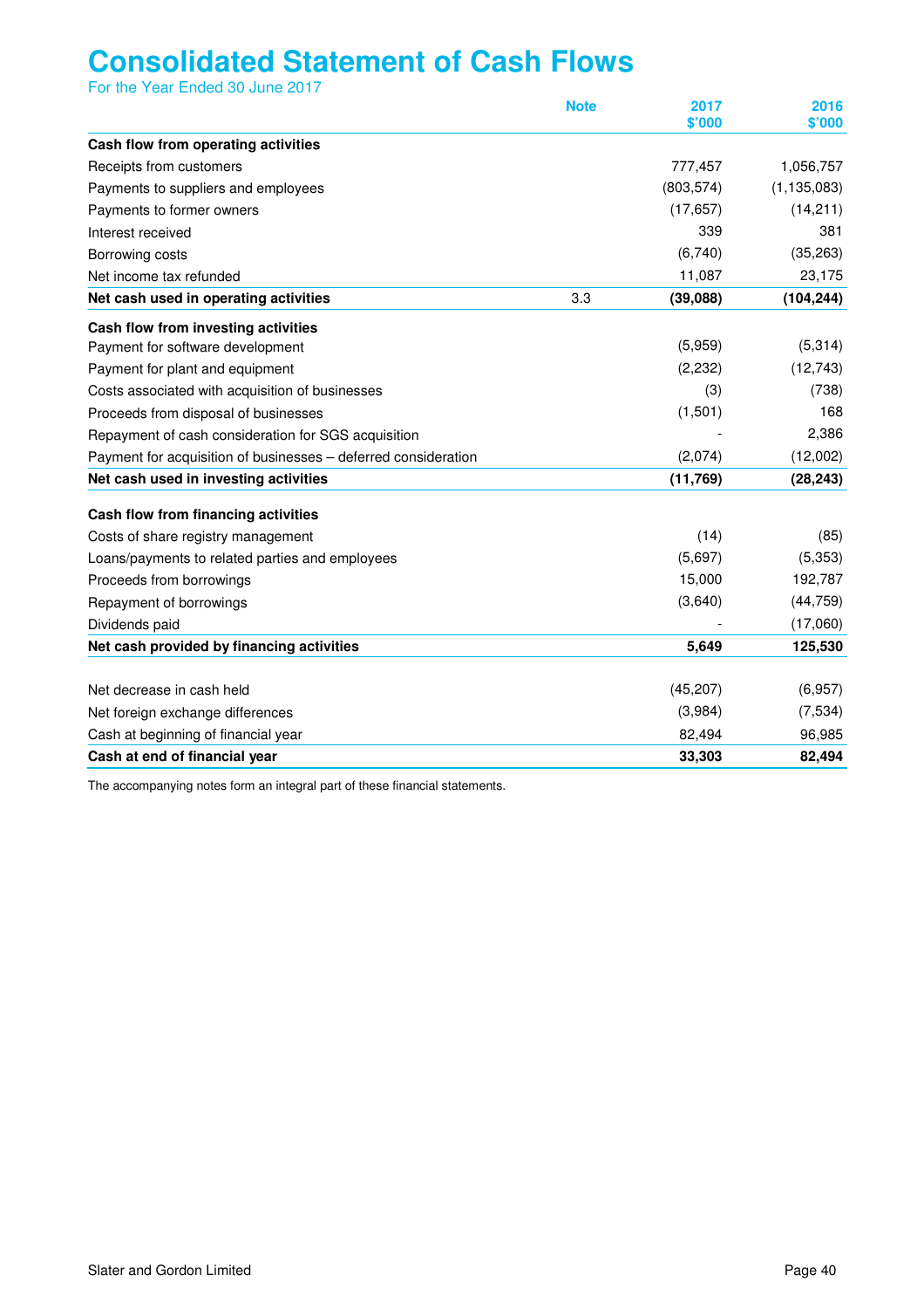# Consolidated Statement of Cash Flows

For the Year Ended 30 June 2017

| | Note | 2017 $'000 | 2016 $'000 |
|---|---|---|---|
| **Cash flow from operating activities** | | | |
| Receipts from customers | | 777,457 | 1,056,757 |
| Payments to suppliers and employees | | (803,574) | (1,135,083) |
| Payments to former owners | | (17,657) | (14,211) |
| Interest received | | 339 | 381 |
| Borrowing costs | | (6,740) | (35,263) |
| Net income tax refunded | | 11,087 | 23,175 |
| **Net cash used in operating activities** | 3.3 | **(39,088)** | **(104,244)** |
| **Cash flow from investing activities** | | | |
| Payment for software development | | (5,959) | (5,314) |
| Payment for plant and equipment | | (2,232) | (12,743) |
| Costs associated with acquisition of businesses | | (3) | (738) |
| Proceeds from disposal of businesses | | (1,501) | 168 |
| Repayment of cash consideration for SGS acquisition | | - | 2,386 |
| Payment for acquisition of businesses – deferred consideration | | (2,074) | (12,002) |
| **Net cash used in investing activities** | | **(11,769)** | **(28,243)** |
| **Cash flow from financing activities** | | | |
| Costs of share registry management | | (14) | (85) |
| Loans/payments to related parties and employees | | (5,697) | (5,353) |
| Proceeds from borrowings | | 15,000 | 192,787 |
| Repayment of borrowings | | (3,640) | (44,759) |
| Dividends paid | | - | (17,060) |
| **Net cash provided by financing activities** | | **5,649** | **125,530** |
| Net decrease in cash held | | (45,207) | (6,957) |
| Net foreign exchange differences | | (3,984) | (7,534) |
| Cash at beginning of financial year | | 82,494 | 96,985 |
| **Cash at end of financial year** | | **33,303** | **82,494** |

The accompanying notes form an integral part of these financial statements.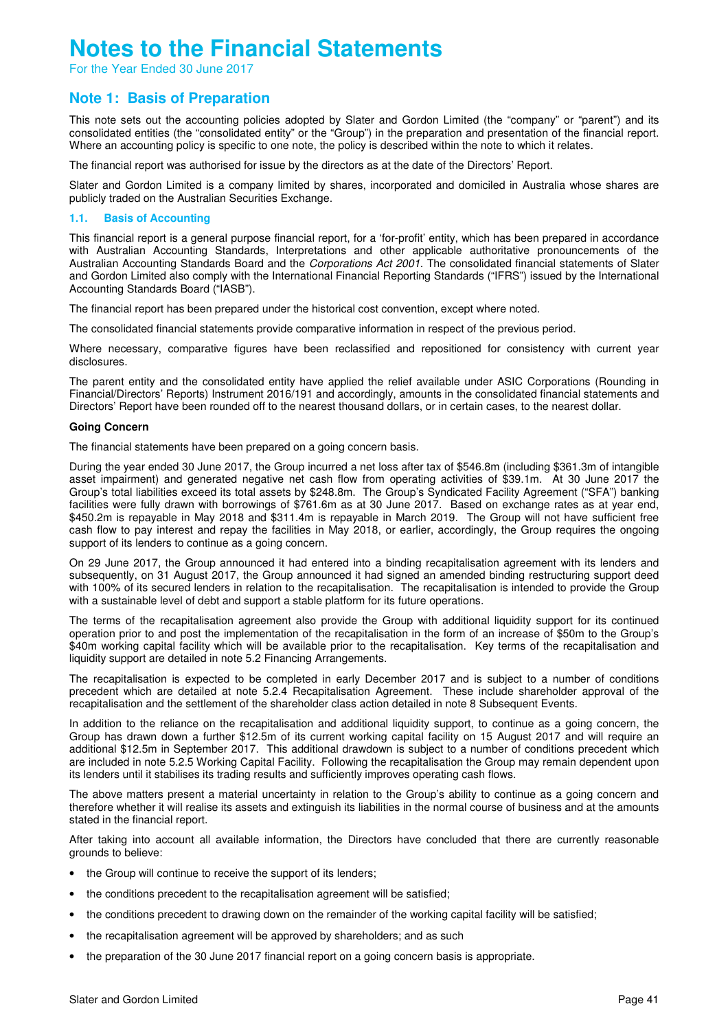# Notes to the Financial Statements

For the Year Ended 30 June 2017

## Note 1: Basis of Preparation

This note sets out the accounting policies adopted by Slater and Gordon Limited (the "company" or "parent") and its consolidated entities (the "consolidated entity" or the "Group") in the preparation and presentation of the financial report. Where an accounting policy is specific to one note, the policy is described within the note to which it relates.

The financial report was authorised for issue by the directors as at the date of the Directors' Report.

Slater and Gordon Limited is a company limited by shares, incorporated and domiciled in Australia whose shares are publicly traded on the Australian Securities Exchange.

### 1.1. Basis of Accounting

This financial report is a general purpose financial report, for a 'for-profit' entity, which has been prepared in accordance with Australian Accounting Standards, Interpretations and other applicable authoritative pronouncements of the Australian Accounting Standards Board and the *Corporations Act 2001*. The consolidated financial statements of Slater and Gordon Limited also comply with the International Financial Reporting Standards ("IFRS") issued by the International Accounting Standards Board ("IASB").

The financial report has been prepared under the historical cost convention, except where noted.

The consolidated financial statements provide comparative information in respect of the previous period.

Where necessary, comparative figures have been reclassified and repositioned for consistency with current year disclosures.

The parent entity and the consolidated entity have applied the relief available under ASIC Corporations (Rounding in Financial/Directors' Reports) Instrument 2016/191 and accordingly, amounts in the consolidated financial statements and Directors' Report have been rounded off to the nearest thousand dollars, or in certain cases, to the nearest dollar.

**Going Concern**

The financial statements have been prepared on a going concern basis.

During the year ended 30 June 2017, the Group incurred a net loss after tax of $546.8m (including $361.3m of intangible asset impairment) and generated negative net cash flow from operating activities of $39.1m. At 30 June 2017 the Group's total liabilities exceed its total assets by $248.8m. The Group's Syndicated Facility Agreement ("SFA") banking facilities were fully drawn with borrowings of $761.6m as at 30 June 2017. Based on exchange rates as at year end, $450.2m is repayable in May 2018 and $311.4m is repayable in March 2019. The Group will not have sufficient free cash flow to pay interest and repay the facilities in May 2018, or earlier, accordingly, the Group requires the ongoing support of its lenders to continue as a going concern.

On 29 June 2017, the Group announced it had entered into a binding recapitalisation agreement with its lenders and subsequently, on 31 August 2017, the Group announced it had signed an amended binding restructuring support deed with 100% of its secured lenders in relation to the recapitalisation. The recapitalisation is intended to provide the Group with a sustainable level of debt and support a stable platform for its future operations.

The terms of the recapitalisation agreement also provide the Group with additional liquidity support for its continued operation prior to and post the implementation of the recapitalisation in the form of an increase of $50m to the Group's $40m working capital facility which will be available prior to the recapitalisation. Key terms of the recapitalisation and liquidity support are detailed in note 5.2 Financing Arrangements.

The recapitalisation is expected to be completed in early December 2017 and is subject to a number of conditions precedent which are detailed at note 5.2.4 Recapitalisation Agreement. These include shareholder approval of the recapitalisation and the settlement of the shareholder class action detailed in note 8 Subsequent Events.

In addition to the reliance on the recapitalisation and additional liquidity support, to continue as a going concern, the Group has drawn down a further $12.5m of its current working capital facility on 15 August 2017 and will require an additional $12.5m in September 2017. This additional drawdown is subject to a number of conditions precedent which are included in note 5.2.5 Working Capital Facility. Following the recapitalisation the Group may remain dependent upon its lenders until it stabilises its trading results and sufficiently improves operating cash flows.

The above matters present a material uncertainty in relation to the Group's ability to continue as a going concern and therefore whether it will realise its assets and extinguish its liabilities in the normal course of business and at the amounts stated in the financial report.

After taking into account all available information, the Directors have concluded that there are currently reasonable grounds to believe:

- the Group will continue to receive the support of its lenders;
- the conditions precedent to the recapitalisation agreement will be satisfied;
- the conditions precedent to drawing down on the remainder of the working capital facility will be satisfied;
- the recapitalisation agreement will be approved by shareholders; and as such
- the preparation of the 30 June 2017 financial report on a going concern basis is appropriate.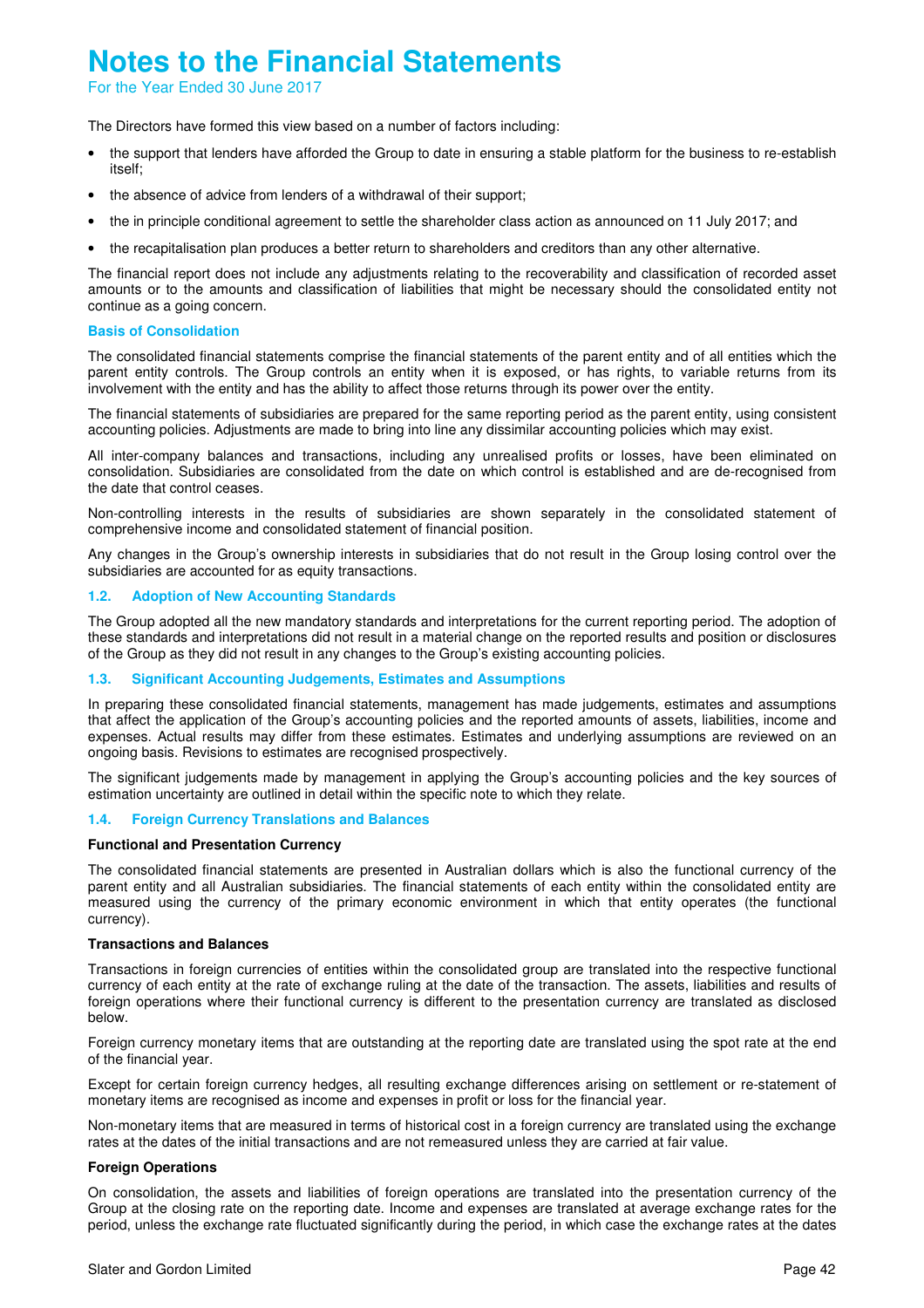# Notes to the Financial Statements

For the Year Ended 30 June 2017

The Directors have formed this view based on a number of factors including:

- the support that lenders have afforded the Group to date in ensuring a stable platform for the business to re-establish itself;
- the absence of advice from lenders of a withdrawal of their support;
- the in principle conditional agreement to settle the shareholder class action as announced on 11 July 2017; and
- the recapitalisation plan produces a better return to shareholders and creditors than any other alternative.

The financial report does not include any adjustments relating to the recoverability and classification of recorded asset amounts or to the amounts and classification of liabilities that might be necessary should the consolidated entity not continue as a going concern.

### Basis of Consolidation

The consolidated financial statements comprise the financial statements of the parent entity and of all entities which the parent entity controls. The Group controls an entity when it is exposed, or has rights, to variable returns from its involvement with the entity and has the ability to affect those returns through its power over the entity.

The financial statements of subsidiaries are prepared for the same reporting period as the parent entity, using consistent accounting policies. Adjustments are made to bring into line any dissimilar accounting policies which may exist.

All inter-company balances and transactions, including any unrealised profits or losses, have been eliminated on consolidation. Subsidiaries are consolidated from the date on which control is established and are de-recognised from the date that control ceases.

Non-controlling interests in the results of subsidiaries are shown separately in the consolidated statement of comprehensive income and consolidated statement of financial position.

Any changes in the Group's ownership interests in subsidiaries that do not result in the Group losing control over the subsidiaries are accounted for as equity transactions.

### 1.2. Adoption of New Accounting Standards

The Group adopted all the new mandatory standards and interpretations for the current reporting period. The adoption of these standards and interpretations did not result in a material change on the reported results and position or disclosures of the Group as they did not result in any changes to the Group's existing accounting policies.

### 1.3. Significant Accounting Judgements, Estimates and Assumptions

In preparing these consolidated financial statements, management has made judgements, estimates and assumptions that affect the application of the Group's accounting policies and the reported amounts of assets, liabilities, income and expenses. Actual results may differ from these estimates. Estimates and underlying assumptions are reviewed on an ongoing basis. Revisions to estimates are recognised prospectively.

The significant judgements made by management in applying the Group's accounting policies and the key sources of estimation uncertainty are outlined in detail within the specific note to which they relate.

### 1.4. Foreign Currency Translations and Balances

**Functional and Presentation Currency**

The consolidated financial statements are presented in Australian dollars which is also the functional currency of the parent entity and all Australian subsidiaries. The financial statements of each entity within the consolidated entity are measured using the currency of the primary economic environment in which that entity operates (the functional currency).

**Transactions and Balances**

Transactions in foreign currencies of entities within the consolidated group are translated into the respective functional currency of each entity at the rate of exchange ruling at the date of the transaction. The assets, liabilities and results of foreign operations where their functional currency is different to the presentation currency are translated as disclosed below.

Foreign currency monetary items that are outstanding at the reporting date are translated using the spot rate at the end of the financial year.

Except for certain foreign currency hedges, all resulting exchange differences arising on settlement or re-statement of monetary items are recognised as income and expenses in profit or loss for the financial year.

Non-monetary items that are measured in terms of historical cost in a foreign currency are translated using the exchange rates at the dates of the initial transactions and are not remeasured unless they are carried at fair value.

**Foreign Operations**

On consolidation, the assets and liabilities of foreign operations are translated into the presentation currency of the Group at the closing rate on the reporting date. Income and expenses are translated at average exchange rates for the period, unless the exchange rate fluctuated significantly during the period, in which case the exchange rates at the dates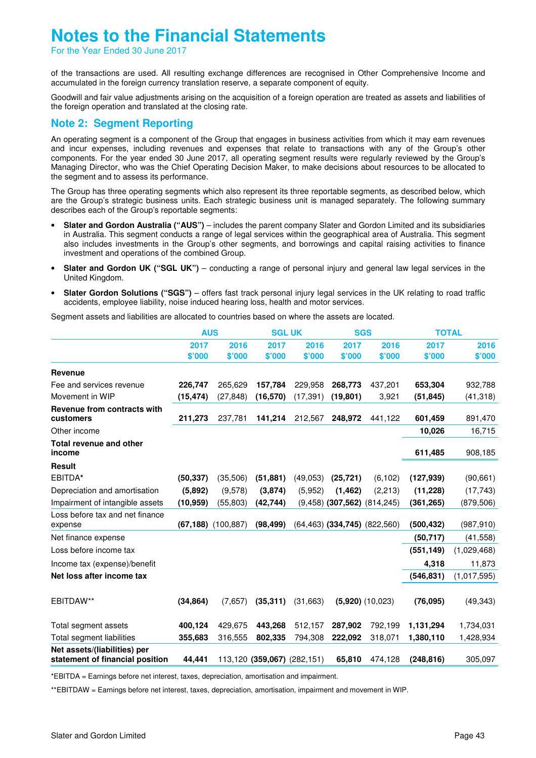of the transactions are used. All resulting exchange differences are recognised in Other Comprehensive Income and accumulated in the foreign currency translation reserve, a separate component of equity.

Goodwill and fair value adjustments arising on the acquisition of a foreign operation are treated as assets and liabilities of the foreign operation and translated at the closing rate.

## Note 2: Segment Reporting

An operating segment is a component of the Group that engages in business activities from which it may earn revenues and incur expenses, including revenues and expenses that relate to transactions with any of the Group's other components. For the year ended 30 June 2017, all operating segment results were regularly reviewed by the Group's Managing Director, who was the Chief Operating Decision Maker, to make decisions about resources to be allocated to the segment and to assess its performance.

The Group has three operating segments which also represent its three reportable segments, as described below, which are the Group's strategic business units. Each strategic business unit is managed separately. The following summary describes each of the Group's reportable segments:

- **Slater and Gordon Australia ("AUS")** – includes the parent company Slater and Gordon Limited and its subsidiaries in Australia. This segment conducts a range of legal services within the geographical area of Australia. This segment also includes investments in the Group's other segments, and borrowings and capital raising activities to finance investment and operations of the combined Group.
- **Slater and Gordon UK ("SGL UK")** – conducting a range of personal injury and general law legal services in the United Kingdom.
- **Slater Gordon Solutions ("SGS")** – offers fast track personal injury legal services in the UK relating to road traffic accidents, employee liability, noise induced hearing loss, health and motor services.

Segment assets and liabilities are allocated to countries based on where the assets are located.

| | AUS | | SGL UK | | SGS | | TOTAL | |
|---|---|---|---|---|---|---|---|---|
| | **2017 $'000** | **2016 $'000** | **2017 $'000** | **2016 $'000** | **2017 $'000** | **2016 $'000** | **2017 $'000** | **2016 $'000** |
| **Revenue** | | | | | | | | |
| Fee and services revenue | **226,747** | 265,629 | **157,784** | 229,958 | **268,773** | 437,201 | **653,304** | 932,788 |
| Movement in WIP | **(15,474)** | (27,848) | **(16,570)** | (17,391) | **(19,801)** | 3,921 | **(51,845)** | (41,318) |
| **Revenue from contracts with customers** | **211,273** | 237,781 | **141,214** | 212,567 | **248,972** | 441,122 | **601,459** | 891,470 |
| Other income | | | | | | | **10,026** | 16,715 |
| **Total revenue and other income** | | | | | | | **611,485** | 908,185 |
| **Result** | | | | | | | | |
| EBITDA* | **(50,337)** | (35,506) | **(51,881)** | (49,053) | **(25,721)** | (6,102) | **(127,939)** | (90,661) |
| Depreciation and amortisation | **(5,892)** | (9,578) | **(3,874)** | (5,952) | **(1,462)** | (2,213) | **(11,228)** | (17,743) |
| Impairment of intangible assets | **(10,959)** | (55,803) | **(42,744)** | (9,458) | **(307,562)** | (814,245) | **(361,265)** | (879,506) |
| Loss before tax and net finance expense | **(67,188)** | (100,887) | **(98,499)** | (64,463) | **(334,745)** | (822,560) | **(500,432)** | (987,910) |
| Net finance expense | | | | | | | **(50,717)** | (41,558) |
| Loss before income tax | | | | | | | **(551,149)** | (1,029,468) |
| Income tax (expense)/benefit | | | | | | | **4,318** | 11,873 |
| **Net loss after income tax** | | | | | | | **(546,831)** | (1,017,595) |
| EBITDAW** | **(34,864)** | (7,657) | **(35,311)** | (31,663) | **(5,920)** | (10,023) | **(76,095)** | (49,343) |
| Total segment assets | **400,124** | 429,675 | **443,268** | 512,157 | **287,902** | 792,199 | **1,131,294** | 1,734,031 |
| Total segment liabilities | **355,683** | 316,555 | **802,335** | 794,308 | **222,092** | 318,071 | **1,380,110** | 1,428,934 |
| **Net assets/(liabilities) per statement of financial position** | **44,441** | 113,120 | **(359,067)** | (282,151) | **65,810** | 474,128 | **(248,816)** | 305,097 |

*EBITDA = Earnings before net interest, taxes, depreciation, amortisation and impairment.

**EBITDAW = Earnings before net interest, taxes, depreciation, amortisation, impairment and movement in WIP.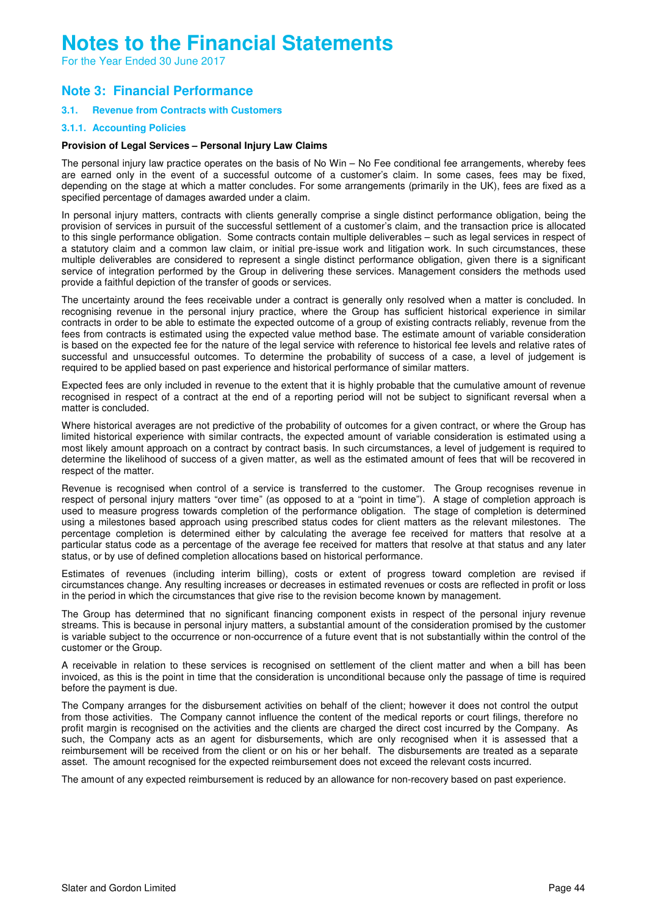# Notes to the Financial Statements

For the Year Ended 30 June 2017

## Note 3: Financial Performance

### 3.1. Revenue from Contracts with Customers

#### 3.1.1. Accounting Policies

**Provision of Legal Services – Personal Injury Law Claims**

The personal injury law practice operates on the basis of No Win – No Fee conditional fee arrangements, whereby fees are earned only in the event of a successful outcome of a customer's claim. In some cases, fees may be fixed, depending on the stage at which a matter concludes. For some arrangements (primarily in the UK), fees are fixed as a specified percentage of damages awarded under a claim.

In personal injury matters, contracts with clients generally comprise a single distinct performance obligation, being the provision of services in pursuit of the successful settlement of a customer's claim, and the transaction price is allocated to this single performance obligation. Some contracts contain multiple deliverables – such as legal services in respect of a statutory claim and a common law claim, or initial pre-issue work and litigation work. In such circumstances, these multiple deliverables are considered to represent a single distinct performance obligation, given there is a significant service of integration performed by the Group in delivering these services. Management considers the methods used provide a faithful depiction of the transfer of goods or services.

The uncertainty around the fees receivable under a contract is generally only resolved when a matter is concluded. In recognising revenue in the personal injury practice, where the Group has sufficient historical experience in similar contracts in order to be able to estimate the expected outcome of a group of existing contracts reliably, revenue from the fees from contracts is estimated using the expected value method base. The estimate amount of variable consideration is based on the expected fee for the nature of the legal service with reference to historical fee levels and relative rates of successful and unsuccessful outcomes. To determine the probability of success of a case, a level of judgement is required to be applied based on past experience and historical performance of similar matters.

Expected fees are only included in revenue to the extent that it is highly probable that the cumulative amount of revenue recognised in respect of a contract at the end of a reporting period will not be subject to significant reversal when a matter is concluded.

Where historical averages are not predictive of the probability of outcomes for a given contract, or where the Group has limited historical experience with similar contracts, the expected amount of variable consideration is estimated using a most likely amount approach on a contract by contract basis. In such circumstances, a level of judgement is required to determine the likelihood of success of a given matter, as well as the estimated amount of fees that will be recovered in respect of the matter.

Revenue is recognised when control of a service is transferred to the customer. The Group recognises revenue in respect of personal injury matters "over time" (as opposed to at a "point in time"). A stage of completion approach is used to measure progress towards completion of the performance obligation. The stage of completion is determined using a milestones based approach using prescribed status codes for client matters as the relevant milestones. The percentage completion is determined either by calculating the average fee received for matters that resolve at a particular status code as a percentage of the average fee received for matters that resolve at that status and any later status, or by use of defined completion allocations based on historical performance.

Estimates of revenues (including interim billing), costs or extent of progress toward completion are revised if circumstances change. Any resulting increases or decreases in estimated revenues or costs are reflected in profit or loss in the period in which the circumstances that give rise to the revision become known by management.

The Group has determined that no significant financing component exists in respect of the personal injury revenue streams. This is because in personal injury matters, a substantial amount of the consideration promised by the customer is variable subject to the occurrence or non-occurrence of a future event that is not substantially within the control of the customer or the Group.

A receivable in relation to these services is recognised on settlement of the client matter and when a bill has been invoiced, as this is the point in time that the consideration is unconditional because only the passage of time is required before the payment is due.

The Company arranges for the disbursement activities on behalf of the client; however it does not control the output from those activities. The Company cannot influence the content of the medical reports or court filings, therefore no profit margin is recognised on the activities and the clients are charged the direct cost incurred by the Company. As such, the Company acts as an agent for disbursements, which are only recognised when it is assessed that a reimbursement will be received from the client or on his or her behalf. The disbursements are treated as a separate asset. The amount recognised for the expected reimbursement does not exceed the relevant costs incurred.

The amount of any expected reimbursement is reduced by an allowance for non-recovery based on past experience.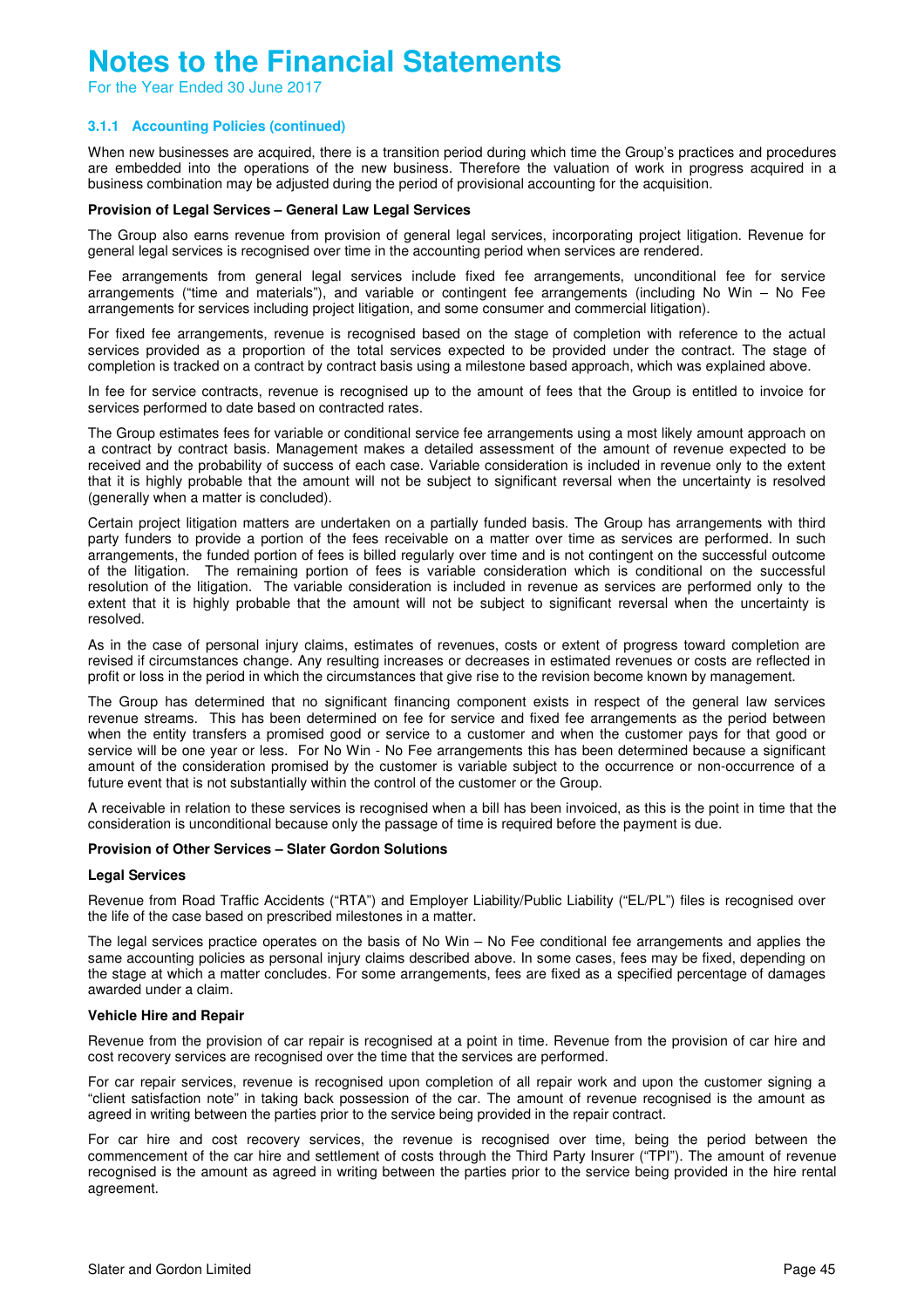# Notes to the Financial Statements

For the Year Ended 30 June 2017

### 3.1.1 Accounting Policies (continued)

When new businesses are acquired, there is a transition period during which time the Group's practices and procedures are embedded into the operations of the new business. Therefore the valuation of work in progress acquired in a business combination may be adjusted during the period of provisional accounting for the acquisition.

**Provision of Legal Services – General Law Legal Services**

The Group also earns revenue from provision of general legal services, incorporating project litigation. Revenue for general legal services is recognised over time in the accounting period when services are rendered.

Fee arrangements from general legal services include fixed fee arrangements, unconditional fee for service arrangements ("time and materials"), and variable or contingent fee arrangements (including No Win – No Fee arrangements for services including project litigation, and some consumer and commercial litigation).

For fixed fee arrangements, revenue is recognised based on the stage of completion with reference to the actual services provided as a proportion of the total services expected to be provided under the contract. The stage of completion is tracked on a contract by contract basis using a milestone based approach, which was explained above.

In fee for service contracts, revenue is recognised up to the amount of fees that the Group is entitled to invoice for services performed to date based on contracted rates.

The Group estimates fees for variable or conditional service fee arrangements using a most likely amount approach on a contract by contract basis. Management makes a detailed assessment of the amount of revenue expected to be received and the probability of success of each case. Variable consideration is included in revenue only to the extent that it is highly probable that the amount will not be subject to significant reversal when the uncertainty is resolved (generally when a matter is concluded).

Certain project litigation matters are undertaken on a partially funded basis. The Group has arrangements with third party funders to provide a portion of the fees receivable on a matter over time as services are performed. In such arrangements, the funded portion of fees is billed regularly over time and is not contingent on the successful outcome of the litigation. The remaining portion of fees is variable consideration which is conditional on the successful resolution of the litigation. The variable consideration is included in revenue as services are performed only to the extent that it is highly probable that the amount will not be subject to significant reversal when the uncertainty is resolved.

As in the case of personal injury claims, estimates of revenues, costs or extent of progress toward completion are revised if circumstances change. Any resulting increases or decreases in estimated revenues or costs are reflected in profit or loss in the period in which the circumstances that give rise to the revision become known by management.

The Group has determined that no significant financing component exists in respect of the general law services revenue streams. This has been determined on fee for service and fixed fee arrangements as the period between when the entity transfers a promised good or service to a customer and when the customer pays for that good or service will be one year or less. For No Win - No Fee arrangements this has been determined because a significant amount of the consideration promised by the customer is variable subject to the occurrence or non-occurrence of a future event that is not substantially within the control of the customer or the Group.

A receivable in relation to these services is recognised when a bill has been invoiced, as this is the point in time that the consideration is unconditional because only the passage of time is required before the payment is due.

**Provision of Other Services – Slater Gordon Solutions**

**Legal Services**

Revenue from Road Traffic Accidents ("RTA") and Employer Liability/Public Liability ("EL/PL") files is recognised over the life of the case based on prescribed milestones in a matter.

The legal services practice operates on the basis of No Win – No Fee conditional fee arrangements and applies the same accounting policies as personal injury claims described above. In some cases, fees may be fixed, depending on the stage at which a matter concludes. For some arrangements, fees are fixed as a specified percentage of damages awarded under a claim.

**Vehicle Hire and Repair**

Revenue from the provision of car repair is recognised at a point in time. Revenue from the provision of car hire and cost recovery services are recognised over the time that the services are performed.

For car repair services, revenue is recognised upon completion of all repair work and upon the customer signing a "client satisfaction note" in taking back possession of the car. The amount of revenue recognised is the amount as agreed in writing between the parties prior to the service being provided in the repair contract.

For car hire and cost recovery services, the revenue is recognised over time, being the period between the commencement of the car hire and settlement of costs through the Third Party Insurer ("TPI"). The amount of revenue recognised is the amount as agreed in writing between the parties prior to the service being provided in the hire rental agreement.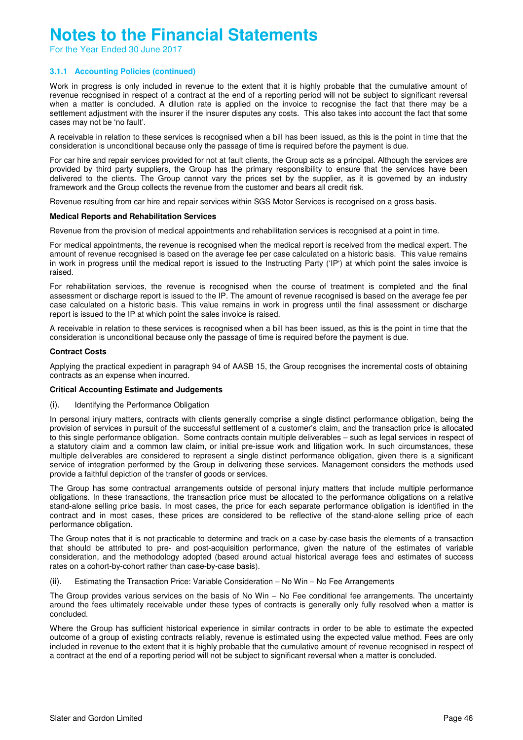# Notes to the Financial Statements

For the Year Ended 30 June 2017

### 3.1.1 Accounting Policies (continued)

Work in progress is only included in revenue to the extent that it is highly probable that the cumulative amount of revenue recognised in respect of a contract at the end of a reporting period will not be subject to significant reversal when a matter is concluded. A dilution rate is applied on the invoice to recognise the fact that there may be a settlement adjustment with the insurer if the insurer disputes any costs. This also takes into account the fact that some cases may not be 'no fault'.

A receivable in relation to these services is recognised when a bill has been issued, as this is the point in time that the consideration is unconditional because only the passage of time is required before the payment is due.

For car hire and repair services provided for not at fault clients, the Group acts as a principal. Although the services are provided by third party suppliers, the Group has the primary responsibility to ensure that the services have been delivered to the clients. The Group cannot vary the prices set by the supplier, as it is governed by an industry framework and the Group collects the revenue from the customer and bears all credit risk.

Revenue resulting from car hire and repair services within SGS Motor Services is recognised on a gross basis.

**Medical Reports and Rehabilitation Services**

Revenue from the provision of medical appointments and rehabilitation services is recognised at a point in time.

For medical appointments, the revenue is recognised when the medical report is received from the medical expert. The amount of revenue recognised is based on the average fee per case calculated on a historic basis. This value remains in work in progress until the medical report is issued to the Instructing Party ('IP') at which point the sales invoice is raised.

For rehabilitation services, the revenue is recognised when the course of treatment is completed and the final assessment or discharge report is issued to the IP. The amount of revenue recognised is based on the average fee per case calculated on a historic basis. This value remains in work in progress until the final assessment or discharge report is issued to the IP at which point the sales invoice is raised.

A receivable in relation to these services is recognised when a bill has been issued, as this is the point in time that the consideration is unconditional because only the passage of time is required before the payment is due.

**Contract Costs**

Applying the practical expedient in paragraph 94 of AASB 15, the Group recognises the incremental costs of obtaining contracts as an expense when incurred.

**Critical Accounting Estimate and Judgements**

(i). Identifying the Performance Obligation

In personal injury matters, contracts with clients generally comprise a single distinct performance obligation, being the provision of services in pursuit of the successful settlement of a customer's claim, and the transaction price is allocated to this single performance obligation. Some contracts contain multiple deliverables – such as legal services in respect of a statutory claim and a common law claim, or initial pre-issue work and litigation work. In such circumstances, these multiple deliverables are considered to represent a single distinct performance obligation, given there is a significant service of integration performed by the Group in delivering these services. Management considers the methods used provide a faithful depiction of the transfer of goods or services.

The Group has some contractual arrangements outside of personal injury matters that include multiple performance obligations. In these transactions, the transaction price must be allocated to the performance obligations on a relative stand-alone selling price basis. In most cases, the price for each separate performance obligation is identified in the contract and in most cases, these prices are considered to be reflective of the stand-alone selling price of each performance obligation.

The Group notes that it is not practicable to determine and track on a case-by-case basis the elements of a transaction that should be attributed to pre- and post-acquisition performance, given the nature of the estimates of variable consideration, and the methodology adopted (based around actual historical average fees and estimates of success rates on a cohort-by-cohort rather than case-by-case basis).

(ii). Estimating the Transaction Price: Variable Consideration – No Win – No Fee Arrangements

The Group provides various services on the basis of No Win – No Fee conditional fee arrangements. The uncertainty around the fees ultimately receivable under these types of contracts is generally only fully resolved when a matter is concluded.

Where the Group has sufficient historical experience in similar contracts in order to be able to estimate the expected outcome of a group of existing contracts reliably, revenue is estimated using the expected value method. Fees are only included in revenue to the extent that it is highly probable that the cumulative amount of revenue recognised in respect of a contract at the end of a reporting period will not be subject to significant reversal when a matter is concluded.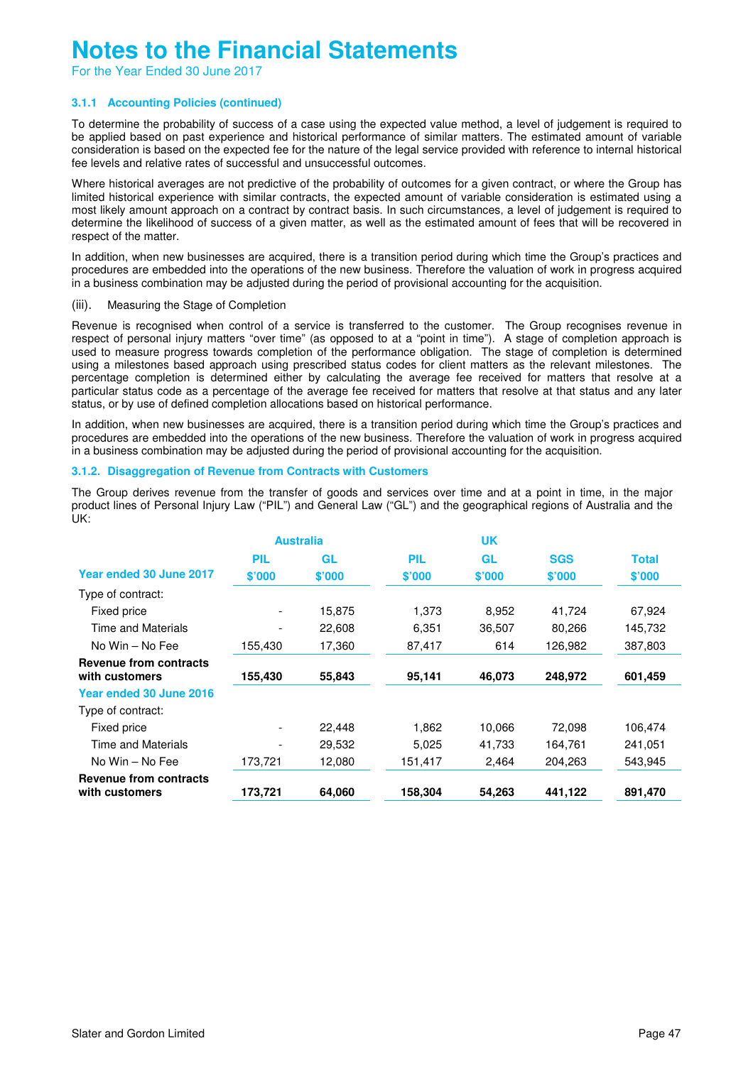# Notes to the Financial Statements

For the Year Ended 30 June 2017

### 3.1.1 Accounting Policies (continued)

To determine the probability of success of a case using the expected value method, a level of judgement is required to be applied based on past experience and historical performance of similar matters. The estimated amount of variable consideration is based on the expected fee for the nature of the legal service provided with reference to internal historical fee levels and relative rates of successful and unsuccessful outcomes.

Where historical averages are not predictive of the probability of outcomes for a given contract, or where the Group has limited historical experience with similar contracts, the expected amount of variable consideration is estimated using a most likely amount approach on a contract by contract basis. In such circumstances, a level of judgement is required to determine the likelihood of success of a given matter, as well as the estimated amount of fees that will be recovered in respect of the matter.

In addition, when new businesses are acquired, there is a transition period during which time the Group's practices and procedures are embedded into the operations of the new business. Therefore the valuation of work in progress acquired in a business combination may be adjusted during the period of provisional accounting for the acquisition.

(iii). Measuring the Stage of Completion

Revenue is recognised when control of a service is transferred to the customer. The Group recognises revenue in respect of personal injury matters "over time" (as opposed to at a "point in time"). A stage of completion approach is used to measure progress towards completion of the performance obligation. The stage of completion is determined using a milestones based approach using prescribed status codes for client matters as the relevant milestones. The percentage completion is determined either by calculating the average fee received for matters that resolve at a particular status code as a percentage of the average fee received for matters that resolve at that status and any later status, or by use of defined completion allocations based on historical performance.

In addition, when new businesses are acquired, there is a transition period during which time the Group's practices and procedures are embedded into the operations of the new business. Therefore the valuation of work in progress acquired in a business combination may be adjusted during the period of provisional accounting for the acquisition.

### 3.1.2. Disaggregation of Revenue from Contracts with Customers

The Group derives revenue from the transfer of goods and services over time and at a point in time, in the major product lines of Personal Injury Law ("PIL") and General Law ("GL") and the geographical regions of Australia and the UK:

| | Australia | | UK | | | |
|---|---|---|---|---|---|---|
| | PIL | GL | PIL | GL | SGS | Total |
| **Year ended 30 June 2017** | $'000 | $'000 | $'000 | $'000 | $'000 | $'000 |
| Type of contract: | | | | | | |
| Fixed price | - | 15,875 | 1,373 | 8,952 | 41,724 | 67,924 |
| Time and Materials | - | 22,608 | 6,351 | 36,507 | 80,266 | 145,732 |
| No Win – No Fee | 155,430 | 17,360 | 87,417 | 614 | 126,982 | 387,803 |
| **Revenue from contracts with customers** | **155,430** | **55,843** | **95,141** | **46,073** | **248,972** | **601,459** |
| **Year ended 30 June 2016** | | | | | | |
| Type of contract: | | | | | | |
| Fixed price | - | 22,448 | 1,862 | 10,066 | 72,098 | 106,474 |
| Time and Materials | - | 29,532 | 5,025 | 41,733 | 164,761 | 241,051 |
| No Win – No Fee | 173,721 | 12,080 | 151,417 | 2,464 | 204,263 | 543,945 |
| **Revenue from contracts with customers** | **173,721** | **64,060** | **158,304** | **54,263** | **441,122** | **891,470** |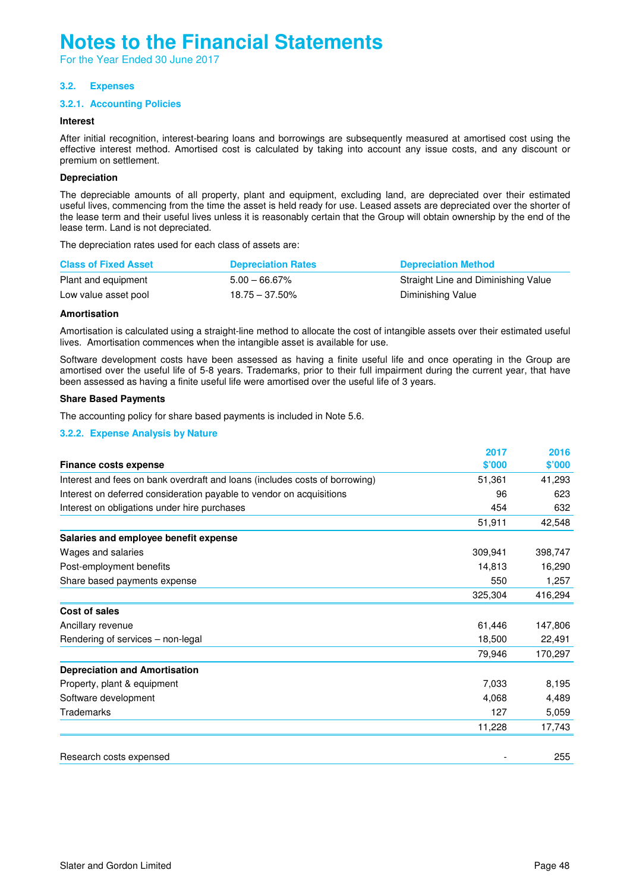# Notes to the Financial Statements

For the Year Ended 30 June 2017

### 3.2. Expenses

#### 3.2.1. Accounting Policies

**Interest**

After initial recognition, interest-bearing loans and borrowings are subsequently measured at amortised cost using the effective interest method. Amortised cost is calculated by taking into account any issue costs, and any discount or premium on settlement.

**Depreciation**

The depreciable amounts of all property, plant and equipment, excluding land, are depreciated over their estimated useful lives, commencing from the time the asset is held ready for use. Leased assets are depreciated over the shorter of the lease term and their useful lives unless it is reasonably certain that the Group will obtain ownership by the end of the lease term. Land is not depreciated.

The depreciation rates used for each class of assets are:

| Class of Fixed Asset | Depreciation Rates | Depreciation Method |
|---|---|---|
| Plant and equipment | 5.00 – 66.67% | Straight Line and Diminishing Value |
| Low value asset pool | 18.75 – 37.50% | Diminishing Value |

**Amortisation**

Amortisation is calculated using a straight-line method to allocate the cost of intangible assets over their estimated useful lives. Amortisation commences when the intangible asset is available for use.

Software development costs have been assessed as having a finite useful life and once operating in the Group are amortised over the useful life of 5-8 years. Trademarks, prior to their full impairment during the current year, that have been assessed as having a finite useful life were amortised over the useful life of 3 years.

**Share Based Payments**

The accounting policy for share based payments is included in Note 5.6.

#### 3.2.2. Expense Analysis by Nature

| Finance costs expense | 2017 $'000 | 2016 $'000 |
|---|---|---|
| Interest and fees on bank overdraft and loans (includes costs of borrowing) | 51,361 | 41,293 |
| Interest on deferred consideration payable to vendor on acquisitions | 96 | 623 |
| Interest on obligations under hire purchases | 454 | 632 |
| | 51,911 | 42,548 |
| **Salaries and employee benefit expense** | | |
| Wages and salaries | 309,941 | 398,747 |
| Post-employment benefits | 14,813 | 16,290 |
| Share based payments expense | 550 | 1,257 |
| | 325,304 | 416,294 |
| **Cost of sales** | | |
| Ancillary revenue | 61,446 | 147,806 |
| Rendering of services – non-legal | 18,500 | 22,491 |
| | 79,946 | 170,297 |
| **Depreciation and Amortisation** | | |
| Property, plant & equipment | 7,033 | 8,195 |
| Software development | 4,068 | 4,489 |
| Trademarks | 127 | 5,059 |
| | 11,228 | 17,743 |
| | | |
| Research costs expensed | - | 255 |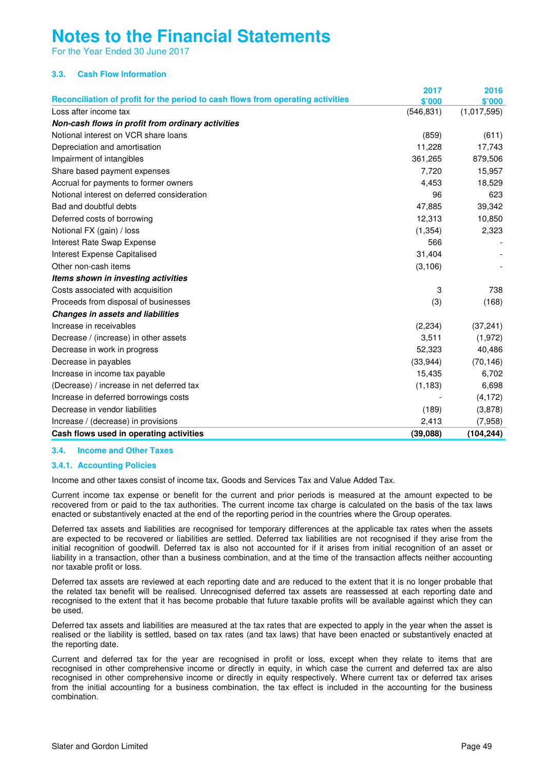# Notes to the Financial Statements

For the Year Ended 30 June 2017

### 3.3. Cash Flow Information

| Reconciliation of profit for the period to cash flows from operating activities | 2017 $'000 | 2016 $'000 |
|---|---|---|
| Loss after income tax | (546,831) | (1,017,595) |
| ***Non-cash flows in profit from ordinary activities*** | | |
| Notional interest on VCR share loans | (859) | (611) |
| Depreciation and amortisation | 11,228 | 17,743 |
| Impairment of intangibles | 361,265 | 879,506 |
| Share based payment expenses | 7,720 | 15,957 |
| Accrual for payments to former owners | 4,453 | 18,529 |
| Notional interest on deferred consideration | 96 | 623 |
| Bad and doubtful debts | 47,885 | 39,342 |
| Deferred costs of borrowing | 12,313 | 10,850 |
| Notional FX (gain) / loss | (1,354) | 2,323 |
| Interest Rate Swap Expense | 566 | - |
| Interest Expense Capitalised | 31,404 | - |
| Other non-cash items | (3,106) | - |
| ***Items shown in investing activities*** | | |
| Costs associated with acquisition | 3 | 738 |
| Proceeds from disposal of businesses | (3) | (168) |
| ***Changes in assets and liabilities*** | | |
| Increase in receivables | (2,234) | (37,241) |
| Decrease / (increase) in other assets | 3,511 | (1,972) |
| Decrease in work in progress | 52,323 | 40,486 |
| Decrease in payables | (33,944) | (70,146) |
| Increase in income tax payable | 15,435 | 6,702 |
| (Decrease) / increase in net deferred tax | (1,183) | 6,698 |
| Increase in deferred borrowings costs | - | (4,172) |
| Decrease in vendor liabilities | (189) | (3,878) |
| Increase / (decrease) in provisions | 2,413 | (7,958) |
| **Cash flows used in operating activities** | **(39,088)** | **(104,244)** |

### 3.4. Income and Other Taxes

#### 3.4.1. Accounting Policies

Income and other taxes consist of income tax, Goods and Services Tax and Value Added Tax.

Current income tax expense or benefit for the current and prior periods is measured at the amount expected to be recovered from or paid to the tax authorities. The current income tax charge is calculated on the basis of the tax laws enacted or substantively enacted at the end of the reporting period in the countries where the Group operates.

Deferred tax assets and liabilities are recognised for temporary differences at the applicable tax rates when the assets are expected to be recovered or liabilities are settled. Deferred tax liabilities are not recognised if they arise from the initial recognition of goodwill. Deferred tax is also not accounted for if it arises from initial recognition of an asset or liability in a transaction, other than a business combination, and at the time of the transaction affects neither accounting nor taxable profit or loss.

Deferred tax assets are reviewed at each reporting date and are reduced to the extent that it is no longer probable that the related tax benefit will be realised. Unrecognised deferred tax assets are reassessed at each reporting date and recognised to the extent that it has become probable that future taxable profits will be available against which they can be used.

Deferred tax assets and liabilities are measured at the tax rates that are expected to apply in the year when the asset is realised or the liability is settled, based on tax rates (and tax laws) that have been enacted or substantively enacted at the reporting date.

Current and deferred tax for the year are recognised in profit or loss, except when they relate to items that are recognised in other comprehensive income or directly in equity, in which case the current and deferred tax are also recognised in other comprehensive income or directly in equity respectively. Where current tax or deferred tax arises from the initial accounting for a business combination, the tax effect is included in the accounting for the business combination.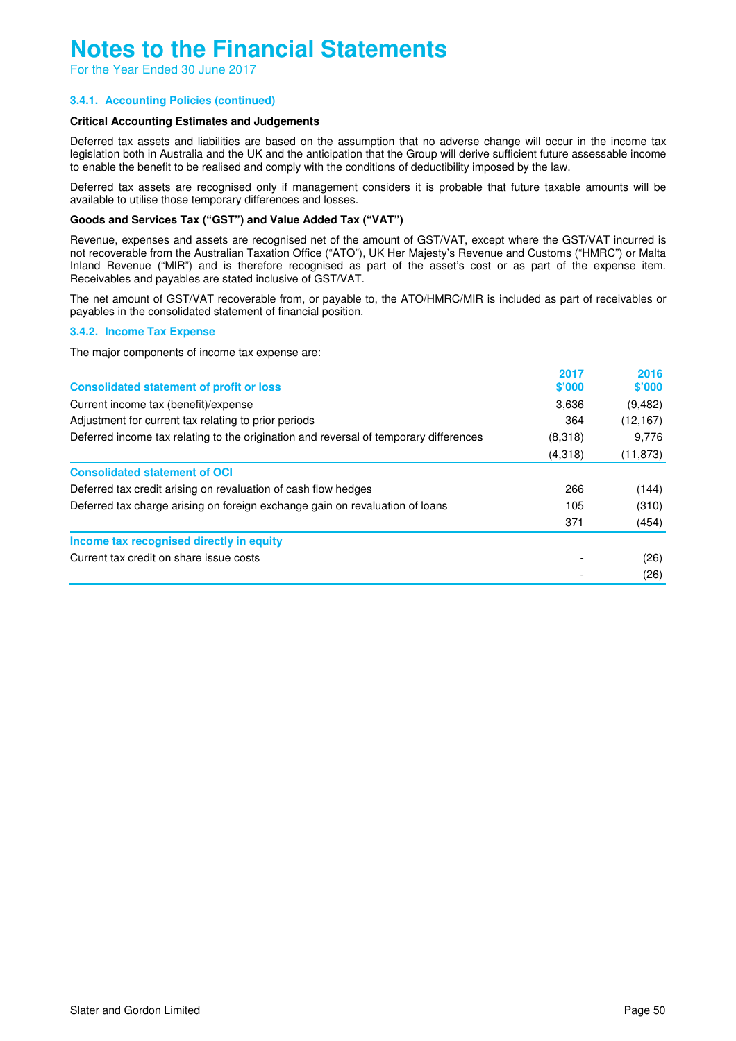# Notes to the Financial Statements

For the Year Ended 30 June 2017

### 3.4.1. Accounting Policies (continued)

**Critical Accounting Estimates and Judgements**

Deferred tax assets and liabilities are based on the assumption that no adverse change will occur in the income tax legislation both in Australia and the UK and the anticipation that the Group will derive sufficient future assessable income to enable the benefit to be realised and comply with the conditions of deductibility imposed by the law.

Deferred tax assets are recognised only if management considers it is probable that future taxable amounts will be available to utilise those temporary differences and losses.

**Goods and Services Tax ("GST") and Value Added Tax ("VAT")**

Revenue, expenses and assets are recognised net of the amount of GST/VAT, except where the GST/VAT incurred is not recoverable from the Australian Taxation Office ("ATO"), UK Her Majesty's Revenue and Customs ("HMRC") or Malta Inland Revenue ("MIR") and is therefore recognised as part of the asset's cost or as part of the expense item. Receivables and payables are stated inclusive of GST/VAT.

The net amount of GST/VAT recoverable from, or payable to, the ATO/HMRC/MIR is included as part of receivables or payables in the consolidated statement of financial position.

### 3.4.2. Income Tax Expense

The major components of income tax expense are:

| | 2017 $'000 | 2016 $'000 |
|---|---|---|
| **Consolidated statement of profit or loss** | | |
| Current income tax (benefit)/expense | 3,636 | (9,482) |
| Adjustment for current tax relating to prior periods | 364 | (12,167) |
| Deferred income tax relating to the origination and reversal of temporary differences | (8,318) | 9,776 |
| | (4,318) | (11,873) |
| **Consolidated statement of OCI** | | |
| Deferred tax credit arising on revaluation of cash flow hedges | 266 | (144) |
| Deferred tax charge arising on foreign exchange gain on revaluation of loans | 105 | (310) |
| | 371 | (454) |
| **Income tax recognised directly in equity** | | |
| Current tax credit on share issue costs | - | (26) |
| | - | (26) |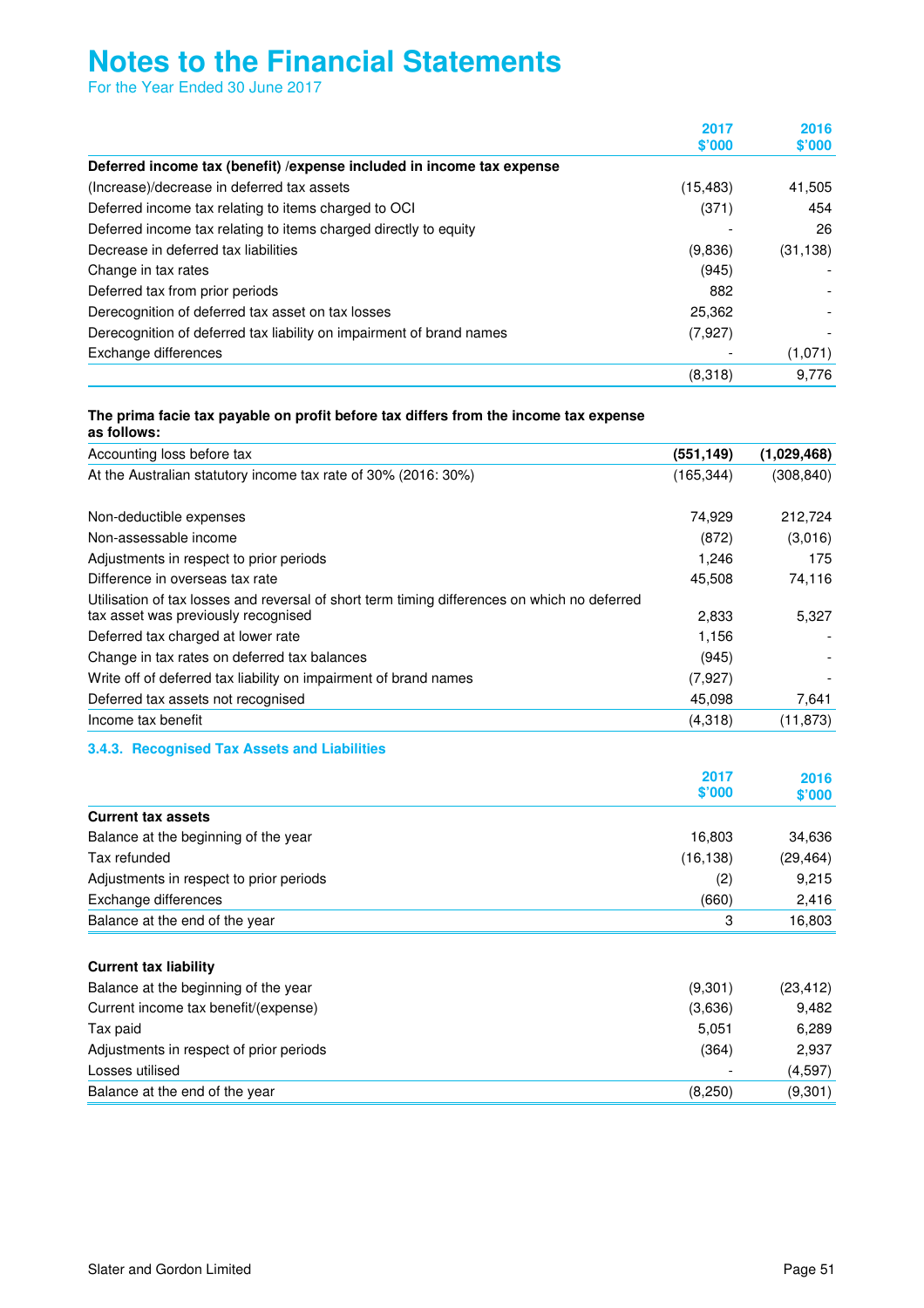# Notes to the Financial Statements

For the Year Ended 30 June 2017

| | 2017 $'000 | 2016 $'000 |
|---|---|---|
| **Deferred income tax (benefit) /expense included in income tax expense** | | |
| (Increase)/decrease in deferred tax assets | (15,483) | 41,505 |
| Deferred income tax relating to items charged to OCI | (371) | 454 |
| Deferred income tax relating to items charged directly to equity | - | 26 |
| Decrease in deferred tax liabilities | (9,836) | (31,138) |
| Change in tax rates | (945) | - |
| Deferred tax from prior periods | 882 | - |
| Derecognition of deferred tax asset on tax losses | 25,362 | - |
| Derecognition of deferred tax liability on impairment of brand names | (7,927) | - |
| Exchange differences | - | (1,071) |
| | (8,318) | 9,776 |

**The prima facie tax payable on profit before tax differs from the income tax expense as follows:**

| | 2017 $'000 | 2016 $'000 |
|---|---|---|
| Accounting loss before tax | **(551,149)** | **(1,029,468)** |
| At the Australian statutory income tax rate of 30% (2016: 30%) | (165,344) | (308,840) |
| | | |
| Non-deductible expenses | 74,929 | 212,724 |
| Non-assessable income | (872) | (3,016) |
| Adjustments in respect to prior periods | 1,246 | 175 |
| Difference in overseas tax rate | 45,508 | 74,116 |
| Utilisation of tax losses and reversal of short term timing differences on which no deferred tax asset was previously recognised | 2,833 | 5,327 |
| Deferred tax charged at lower rate | 1,156 | - |
| Change in tax rates on deferred tax balances | (945) | - |
| Write off of deferred tax liability on impairment of brand names | (7,927) | - |
| Deferred tax assets not recognised | 45,098 | 7,641 |
| Income tax benefit | (4,318) | (11,873) |

### 3.4.3. Recognised Tax Assets and Liabilities

| | 2017 $'000 | 2016 $'000 |
|---|---|---|
| **Current tax assets** | | |
| Balance at the beginning of the year | 16,803 | 34,636 |
| Tax refunded | (16,138) | (29,464) |
| Adjustments in respect to prior periods | (2) | 9,215 |
| Exchange differences | (660) | 2,416 |
| Balance at the end of the year | 3 | 16,803 |

| | 2017 $'000 | 2016 $'000 |
|---|---|---|
| **Current tax liability** | | |
| Balance at the beginning of the year | (9,301) | (23,412) |
| Current income tax benefit/(expense) | (3,636) | 9,482 |
| Tax paid | 5,051 | 6,289 |
| Adjustments in respect of prior periods | (364) | 2,937 |
| Losses utilised | - | (4,597) |
| Balance at the end of the year | (8,250) | (9,301) |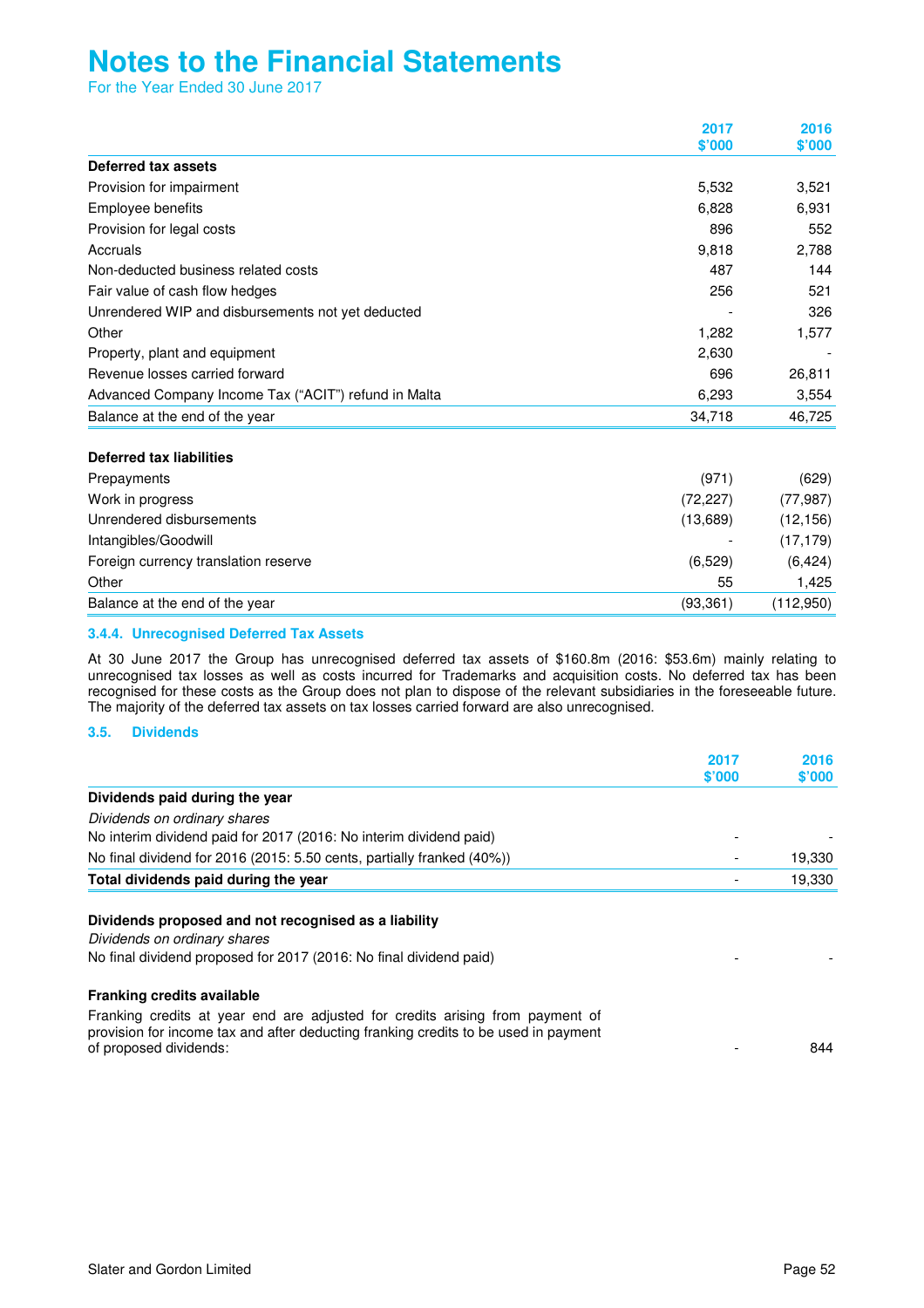# Notes to the Financial Statements

For the Year Ended 30 June 2017

| | 2017 $'000 | 2016 $'000 |
|---|---|---|
| **Deferred tax assets** | | |
| Provision for impairment | 5,532 | 3,521 |
| Employee benefits | 6,828 | 6,931 |
| Provision for legal costs | 896 | 552 |
| Accruals | 9,818 | 2,788 |
| Non-deducted business related costs | 487 | 144 |
| Fair value of cash flow hedges | 256 | 521 |
| Unrendered WIP and disbursements not yet deducted | - | 326 |
| Other | 1,282 | 1,577 |
| Property, plant and equipment | 2,630 | - |
| Revenue losses carried forward | 696 | 26,811 |
| Advanced Company Income Tax ("ACIT") refund in Malta | 6,293 | 3,554 |
| Balance at the end of the year | 34,718 | 46,725 |
| | | |
| **Deferred tax liabilities** | | |
| Prepayments | (971) | (629) |
| Work in progress | (72,227) | (77,987) |
| Unrendered disbursements | (13,689) | (12,156) |
| Intangibles/Goodwill | - | (17,179) |
| Foreign currency translation reserve | (6,529) | (6,424) |
| Other | 55 | 1,425 |
| Balance at the end of the year | (93,361) | (112,950) |

### 3.4.4. Unrecognised Deferred Tax Assets

At 30 June 2017 the Group has unrecognised deferred tax assets of $160.8m (2016: $53.6m) mainly relating to unrecognised tax losses as well as costs incurred for Trademarks and acquisition costs. No deferred tax has been recognised for these costs as the Group does not plan to dispose of the relevant subsidiaries in the foreseeable future. The majority of the deferred tax assets on tax losses carried forward are also unrecognised.

## 3.5. Dividends

| | 2017 $'000 | 2016 $'000 |
|---|---|---|
| **Dividends paid during the year** | | |
| *Dividends on ordinary shares* | | |
| No interim dividend paid for 2017 (2016: No interim dividend paid) | - | - |
| No final dividend for 2016 (2015: 5.50 cents, partially franked (40%)) | - | 19,330 |
| **Total dividends paid during the year** | - | 19,330 |
| | | |
| **Dividends proposed and not recognised as a liability** | | |
| *Dividends on ordinary shares* | | |
| No final dividend proposed for 2017 (2016: No final dividend paid) | - | - |
| | | |
| **Franking credits available** | | |
| Franking credits at year end are adjusted for credits arising from payment of provision for income tax and after deducting franking credits to be used in payment of proposed dividends: | - | 844 |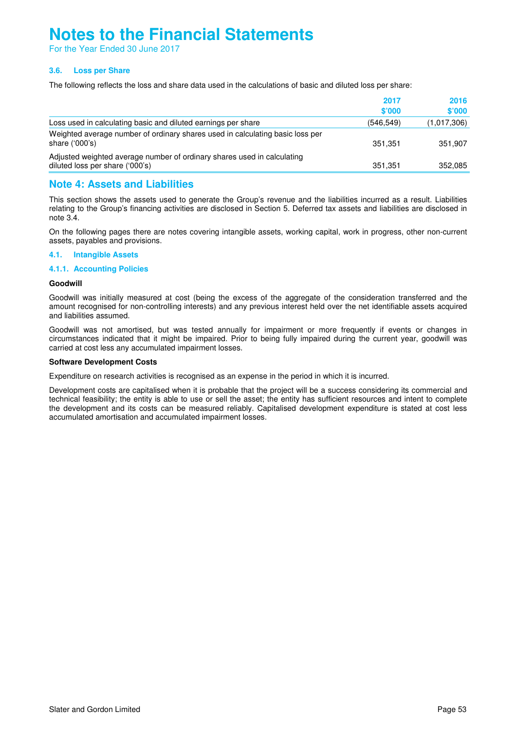# Notes to the Financial Statements

For the Year Ended 30 June 2017

### 3.6. Loss per Share

The following reflects the loss and share data used in the calculations of basic and diluted loss per share:

| | 2017 $'000 | 2016 $'000 |
|---|---|---|
| Loss used in calculating basic and diluted earnings per share | (546,549) | (1,017,306) |
| Weighted average number of ordinary shares used in calculating basic loss per share ('000's) | 351,351 | 351,907 |
| Adjusted weighted average number of ordinary shares used in calculating diluted loss per share ('000's) | 351,351 | 352,085 |

## Note 4: Assets and Liabilities

This section shows the assets used to generate the Group's revenue and the liabilities incurred as a result. Liabilities relating to the Group's financing activities are disclosed in Section 5. Deferred tax assets and liabilities are disclosed in note 3.4.

On the following pages there are notes covering intangible assets, working capital, work in progress, other non-current assets, payables and provisions.

### 4.1. Intangible Assets

#### 4.1.1. Accounting Policies

**Goodwill**

Goodwill was initially measured at cost (being the excess of the aggregate of the consideration transferred and the amount recognised for non-controlling interests) and any previous interest held over the net identifiable assets acquired and liabilities assumed.

Goodwill was not amortised, but was tested annually for impairment or more frequently if events or changes in circumstances indicated that it might be impaired. Prior to being fully impaired during the current year, goodwill was carried at cost less any accumulated impairment losses.

**Software Development Costs**

Expenditure on research activities is recognised as an expense in the period in which it is incurred.

Development costs are capitalised when it is probable that the project will be a success considering its commercial and technical feasibility; the entity is able to use or sell the asset; the entity has sufficient resources and intent to complete the development and its costs can be measured reliably. Capitalised development expenditure is stated at cost less accumulated amortisation and accumulated impairment losses.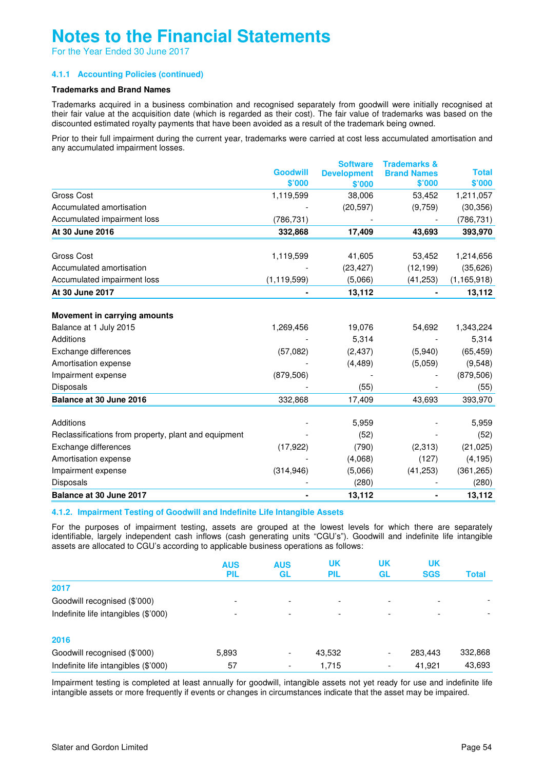# Notes to the Financial Statements

For the Year Ended 30 June 2017

### 4.1.1 Accounting Policies (continued)

**Trademarks and Brand Names**

Trademarks acquired in a business combination and recognised separately from goodwill were initially recognised at their fair value at the acquisition date (which is regarded as their cost). The fair value of trademarks was based on the discounted estimated royalty payments that have been avoided as a result of the trademark being owned.

Prior to their full impairment during the current year, trademarks were carried at cost less accumulated amortisation and any accumulated impairment losses.

| | Goodwill $'000 | Software Development $'000 | Trademarks & Brand Names $'000 | Total $'000 |
|---|---|---|---|---|
| Gross Cost | 1,119,599 | 38,006 | 53,452 | 1,211,057 |
| Accumulated amortisation | - | (20,597) | (9,759) | (30,356) |
| Accumulated impairment loss | (786,731) | - | - | (786,731) |
| **At 30 June 2016** | **332,868** | **17,409** | **43,693** | **393,970** |
| | | | | |
| Gross Cost | 1,119,599 | 41,605 | 53,452 | 1,214,656 |
| Accumulated amortisation | - | (23,427) | (12,199) | (35,626) |
| Accumulated impairment loss | (1,119,599) | (5,066) | (41,253) | (1,165,918) |
| **At 30 June 2017** | **-** | **13,112** | **-** | **13,112** |
| | | | | |
| **Movement in carrying amounts** | | | | |
| Balance at 1 July 2015 | 1,269,456 | 19,076 | 54,692 | 1,343,224 |
| Additions | - | 5,314 | - | 5,314 |
| Exchange differences | (57,082) | (2,437) | (5,940) | (65,459) |
| Amortisation expense | - | (4,489) | (5,059) | (9,548) |
| Impairment expense | (879,506) | - | - | (879,506) |
| Disposals | - | (55) | - | (55) |
| **Balance at 30 June 2016** | 332,868 | 17,409 | 43,693 | 393,970 |
| | | | | |
| Additions | - | 5,959 | - | 5,959 |
| Reclassifications from property, plant and equipment | - | (52) | - | (52) |
| Exchange differences | (17,922) | (790) | (2,313) | (21,025) |
| Amortisation expense | - | (4,068) | (127) | (4,195) |
| Impairment expense | (314,946) | (5,066) | (41,253) | (361,265) |
| Disposals | - | (280) | - | (280) |
| **Balance at 30 June 2017** | **-** | **13,112** | **-** | **13,112** |

### 4.1.2. Impairment Testing of Goodwill and Indefinite Life Intangible Assets

For the purposes of impairment testing, assets are grouped at the lowest levels for which there are separately identifiable, largely independent cash inflows (cash generating units "CGU's"). Goodwill and indefinite life intangible assets are allocated to CGU's according to applicable business operations as follows:

| | AUS PIL | AUS GL | UK PIL | UK GL | UK SGS | Total |
|---|---|---|---|---|---|---|
| **2017** | | | | | | |
| Goodwill recognised ($'000) | - | - | - | - | - | - |
| Indefinite life intangibles ($'000) | - | - | - | - | - | - |
| | | | | | | |
| **2016** | | | | | | |
| Goodwill recognised ($'000) | 5,893 | - | 43,532 | - | 283,443 | 332,868 |
| Indefinite life intangibles ($'000) | 57 | - | 1,715 | - | 41,921 | 43,693 |

Impairment testing is completed at least annually for goodwill, intangible assets not yet ready for use and indefinite life intangible assets or more frequently if events or changes in circumstances indicate that the asset may be impaired.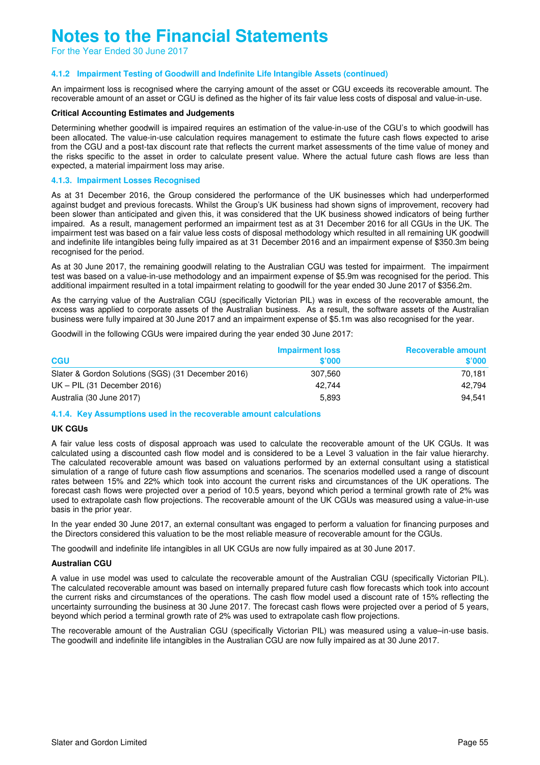# Notes to the Financial Statements

For the Year Ended 30 June 2017

### 4.1.2 Impairment Testing of Goodwill and Indefinite Life Intangible Assets (continued)

An impairment loss is recognised where the carrying amount of the asset or CGU exceeds its recoverable amount. The recoverable amount of an asset or CGU is defined as the higher of its fair value less costs of disposal and value-in-use.

**Critical Accounting Estimates and Judgements**

Determining whether goodwill is impaired requires an estimation of the value-in-use of the CGU's to which goodwill has been allocated. The value-in-use calculation requires management to estimate the future cash flows expected to arise from the CGU and a post-tax discount rate that reflects the current market assessments of the time value of money and the risks specific to the asset in order to calculate present value. Where the actual future cash flows are less than expected, a material impairment loss may arise.

### 4.1.3. Impairment Losses Recognised

As at 31 December 2016, the Group considered the performance of the UK businesses which had underperformed against budget and previous forecasts. Whilst the Group's UK business had shown signs of improvement, recovery had been slower than anticipated and given this, it was considered that the UK business showed indicators of being further impaired. As a result, management performed an impairment test as at 31 December 2016 for all CGUs in the UK. The impairment test was based on a fair value less costs of disposal methodology which resulted in all remaining UK goodwill and indefinite life intangibles being fully impaired as at 31 December 2016 and an impairment expense of $350.3m being recognised for the period.

As at 30 June 2017, the remaining goodwill relating to the Australian CGU was tested for impairment. The impairment test was based on a value-in-use methodology and an impairment expense of $5.9m was recognised for the period. This additional impairment resulted in a total impairment relating to goodwill for the year ended 30 June 2017 of $356.2m.

As the carrying value of the Australian CGU (specifically Victorian PIL) was in excess of the recoverable amount, the excess was applied to corporate assets of the Australian business. As a result, the software assets of the Australian business were fully impaired at 30 June 2017 and an impairment expense of $5.1m was also recognised for the year.

Goodwill in the following CGUs were impaired during the year ended 30 June 2017:

| CGU | Impairment loss $'000 | Recoverable amount $'000 |
|---|---|---|
| Slater & Gordon Solutions (SGS) (31 December 2016) | 307,560 | 70,181 |
| UK – PIL (31 December 2016) | 42,744 | 42,794 |
| Australia (30 June 2017) | 5,893 | 94,541 |

### 4.1.4. Key Assumptions used in the recoverable amount calculations

**UK CGUs**

A fair value less costs of disposal approach was used to calculate the recoverable amount of the UK CGUs. It was calculated using a discounted cash flow model and is considered to be a Level 3 valuation in the fair value hierarchy. The calculated recoverable amount was based on valuations performed by an external consultant using a statistical simulation of a range of future cash flow assumptions and scenarios. The scenarios modelled used a range of discount rates between 15% and 22% which took into account the current risks and circumstances of the UK operations. The forecast cash flows were projected over a period of 10.5 years, beyond which period a terminal growth rate of 2% was used to extrapolate cash flow projections. The recoverable amount of the UK CGUs was measured using a value-in-use basis in the prior year.

In the year ended 30 June 2017, an external consultant was engaged to perform a valuation for financing purposes and the Directors considered this valuation to be the most reliable measure of recoverable amount for the CGUs.

The goodwill and indefinite life intangibles in all UK CGUs are now fully impaired as at 30 June 2017.

**Australian CGU**

A value in use model was used to calculate the recoverable amount of the Australian CGU (specifically Victorian PIL). The calculated recoverable amount was based on internally prepared future cash flow forecasts which took into account the current risks and circumstances of the operations. The cash flow model used a discount rate of 15% reflecting the uncertainty surrounding the business at 30 June 2017. The forecast cash flows were projected over a period of 5 years, beyond which period a terminal growth rate of 2% was used to extrapolate cash flow projections.

The recoverable amount of the Australian CGU (specifically Victorian PIL) was measured using a value–in-use basis. The goodwill and indefinite life intangibles in the Australian CGU are now fully impaired as at 30 June 2017.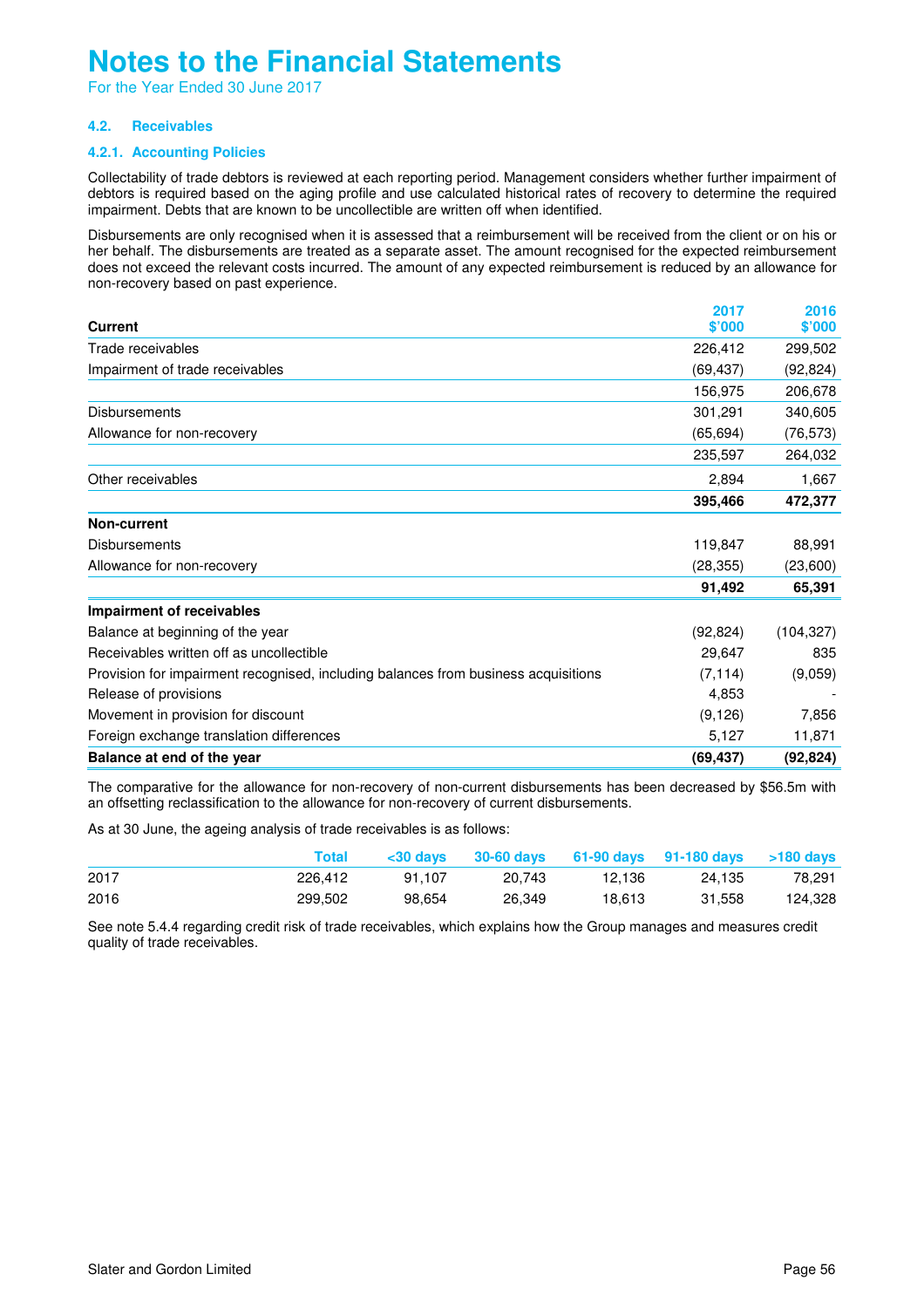# Notes to the Financial Statements

For the Year Ended 30 June 2017

### 4.2. Receivables

#### 4.2.1. Accounting Policies

Collectability of trade debtors is reviewed at each reporting period. Management considers whether further impairment of debtors is required based on the aging profile and use calculated historical rates of recovery to determine the required impairment. Debts that are known to be uncollectible are written off when identified.

Disbursements are only recognised when it is assessed that a reimbursement will be received from the client or on his or her behalf. The disbursements are treated as a separate asset. The amount recognised for the expected reimbursement does not exceed the relevant costs incurred. The amount of any expected reimbursement is reduced by an allowance for non-recovery based on past experience.

| **Current** | **2017 $'000** | **2016 $'000** |
|---|---|---|
| Trade receivables | 226,412 | 299,502 |
| Impairment of trade receivables | (69,437) | (92,824) |
| | 156,975 | 206,678 |
| Disbursements | 301,291 | 340,605 |
| Allowance for non-recovery | (65,694) | (76,573) |
| | 235,597 | 264,032 |
| Other receivables | 2,894 | 1,667 |
| | **395,466** | **472,377** |
| **Non-current** | | |
| Disbursements | 119,847 | 88,991 |
| Allowance for non-recovery | (28,355) | (23,600) |
| | **91,492** | **65,391** |
| **Impairment of receivables** | | |
| Balance at beginning of the year | (92,824) | (104,327) |
| Receivables written off as uncollectible | 29,647 | 835 |
| Provision for impairment recognised, including balances from business acquisitions | (7,114) | (9,059) |
| Release of provisions | 4,853 | - |
| Movement in provision for discount | (9,126) | 7,856 |
| Foreign exchange translation differences | 5,127 | 11,871 |
| **Balance at end of the year** | **(69,437)** | **(92,824)** |

The comparative for the allowance for non-recovery of non-current disbursements has been decreased by $56.5m with an offsetting reclassification to the allowance for non-recovery of current disbursements.

As at 30 June, the ageing analysis of trade receivables is as follows:

| | Total | <30 days | 30-60 days | 61-90 days | 91-180 days | >180 days |
|---|---|---|---|---|---|---|
| 2017 | 226,412 | 91,107 | 20,743 | 12,136 | 24,135 | 78,291 |
| 2016 | 299,502 | 98,654 | 26,349 | 18,613 | 31,558 | 124,328 |

See note 5.4.4 regarding credit risk of trade receivables, which explains how the Group manages and measures credit quality of trade receivables.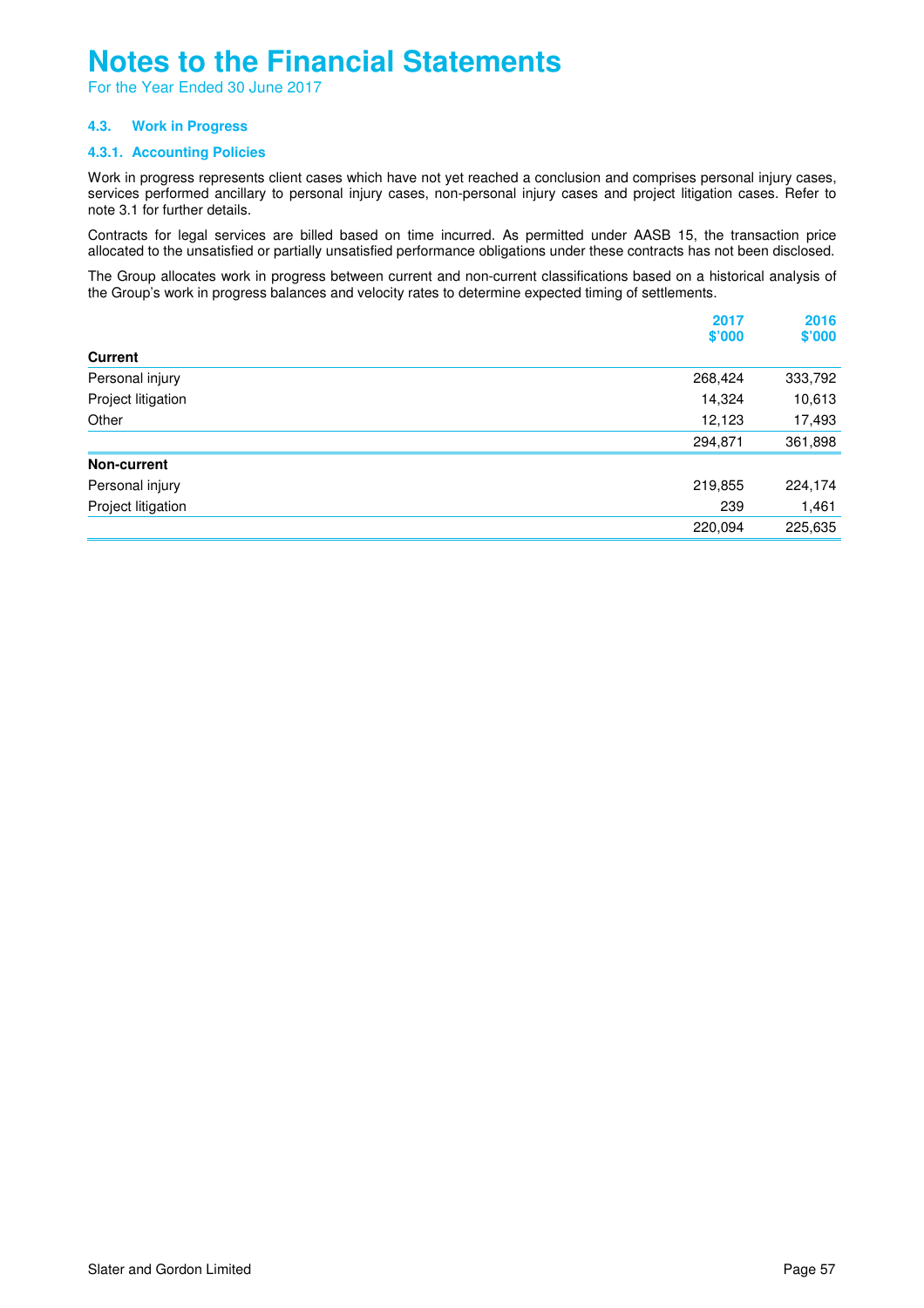# Notes to the Financial Statements

For the Year Ended 30 June 2017

### 4.3. Work in Progress

#### 4.3.1. Accounting Policies

Work in progress represents client cases which have not yet reached a conclusion and comprises personal injury cases, services performed ancillary to personal injury cases, non-personal injury cases and project litigation cases. Refer to note 3.1 for further details.

Contracts for legal services are billed based on time incurred. As permitted under AASB 15, the transaction price allocated to the unsatisfied or partially unsatisfied performance obligations under these contracts has not been disclosed.

The Group allocates work in progress between current and non-current classifications based on a historical analysis of the Group's work in progress balances and velocity rates to determine expected timing of settlements.

| | 2017 $'000 | 2016 $'000 |
|---|---|---|
| **Current** | | |
| Personal injury | 268,424 | 333,792 |
| Project litigation | 14,324 | 10,613 |
| Other | 12,123 | 17,493 |
| | 294,871 | 361,898 |
| **Non-current** | | |
| Personal injury | 219,855 | 224,174 |
| Project litigation | 239 | 1,461 |
| | 220,094 | 225,635 |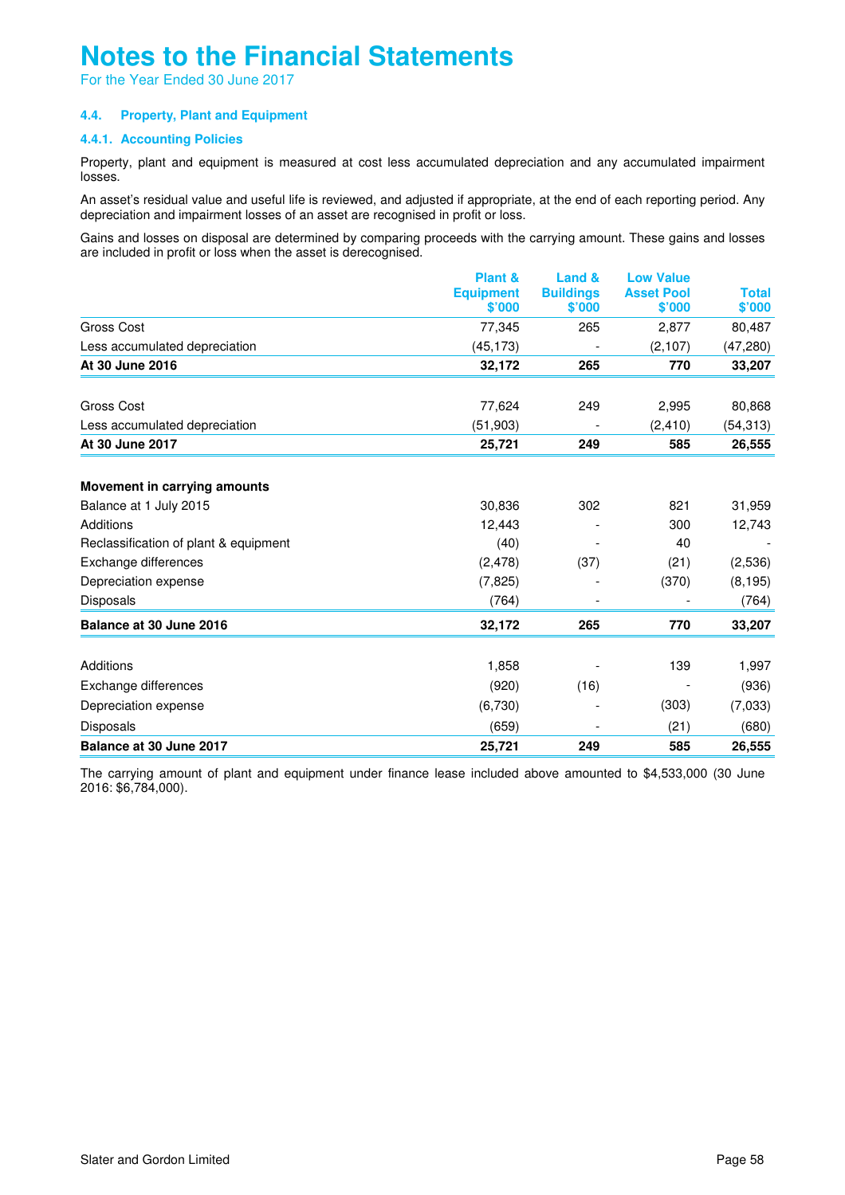# Notes to the Financial Statements

For the Year Ended 30 June 2017

### 4.4. Property, Plant and Equipment

#### 4.4.1. Accounting Policies

Property, plant and equipment is measured at cost less accumulated depreciation and any accumulated impairment losses.

An asset's residual value and useful life is reviewed, and adjusted if appropriate, at the end of each reporting period. Any depreciation and impairment losses of an asset are recognised in profit or loss.

Gains and losses on disposal are determined by comparing proceeds with the carrying amount. These gains and losses are included in profit or loss when the asset is derecognised.

| | Plant & Equipment $'000 | Land & Buildings $'000 | Low Value Asset Pool $'000 | Total $'000 |
|---|---|---|---|---|
| Gross Cost | 77,345 | 265 | 2,877 | 80,487 |
| Less accumulated depreciation | (45,173) | - | (2,107) | (47,280) |
| **At 30 June 2016** | **32,172** | **265** | **770** | **33,207** |
| | | | | |
| Gross Cost | 77,624 | 249 | 2,995 | 80,868 |
| Less accumulated depreciation | (51,903) | - | (2,410) | (54,313) |
| **At 30 June 2017** | **25,721** | **249** | **585** | **26,555** |
| | | | | |
| **Movement in carrying amounts** | | | | |
| Balance at 1 July 2015 | 30,836 | 302 | 821 | 31,959 |
| Additions | 12,443 | - | 300 | 12,743 |
| Reclassification of plant & equipment | (40) | - | 40 | - |
| Exchange differences | (2,478) | (37) | (21) | (2,536) |
| Depreciation expense | (7,825) | - | (370) | (8,195) |
| Disposals | (764) | - | - | (764) |
| **Balance at 30 June 2016** | **32,172** | **265** | **770** | **33,207** |
| | | | | |
| Additions | 1,858 | - | 139 | 1,997 |
| Exchange differences | (920) | (16) | - | (936) |
| Depreciation expense | (6,730) | - | (303) | (7,033) |
| Disposals | (659) | - | (21) | (680) |
| **Balance at 30 June 2017** | **25,721** | **249** | **585** | **26,555** |

The carrying amount of plant and equipment under finance lease included above amounted to $4,533,000 (30 June 2016: $6,784,000).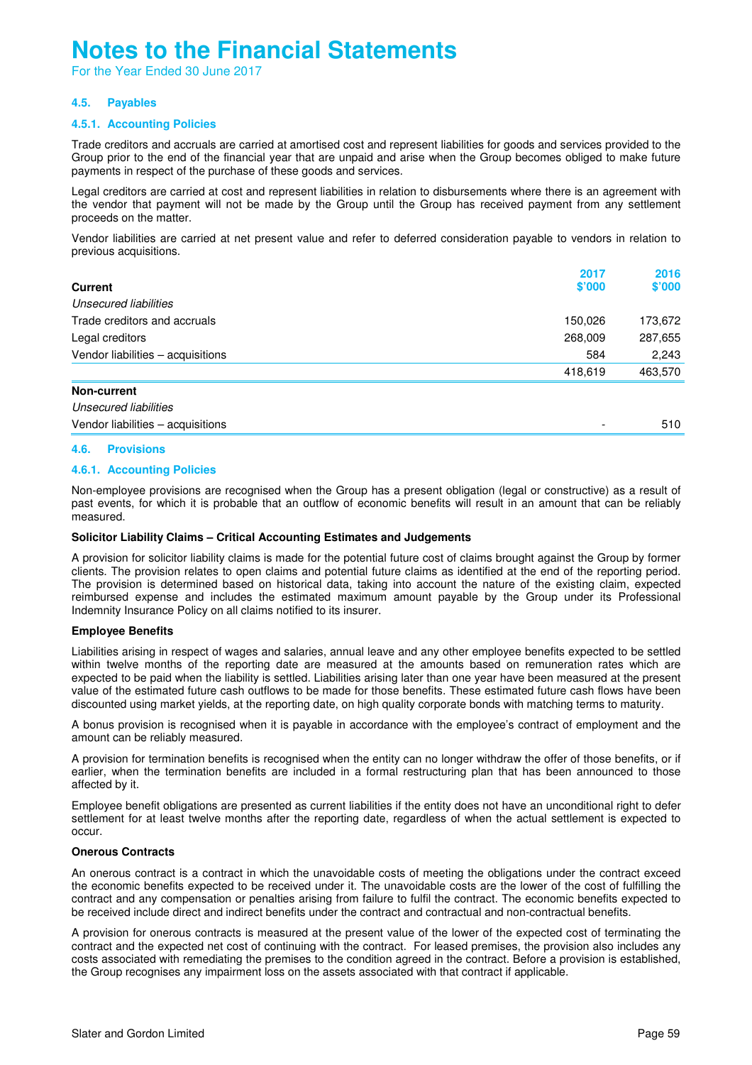# Notes to the Financial Statements

For the Year Ended 30 June 2017

### 4.5. Payables

#### 4.5.1. Accounting Policies

Trade creditors and accruals are carried at amortised cost and represent liabilities for goods and services provided to the Group prior to the end of the financial year that are unpaid and arise when the Group becomes obliged to make future payments in respect of the purchase of these goods and services.

Legal creditors are carried at cost and represent liabilities in relation to disbursements where there is an agreement with the vendor that payment will not be made by the Group until the Group has received payment from any settlement proceeds on the matter.

Vendor liabilities are carried at net present value and refer to deferred consideration payable to vendors in relation to previous acquisitions.

| | 2017 $'000 | 2016 $'000 |
|---|---|---|
| **Current** | | |
| *Unsecured liabilities* | | |
| Trade creditors and accruals | 150,026 | 173,672 |
| Legal creditors | 268,009 | 287,655 |
| Vendor liabilities – acquisitions | 584 | 2,243 |
| | 418,619 | 463,570 |
| **Non-current** | | |
| *Unsecured liabilities* | | |
| Vendor liabilities – acquisitions | - | 510 |

### 4.6. Provisions

#### 4.6.1. Accounting Policies

Non-employee provisions are recognised when the Group has a present obligation (legal or constructive) as a result of past events, for which it is probable that an outflow of economic benefits will result in an amount that can be reliably measured.

**Solicitor Liability Claims – Critical Accounting Estimates and Judgements**

A provision for solicitor liability claims is made for the potential future cost of claims brought against the Group by former clients. The provision relates to open claims and potential future claims as identified at the end of the reporting period. The provision is determined based on historical data, taking into account the nature of the existing claim, expected reimbursed expense and includes the estimated maximum amount payable by the Group under its Professional Indemnity Insurance Policy on all claims notified to its insurer.

**Employee Benefits**

Liabilities arising in respect of wages and salaries, annual leave and any other employee benefits expected to be settled within twelve months of the reporting date are measured at the amounts based on remuneration rates which are expected to be paid when the liability is settled. Liabilities arising later than one year have been measured at the present value of the estimated future cash outflows to be made for those benefits. These estimated future cash flows have been discounted using market yields, at the reporting date, on high quality corporate bonds with matching terms to maturity.

A bonus provision is recognised when it is payable in accordance with the employee's contract of employment and the amount can be reliably measured.

A provision for termination benefits is recognised when the entity can no longer withdraw the offer of those benefits, or if earlier, when the termination benefits are included in a formal restructuring plan that has been announced to those affected by it.

Employee benefit obligations are presented as current liabilities if the entity does not have an unconditional right to defer settlement for at least twelve months after the reporting date, regardless of when the actual settlement is expected to occur.

**Onerous Contracts**

An onerous contract is a contract in which the unavoidable costs of meeting the obligations under the contract exceed the economic benefits expected to be received under it. The unavoidable costs are the lower of the cost of fulfilling the contract and any compensation or penalties arising from failure to fulfil the contract. The economic benefits expected to be received include direct and indirect benefits under the contract and contractual and non-contractual benefits.

A provision for onerous contracts is measured at the present value of the lower of the expected cost of terminating the contract and the expected net cost of continuing with the contract. For leased premises, the provision also includes any costs associated with remediating the premises to the condition agreed in the contract. Before a provision is established, the Group recognises any impairment loss on the assets associated with that contract if applicable.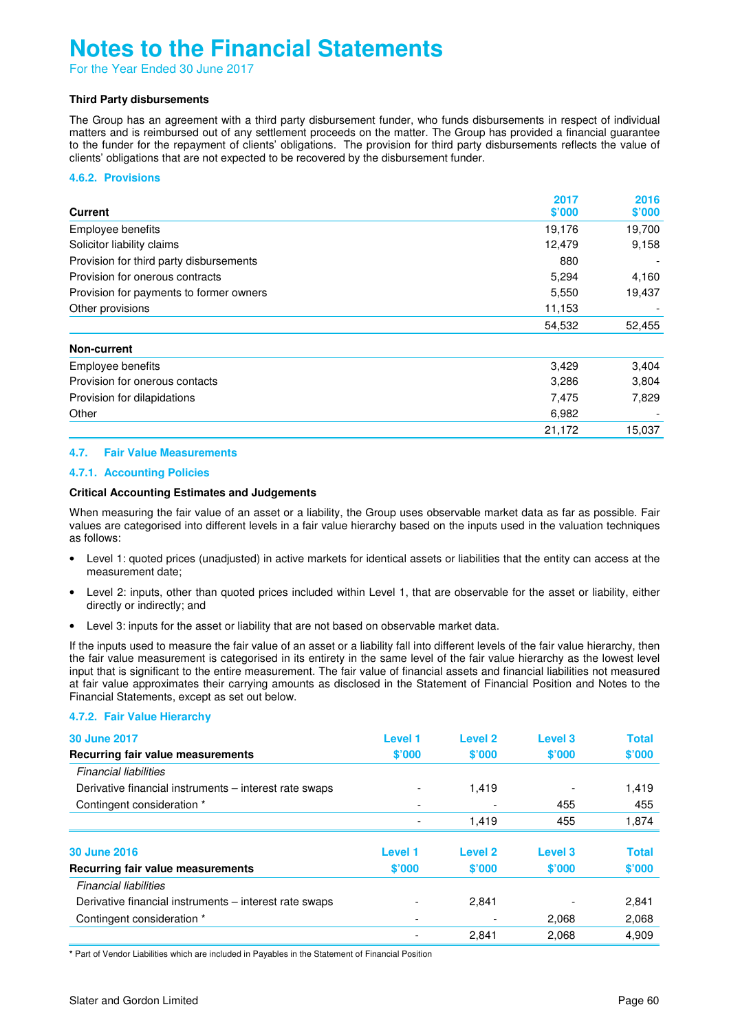**Third Party disbursements**

The Group has an agreement with a third party disbursement funder, who funds disbursements in respect of individual matters and is reimbursed out of any settlement proceeds on the matter. The Group has provided a financial guarantee to the funder for the repayment of clients' obligations. The provision for third party disbursements reflects the value of clients' obligations that are not expected to be recovered by the disbursement funder.

#### 4.6.2. Provisions

| Current | 2017 $'000 | 2016 $'000 |
|---|---|---|
| Employee benefits | 19,176 | 19,700 |
| Solicitor liability claims | 12,479 | 9,158 |
| Provision for third party disbursements | 880 | - |
| Provision for onerous contracts | 5,294 | 4,160 |
| Provision for payments to former owners | 5,550 | 19,437 |
| Other provisions | 11,153 | - |
| | 54,532 | 52,455 |

| Non-current | 2017 $'000 | 2016 $'000 |
|---|---|---|
| Employee benefits | 3,429 | 3,404 |
| Provision for onerous contacts | 3,286 | 3,804 |
| Provision for dilapidations | 7,475 | 7,829 |
| Other | 6,982 | - |
| | 21,172 | 15,037 |

### 4.7. Fair Value Measurements

#### 4.7.1. Accounting Policies

**Critical Accounting Estimates and Judgements**

When measuring the fair value of an asset or a liability, the Group uses observable market data as far as possible. Fair values are categorised into different levels in a fair value hierarchy based on the inputs used in the valuation techniques as follows:

- Level 1: quoted prices (unadjusted) in active markets for identical assets or liabilities that the entity can access at the measurement date;
- Level 2: inputs, other than quoted prices included within Level 1, that are observable for the asset or liability, either directly or indirectly; and
- Level 3: inputs for the asset or liability that are not based on observable market data.

If the inputs used to measure the fair value of an asset or a liability fall into different levels of the fair value hierarchy, then the fair value measurement is categorised in its entirety in the same level of the fair value hierarchy as the lowest level input that is significant to the entire measurement. The fair value of financial assets and financial liabilities not measured at fair value approximates their carrying amounts as disclosed in the Statement of Financial Position and Notes to the Financial Statements, except as set out below.

#### 4.7.2. Fair Value Hierarchy

| 30 June 2017<br>Recurring fair value measurements | Level 1<br>$'000 | Level 2<br>$'000 | Level 3<br>$'000 | Total<br>$'000 |
|---|---|---|---|---|
| *Financial liabilities* | | | | |
| Derivative financial instruments – interest rate swaps | - | 1,419 | - | 1,419 |
| Contingent consideration * | - | - | 455 | 455 |
| | - | 1,419 | 455 | 1,874 |

| 30 June 2016<br>Recurring fair value measurements | Level 1<br>$'000 | Level 2<br>$'000 | Level 3<br>$'000 | Total<br>$'000 |
|---|---|---|---|---|
| *Financial liabilities* | | | | |
| Derivative financial instruments – interest rate swaps | - | 2,841 | - | 2,841 |
| Contingent consideration * | - | - | 2,068 | 2,068 |
| | - | 2,841 | 2,068 | 4,909 |

\* Part of Vendor Liabilities which are included in Payables in the Statement of Financial Position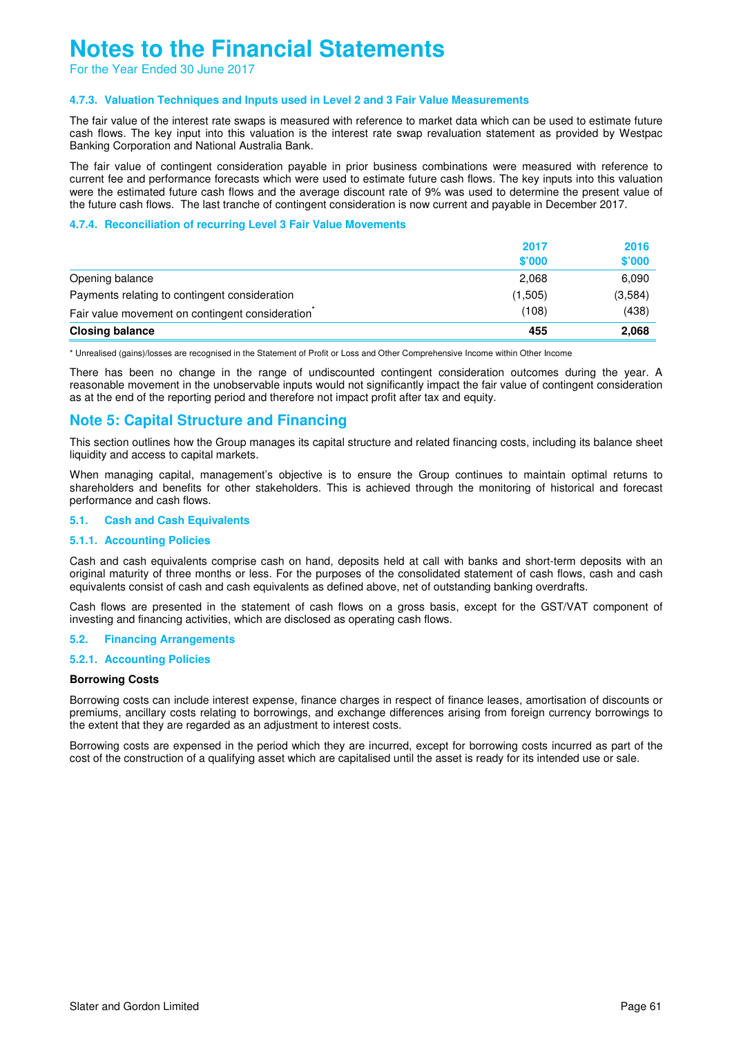#### 4.7.3. Valuation Techniques and Inputs used in Level 2 and 3 Fair Value Measurements

The fair value of the interest rate swaps is measured with reference to market data which can be used to estimate future cash flows. The key input into this valuation is the interest rate swap revaluation statement as provided by Westpac Banking Corporation and National Australia Bank.

The fair value of contingent consideration payable in prior business combinations were measured with reference to current fee and performance forecasts which were used to estimate future cash flows. The key inputs into this valuation were the estimated future cash flows and the average discount rate of 9% was used to determine the present value of the future cash flows. The last tranche of contingent consideration is now current and payable in December 2017.

#### 4.7.4. Reconciliation of recurring Level 3 Fair Value Movements

| | 2017 $'000 | 2016 $'000 |
|---|---|---|
| Opening balance | 2,068 | 6,090 |
| Payments relating to contingent consideration | (1,505) | (3,584) |
| Fair value movement on contingent consideration* | (108) | (438) |
| **Closing balance** | **455** | **2,068** |

\* Unrealised (gains)/losses are recognised in the Statement of Profit or Loss and Other Comprehensive Income within Other Income

There has been no change in the range of undiscounted contingent consideration outcomes during the year. A reasonable movement in the unobservable inputs would not significantly impact the fair value of contingent consideration as at the end of the reporting period and therefore not impact profit after tax and equity.

## Note 5: Capital Structure and Financing

This section outlines how the Group manages its capital structure and related financing costs, including its balance sheet liquidity and access to capital markets.

When managing capital, management's objective is to ensure the Group continues to maintain optimal returns to shareholders and benefits for other stakeholders. This is achieved through the monitoring of historical and forecast performance and cash flows.

### 5.1. Cash and Cash Equivalents

#### 5.1.1. Accounting Policies

Cash and cash equivalents comprise cash on hand, deposits held at call with banks and short-term deposits with an original maturity of three months or less. For the purposes of the consolidated statement of cash flows, cash and cash equivalents consist of cash and cash equivalents as defined above, net of outstanding banking overdrafts.

Cash flows are presented in the statement of cash flows on a gross basis, except for the GST/VAT component of investing and financing activities, which are disclosed as operating cash flows.

### 5.2. Financing Arrangements

#### 5.2.1. Accounting Policies

**Borrowing Costs**

Borrowing costs can include interest expense, finance charges in respect of finance leases, amortisation of discounts or premiums, ancillary costs relating to borrowings, and exchange differences arising from foreign currency borrowings to the extent that they are regarded as an adjustment to interest costs.

Borrowing costs are expensed in the period which they are incurred, except for borrowing costs incurred as part of the cost of the construction of a qualifying asset which are capitalised until the asset is ready for its intended use or sale.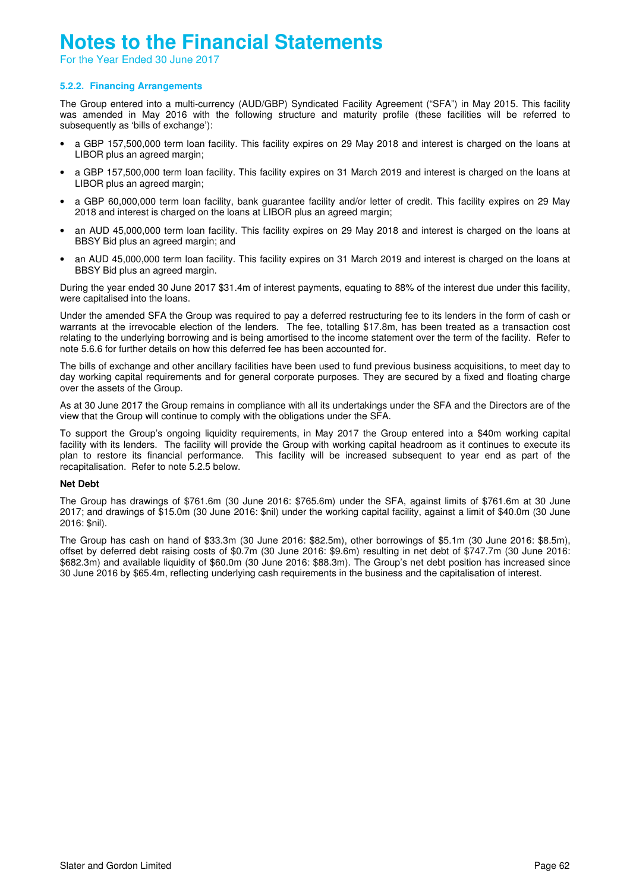# Notes to the Financial Statements

For the Year Ended 30 June 2017

### 5.2.2. Financing Arrangements

The Group entered into a multi-currency (AUD/GBP) Syndicated Facility Agreement ("SFA") in May 2015. This facility was amended in May 2016 with the following structure and maturity profile (these facilities will be referred to subsequently as 'bills of exchange'):

- a GBP 157,500,000 term loan facility. This facility expires on 29 May 2018 and interest is charged on the loans at LIBOR plus an agreed margin;
- a GBP 157,500,000 term loan facility. This facility expires on 31 March 2019 and interest is charged on the loans at LIBOR plus an agreed margin;
- a GBP 60,000,000 term loan facility, bank guarantee facility and/or letter of credit. This facility expires on 29 May 2018 and interest is charged on the loans at LIBOR plus an agreed margin;
- an AUD 45,000,000 term loan facility. This facility expires on 29 May 2018 and interest is charged on the loans at BBSY Bid plus an agreed margin; and
- an AUD 45,000,000 term loan facility. This facility expires on 31 March 2019 and interest is charged on the loans at BBSY Bid plus an agreed margin.

During the year ended 30 June 2017 $31.4m of interest payments, equating to 88% of the interest due under this facility, were capitalised into the loans.

Under the amended SFA the Group was required to pay a deferred restructuring fee to its lenders in the form of cash or warrants at the irrevocable election of the lenders. The fee, totalling $17.8m, has been treated as a transaction cost relating to the underlying borrowing and is being amortised to the income statement over the term of the facility. Refer to note 5.6.6 for further details on how this deferred fee has been accounted for.

The bills of exchange and other ancillary facilities have been used to fund previous business acquisitions, to meet day to day working capital requirements and for general corporate purposes. They are secured by a fixed and floating charge over the assets of the Group.

As at 30 June 2017 the Group remains in compliance with all its undertakings under the SFA and the Directors are of the view that the Group will continue to comply with the obligations under the SFA.

To support the Group's ongoing liquidity requirements, in May 2017 the Group entered into a $40m working capital facility with its lenders. The facility will provide the Group with working capital headroom as it continues to execute its plan to restore its financial performance. This facility will be increased subsequent to year end as part of the recapitalisation. Refer to note 5.2.5 below.

**Net Debt**

The Group has drawings of $761.6m (30 June 2016: $765.6m) under the SFA, against limits of $761.6m at 30 June 2017; and drawings of $15.0m (30 June 2016: $nil) under the working capital facility, against a limit of $40.0m (30 June 2016: $nil).

The Group has cash on hand of $33.3m (30 June 2016: $82.5m), other borrowings of $5.1m (30 June 2016: $8.5m), offset by deferred debt raising costs of $0.7m (30 June 2016: $9.6m) resulting in net debt of $747.7m (30 June 2016: $682.3m) and available liquidity of $60.0m (30 June 2016: $88.3m). The Group's net debt position has increased since 30 June 2016 by $65.4m, reflecting underlying cash requirements in the business and the capitalisation of interest.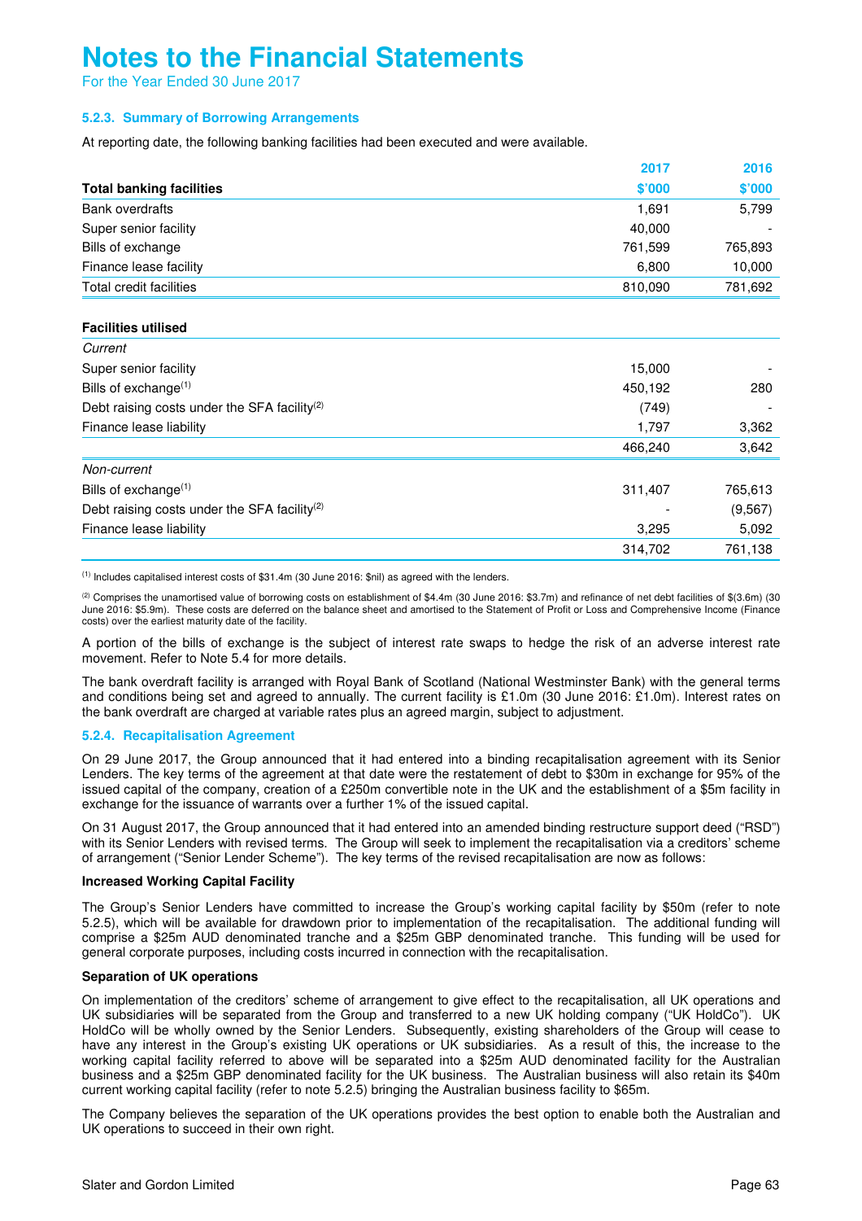# Notes to the Financial Statements

For the Year Ended 30 June 2017

### 5.2.3. Summary of Borrowing Arrangements

At reporting date, the following banking facilities had been executed and were available.

| Total banking facilities | 2017 $'000 | 2016 $'000 |
|---|---|---|
| Bank overdrafts | 1,691 | 5,799 |
| Super senior facility | 40,000 | - |
| Bills of exchange | 761,599 | 765,893 |
| Finance lease facility | 6,800 | 10,000 |
| Total credit facilities | 810,090 | 781,692 |

| Facilities utilised | 2017 $'000 | 2016 $'000 |
|---|---|---|
| *Current* | | |
| Super senior facility | 15,000 | - |
| Bills of exchange[(1)] | 450,192 | 280 |
| Debt raising costs under the SFA facility[(2)] | (749) | - |
| Finance lease liability | 1,797 | 3,362 |
| | 466,240 | 3,642 |
| *Non-current* | | |
| Bills of exchange[(1)] | 311,407 | 765,613 |
| Debt raising costs under the SFA facility[(2)] | - | (9,567) |
| Finance lease liability | 3,295 | 5,092 |
| | 314,702 | 761,138 |

[(1)] Includes capitalised interest costs of $31.4m (30 June 2016: $nil) as agreed with the lenders.

[(2)] Comprises the unamortised value of borrowing costs on establishment of $4.4m (30 June 2016: $3.7m) and refinance of net debt facilities of $(3.6m) (30 June 2016: $5.9m). These costs are deferred on the balance sheet and amortised to the Statement of Profit or Loss and Comprehensive Income (Finance costs) over the earliest maturity date of the facility.

A portion of the bills of exchange is the subject of interest rate swaps to hedge the risk of an adverse interest rate movement. Refer to Note 5.4 for more details.

The bank overdraft facility is arranged with Royal Bank of Scotland (National Westminster Bank) with the general terms and conditions being set and agreed to annually. The current facility is £1.0m (30 June 2016: £1.0m). Interest rates on the bank overdraft are charged at variable rates plus an agreed margin, subject to adjustment.

### 5.2.4. Recapitalisation Agreement

On 29 June 2017, the Group announced that it had entered into a binding recapitalisation agreement with its Senior Lenders. The key terms of the agreement at that date were the restatement of debt to $30m in exchange for 95% of the issued capital of the company, creation of a £250m convertible note in the UK and the establishment of a $5m facility in exchange for the issuance of warrants over a further 1% of the issued capital.

On 31 August 2017, the Group announced that it had entered into an amended binding restructure support deed ("RSD") with its Senior Lenders with revised terms. The Group will seek to implement the recapitalisation via a creditors' scheme of arrangement ("Senior Lender Scheme"). The key terms of the revised recapitalisation are now as follows:

**Increased Working Capital Facility**

The Group's Senior Lenders have committed to increase the Group's working capital facility by $50m (refer to note 5.2.5), which will be available for drawdown prior to implementation of the recapitalisation. The additional funding will comprise a $25m AUD denominated tranche and a $25m GBP denominated tranche. This funding will be used for general corporate purposes, including costs incurred in connection with the recapitalisation.

**Separation of UK operations**

On implementation of the creditors' scheme of arrangement to give effect to the recapitalisation, all UK operations and UK subsidiaries will be separated from the Group and transferred to a new UK holding company ("UK HoldCo"). UK HoldCo will be wholly owned by the Senior Lenders. Subsequently, existing shareholders of the Group will cease to have any interest in the Group's existing UK operations or UK subsidiaries. As a result of this, the increase to the working capital facility referred to above will be separated into a $25m AUD denominated facility for the Australian business and a $25m GBP denominated facility for the UK business. The Australian business will also retain its $40m current working capital facility (refer to note 5.2.5) bringing the Australian business facility to $65m.

The Company believes the separation of the UK operations provides the best option to enable both the Australian and UK operations to succeed in their own right.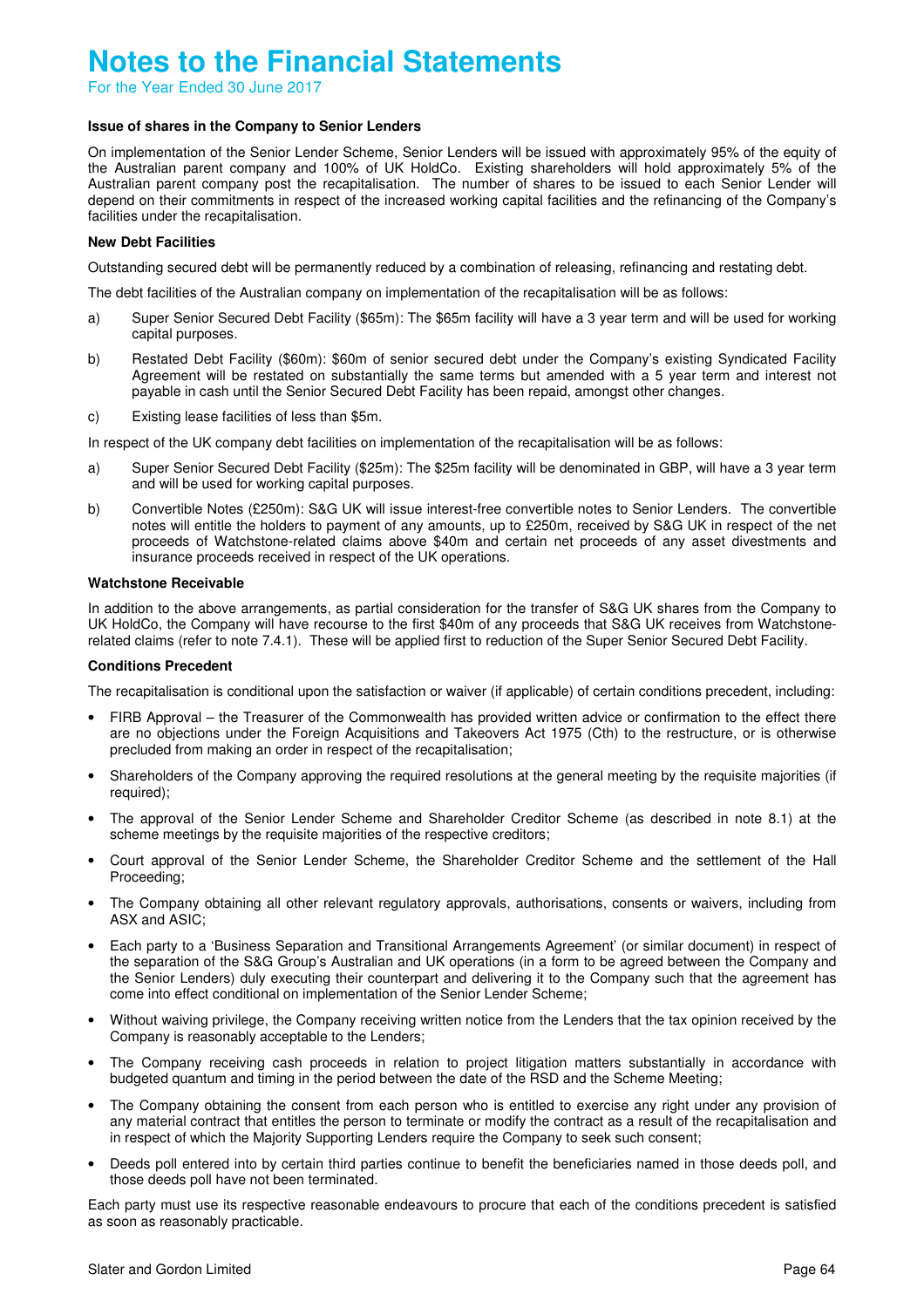#### Issue of shares in the Company to Senior Lenders

On implementation of the Senior Lender Scheme, Senior Lenders will be issued with approximately 95% of the equity of the Australian parent company and 100% of UK HoldCo. Existing shareholders will hold approximately 5% of the Australian parent company post the recapitalisation. The number of shares to be issued to each Senior Lender will depend on their commitments in respect of the increased working capital facilities and the refinancing of the Company's facilities under the recapitalisation.

#### New Debt Facilities

Outstanding secured debt will be permanently reduced by a combination of releasing, refinancing and restating debt.

The debt facilities of the Australian company on implementation of the recapitalisation will be as follows:

a) Super Senior Secured Debt Facility ($65m): The $65m facility will have a 3 year term and will be used for working capital purposes.

b) Restated Debt Facility ($60m): $60m of senior secured debt under the Company's existing Syndicated Facility Agreement will be restated on substantially the same terms but amended with a 5 year term and interest not payable in cash until the Senior Secured Debt Facility has been repaid, amongst other changes.

c) Existing lease facilities of less than $5m.

In respect of the UK company debt facilities on implementation of the recapitalisation will be as follows:

a) Super Senior Secured Debt Facility ($25m): The $25m facility will be denominated in GBP, will have a 3 year term and will be used for working capital purposes.

b) Convertible Notes (£250m): S&G UK will issue interest-free convertible notes to Senior Lenders. The convertible notes will entitle the holders to payment of any amounts, up to £250m, received by S&G UK in respect of the net proceeds of Watchstone-related claims above $40m and certain net proceeds of any asset divestments and insurance proceeds received in respect of the UK operations.

#### Watchstone Receivable

In addition to the above arrangements, as partial consideration for the transfer of S&G UK shares from the Company to UK HoldCo, the Company will have recourse to the first $40m of any proceeds that S&G UK receives from Watchstone-related claims (refer to note 7.4.1). These will be applied first to reduction of the Super Senior Secured Debt Facility.

#### Conditions Precedent

The recapitalisation is conditional upon the satisfaction or waiver (if applicable) of certain conditions precedent, including:

- FIRB Approval – the Treasurer of the Commonwealth has provided written advice or confirmation to the effect there are no objections under the Foreign Acquisitions and Takeovers Act 1975 (Cth) to the restructure, or is otherwise precluded from making an order in respect of the recapitalisation;
- Shareholders of the Company approving the required resolutions at the general meeting by the requisite majorities (if required);
- The approval of the Senior Lender Scheme and Shareholder Creditor Scheme (as described in note 8.1) at the scheme meetings by the requisite majorities of the respective creditors;
- Court approval of the Senior Lender Scheme, the Shareholder Creditor Scheme and the settlement of the Hall Proceeding;
- The Company obtaining all other relevant regulatory approvals, authorisations, consents or waivers, including from ASX and ASIC;
- Each party to a 'Business Separation and Transitional Arrangements Agreement' (or similar document) in respect of the separation of the S&G Group's Australian and UK operations (in a form to be agreed between the Company and the Senior Lenders) duly executing their counterpart and delivering it to the Company such that the agreement has come into effect conditional on implementation of the Senior Lender Scheme;
- Without waiving privilege, the Company receiving written notice from the Lenders that the tax opinion received by the Company is reasonably acceptable to the Lenders;
- The Company receiving cash proceeds in relation to project litigation matters substantially in accordance with budgeted quantum and timing in the period between the date of the RSD and the Scheme Meeting;
- The Company obtaining the consent from each person who is entitled to exercise any right under any provision of any material contract that entitles the person to terminate or modify the contract as a result of the recapitalisation and in respect of which the Majority Supporting Lenders require the Company to seek such consent;
- Deeds poll entered into by certain third parties continue to benefit the beneficiaries named in those deeds poll, and those deeds poll have not been terminated.

Each party must use its respective reasonable endeavours to procure that each of the conditions precedent is satisfied as soon as reasonably practicable.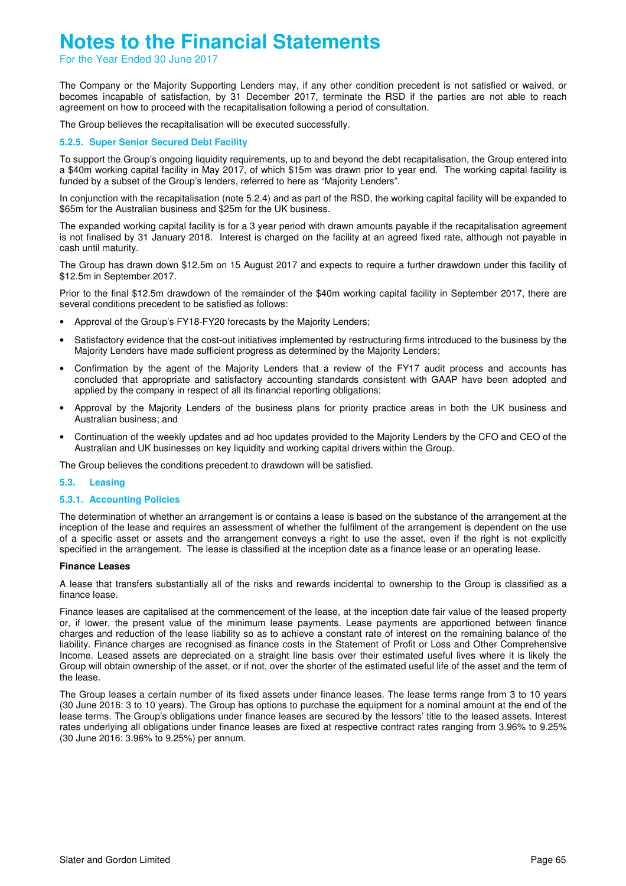The Company or the Majority Supporting Lenders may, if any other condition precedent is not satisfied or waived, or becomes incapable of satisfaction, by 31 December 2017, terminate the RSD if the parties are not able to reach agreement on how to proceed with the recapitalisation following a period of consultation.

The Group believes the recapitalisation will be executed successfully.

#### 5.2.5. Super Senior Secured Debt Facility

To support the Group's ongoing liquidity requirements, up to and beyond the debt recapitalisation, the Group entered into a $40m working capital facility in May 2017, of which $15m was drawn prior to year end. The working capital facility is funded by a subset of the Group's lenders, referred to here as "Majority Lenders".

In conjunction with the recapitalisation (note 5.2.4) and as part of the RSD, the working capital facility will be expanded to $65m for the Australian business and $25m for the UK business.

The expanded working capital facility is for a 3 year period with drawn amounts payable if the recapitalisation agreement is not finalised by 31 January 2018. Interest is charged on the facility at an agreed fixed rate, although not payable in cash until maturity.

The Group has drawn down $12.5m on 15 August 2017 and expects to require a further drawdown under this facility of $12.5m in September 2017.

Prior to the final $12.5m drawdown of the remainder of the $40m working capital facility in September 2017, there are several conditions precedent to be satisfied as follows:

- Approval of the Group's FY18-FY20 forecasts by the Majority Lenders;
- Satisfactory evidence that the cost-out initiatives implemented by restructuring firms introduced to the business by the Majority Lenders have made sufficient progress as determined by the Majority Lenders;
- Confirmation by the agent of the Majority Lenders that a review of the FY17 audit process and accounts has concluded that appropriate and satisfactory accounting standards consistent with GAAP have been adopted and applied by the company in respect of all its financial reporting obligations;
- Approval by the Majority Lenders of the business plans for priority practice areas in both the UK business and Australian business; and
- Continuation of the weekly updates and ad hoc updates provided to the Majority Lenders by the CFO and CEO of the Australian and UK businesses on key liquidity and working capital drivers within the Group.

The Group believes the conditions precedent to drawdown will be satisfied.

### 5.3. Leasing

#### 5.3.1. Accounting Policies

The determination of whether an arrangement is or contains a lease is based on the substance of the arrangement at the inception of the lease and requires an assessment of whether the fulfilment of the arrangement is dependent on the use of a specific asset or assets and the arrangement conveys a right to use the asset, even if the right is not explicitly specified in the arrangement. The lease is classified at the inception date as a finance lease or an operating lease.

**Finance Leases**

A lease that transfers substantially all of the risks and rewards incidental to ownership to the Group is classified as a finance lease.

Finance leases are capitalised at the commencement of the lease, at the inception date fair value of the leased property or, if lower, the present value of the minimum lease payments. Lease payments are apportioned between finance charges and reduction of the lease liability so as to achieve a constant rate of interest on the remaining balance of the liability. Finance charges are recognised as finance costs in the Statement of Profit or Loss and Other Comprehensive Income. Leased assets are depreciated on a straight line basis over their estimated useful lives where it is likely the Group will obtain ownership of the asset, or if not, over the shorter of the estimated useful life of the asset and the term of the lease.

The Group leases a certain number of its fixed assets under finance leases. The lease terms range from 3 to 10 years (30 June 2016: 3 to 10 years). The Group has options to purchase the equipment for a nominal amount at the end of the lease terms. The Group's obligations under finance leases are secured by the lessors' title to the leased assets. Interest rates underlying all obligations under finance leases are fixed at respective contract rates ranging from 3.96% to 9.25% (30 June 2016: 3.96% to 9.25%) per annum.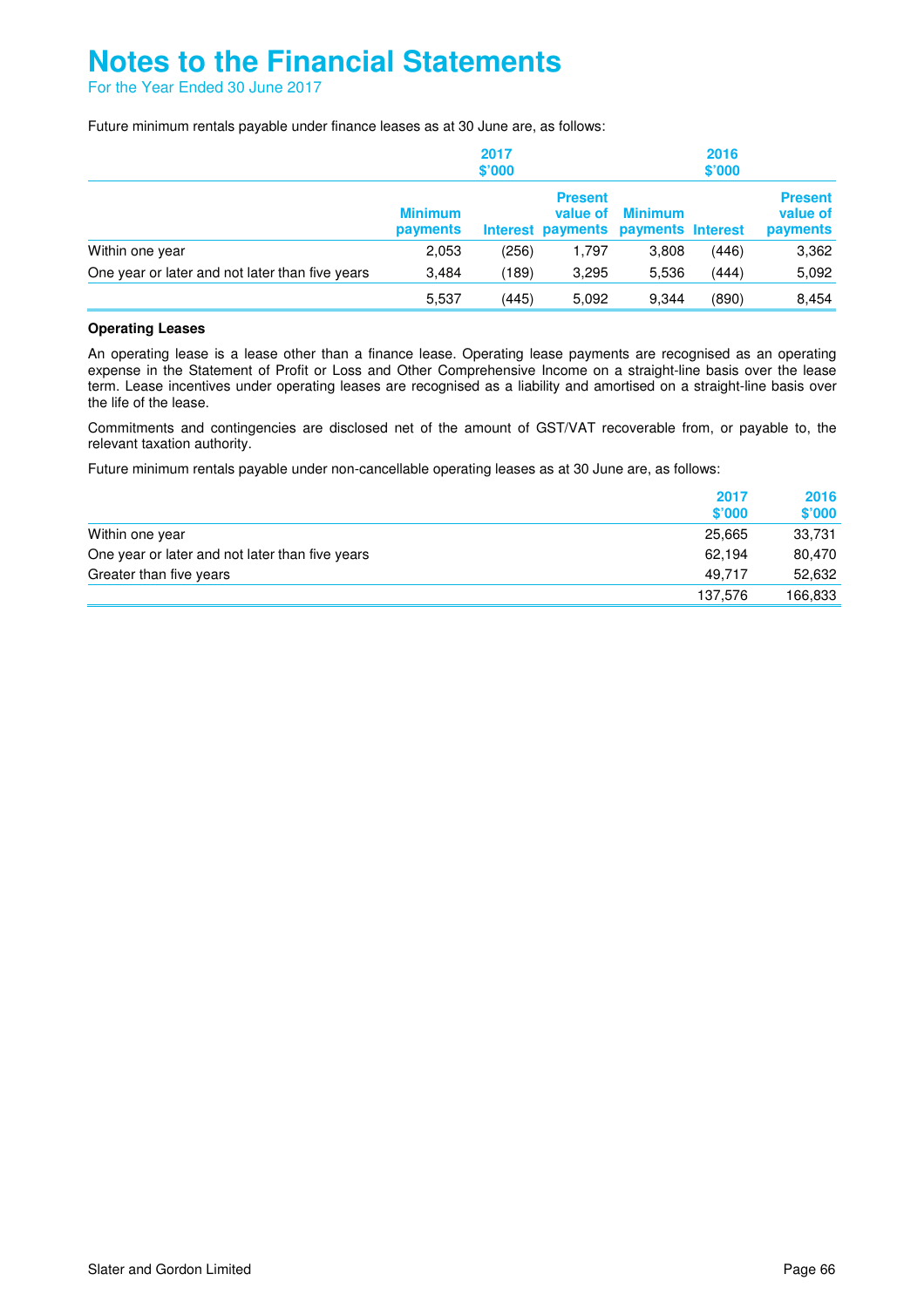# Notes to the Financial Statements

For the Year Ended 30 June 2017

Future minimum rentals payable under finance leases as at 30 June are, as follows:

| | 2017 $'000 | | | 2016 $'000 | | |
|---|---|---|---|---|---|---|
| | Minimum payments | Interest | Present value of payments | Minimum payments | Interest | Present value of payments |
| Within one year | 2,053 | (256) | 1,797 | 3,808 | (446) | 3,362 |
| One year or later and not later than five years | 3,484 | (189) | 3,295 | 5,536 | (444) | 5,092 |
| | 5,537 | (445) | 5,092 | 9,344 | (890) | 8,454 |

**Operating Leases**

An operating lease is a lease other than a finance lease. Operating lease payments are recognised as an operating expense in the Statement of Profit or Loss and Other Comprehensive Income on a straight-line basis over the lease term. Lease incentives under operating leases are recognised as a liability and amortised on a straight-line basis over the life of the lease.

Commitments and contingencies are disclosed net of the amount of GST/VAT recoverable from, or payable to, the relevant taxation authority.

Future minimum rentals payable under non-cancellable operating leases as at 30 June are, as follows:

| | 2017 $'000 | 2016 $'000 |
|---|---|---|
| Within one year | 25,665 | 33,731 |
| One year or later and not later than five years | 62,194 | 80,470 |
| Greater than five years | 49,717 | 52,632 |
| | 137,576 | 166,833 |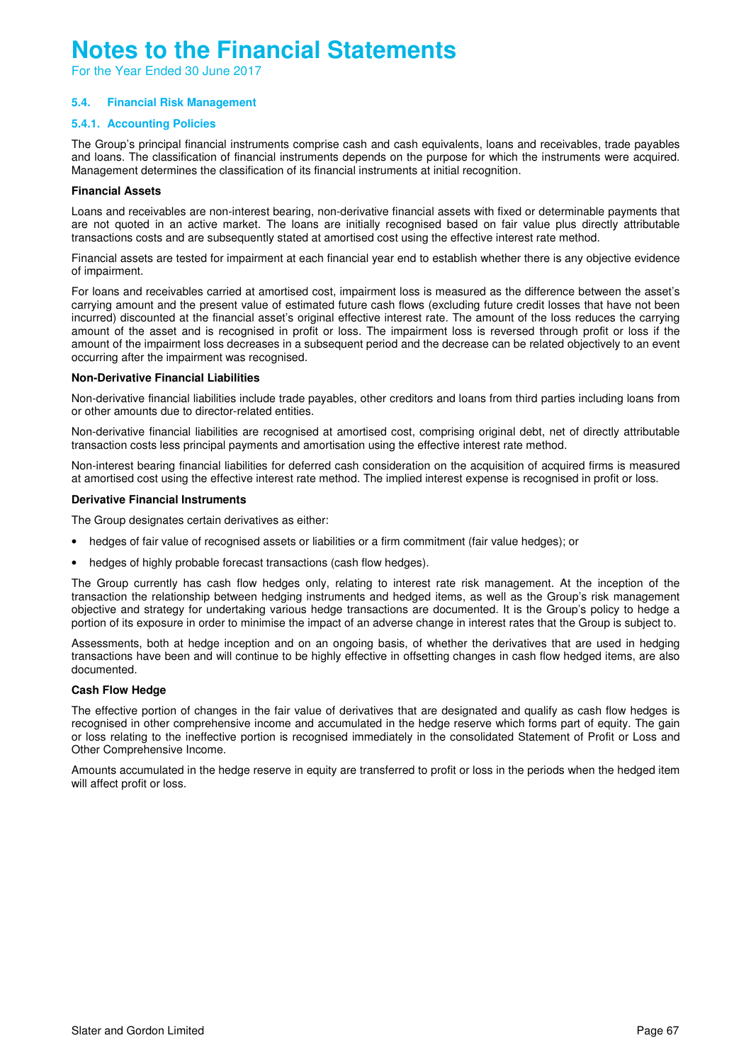## 5.4. Financial Risk Management

### 5.4.1. Accounting Policies

The Group's principal financial instruments comprise cash and cash equivalents, loans and receivables, trade payables and loans. The classification of financial instruments depends on the purpose for which the instruments were acquired. Management determines the classification of its financial instruments at initial recognition.

**Financial Assets**

Loans and receivables are non-interest bearing, non-derivative financial assets with fixed or determinable payments that are not quoted in an active market. The loans are initially recognised based on fair value plus directly attributable transactions costs and are subsequently stated at amortised cost using the effective interest rate method.

Financial assets are tested for impairment at each financial year end to establish whether there is any objective evidence of impairment.

For loans and receivables carried at amortised cost, impairment loss is measured as the difference between the asset's carrying amount and the present value of estimated future cash flows (excluding future credit losses that have not been incurred) discounted at the financial asset's original effective interest rate. The amount of the loss reduces the carrying amount of the asset and is recognised in profit or loss. The impairment loss is reversed through profit or loss if the amount of the impairment loss decreases in a subsequent period and the decrease can be related objectively to an event occurring after the impairment was recognised.

**Non-Derivative Financial Liabilities**

Non-derivative financial liabilities include trade payables, other creditors and loans from third parties including loans from or other amounts due to director-related entities.

Non-derivative financial liabilities are recognised at amortised cost, comprising original debt, net of directly attributable transaction costs less principal payments and amortisation using the effective interest rate method.

Non-interest bearing financial liabilities for deferred cash consideration on the acquisition of acquired firms is measured at amortised cost using the effective interest rate method. The implied interest expense is recognised in profit or loss.

**Derivative Financial Instruments**

The Group designates certain derivatives as either:

- hedges of fair value of recognised assets or liabilities or a firm commitment (fair value hedges); or
- hedges of highly probable forecast transactions (cash flow hedges).

The Group currently has cash flow hedges only, relating to interest rate risk management. At the inception of the transaction the relationship between hedging instruments and hedged items, as well as the Group's risk management objective and strategy for undertaking various hedge transactions are documented. It is the Group's policy to hedge a portion of its exposure in order to minimise the impact of an adverse change in interest rates that the Group is subject to.

Assessments, both at hedge inception and on an ongoing basis, of whether the derivatives that are used in hedging transactions have been and will continue to be highly effective in offsetting changes in cash flow hedged items, are also documented.

**Cash Flow Hedge**

The effective portion of changes in the fair value of derivatives that are designated and qualify as cash flow hedges is recognised in other comprehensive income and accumulated in the hedge reserve which forms part of equity. The gain or loss relating to the ineffective portion is recognised immediately in the consolidated Statement of Profit or Loss and Other Comprehensive Income.

Amounts accumulated in the hedge reserve in equity are transferred to profit or loss in the periods when the hedged item will affect profit or loss.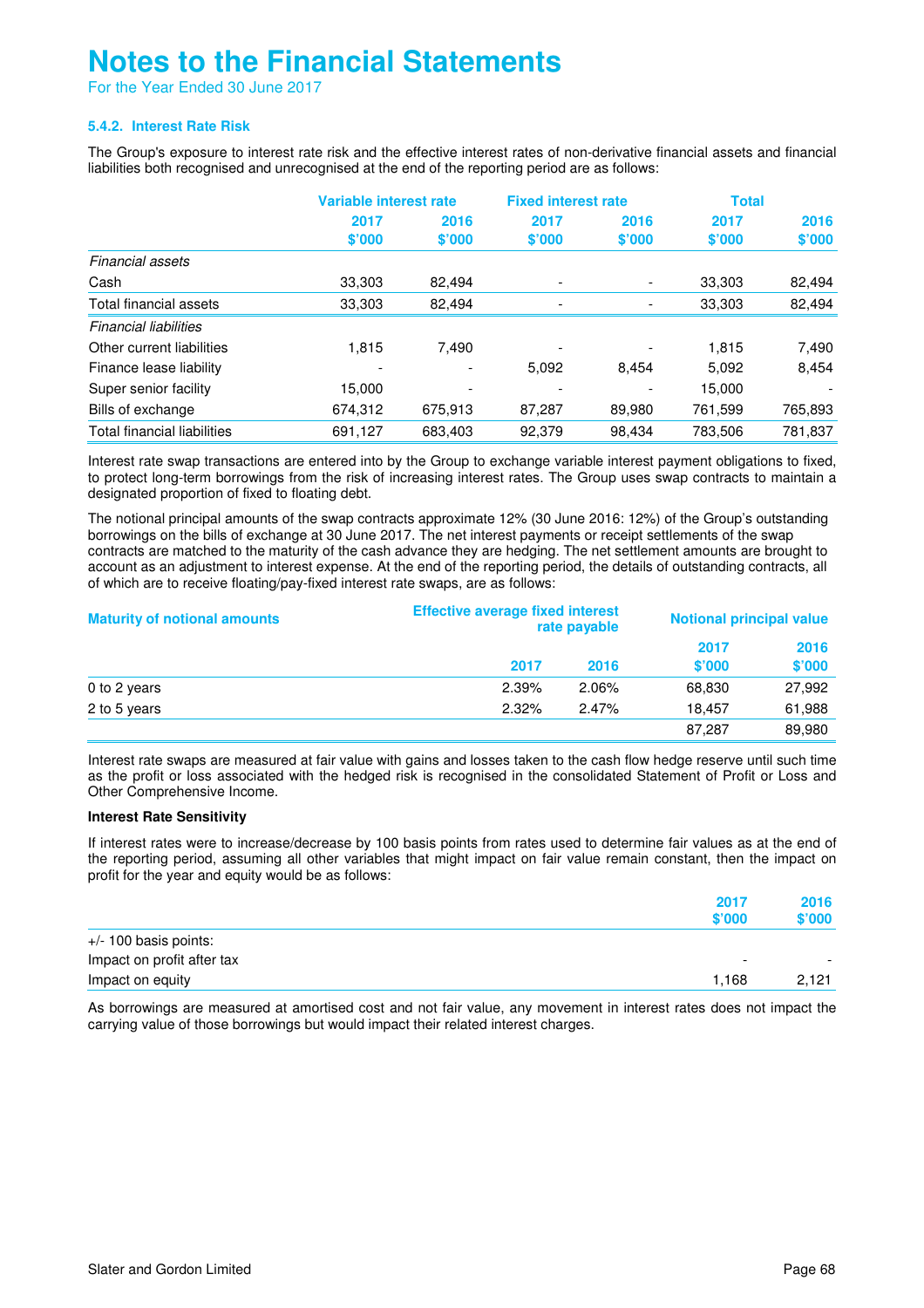# Notes to the Financial Statements

For the Year Ended 30 June 2017

### 5.4.2. Interest Rate Risk

The Group's exposure to interest rate risk and the effective interest rates of non-derivative financial assets and financial liabilities both recognised and unrecognised at the end of the reporting period are as follows:

| | Variable interest rate | | Fixed interest rate | | Total | |
|---|---|---|---|---|---|---|
| | 2017 $'000 | 2016 $'000 | 2017 $'000 | 2016 $'000 | 2017 $'000 | 2016 $'000 |
| *Financial assets* | | | | | | |
| Cash | 33,303 | 82,494 | - | - | 33,303 | 82,494 |
| Total financial assets | 33,303 | 82,494 | - | - | 33,303 | 82,494 |
| *Financial liabilities* | | | | | | |
| Other current liabilities | 1,815 | 7,490 | - | - | 1,815 | 7,490 |
| Finance lease liability | - | - | 5,092 | 8,454 | 5,092 | 8,454 |
| Super senior facility | 15,000 | - | - | - | 15,000 | - |
| Bills of exchange | 674,312 | 675,913 | 87,287 | 89,980 | 761,599 | 765,893 |
| Total financial liabilities | 691,127 | 683,403 | 92,379 | 98,434 | 783,506 | 781,837 |

Interest rate swap transactions are entered into by the Group to exchange variable interest payment obligations to fixed, to protect long-term borrowings from the risk of increasing interest rates. The Group uses swap contracts to maintain a designated proportion of fixed to floating debt.

The notional principal amounts of the swap contracts approximate 12% (30 June 2016: 12%) of the Group's outstanding borrowings on the bills of exchange at 30 June 2017. The net interest payments or receipt settlements of the swap contracts are matched to the maturity of the cash advance they are hedging. The net settlement amounts are brought to account as an adjustment to interest expense. At the end of the reporting period, the details of outstanding contracts, all of which are to receive floating/pay-fixed interest rate swaps, are as follows:

| Maturity of notional amounts | Effective average fixed interest rate payable | | Notional principal value | |
|---|---|---|---|---|
| | 2017 | 2016 | 2017 $'000 | 2016 $'000 |
| 0 to 2 years | 2.39% | 2.06% | 68,830 | 27,992 |
| 2 to 5 years | 2.32% | 2.47% | 18,457 | 61,988 |
| | | | 87,287 | 89,980 |

Interest rate swaps are measured at fair value with gains and losses taken to the cash flow hedge reserve until such time as the profit or loss associated with the hedged risk is recognised in the consolidated Statement of Profit or Loss and Other Comprehensive Income.

**Interest Rate Sensitivity**

If interest rates were to increase/decrease by 100 basis points from rates used to determine fair values as at the end of the reporting period, assuming all other variables that might impact on fair value remain constant, then the impact on profit for the year and equity would be as follows:

| | 2017 $'000 | 2016 $'000 |
|---|---|---|
| +/- 100 basis points: | | |
| Impact on profit after tax | - | - |
| Impact on equity | 1,168 | 2,121 |

As borrowings are measured at amortised cost and not fair value, any movement in interest rates does not impact the carrying value of those borrowings but would impact their related interest charges.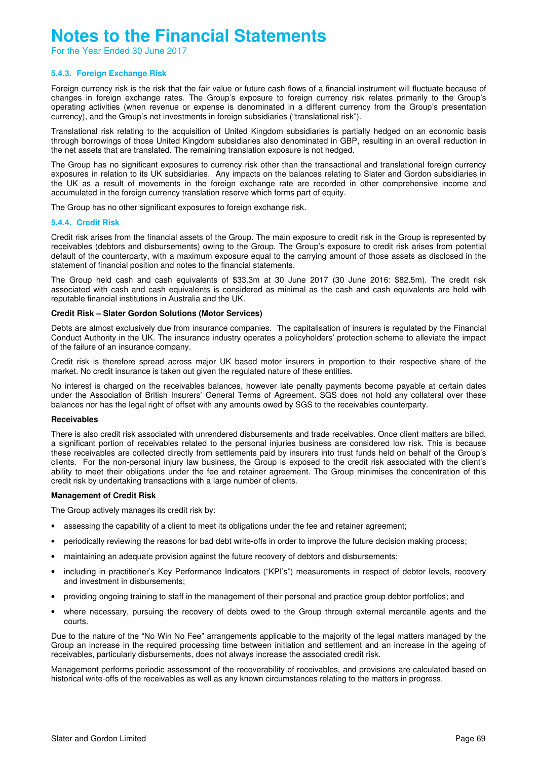# Notes to the Financial Statements

For the Year Ended 30 June 2017

### 5.4.3. Foreign Exchange Risk

Foreign currency risk is the risk that the fair value or future cash flows of a financial instrument will fluctuate because of changes in foreign exchange rates. The Group's exposure to foreign currency risk relates primarily to the Group's operating activities (when revenue or expense is denominated in a different currency from the Group's presentation currency), and the Group's net investments in foreign subsidiaries ("translational risk").

Translational risk relating to the acquisition of United Kingdom subsidiaries is partially hedged on an economic basis through borrowings of those United Kingdom subsidiaries also denominated in GBP, resulting in an overall reduction in the net assets that are translated. The remaining translation exposure is not hedged.

The Group has no significant exposures to currency risk other than the transactional and translational foreign currency exposures in relation to its UK subsidiaries. Any impacts on the balances relating to Slater and Gordon subsidiaries in the UK as a result of movements in the foreign exchange rate are recorded in other comprehensive income and accumulated in the foreign currency translation reserve which forms part of equity.

The Group has no other significant exposures to foreign exchange risk.

### 5.4.4. Credit Risk

Credit risk arises from the financial assets of the Group. The main exposure to credit risk in the Group is represented by receivables (debtors and disbursements) owing to the Group. The Group's exposure to credit risk arises from potential default of the counterparty, with a maximum exposure equal to the carrying amount of those assets as disclosed in the statement of financial position and notes to the financial statements.

The Group held cash and cash equivalents of $33.3m at 30 June 2017 (30 June 2016: $82.5m). The credit risk associated with cash and cash equivalents is considered as minimal as the cash and cash equivalents are held with reputable financial institutions in Australia and the UK.

**Credit Risk – Slater Gordon Solutions (Motor Services)**

Debts are almost exclusively due from insurance companies. The capitalisation of insurers is regulated by the Financial Conduct Authority in the UK. The insurance industry operates a policyholders' protection scheme to alleviate the impact of the failure of an insurance company.

Credit risk is therefore spread across major UK based motor insurers in proportion to their respective share of the market. No credit insurance is taken out given the regulated nature of these entities.

No interest is charged on the receivables balances, however late penalty payments become payable at certain dates under the Association of British Insurers' General Terms of Agreement. SGS does not hold any collateral over these balances nor has the legal right of offset with any amounts owed by SGS to the receivables counterparty.

**Receivables**

There is also credit risk associated with unrendered disbursements and trade receivables. Once client matters are billed, a significant portion of receivables related to the personal injuries business are considered low risk. This is because these receivables are collected directly from settlements paid by insurers into trust funds held on behalf of the Group's clients. For the non-personal injury law business, the Group is exposed to the credit risk associated with the client's ability to meet their obligations under the fee and retainer agreement. The Group minimises the concentration of this credit risk by undertaking transactions with a large number of clients.

**Management of Credit Risk**

The Group actively manages its credit risk by:

- assessing the capability of a client to meet its obligations under the fee and retainer agreement;
- periodically reviewing the reasons for bad debt write-offs in order to improve the future decision making process;
- maintaining an adequate provision against the future recovery of debtors and disbursements;
- including in practitioner's Key Performance Indicators ("KPI's") measurements in respect of debtor levels, recovery and investment in disbursements;
- providing ongoing training to staff in the management of their personal and practice group debtor portfolios; and
- where necessary, pursuing the recovery of debts owed to the Group through external mercantile agents and the courts.

Due to the nature of the "No Win No Fee" arrangements applicable to the majority of the legal matters managed by the Group an increase in the required processing time between initiation and settlement and an increase in the ageing of receivables, particularly disbursements, does not always increase the associated credit risk.

Management performs periodic assessment of the recoverability of receivables, and provisions are calculated based on historical write-offs of the receivables as well as any known circumstances relating to the matters in progress.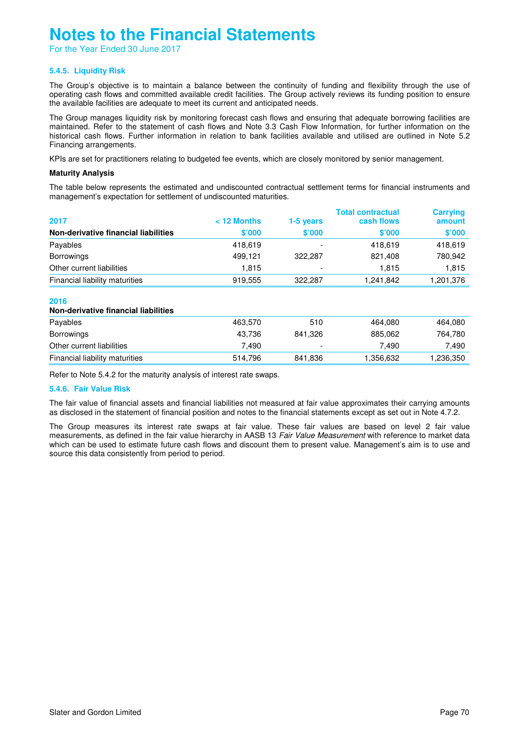# Notes to the Financial Statements

For the Year Ended 30 June 2017

### 5.4.5. Liquidity Risk

The Group's objective is to maintain a balance between the continuity of funding and flexibility through the use of operating cash flows and committed available credit facilities. The Group actively reviews its funding position to ensure the available facilities are adequate to meet its current and anticipated needs.

The Group manages liquidity risk by monitoring forecast cash flows and ensuring that adequate borrowing facilities are maintained. Refer to the statement of cash flows and Note 3.3 Cash Flow Information, for further information on the historical cash flows. Further information in relation to bank facilities available and utilised are outlined in Note 5.2 Financing arrangements.

KPIs are set for practitioners relating to budgeted fee events, which are closely monitored by senior management.

**Maturity Analysis**

The table below represents the estimated and undiscounted contractual settlement terms for financial instruments and management's expectation for settlement of undiscounted maturities.

| 2017 | < 12 Months | 1-5 years | Total contractual cash flows | Carrying amount |
|---|---|---|---|---|
| **Non-derivative financial liabilities** | **$'000** | **$'000** | **$'000** | **$'000** |
| Payables | 418,619 | - | 418,619 | 418,619 |
| Borrowings | 499,121 | 322,287 | 821,408 | 780,942 |
| Other current liabilities | 1,815 | - | 1,815 | 1,815 |
| Financial liability maturities | 919,555 | 322,287 | 1,241,842 | 1,201,376 |
| **2016** | | | | |
| **Non-derivative financial liabilities** | | | | |
| Payables | 463,570 | 510 | 464,080 | 464,080 |
| Borrowings | 43,736 | 841,326 | 885,062 | 764,780 |
| Other current liabilities | 7,490 | - | 7,490 | 7,490 |
| Financial liability maturities | 514,796 | 841,836 | 1,356,632 | 1,236,350 |

Refer to Note 5.4.2 for the maturity analysis of interest rate swaps.

### 5.4.6. Fair Value Risk

The fair value of financial assets and financial liabilities not measured at fair value approximates their carrying amounts as disclosed in the statement of financial position and notes to the financial statements except as set out in Note 4.7.2.

The Group measures its interest rate swaps at fair value. These fair values are based on level 2 fair value measurements, as defined in the fair value hierarchy in AASB 13 *Fair Value Measurement* with reference to market data which can be used to estimate future cash flows and discount them to present value. Management's aim is to use and source this data consistently from period to period.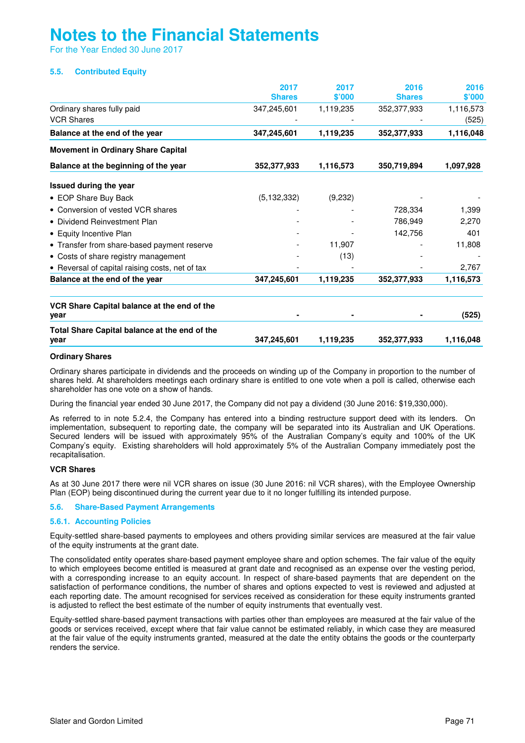# Notes to the Financial Statements

For the Year Ended 30 June 2017

### 5.5. Contributed Equity

| | 2017 Shares | 2017 $'000 | 2016 Shares | 2016 $'000 |
|---|---|---|---|---|
| Ordinary shares fully paid | 347,245,601 | 1,119,235 | 352,377,933 | 1,116,573 |
| VCR Shares | - | - | - | (525) |
| **Balance at the end of the year** | **347,245,601** | **1,119,235** | **352,377,933** | **1,116,048** |
| **Movement in Ordinary Share Capital** | | | | |
| **Balance at the beginning of the year** | **352,377,933** | **1,116,573** | **350,719,894** | **1,097,928** |
| **Issued during the year** | | | | |
| • EOP Share Buy Back | (5,132,332) | (9,232) | - | - |
| • Conversion of vested VCR shares | - | - | 728,334 | 1,399 |
| • Dividend Reinvestment Plan | - | - | 786,949 | 2,270 |
| • Equity Incentive Plan | - | - | 142,756 | 401 |
| • Transfer from share-based payment reserve | - | 11,907 | - | 11,808 |
| • Costs of share registry management | - | (13) | - | - |
| • Reversal of capital raising costs, net of tax | - | - | - | 2,767 |
| **Balance at the end of the year** | **347,245,601** | **1,119,235** | **352,377,933** | **1,116,573** |
| **VCR Share Capital balance at the end of the year** | **-** | **-** | **-** | **(525)** |
| **Total Share Capital balance at the end of the year** | **347,245,601** | **1,119,235** | **352,377,933** | **1,116,048** |

**Ordinary Shares**

Ordinary shares participate in dividends and the proceeds on winding up of the Company in proportion to the number of shares held. At shareholders meetings each ordinary share is entitled to one vote when a poll is called, otherwise each shareholder has one vote on a show of hands.

During the financial year ended 30 June 2017, the Company did not pay a dividend (30 June 2016: $19,330,000).

As referred to in note 5.2.4, the Company has entered into a binding restructure support deed with its lenders. On implementation, subsequent to reporting date, the company will be separated into its Australian and UK Operations. Secured lenders will be issued with approximately 95% of the Australian Company's equity and 100% of the UK Company's equity. Existing shareholders will hold approximately 5% of the Australian Company immediately post the recapitalisation.

**VCR Shares**

As at 30 June 2017 there were nil VCR shares on issue (30 June 2016: nil VCR shares), with the Employee Ownership Plan (EOP) being discontinued during the current year due to it no longer fulfilling its intended purpose.

### 5.6. Share-Based Payment Arrangements

#### 5.6.1. Accounting Policies

Equity-settled share-based payments to employees and others providing similar services are measured at the fair value of the equity instruments at the grant date.

The consolidated entity operates share-based payment employee share and option schemes. The fair value of the equity to which employees become entitled is measured at grant date and recognised as an expense over the vesting period, with a corresponding increase to an equity account. In respect of share-based payments that are dependent on the satisfaction of performance conditions, the number of shares and options expected to vest is reviewed and adjusted at each reporting date. The amount recognised for services received as consideration for these equity instruments granted is adjusted to reflect the best estimate of the number of equity instruments that eventually vest.

Equity-settled share-based payment transactions with parties other than employees are measured at the fair value of the goods or services received, except where that fair value cannot be estimated reliably, in which case they are measured at the fair value of the equity instruments granted, measured at the date the entity obtains the goods or the counterparty renders the service.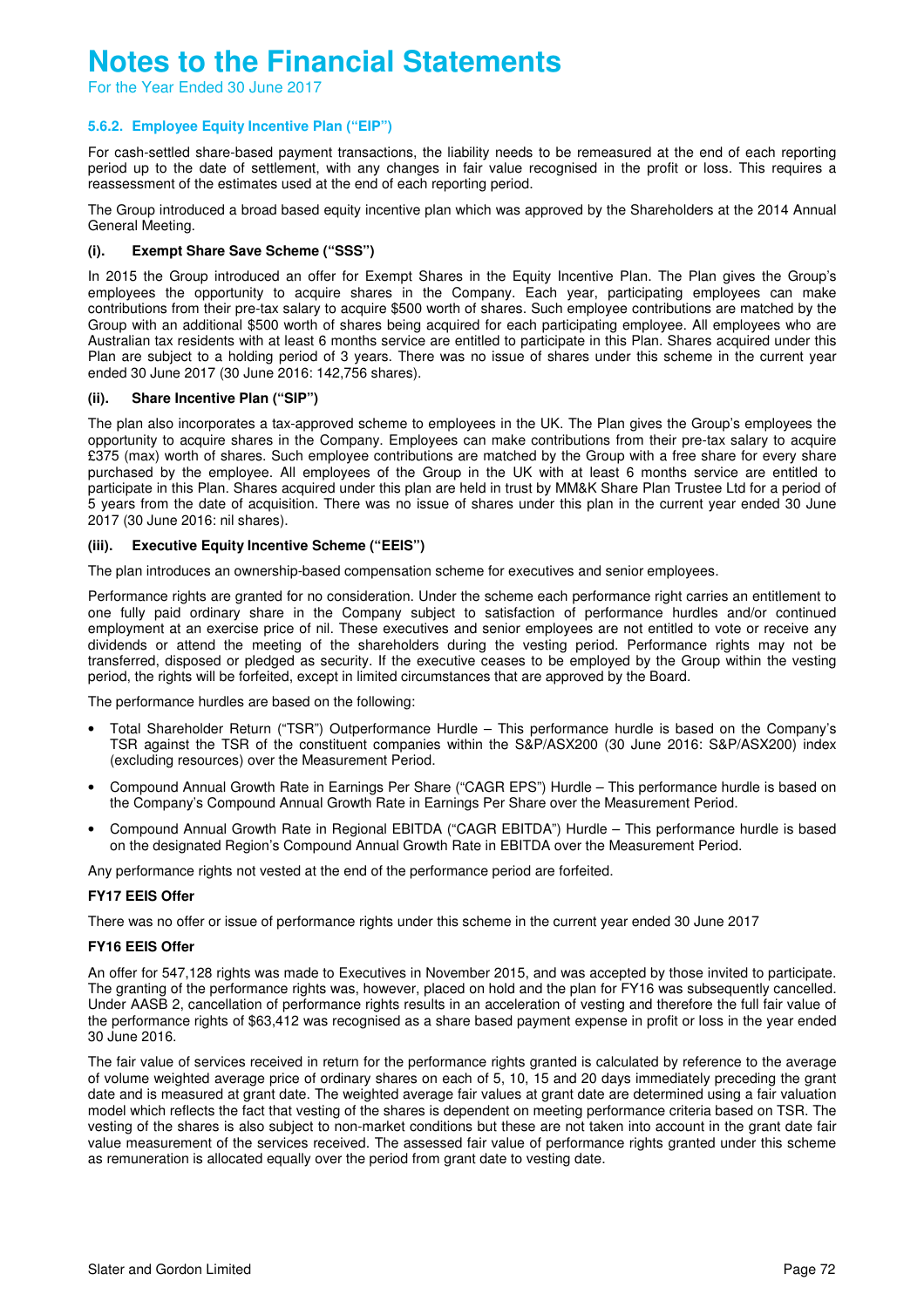# Notes to the Financial Statements

For the Year Ended 30 June 2017

### 5.6.2. Employee Equity Incentive Plan ("EIP")

For cash-settled share-based payment transactions, the liability needs to be remeasured at the end of each reporting period up to the date of settlement, with any changes in fair value recognised in the profit or loss. This requires a reassessment of the estimates used at the end of each reporting period.

The Group introduced a broad based equity incentive plan which was approved by the Shareholders at the 2014 Annual General Meeting.

#### (i). Exempt Share Save Scheme ("SSS")

In 2015 the Group introduced an offer for Exempt Shares in the Equity Incentive Plan. The Plan gives the Group's employees the opportunity to acquire shares in the Company. Each year, participating employees can make contributions from their pre-tax salary to acquire $500 worth of shares. Such employee contributions are matched by the Group with an additional $500 worth of shares being acquired for each participating employee. All employees who are Australian tax residents with at least 6 months service are entitled to participate in this Plan. Shares acquired under this Plan are subject to a holding period of 3 years. There was no issue of shares under this scheme in the current year ended 30 June 2017 (30 June 2016: 142,756 shares).

#### (ii). Share Incentive Plan ("SIP")

The plan also incorporates a tax-approved scheme to employees in the UK. The Plan gives the Group's employees the opportunity to acquire shares in the Company. Employees can make contributions from their pre-tax salary to acquire £375 (max) worth of shares. Such employee contributions are matched by the Group with a free share for every share purchased by the employee. All employees of the Group in the UK with at least 6 months service are entitled to participate in this Plan. Shares acquired under this plan are held in trust by MM&K Share Plan Trustee Ltd for a period of 5 years from the date of acquisition. There was no issue of shares under this plan in the current year ended 30 June 2017 (30 June 2016: nil shares).

#### (iii). Executive Equity Incentive Scheme ("EEIS")

The plan introduces an ownership-based compensation scheme for executives and senior employees.

Performance rights are granted for no consideration. Under the scheme each performance right carries an entitlement to one fully paid ordinary share in the Company subject to satisfaction of performance hurdles and/or continued employment at an exercise price of nil. These executives and senior employees are not entitled to vote or receive any dividends or attend the meeting of the shareholders during the vesting period. Performance rights may not be transferred, disposed or pledged as security. If the executive ceases to be employed by the Group within the vesting period, the rights will be forfeited, except in limited circumstances that are approved by the Board.

The performance hurdles are based on the following:

- Total Shareholder Return ("TSR") Outperformance Hurdle – This performance hurdle is based on the Company's TSR against the TSR of the constituent companies within the S&P/ASX200 (30 June 2016: S&P/ASX200) index (excluding resources) over the Measurement Period.
- Compound Annual Growth Rate in Earnings Per Share ("CAGR EPS") Hurdle – This performance hurdle is based on the Company's Compound Annual Growth Rate in Earnings Per Share over the Measurement Period.
- Compound Annual Growth Rate in Regional EBITDA ("CAGR EBITDA") Hurdle – This performance hurdle is based on the designated Region's Compound Annual Growth Rate in EBITDA over the Measurement Period.

Any performance rights not vested at the end of the performance period are forfeited.

**FY17 EEIS Offer**

There was no offer or issue of performance rights under this scheme in the current year ended 30 June 2017

**FY16 EEIS Offer**

An offer for 547,128 rights was made to Executives in November 2015, and was accepted by those invited to participate. The granting of the performance rights was, however, placed on hold and the plan for FY16 was subsequently cancelled. Under AASB 2, cancellation of performance rights results in an acceleration of vesting and therefore the full fair value of the performance rights of $63,412 was recognised as a share based payment expense in profit or loss in the year ended 30 June 2016.

The fair value of services received in return for the performance rights granted is calculated by reference to the average of volume weighted average price of ordinary shares on each of 5, 10, 15 and 20 days immediately preceding the grant date and is measured at grant date. The weighted average fair values at grant date are determined using a fair valuation model which reflects the fact that vesting of the shares is dependent on meeting performance criteria based on TSR. The vesting of the shares is also subject to non-market conditions but these are not taken into account in the grant date fair value measurement of the services received. The assessed fair value of performance rights granted under this scheme as remuneration is allocated equally over the period from grant date to vesting date.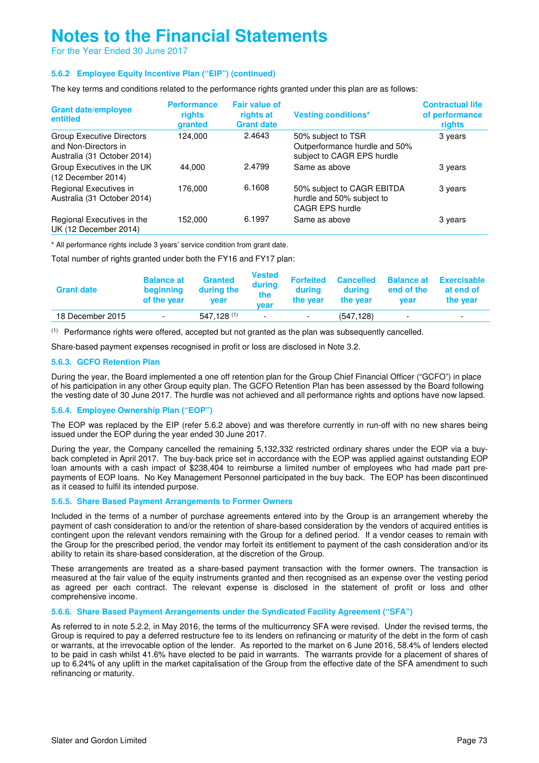# Notes to the Financial Statements

For the Year Ended 30 June 2017

### 5.6.2 Employee Equity Incentive Plan ("EIP") (continued)

The key terms and conditions related to the performance rights granted under this plan are as follows:

| Grant date/employee entitled | Performance rights granted | Fair value of rights at Grant date | Vesting conditions* | Contractual life of performance rights |
|---|---|---|---|---|
| Group Executive Directors and Non-Directors in Australia (31 October 2014) | 124,000 | 2.4643 | 50% subject to TSR Outperformance hurdle and 50% subject to CAGR EPS hurdle | 3 years |
| Group Executives in the UK (12 December 2014) | 44,000 | 2.4799 | Same as above | 3 years |
| Regional Executives in Australia (31 October 2014) | 176,000 | 6.1608 | 50% subject to CAGR EBITDA hurdle and 50% subject to CAGR EPS hurdle | 3 years |
| Regional Executives in the UK (12 December 2014) | 152,000 | 6.1997 | Same as above | 3 years |

\* All performance rights include 3 years' service condition from grant date.

Total number of rights granted under both the FY16 and FY17 plan:

| Grant date | Balance at beginning of the year | Granted during the year | Vested during the year | Forfeited during the year | Cancelled during the year | Balance at end of the year | Exercisable at end of the year |
|---|---|---|---|---|---|---|---|
| 18 December 2015 | - | 547,128 (1) | - | - | (547,128) | - | - |

(1) Performance rights were offered, accepted but not granted as the plan was subsequently cancelled.

Share-based payment expenses recognised in profit or loss are disclosed in Note 3.2.

### 5.6.3. GCFO Retention Plan

During the year, the Board implemented a one off retention plan for the Group Chief Financial Officer ("GCFO") in place of his participation in any other Group equity plan. The GCFO Retention Plan has been assessed by the Board following the vesting date of 30 June 2017. The hurdle was not achieved and all performance rights and options have now lapsed.

### 5.6.4. Employee Ownership Plan ("EOP")

The EOP was replaced by the EIP (refer 5.6.2 above) and was therefore currently in run-off with no new shares being issued under the EOP during the year ended 30 June 2017.

During the year, the Company cancelled the remaining 5,132,332 restricted ordinary shares under the EOP via a buy-back completed in April 2017. The buy-back price set in accordance with the EOP was applied against outstanding EOP loan amounts with a cash impact of $238,404 to reimburse a limited number of employees who had made part pre-payments of EOP loans. No Key Management Personnel participated in the buy back. The EOP has been discontinued as it ceased to fulfil its intended purpose.

### 5.6.5. Share Based Payment Arrangements to Former Owners

Included in the terms of a number of purchase agreements entered into by the Group is an arrangement whereby the payment of cash consideration to and/or the retention of share-based consideration by the vendors of acquired entities is contingent upon the relevant vendors remaining with the Group for a defined period. If a vendor ceases to remain with the Group for the prescribed period, the vendor may forfeit its entitlement to payment of the cash consideration and/or its ability to retain its share-based consideration, at the discretion of the Group.

These arrangements are treated as a share-based payment transaction with the former owners. The transaction is measured at the fair value of the equity instruments granted and then recognised as an expense over the vesting period as agreed per each contract. The relevant expense is disclosed in the statement of profit or loss and other comprehensive income.

### 5.6.6. Share Based Payment Arrangements under the Syndicated Facility Agreement ("SFA")

As referred to in note 5.2.2, in May 2016, the terms of the multicurrency SFA were revised. Under the revised terms, the Group is required to pay a deferred restructure fee to its lenders on refinancing or maturity of the debt in the form of cash or warrants, at the irrevocable option of the lender. As reported to the market on 6 June 2016, 58.4% of lenders elected to be paid in cash whilst 41.6% have elected to be paid in warrants. The warrants provide for a placement of shares of up to 6.24% of any uplift in the market capitalisation of the Group from the effective date of the SFA amendment to such refinancing or maturity.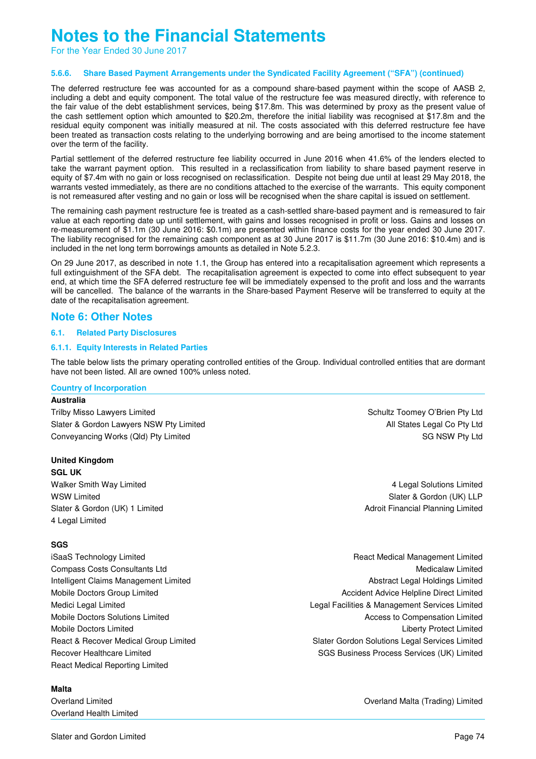# Notes to the Financial Statements

For the Year Ended 30 June 2017

#### 5.6.6. Share Based Payment Arrangements under the Syndicated Facility Agreement ("SFA") (continued)

The deferred restructure fee was accounted for as a compound share-based payment within the scope of AASB 2, including a debt and equity component. The total value of the restructure fee was measured directly, with reference to the fair value of the debt establishment services, being $17.8m. This was determined by proxy as the present value of the cash settlement option which amounted to $20.2m, therefore the initial liability was recognised at $17.8m and the residual equity component was initially measured at nil. The costs associated with this deferred restructure fee have been treated as transaction costs relating to the underlying borrowing and are being amortised to the income statement over the term of the facility.

Partial settlement of the deferred restructure fee liability occurred in June 2016 when 41.6% of the lenders elected to take the warrant payment option. This resulted in a reclassification from liability to share based payment reserve in equity of $7.4m with no gain or loss recognised on reclassification. Despite not being due until at least 29 May 2018, the warrants vested immediately, as there are no conditions attached to the exercise of the warrants. This equity component is not remeasured after vesting and no gain or loss will be recognised when the share capital is issued on settlement.

The remaining cash payment restructure fee is treated as a cash-settled share-based payment and is remeasured to fair value at each reporting date up until settlement, with gains and losses recognised in profit or loss. Gains and losses on re-measurement of $1.1m (30 June 2016: $0.1m) are presented within finance costs for the year ended 30 June 2017. The liability recognised for the remaining cash component as at 30 June 2017 is $11.7m (30 June 2016: $10.4m) and is included in the net long term borrowings amounts as detailed in Note 5.2.3.

On 29 June 2017, as described in note 1.1, the Group has entered into a recapitalisation agreement which represents a full extinguishment of the SFA debt. The recapitalisation agreement is expected to come into effect subsequent to year end, at which time the SFA deferred restructure fee will be immediately expensed to the profit and loss and the warrants will be cancelled. The balance of the warrants in the Share-based Payment Reserve will be transferred to equity at the date of the recapitalisation agreement.

## Note 6: Other Notes

### 6.1. Related Party Disclosures

#### 6.1.1. Equity Interests in Related Parties

The table below lists the primary operating controlled entities of the Group. Individual controlled entities that are dormant have not been listed. All are owned 100% unless noted.

**Country of Incorporation**

**Australia**

- Trilby Misso Lawyers Limited
- Slater & Gordon Lawyers NSW Pty Limited
- Conveyancing Works (Qld) Pty Limited
- Schultz Toomey O'Brien Pty Ltd
- All States Legal Co Pty Ltd
- SG NSW Pty Ltd

**United Kingdom**

**SGL UK**

- Walker Smith Way Limited
- WSW Limited
- Slater & Gordon (UK) 1 Limited
- 4 Legal Limited
- 4 Legal Solutions Limited
- Slater & Gordon (UK) LLP
- Adroit Financial Planning Limited

**SGS**

- iSaaS Technology Limited
- Compass Costs Consultants Ltd
- Intelligent Claims Management Limited
- Mobile Doctors Group Limited
- Medici Legal Limited
- Mobile Doctors Solutions Limited
- Mobile Doctors Limited
- React & Recover Medical Group Limited
- Recover Healthcare Limited
- React Medical Reporting Limited
- React Medical Management Limited
- Medicalaw Limited
- Abstract Legal Holdings Limited
- Accident Advice Helpline Direct Limited
- Legal Facilities & Management Services Limited
- Access to Compensation Limited
- Liberty Protect Limited
- Slater Gordon Solutions Legal Services Limited
- SGS Business Process Services (UK) Limited

**Malta**

- Overland Limited
- Overland Health Limited
- Overland Malta (Trading) Limited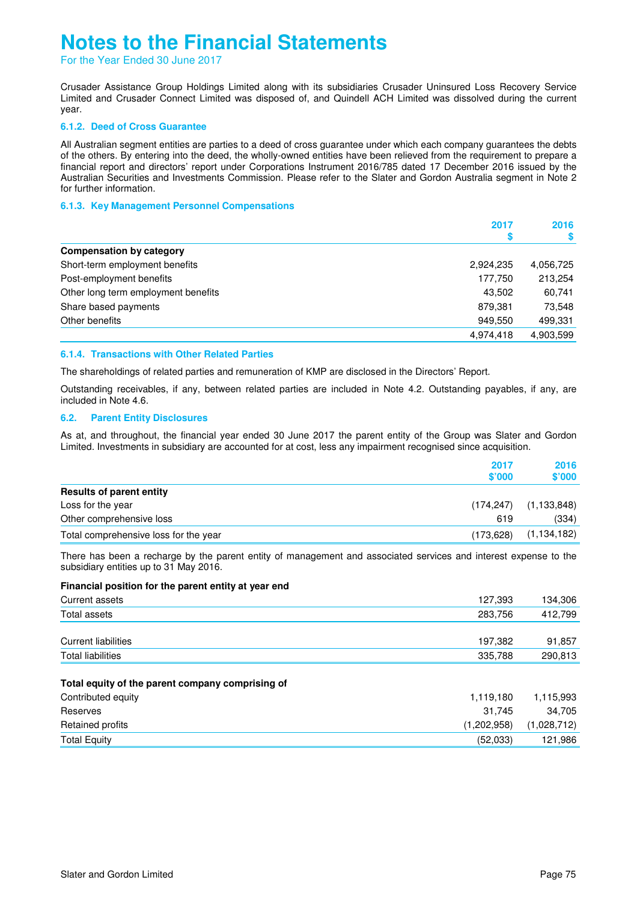# Notes to the Financial Statements

For the Year Ended 30 June 2017

Crusader Assistance Group Holdings Limited along with its subsidiaries Crusader Uninsured Loss Recovery Service Limited and Crusader Connect Limited was disposed of, and Quindell ACH Limited was dissolved during the current year.

### 6.1.2. Deed of Cross Guarantee

All Australian segment entities are parties to a deed of cross guarantee under which each company guarantees the debts of the others. By entering into the deed, the wholly-owned entities have been relieved from the requirement to prepare a financial report and directors' report under Corporations Instrument 2016/785 dated 17 December 2016 issued by the Australian Securities and Investments Commission. Please refer to the Slater and Gordon Australia segment in Note 2 for further information.

### 6.1.3. Key Management Personnel Compensations

| | 2017 $ | 2016 $ |
|---|---|---|
| **Compensation by category** | | |
| Short-term employment benefits | 2,924,235 | 4,056,725 |
| Post-employment benefits | 177,750 | 213,254 |
| Other long term employment benefits | 43,502 | 60,741 |
| Share based payments | 879,381 | 73,548 |
| Other benefits | 949,550 | 499,331 |
| | 4,974,418 | 4,903,599 |

### 6.1.4. Transactions with Other Related Parties

The shareholdings of related parties and remuneration of KMP are disclosed in the Directors' Report.

Outstanding receivables, if any, between related parties are included in Note 4.2. Outstanding payables, if any, are included in Note 4.6.

## 6.2. Parent Entity Disclosures

As at, and throughout, the financial year ended 30 June 2017 the parent entity of the Group was Slater and Gordon Limited. Investments in subsidiary are accounted for at cost, less any impairment recognised since acquisition.

| | 2017 $'000 | 2016 $'000 |
|---|---|---|
| **Results of parent entity** | | |
| Loss for the year | (174,247) | (1,133,848) |
| Other comprehensive loss | 619 | (334) |
| Total comprehensive loss for the year | (173,628) | (1,134,182) |

There has been a recharge by the parent entity of management and associated services and interest expense to the subsidiary entities up to 31 May 2016.

| | 2017 $'000 | 2016 $'000 |
|---|---|---|
| **Financial position for the parent entity at year end** | | |
| Current assets | 127,393 | 134,306 |
| Total assets | 283,756 | 412,799 |
| | | |
| Current liabilities | 197,382 | 91,857 |
| Total liabilities | 335,788 | 290,813 |
| | | |
| **Total equity of the parent company comprising of** | | |
| Contributed equity | 1,119,180 | 1,115,993 |
| Reserves | 31,745 | 34,705 |
| Retained profits | (1,202,958) | (1,028,712) |
| Total Equity | (52,033) | 121,986 |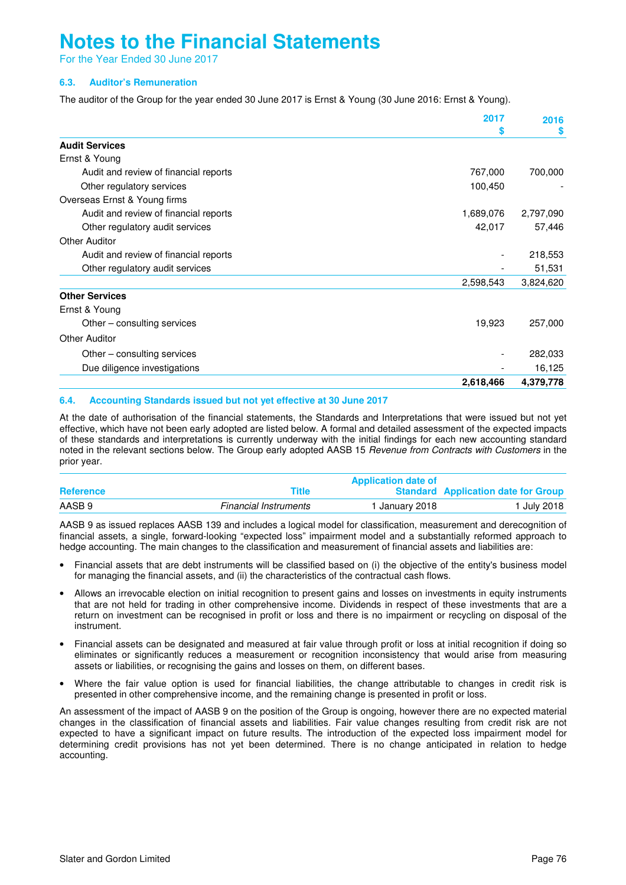# Notes to the Financial Statements

For the Year Ended 30 June 2017

### 6.3. Auditor's Remuneration

The auditor of the Group for the year ended 30 June 2017 is Ernst & Young (30 June 2016: Ernst & Young).

| | 2017 $ | 2016 $ |
|---|---|---|
| **Audit Services** | | |
| Ernst & Young | | |
| Audit and review of financial reports | 767,000 | 700,000 |
| Other regulatory services | 100,450 | - |
| Overseas Ernst & Young firms | | |
| Audit and review of financial reports | 1,689,076 | 2,797,090 |
| Other regulatory audit services | 42,017 | 57,446 |
| Other Auditor | | |
| Audit and review of financial reports | - | 218,553 |
| Other regulatory audit services | - | 51,531 |
| | 2,598,543 | 3,824,620 |
| **Other Services** | | |
| Ernst & Young | | |
| Other – consulting services | 19,923 | 257,000 |
| Other Auditor | | |
| Other – consulting services | - | 282,033 |
| Due diligence investigations | - | 16,125 |
| | **2,618,466** | **4,379,778** |

### 6.4. Accounting Standards issued but not yet effective at 30 June 2017

At the date of authorisation of the financial statements, the Standards and Interpretations that were issued but not yet effective, which have not been early adopted are listed below. A formal and detailed assessment of the expected impacts of these standards and interpretations is currently underway with the initial findings for each new accounting standard noted in the relevant sections below. The Group early adopted AASB 15 *Revenue from Contracts with Customers* in the prior year.

| Reference | Title | Application date of Standard | Application date for Group |
|---|---|---|---|
| AASB 9 | *Financial Instruments* | 1 January 2018 | 1 July 2018 |

AASB 9 as issued replaces AASB 139 and includes a logical model for classification, measurement and derecognition of financial assets, a single, forward-looking "expected loss" impairment model and a substantially reformed approach to hedge accounting. The main changes to the classification and measurement of financial assets and liabilities are:

- Financial assets that are debt instruments will be classified based on (i) the objective of the entity's business model for managing the financial assets, and (ii) the characteristics of the contractual cash flows.
- Allows an irrevocable election on initial recognition to present gains and losses on investments in equity instruments that are not held for trading in other comprehensive income. Dividends in respect of these investments that are a return on investment can be recognised in profit or loss and there is no impairment or recycling on disposal of the instrument.
- Financial assets can be designated and measured at fair value through profit or loss at initial recognition if doing so eliminates or significantly reduces a measurement or recognition inconsistency that would arise from measuring assets or liabilities, or recognising the gains and losses on them, on different bases.
- Where the fair value option is used for financial liabilities, the change attributable to changes in credit risk is presented in other comprehensive income, and the remaining change is presented in profit or loss.

An assessment of the impact of AASB 9 on the position of the Group is ongoing, however there are no expected material changes in the classification of financial assets and liabilities. Fair value changes resulting from credit risk are not expected to have a significant impact on future results. The introduction of the expected loss impairment model for determining credit provisions has not yet been determined. There is no change anticipated in relation to hedge accounting.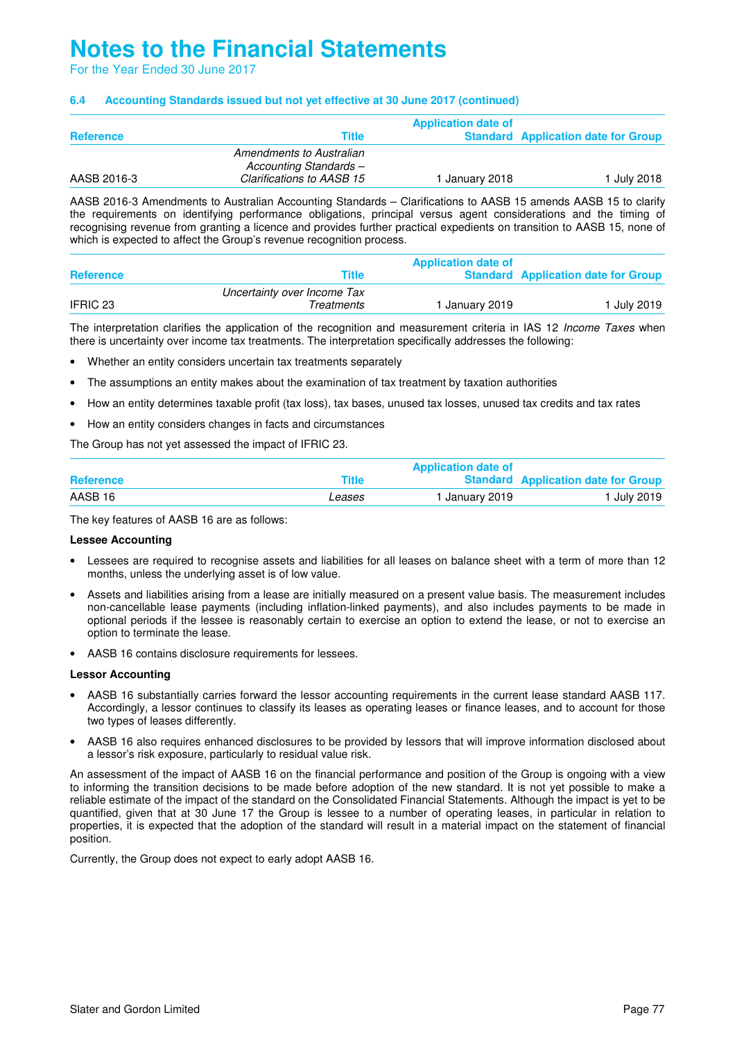# Notes to the Financial Statements

For the Year Ended 30 June 2017

### 6.4 Accounting Standards issued but not yet effective at 30 June 2017 (continued)

| Reference | Title | Application date of Standard | Application date for Group |
|---|---|---|---|
| AASB 2016-3 | *Amendments to Australian Accounting Standards – Clarifications to AASB 15* | 1 January 2018 | 1 July 2018 |

AASB 2016-3 Amendments to Australian Accounting Standards – Clarifications to AASB 15 amends AASB 15 to clarify the requirements on identifying performance obligations, principal versus agent considerations and the timing of recognising revenue from granting a licence and provides further practical expedients on transition to AASB 15, none of which is expected to affect the Group's revenue recognition process.

| Reference | Title | Application date of Standard | Application date for Group |
|---|---|---|---|
| IFRIC 23 | *Uncertainty over Income Tax Treatments* | 1 January 2019 | 1 July 2019 |

The interpretation clarifies the application of the recognition and measurement criteria in IAS 12 *Income Taxes* when there is uncertainty over income tax treatments. The interpretation specifically addresses the following:

- Whether an entity considers uncertain tax treatments separately
- The assumptions an entity makes about the examination of tax treatment by taxation authorities
- How an entity determines taxable profit (tax loss), tax bases, unused tax losses, unused tax credits and tax rates
- How an entity considers changes in facts and circumstances

The Group has not yet assessed the impact of IFRIC 23.

| Reference | Title | Application date of Standard | Application date for Group |
|---|---|---|---|
| AASB 16 | *Leases* | 1 January 2019 | 1 July 2019 |

The key features of AASB 16 are as follows:

**Lessee Accounting**

- Lessees are required to recognise assets and liabilities for all leases on balance sheet with a term of more than 12 months, unless the underlying asset is of low value.
- Assets and liabilities arising from a lease are initially measured on a present value basis. The measurement includes non-cancellable lease payments (including inflation-linked payments), and also includes payments to be made in optional periods if the lessee is reasonably certain to exercise an option to extend the lease, or not to exercise an option to terminate the lease.
- AASB 16 contains disclosure requirements for lessees.

**Lessor Accounting**

- AASB 16 substantially carries forward the lessor accounting requirements in the current lease standard AASB 117. Accordingly, a lessor continues to classify its leases as operating leases or finance leases, and to account for those two types of leases differently.
- AASB 16 also requires enhanced disclosures to be provided by lessors that will improve information disclosed about a lessor's risk exposure, particularly to residual value risk.

An assessment of the impact of AASB 16 on the financial performance and position of the Group is ongoing with a view to informing the transition decisions to be made before adoption of the new standard. It is not yet possible to make a reliable estimate of the impact of the standard on the Consolidated Financial Statements. Although the impact is yet to be quantified, given that at 30 June 17 the Group is lessee to a number of operating leases, in particular in relation to properties, it is expected that the adoption of the standard will result in a material impact on the statement of financial position.

Currently, the Group does not expect to early adopt AASB 16.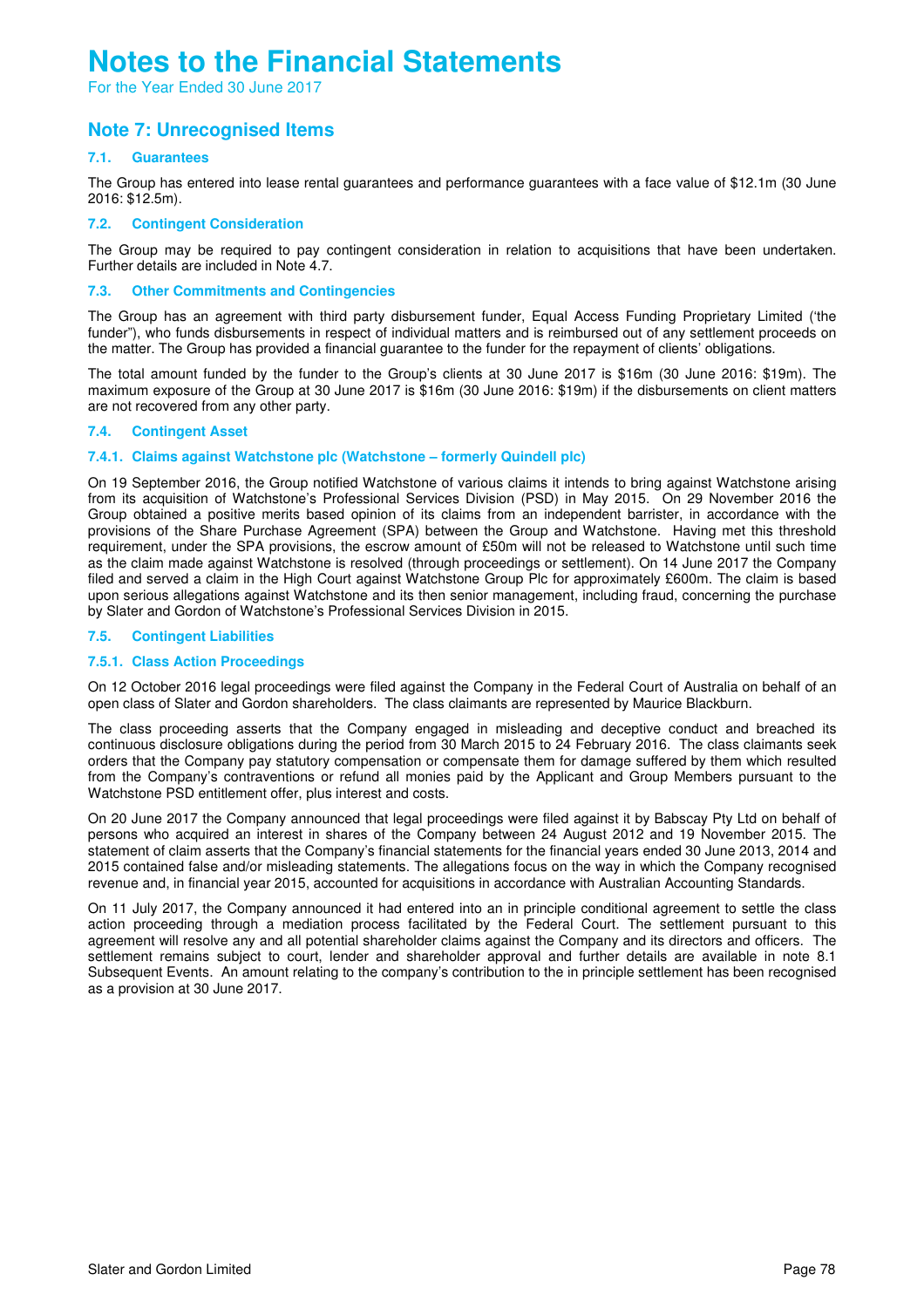# Notes to the Financial Statements

For the Year Ended 30 June 2017

## Note 7: Unrecognised Items

### 7.1. Guarantees

The Group has entered into lease rental guarantees and performance guarantees with a face value of $12.1m (30 June 2016: $12.5m).

### 7.2. Contingent Consideration

The Group may be required to pay contingent consideration in relation to acquisitions that have been undertaken. Further details are included in Note 4.7.

### 7.3. Other Commitments and Contingencies

The Group has an agreement with third party disbursement funder, Equal Access Funding Proprietary Limited ('the funder"), who funds disbursements in respect of individual matters and is reimbursed out of any settlement proceeds on the matter. The Group has provided a financial guarantee to the funder for the repayment of clients' obligations.

The total amount funded by the funder to the Group's clients at 30 June 2017 is $16m (30 June 2016: $19m). The maximum exposure of the Group at 30 June 2017 is $16m (30 June 2016: $19m) if the disbursements on client matters are not recovered from any other party.

### 7.4. Contingent Asset

#### 7.4.1. Claims against Watchstone plc (Watchstone – formerly Quindell plc)

On 19 September 2016, the Group notified Watchstone of various claims it intends to bring against Watchstone arising from its acquisition of Watchstone's Professional Services Division (PSD) in May 2015. On 29 November 2016 the Group obtained a positive merits based opinion of its claims from an independent barrister, in accordance with the provisions of the Share Purchase Agreement (SPA) between the Group and Watchstone. Having met this threshold requirement, under the SPA provisions, the escrow amount of £50m will not be released to Watchstone until such time as the claim made against Watchstone is resolved (through proceedings or settlement). On 14 June 2017 the Company filed and served a claim in the High Court against Watchstone Group Plc for approximately £600m. The claim is based upon serious allegations against Watchstone and its then senior management, including fraud, concerning the purchase by Slater and Gordon of Watchstone's Professional Services Division in 2015.

### 7.5. Contingent Liabilities

#### 7.5.1. Class Action Proceedings

On 12 October 2016 legal proceedings were filed against the Company in the Federal Court of Australia on behalf of an open class of Slater and Gordon shareholders. The class claimants are represented by Maurice Blackburn.

The class proceeding asserts that the Company engaged in misleading and deceptive conduct and breached its continuous disclosure obligations during the period from 30 March 2015 to 24 February 2016. The class claimants seek orders that the Company pay statutory compensation or compensate them for damage suffered by them which resulted from the Company's contraventions or refund all monies paid by the Applicant and Group Members pursuant to the Watchstone PSD entitlement offer, plus interest and costs.

On 20 June 2017 the Company announced that legal proceedings were filed against it by Babscay Pty Ltd on behalf of persons who acquired an interest in shares of the Company between 24 August 2012 and 19 November 2015. The statement of claim asserts that the Company's financial statements for the financial years ended 30 June 2013, 2014 and 2015 contained false and/or misleading statements. The allegations focus on the way in which the Company recognised revenue and, in financial year 2015, accounted for acquisitions in accordance with Australian Accounting Standards.

On 11 July 2017, the Company announced it had entered into an in principle conditional agreement to settle the class action proceeding through a mediation process facilitated by the Federal Court. The settlement pursuant to this agreement will resolve any and all potential shareholder claims against the Company and its directors and officers. The settlement remains subject to court, lender and shareholder approval and further details are available in note 8.1 Subsequent Events. An amount relating to the company's contribution to the in principle settlement has been recognised as a provision at 30 June 2017.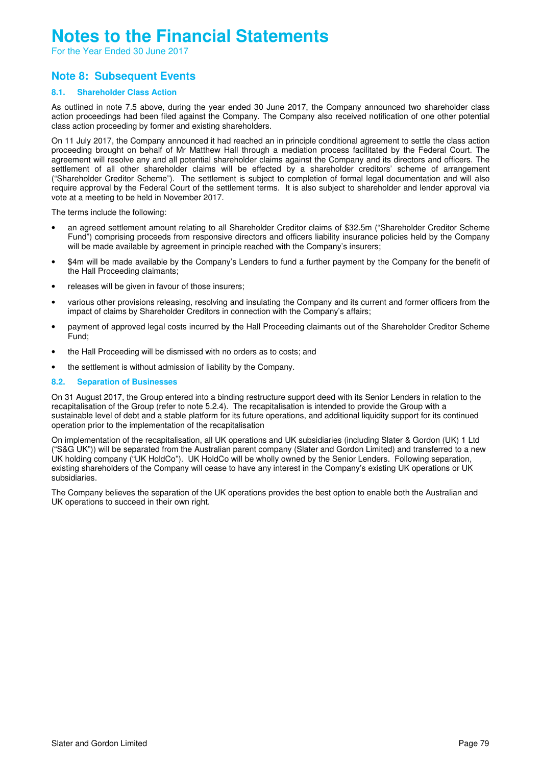# Notes to the Financial Statements

For the Year Ended 30 June 2017

## Note 8: Subsequent Events

### 8.1. Shareholder Class Action

As outlined in note 7.5 above, during the year ended 30 June 2017, the Company announced two shareholder class action proceedings had been filed against the Company. The Company also received notification of one other potential class action proceeding by former and existing shareholders.

On 11 July 2017, the Company announced it had reached an in principle conditional agreement to settle the class action proceeding brought on behalf of Mr Matthew Hall through a mediation process facilitated by the Federal Court. The agreement will resolve any and all potential shareholder claims against the Company and its directors and officers. The settlement of all other shareholder claims will be effected by a shareholder creditors' scheme of arrangement ("Shareholder Creditor Scheme"). The settlement is subject to completion of formal legal documentation and will also require approval by the Federal Court of the settlement terms. It is also subject to shareholder and lender approval via vote at a meeting to be held in November 2017.

The terms include the following:

- an agreed settlement amount relating to all Shareholder Creditor claims of $32.5m ("Shareholder Creditor Scheme Fund") comprising proceeds from responsive directors and officers liability insurance policies held by the Company will be made available by agreement in principle reached with the Company's insurers;
- $4m will be made available by the Company's Lenders to fund a further payment by the Company for the benefit of the Hall Proceeding claimants;
- releases will be given in favour of those insurers;
- various other provisions releasing, resolving and insulating the Company and its current and former officers from the impact of claims by Shareholder Creditors in connection with the Company's affairs;
- payment of approved legal costs incurred by the Hall Proceeding claimants out of the Shareholder Creditor Scheme Fund;
- the Hall Proceeding will be dismissed with no orders as to costs; and
- the settlement is without admission of liability by the Company.

### 8.2. Separation of Businesses

On 31 August 2017, the Group entered into a binding restructure support deed with its Senior Lenders in relation to the recapitalisation of the Group (refer to note 5.2.4). The recapitalisation is intended to provide the Group with a sustainable level of debt and a stable platform for its future operations, and additional liquidity support for its continued operation prior to the implementation of the recapitalisation

On implementation of the recapitalisation, all UK operations and UK subsidiaries (including Slater & Gordon (UK) 1 Ltd ("S&G UK")) will be separated from the Australian parent company (Slater and Gordon Limited) and transferred to a new UK holding company ("UK HoldCo"). UK HoldCo will be wholly owned by the Senior Lenders. Following separation, existing shareholders of the Company will cease to have any interest in the Company's existing UK operations or UK subsidiaries.

The Company believes the separation of the UK operations provides the best option to enable both the Australian and UK operations to succeed in their own right.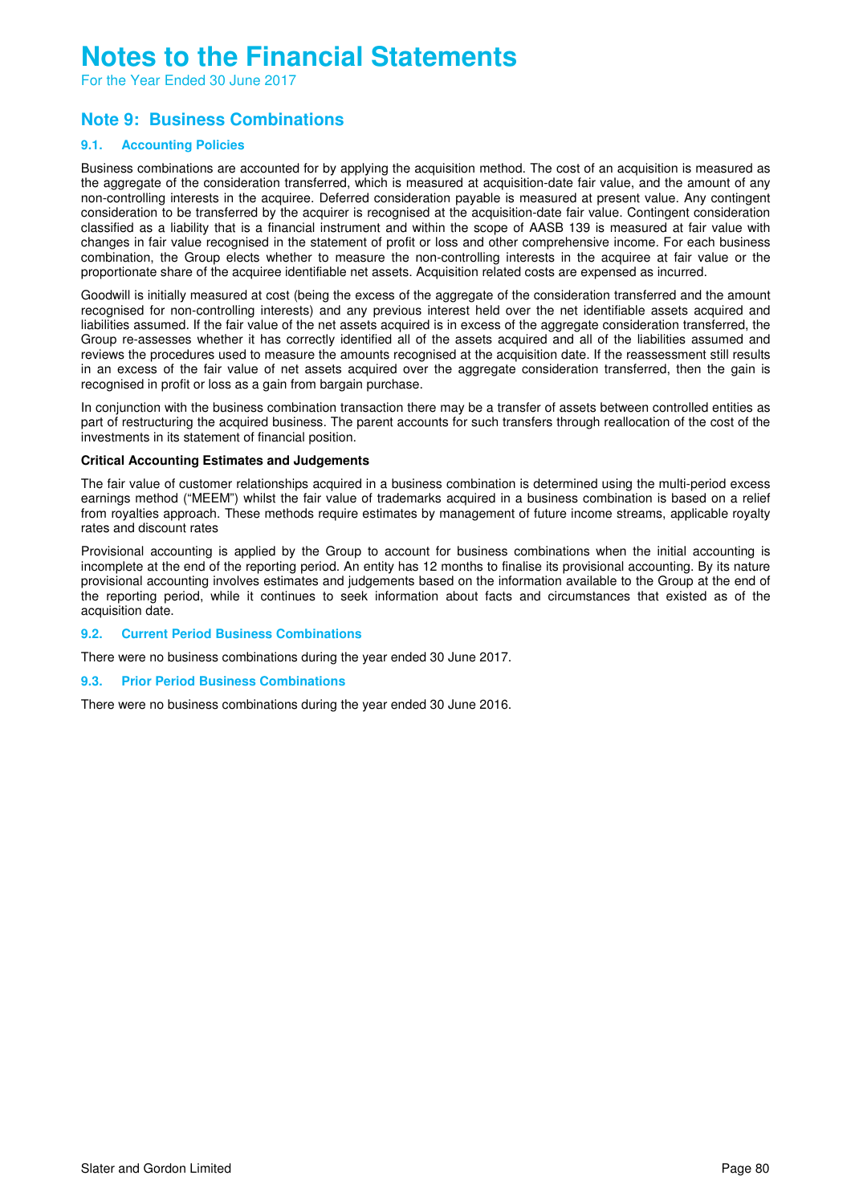# Notes to the Financial Statements

For the Year Ended 30 June 2017

## Note 9: Business Combinations

### 9.1. Accounting Policies

Business combinations are accounted for by applying the acquisition method. The cost of an acquisition is measured as the aggregate of the consideration transferred, which is measured at acquisition-date fair value, and the amount of any non-controlling interests in the acquiree. Deferred consideration payable is measured at present value. Any contingent consideration to be transferred by the acquirer is recognised at the acquisition-date fair value. Contingent consideration classified as a liability that is a financial instrument and within the scope of AASB 139 is measured at fair value with changes in fair value recognised in the statement of profit or loss and other comprehensive income. For each business combination, the Group elects whether to measure the non-controlling interests in the acquiree at fair value or the proportionate share of the acquiree identifiable net assets. Acquisition related costs are expensed as incurred.

Goodwill is initially measured at cost (being the excess of the aggregate of the consideration transferred and the amount recognised for non-controlling interests) and any previous interest held over the net identifiable assets acquired and liabilities assumed. If the fair value of the net assets acquired is in excess of the aggregate consideration transferred, the Group re-assesses whether it has correctly identified all of the assets acquired and all of the liabilities assumed and reviews the procedures used to measure the amounts recognised at the acquisition date. If the reassessment still results in an excess of the fair value of net assets acquired over the aggregate consideration transferred, then the gain is recognised in profit or loss as a gain from bargain purchase.

In conjunction with the business combination transaction there may be a transfer of assets between controlled entities as part of restructuring the acquired business. The parent accounts for such transfers through reallocation of the cost of the investments in its statement of financial position.

**Critical Accounting Estimates and Judgements**

The fair value of customer relationships acquired in a business combination is determined using the multi-period excess earnings method ("MEEM") whilst the fair value of trademarks acquired in a business combination is based on a relief from royalties approach. These methods require estimates by management of future income streams, applicable royalty rates and discount rates

Provisional accounting is applied by the Group to account for business combinations when the initial accounting is incomplete at the end of the reporting period. An entity has 12 months to finalise its provisional accounting. By its nature provisional accounting involves estimates and judgements based on the information available to the Group at the end of the reporting period, while it continues to seek information about facts and circumstances that existed as of the acquisition date.

### 9.2. Current Period Business Combinations

There were no business combinations during the year ended 30 June 2017.

### 9.3. Prior Period Business Combinations

There were no business combinations during the year ended 30 June 2016.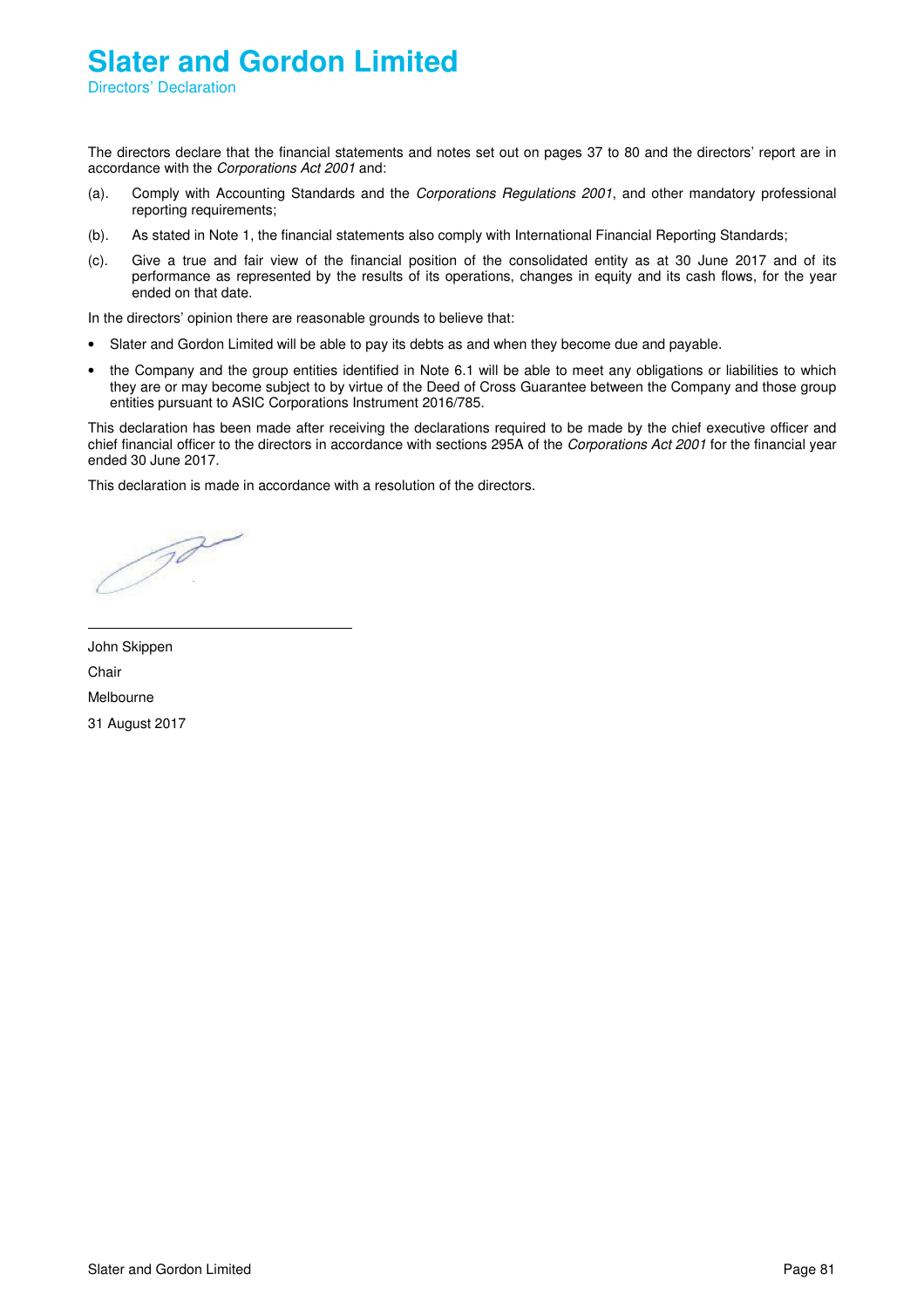# Slater and Gordon Limited

Directors' Declaration

The directors declare that the financial statements and notes set out on pages 37 to 80 and the directors' report are in accordance with the *Corporations Act 2001* and:

(a). Comply with Accounting Standards and the *Corporations Regulations 2001*, and other mandatory professional reporting requirements;

(b). As stated in Note 1, the financial statements also comply with International Financial Reporting Standards;

(c). Give a true and fair view of the financial position of the consolidated entity as at 30 June 2017 and of its performance as represented by the results of its operations, changes in equity and its cash flows, for the year ended on that date.

In the directors' opinion there are reasonable grounds to believe that:

- Slater and Gordon Limited will be able to pay its debts as and when they become due and payable.
- the Company and the group entities identified in Note 6.1 will be able to meet any obligations or liabilities to which they are or may become subject to by virtue of the Deed of Cross Guarantee between the Company and those group entities pursuant to ASIC Corporations Instrument 2016/785.

This declaration has been made after receiving the declarations required to be made by the chief executive officer and chief financial officer to the directors in accordance with sections 295A of the *Corporations Act 2001* for the financial year ended 30 June 2017.

This declaration is made in accordance with a resolution of the directors.

John Skippen

Chair

Melbourne

31 August 2017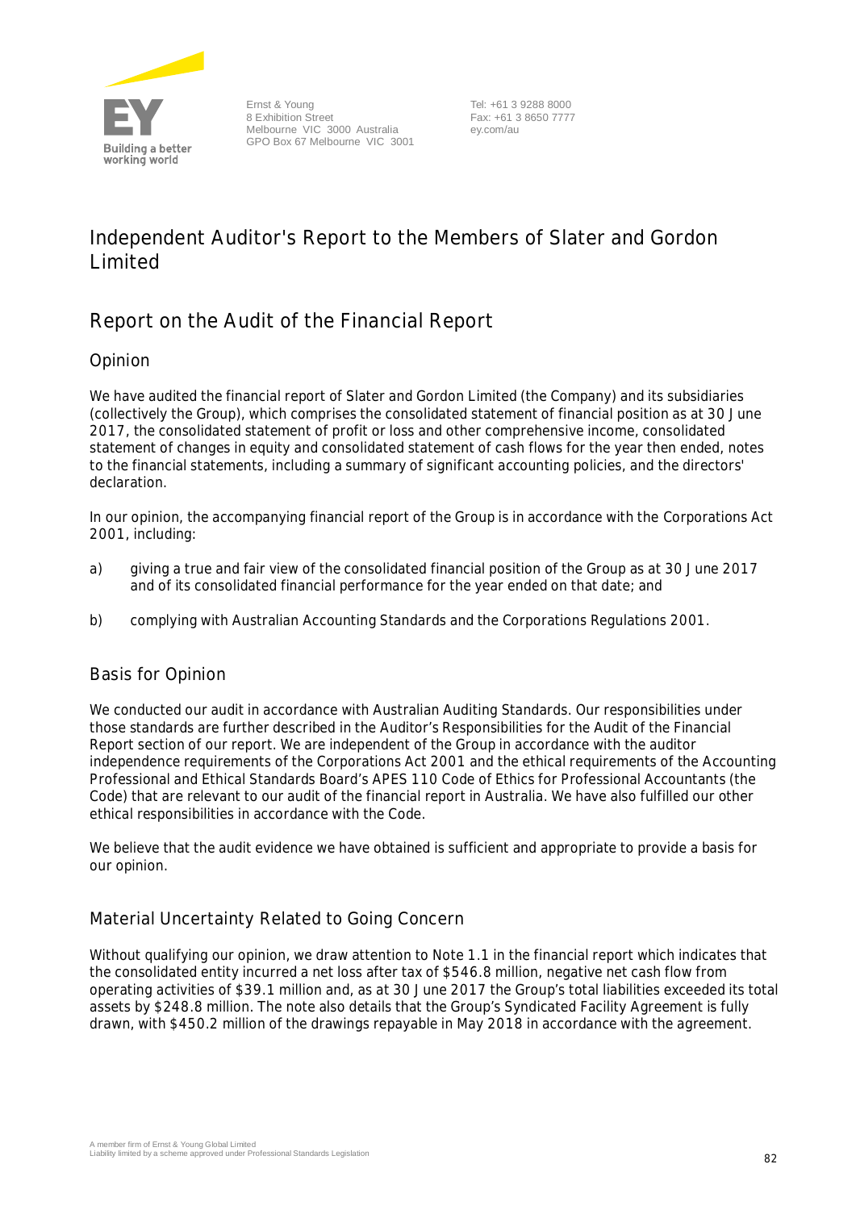Ernst & Young
8 Exhibition Street
Melbourne VIC 3000 Australia
GPO Box 67 Melbourne VIC 3001

Tel: +61 3 9288 8000
Fax: +61 3 8650 7777
ey.com/au

# Independent Auditor's Report to the Members of Slater and Gordon Limited

## Report on the Audit of the Financial Report

### Opinion

We have audited the financial report of Slater and Gordon Limited (the Company) and its subsidiaries (collectively the Group), which comprises the consolidated statement of financial position as at 30 June 2017, the consolidated statement of profit or loss and other comprehensive income, consolidated statement of changes in equity and consolidated statement of cash flows for the year then ended, notes to the financial statements, including a summary of significant accounting policies, and the directors' declaration.

In our opinion, the accompanying financial report of the Group is in accordance with the Corporations Act 2001, including:

a) giving a true and fair view of the consolidated financial position of the Group as at 30 June 2017 and of its consolidated financial performance for the year ended on that date; and

b) complying with Australian Accounting Standards and the Corporations Regulations 2001.

### Basis for Opinion

We conducted our audit in accordance with Australian Auditing Standards. Our responsibilities under those standards are further described in the Auditor's Responsibilities for the Audit of the Financial Report section of our report. We are independent of the Group in accordance with the auditor independence requirements of the Corporations Act 2001 and the ethical requirements of the Accounting Professional and Ethical Standards Board's APES 110 Code of Ethics for Professional Accountants (the Code) that are relevant to our audit of the financial report in Australia. We have also fulfilled our other ethical responsibilities in accordance with the Code.

We believe that the audit evidence we have obtained is sufficient and appropriate to provide a basis for our opinion.

### Material Uncertainty Related to Going Concern

Without qualifying our opinion, we draw attention to Note 1.1 in the financial report which indicates that the consolidated entity incurred a net loss after tax of $546.8 million, negative net cash flow from operating activities of $39.1 million and, as at 30 June 2017 the Group's total liabilities exceeded its total assets by $248.8 million. The note also details that the Group's Syndicated Facility Agreement is fully drawn, with $450.2 million of the drawings repayable in May 2018 in accordance with the agreement.

A member firm of Ernst & Young Global Limited
Liability limited by a scheme approved under Professional Standards Legislation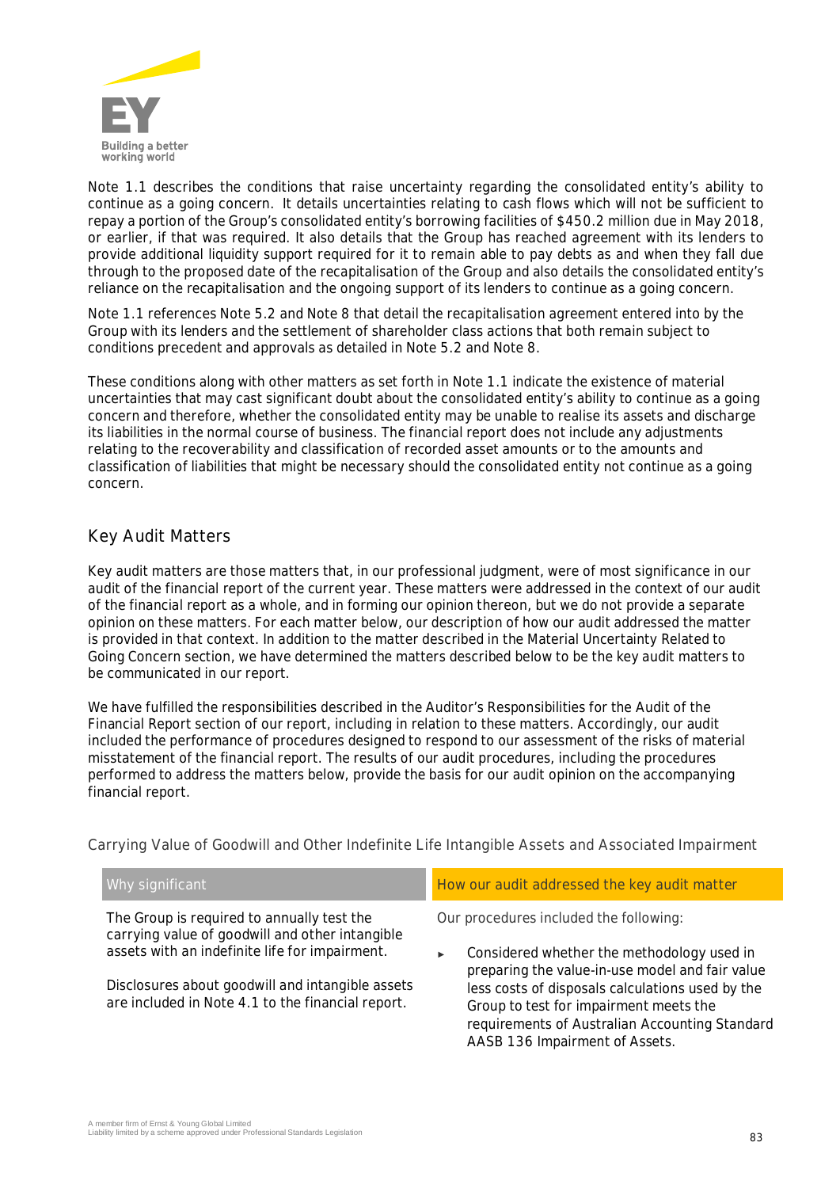Note 1.1 describes the conditions that raise uncertainty regarding the consolidated entity's ability to continue as a going concern. It details uncertainties relating to cash flows which will not be sufficient to repay a portion of the Group's consolidated entity's borrowing facilities of $450.2 million due in May 2018, or earlier, if that was required. It also details that the Group has reached agreement with its lenders to provide additional liquidity support required for it to remain able to pay debts as and when they fall due through to the proposed date of the recapitalisation of the Group and also details the consolidated entity's reliance on the recapitalisation and the ongoing support of its lenders to continue as a going concern.

Note 1.1 references Note 5.2 and Note 8 that detail the recapitalisation agreement entered into by the Group with its lenders and the settlement of shareholder class actions that both remain subject to conditions precedent and approvals as detailed in Note 5.2 and Note 8.

These conditions along with other matters as set forth in Note 1.1 indicate the existence of material uncertainties that may cast significant doubt about the consolidated entity's ability to continue as a going concern and therefore, whether the consolidated entity may be unable to realise its assets and discharge its liabilities in the normal course of business. The financial report does not include any adjustments relating to the recoverability and classification of recorded asset amounts or to the amounts and classification of liabilities that might be necessary should the consolidated entity not continue as a going concern.

## Key Audit Matters

Key audit matters are those matters that, in our professional judgment, were of most significance in our audit of the financial report of the current year. These matters were addressed in the context of our audit of the financial report as a whole, and in forming our opinion thereon, but we do not provide a separate opinion on these matters. For each matter below, our description of how our audit addressed the matter is provided in that context. In addition to the matter described in the Material Uncertainty Related to Going Concern section, we have determined the matters described below to be the key audit matters to be communicated in our report.

We have fulfilled the responsibilities described in the Auditor's Responsibilities for the Audit of the Financial Report section of our report, including in relation to these matters. Accordingly, our audit included the performance of procedures designed to respond to our assessment of the risks of material misstatement of the financial report. The results of our audit procedures, including the procedures performed to address the matters below, provide the basis for our audit opinion on the accompanying financial report.

### Carrying Value of Goodwill and Other Indefinite Life Intangible Assets and Associated Impairment

| Why significant | How our audit addressed the key audit matter |
| --- | --- |
| The Group is required to annually test the carrying value of goodwill and other intangible assets with an indefinite life for impairment.<br><br>Disclosures about goodwill and intangible assets are included in Note 4.1 to the financial report. | Our procedures included the following:<br><br>► Considered whether the methodology used in preparing the value-in-use model and fair value less costs of disposals calculations used by the Group to test for impairment meets the requirements of Australian Accounting Standard AASB 136 Impairment of Assets. |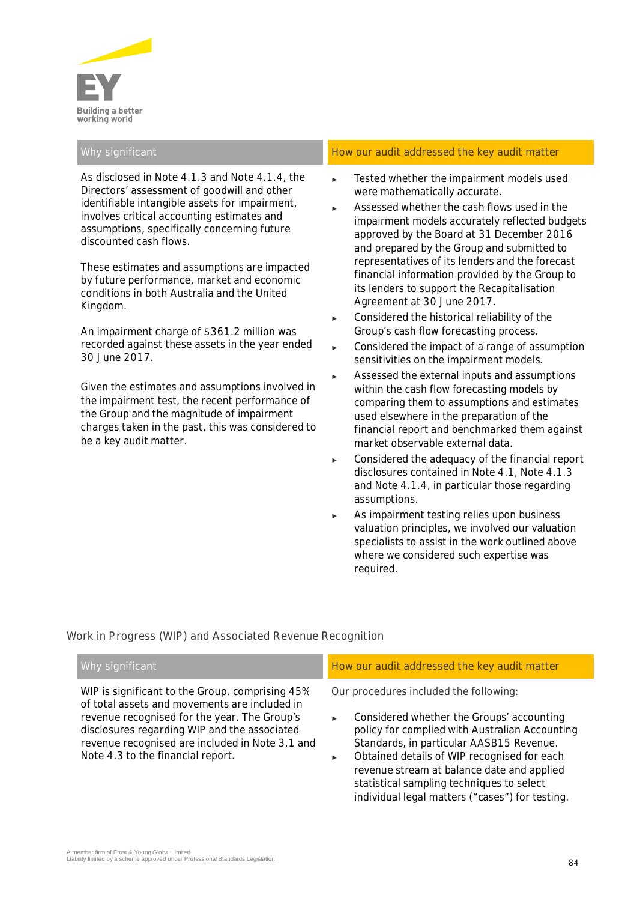| Why significant | How our audit addressed the key audit matter |
|---|---|
| As disclosed in Note 4.1.3 and Note 4.1.4, the Directors' assessment of goodwill and other identifiable intangible assets for impairment, involves critical accounting estimates and assumptions, specifically concerning future discounted cash flows.<br><br>These estimates and assumptions are impacted by future performance, market and economic conditions in both Australia and the United Kingdom.<br><br>An impairment charge of $361.2 million was recorded against these assets in the year ended 30 June 2017.<br><br>Given the estimates and assumptions involved in the impairment test, the recent performance of the Group and the magnitude of impairment charges taken in the past, this was considered to be a key audit matter. | ► Tested whether the impairment models used were mathematically accurate.<br>► Assessed whether the cash flows used in the impairment models accurately reflected budgets approved by the Board at 31 December 2016 and prepared by the Group and submitted to representatives of its lenders and the forecast financial information provided by the Group to its lenders to support the Recapitalisation Agreement at 30 June 2017.<br>► Considered the historical reliability of the Group's cash flow forecasting process.<br>► Considered the impact of a range of assumption sensitivities on the impairment models.<br>► Assessed the external inputs and assumptions within the cash flow forecasting models by comparing them to assumptions and estimates used elsewhere in the preparation of the financial report and benchmarked them against market observable external data.<br>► Considered the adequacy of the financial report disclosures contained in Note 4.1, Note 4.1.3 and Note 4.1.4, in particular those regarding assumptions.<br>► As impairment testing relies upon business valuation principles, we involved our valuation specialists to assist in the work outlined above where we considered such expertise was required. |

Work in Progress (WIP) and Associated Revenue Recognition

| Why significant | How our audit addressed the key audit matter |
|---|---|
| WIP is significant to the Group, comprising 45% of total assets and movements are included in revenue recognised for the year. The Group's disclosures regarding WIP and the associated revenue recognised are included in Note 3.1 and Note 4.3 to the financial report. | Our procedures included the following:<br><br>► Considered whether the Groups' accounting policy for complied with Australian Accounting Standards, in particular AASB15 Revenue.<br>► Obtained details of WIP recognised for each revenue stream at balance date and applied statistical sampling techniques to select individual legal matters ("cases") for testing. |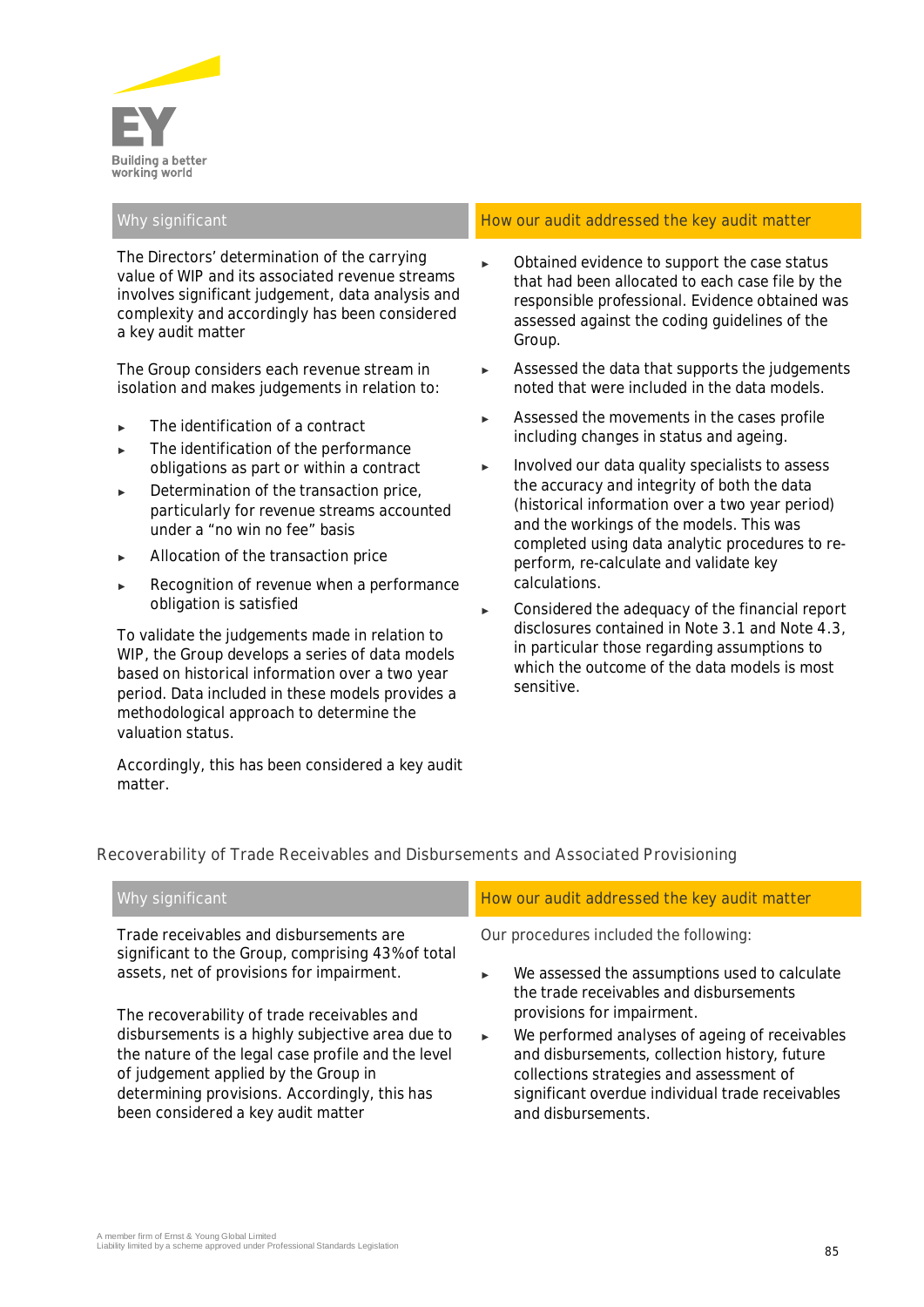| Why significant | How our audit addressed the key audit matter |
| --- | --- |
| The Directors' determination of the carrying value of WIP and its associated revenue streams involves significant judgement, data analysis and complexity and accordingly has been considered a key audit matter<br><br>The Group considers each revenue stream in isolation and makes judgements in relation to:<br><br>► The identification of a contract<br>► The identification of the performance obligations as part or within a contract<br>► Determination of the transaction price, particularly for revenue streams accounted under a "no win no fee" basis<br>► Allocation of the transaction price<br>► Recognition of revenue when a performance obligation is satisfied<br><br>To validate the judgements made in relation to WIP, the Group develops a series of data models based on historical information over a two year period. Data included in these models provides a methodological approach to determine the valuation status.<br><br>Accordingly, this has been considered a key audit matter. | ► Obtained evidence to support the case status that had been allocated to each case file by the responsible professional. Evidence obtained was assessed against the coding guidelines of the Group.<br>► Assessed the data that supports the judgements noted that were included in the data models.<br>► Assessed the movements in the cases profile including changes in status and ageing.<br>► Involved our data quality specialists to assess the accuracy and integrity of both the data (historical information over a two year period) and the workings of the models. This was completed using data analytic procedures to re-perform, re-calculate and validate key calculations.<br>► Considered the adequacy of the financial report disclosures contained in Note 3.1 and Note 4.3, in particular those regarding assumptions to which the outcome of the data models is most sensitive. |

## Recoverability of Trade Receivables and Disbursements and Associated Provisioning

| Why significant | How our audit addressed the key audit matter |
| --- | --- |
| Trade receivables and disbursements are significant to the Group, comprising 43%of total assets, net of provisions for impairment.<br><br>The recoverability of trade receivables and disbursements is a highly subjective area due to the nature of the legal case profile and the level of judgement applied by the Group in determining provisions. Accordingly, this has been considered a key audit matter | Our procedures included the following:<br><br>► We assessed the assumptions used to calculate the trade receivables and disbursements provisions for impairment.<br>► We performed analyses of ageing of receivables and disbursements, collection history, future collections strategies and assessment of significant overdue individual trade receivables and disbursements. |

A member firm of Ernst & Young Global Limited
Liability limited by a scheme approved under Professional Standards Legislation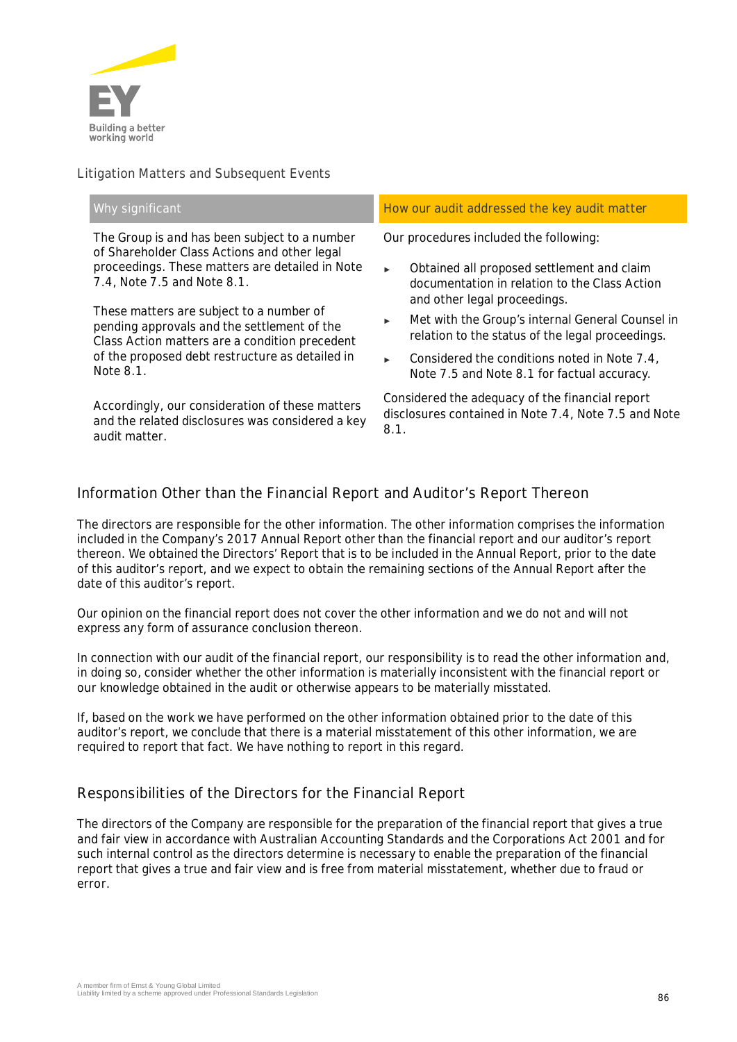## Litigation Matters and Subsequent Events

| Why significant | How our audit addressed the key audit matter |
| --- | --- |
| The Group is and has been subject to a number of Shareholder Class Actions and other legal proceedings. These matters are detailed in Note 7.4, Note 7.5 and Note 8.1.<br><br>These matters are subject to a number of pending approvals and the settlement of the Class Action matters are a condition precedent of the proposed debt restructure as detailed in Note 8.1.<br><br>Accordingly, our consideration of these matters and the related disclosures was considered a key audit matter. | Our procedures included the following:<br><br>► Obtained all proposed settlement and claim documentation in relation to the Class Action and other legal proceedings.<br>► Met with the Group's internal General Counsel in relation to the status of the legal proceedings.<br>► Considered the conditions noted in Note 7.4, Note 7.5 and Note 8.1 for factual accuracy.<br><br>Considered the adequacy of the financial report disclosures contained in Note 7.4, Note 7.5 and Note 8.1. |

## Information Other than the Financial Report and Auditor's Report Thereon

The directors are responsible for the other information. The other information comprises the information included in the Company's 2017 Annual Report other than the financial report and our auditor's report thereon. We obtained the Directors' Report that is to be included in the Annual Report, prior to the date of this auditor's report, and we expect to obtain the remaining sections of the Annual Report after the date of this auditor's report.

Our opinion on the financial report does not cover the other information and we do not and will not express any form of assurance conclusion thereon.

In connection with our audit of the financial report, our responsibility is to read the other information and, in doing so, consider whether the other information is materially inconsistent with the financial report or our knowledge obtained in the audit or otherwise appears to be materially misstated.

If, based on the work we have performed on the other information obtained prior to the date of this auditor's report, we conclude that there is a material misstatement of this other information, we are required to report that fact. We have nothing to report in this regard.

## Responsibilities of the Directors for the Financial Report

The directors of the Company are responsible for the preparation of the financial report that gives a true and fair view in accordance with Australian Accounting Standards and the Corporations Act 2001 and for such internal control as the directors determine is necessary to enable the preparation of the financial report that gives a true and fair view and is free from material misstatement, whether due to fraud or error.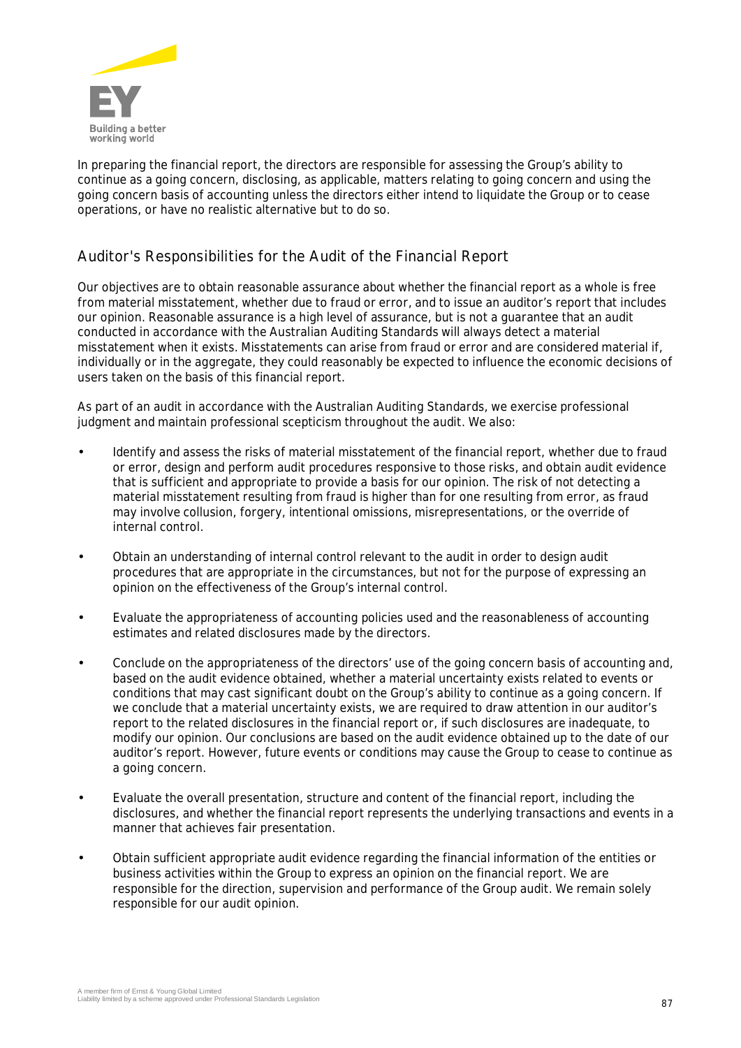In preparing the financial report, the directors are responsible for assessing the Group's ability to continue as a going concern, disclosing, as applicable, matters relating to going concern and using the going concern basis of accounting unless the directors either intend to liquidate the Group or to cease operations, or have no realistic alternative but to do so.

## Auditor's Responsibilities for the Audit of the Financial Report

Our objectives are to obtain reasonable assurance about whether the financial report as a whole is free from material misstatement, whether due to fraud or error, and to issue an auditor's report that includes our opinion. Reasonable assurance is a high level of assurance, but is not a guarantee that an audit conducted in accordance with the Australian Auditing Standards will always detect a material misstatement when it exists. Misstatements can arise from fraud or error and are considered material if, individually or in the aggregate, they could reasonably be expected to influence the economic decisions of users taken on the basis of this financial report.

As part of an audit in accordance with the Australian Auditing Standards, we exercise professional judgment and maintain professional scepticism throughout the audit. We also:

- Identify and assess the risks of material misstatement of the financial report, whether due to fraud or error, design and perform audit procedures responsive to those risks, and obtain audit evidence that is sufficient and appropriate to provide a basis for our opinion. The risk of not detecting a material misstatement resulting from fraud is higher than for one resulting from error, as fraud may involve collusion, forgery, intentional omissions, misrepresentations, or the override of internal control.

- Obtain an understanding of internal control relevant to the audit in order to design audit procedures that are appropriate in the circumstances, but not for the purpose of expressing an opinion on the effectiveness of the Group's internal control.

- Evaluate the appropriateness of accounting policies used and the reasonableness of accounting estimates and related disclosures made by the directors.

- Conclude on the appropriateness of the directors' use of the going concern basis of accounting and, based on the audit evidence obtained, whether a material uncertainty exists related to events or conditions that may cast significant doubt on the Group's ability to continue as a going concern. If we conclude that a material uncertainty exists, we are required to draw attention in our auditor's report to the related disclosures in the financial report or, if such disclosures are inadequate, to modify our opinion. Our conclusions are based on the audit evidence obtained up to the date of our auditor's report. However, future events or conditions may cause the Group to cease to continue as a going concern.

- Evaluate the overall presentation, structure and content of the financial report, including the disclosures, and whether the financial report represents the underlying transactions and events in a manner that achieves fair presentation.

- Obtain sufficient appropriate audit evidence regarding the financial information of the entities or business activities within the Group to express an opinion on the financial report. We are responsible for the direction, supervision and performance of the Group audit. We remain solely responsible for our audit opinion.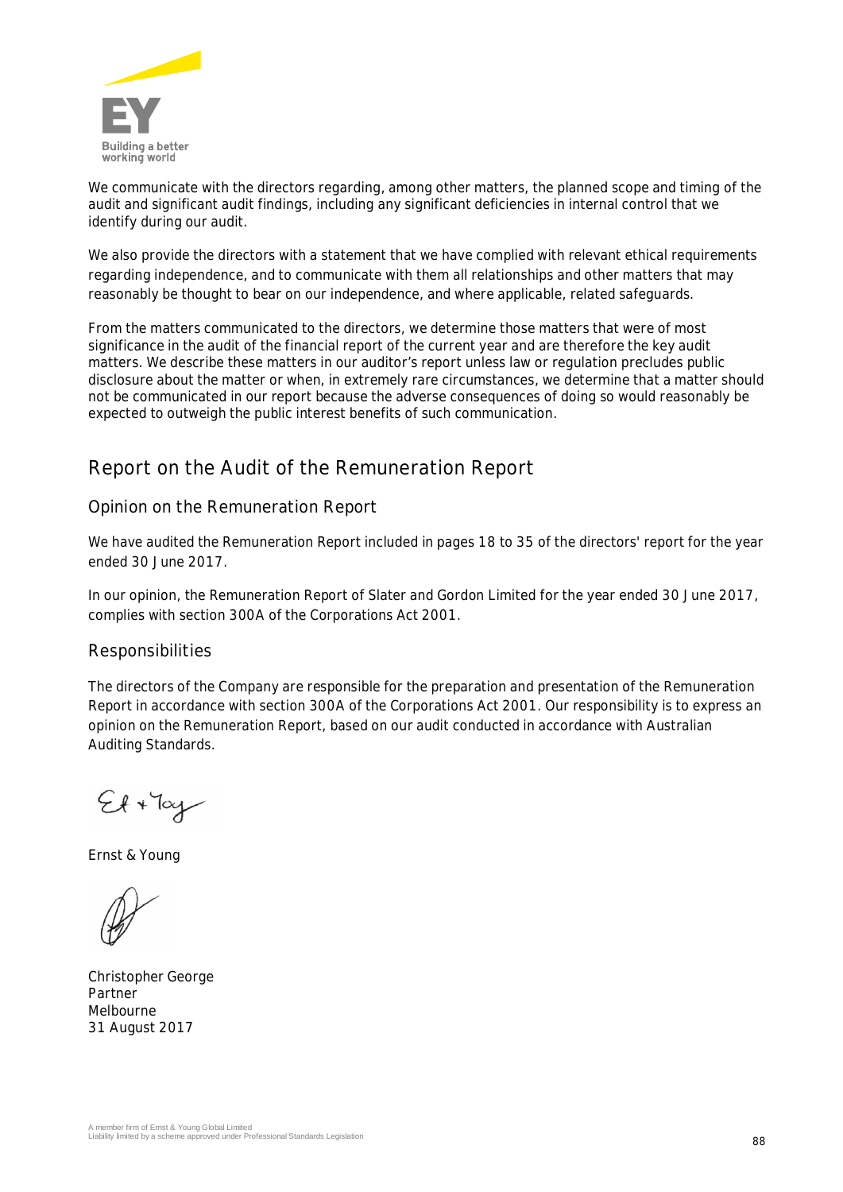We communicate with the directors regarding, among other matters, the planned scope and timing of the audit and significant audit findings, including any significant deficiencies in internal control that we identify during our audit.

We also provide the directors with a statement that we have complied with relevant ethical requirements regarding independence, and to communicate with them all relationships and other matters that may reasonably be thought to bear on our independence, and where applicable, related safeguards.

From the matters communicated to the directors, we determine those matters that were of most significance in the audit of the financial report of the current year and are therefore the key audit matters. We describe these matters in our auditor's report unless law or regulation precludes public disclosure about the matter or when, in extremely rare circumstances, we determine that a matter should not be communicated in our report because the adverse consequences of doing so would reasonably be expected to outweigh the public interest benefits of such communication.

## Report on the Audit of the Remuneration Report

### Opinion on the Remuneration Report

We have audited the Remuneration Report included in pages 18 to 35 of the directors' report for the year ended 30 June 2017.

In our opinion, the Remuneration Report of Slater and Gordon Limited for the year ended 30 June 2017, complies with section 300A of the Corporations Act 2001.

### Responsibilities

The directors of the Company are responsible for the preparation and presentation of the Remuneration Report in accordance with section 300A of the Corporations Act 2001. Our responsibility is to express an opinion on the Remuneration Report, based on our audit conducted in accordance with Australian Auditing Standards.

Ernst & Young

Christopher George
Partner
Melbourne
31 August 2017

A member firm of Ernst & Young Global Limited
Liability limited by a scheme approved under Professional Standards Legislation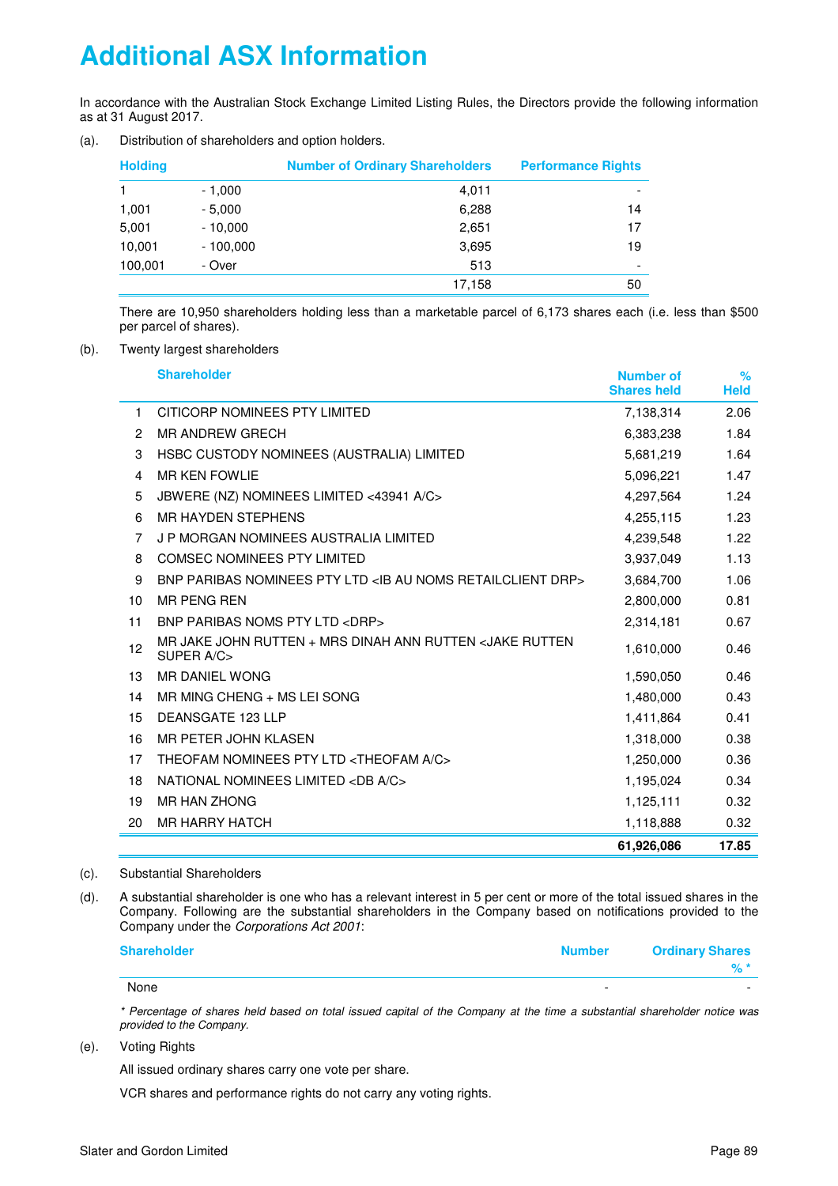# Additional ASX Information

In accordance with the Australian Stock Exchange Limited Listing Rules, the Directors provide the following information as at 31 August 2017.

(a). Distribution of shareholders and option holders.

| Holding | | Number of Ordinary Shareholders | Performance Rights |
|---|---|---|---|
| 1 | - 1,000 | 4,011 | - |
| 1,001 | - 5,000 | 6,288 | 14 |
| 5,001 | - 10,000 | 2,651 | 17 |
| 10,001 | - 100,000 | 3,695 | 19 |
| 100,001 | - Over | 513 | - |
| | | 17,158 | 50 |

There are 10,950 shareholders holding less than a marketable parcel of 6,173 shares each (i.e. less than $500 per parcel of shares).

(b). Twenty largest shareholders

| | Shareholder | Number of Shares held | % Held |
|---|---|---|---|
| 1 | CITICORP NOMINEES PTY LIMITED | 7,138,314 | 2.06 |
| 2 | MR ANDREW GRECH | 6,383,238 | 1.84 |
| 3 | HSBC CUSTODY NOMINEES (AUSTRALIA) LIMITED | 5,681,219 | 1.64 |
| 4 | MR KEN FOWLIE | 5,096,221 | 1.47 |
| 5 | JBWERE (NZ) NOMINEES LIMITED <43941 A/C> | 4,297,564 | 1.24 |
| 6 | MR HAYDEN STEPHENS | 4,255,115 | 1.23 |
| 7 | J P MORGAN NOMINEES AUSTRALIA LIMITED | 4,239,548 | 1.22 |
| 8 | COMSEC NOMINEES PTY LIMITED | 3,937,049 | 1.13 |
| 9 | BNP PARIBAS NOMINEES PTY LTD <IB AU NOMS RETAILCLIENT DRP> | 3,684,700 | 1.06 |
| 10 | MR PENG REN | 2,800,000 | 0.81 |
| 11 | BNP PARIBAS NOMS PTY LTD <DRP> | 2,314,181 | 0.67 |
| 12 | MR JAKE JOHN RUTTEN + MRS DINAH ANN RUTTEN <JAKE RUTTEN SUPER A/C> | 1,610,000 | 0.46 |
| 13 | MR DANIEL WONG | 1,590,050 | 0.46 |
| 14 | MR MING CHENG + MS LEI SONG | 1,480,000 | 0.43 |
| 15 | DEANSGATE 123 LLP | 1,411,864 | 0.41 |
| 16 | MR PETER JOHN KLASEN | 1,318,000 | 0.38 |
| 17 | THEOFAM NOMINEES PTY LTD <THEOFAM A/C> | 1,250,000 | 0.36 |
| 18 | NATIONAL NOMINEES LIMITED <DB A/C> | 1,195,024 | 0.34 |
| 19 | MR HAN ZHONG | 1,125,111 | 0.32 |
| 20 | MR HARRY HATCH | 1,118,888 | 0.32 |
| | | **61,926,086** | **17.85** |

(c). Substantial Shareholders

(d). A substantial shareholder is one who has a relevant interest in 5 per cent or more of the total issued shares in the Company. Following are the substantial shareholders in the Company based on notifications provided to the Company under the *Corporations Act 2001*:

| Shareholder | Number | Ordinary Shares % * |
|---|---|---|
| None | - | - |

*\* Percentage of shares held based on total issued capital of the Company at the time a substantial shareholder notice was provided to the Company.*

(e). Voting Rights

All issued ordinary shares carry one vote per share.

VCR shares and performance rights do not carry any voting rights.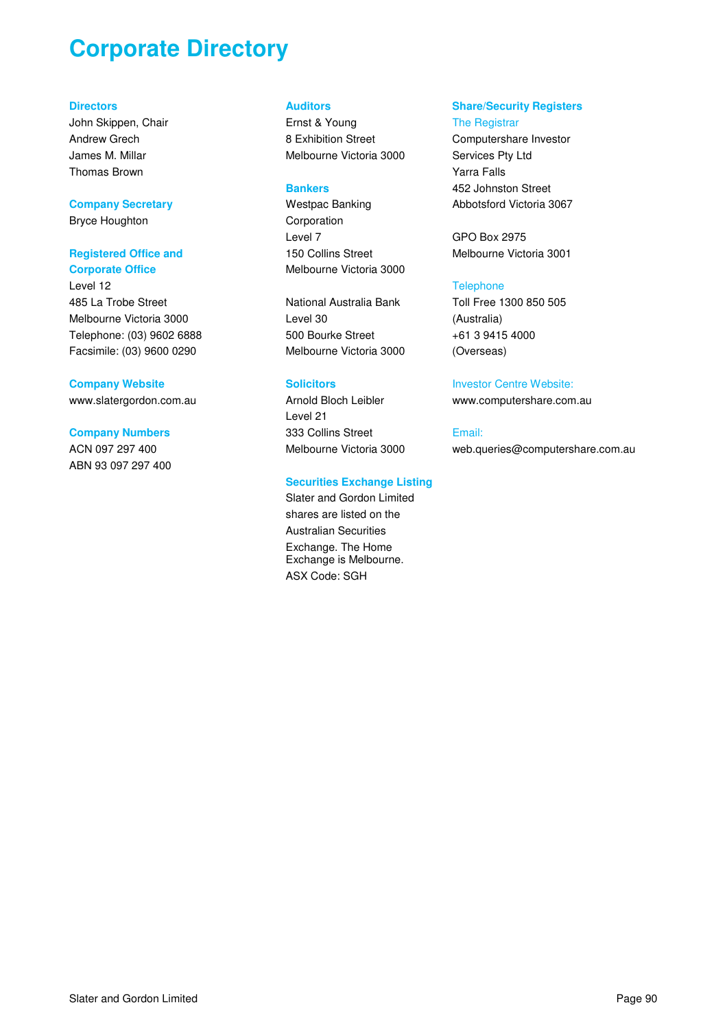# Corporate Directory

## Directors

John Skippen, Chair
Andrew Grech
James M. Millar
Thomas Brown

## Company Secretary

Bryce Houghton

## Registered Office and Corporate Office

Level 12
485 La Trobe Street
Melbourne Victoria 3000
Telephone: (03) 9602 6888
Facsimile: (03) 9600 0290

## Company Website

www.slatergordon.com.au

## Company Numbers

ACN 097 297 400
ABN 93 097 297 400

## Auditors

Ernst & Young
8 Exhibition Street
Melbourne Victoria 3000

## Bankers

Westpac Banking Corporation
Level 7
150 Collins Street
Melbourne Victoria 3000

National Australia Bank
Level 30
500 Bourke Street
Melbourne Victoria 3000

## Solicitors

Arnold Bloch Leibler
Level 21
333 Collins Street
Melbourne Victoria 3000

## Securities Exchange Listing

Slater and Gordon Limited shares are listed on the Australian Securities Exchange. The Home Exchange is Melbourne.
ASX Code: SGH

## Share/Security Registers

### The Registrar

Computershare Investor Services Pty Ltd
Yarra Falls
452 Johnston Street
Abbotsford Victoria 3067

GPO Box 2975
Melbourne Victoria 3001

### Telephone

Toll Free 1300 850 505 (Australia)
+61 3 9415 4000 (Overseas)

### Investor Centre Website:

www.computershare.com.au

### Email:

web.queries@computershare.com.au